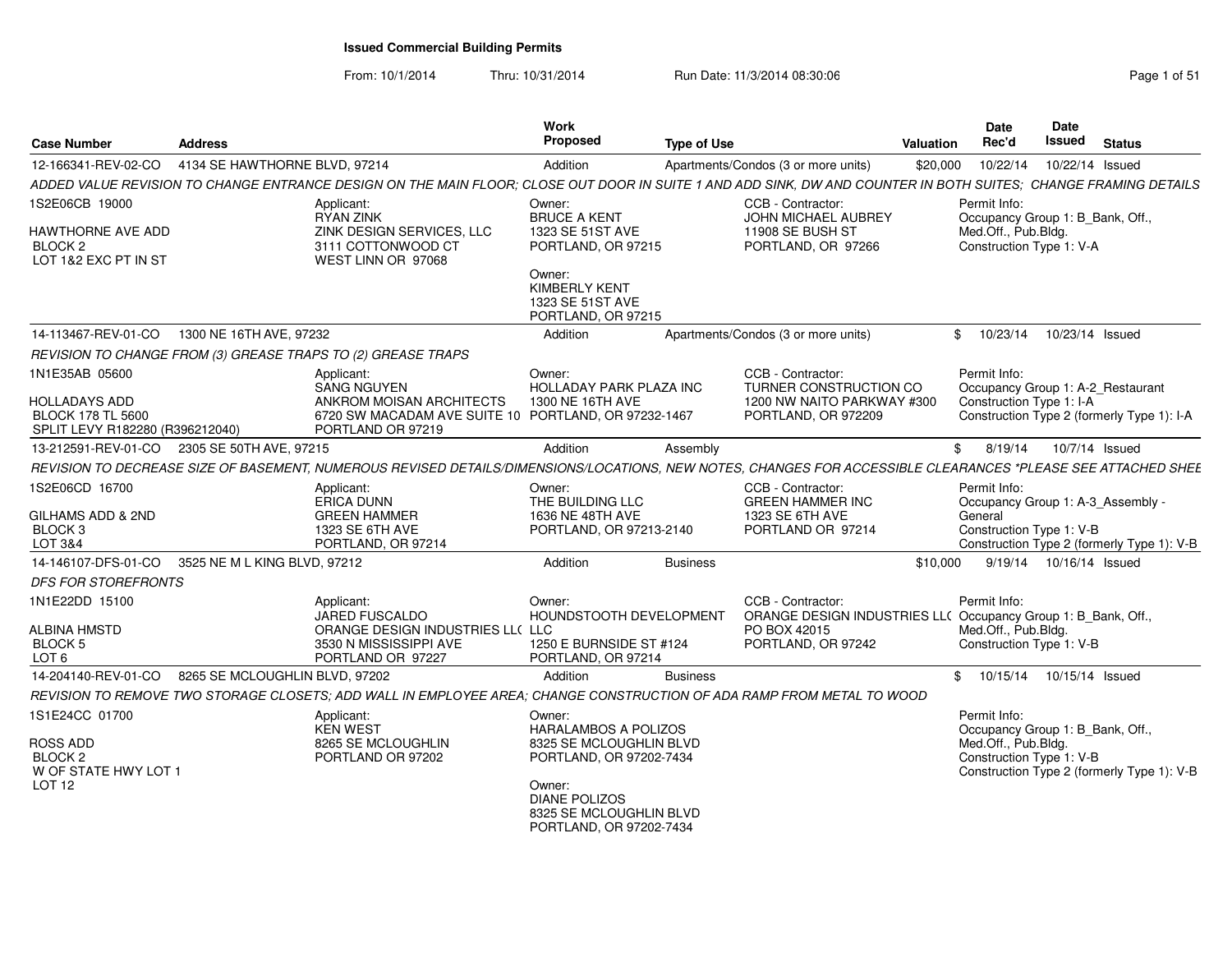# Issued Commercial Building Permits

From: 10/1/2014 Thru: 10/31/2014 Run Date: 11/3/2014 08:30:06

| Case Number | Address | Work Proposed | Type of Use | Valuation | Date Rec'd | Date Issued | Status |
|---|---|---|---|---|---|---|---|
| 12-166341-REV-02-CO | 4134 SE HAWTHORNE BLVD, 97214 | Addition | Apartments/Condos (3 or more units) | $20,000 | 10/22/14 | 10/22/14 | Issued |

*ADDED VALUE REVISION TO CHANGE ENTRANCE DESIGN ON THE MAIN FLOOR; CLOSE OUT DOOR IN SUITE 1 AND ADD SINK, DW AND COUNTER IN BOTH SUITES; CHANGE FRAMING DETAILS*

1S2E06CB 19000
HAWTHORNE AVE ADD
BLOCK 2
LOT 1&2 EXC PT IN ST

Applicant:
RYAN ZINK
ZINK DESIGN SERVICES, LLC
3111 COTTONWOOD CT
WEST LINN OR 97068

Owner:
BRUCE A KENT
1323 SE 51ST AVE
PORTLAND, OR 97215

Owner:
KIMBERLY KENT
1323 SE 51ST AVE
PORTLAND, OR 97215

CCB - Contractor:
JOHN MICHAEL AUBREY
11908 SE BUSH ST
PORTLAND, OR 97266

Permit Info:
Occupancy Group 1: B_Bank, Off., Med.Off., Pub.Bldg.
Construction Type 1: V-A

---

| Case Number | Address | Work Proposed | Type of Use | Valuation | Date Rec'd | Date Issued | Status |
|---|---|---|---|---|---|---|---|
| 14-113467-REV-01-CO | 1300 NE 16TH AVE, 97232 | Addition | Apartments/Condos (3 or more units) | $ | 10/23/14 | 10/23/14 | Issued |

*REVISION TO CHANGE FROM (3) GREASE TRAPS TO (2) GREASE TRAPS*

1N1E35AB 05600
HOLLADAYS ADD
BLOCK 178 TL 5600
SPLIT LEVY R182280 (R396212040)

Applicant:
SANG NGUYEN
ANKROM MOISAN ARCHITECTS
6720 SW MACADAM AVE SUITE 10
PORTLAND OR 97219

Owner:
HOLLADAY PARK PLAZA INC
1300 NE 16TH AVE
PORTLAND, OR 97232-1467

CCB - Contractor:
TURNER CONSTRUCTION CO
1200 NW NAITO PARKWAY #300
PORTLAND, OR 972209

Permit Info:
Occupancy Group 1: A-2_Restaurant
Construction Type 1: I-A
Construction Type 2 (formerly Type 1): I-A

---

| Case Number | Address | Work Proposed | Type of Use | Valuation | Date Rec'd | Date Issued | Status |
|---|---|---|---|---|---|---|---|
| 13-212591-REV-01-CO | 2305 SE 50TH AVE, 97215 | Addition | Assembly | $ | 8/19/14 | 10/7/14 | Issued |

*REVISION TO DECREASE SIZE OF BASEMENT, NUMEROUS REVISED DETAILS/DIMENSIONS/LOCATIONS, NEW NOTES, CHANGES FOR ACCESSIBLE CLEARANCES *PLEASE SEE ATTACHED SHEE*

1S2E06CD 16700
GILHAMS ADD & 2ND
BLOCK 3
LOT 3&4

Applicant:
ERICA DUNN
GREEN HAMMER
1323 SE 6TH AVE
PORTLAND, OR 97214

Owner:
THE BUILDING LLC
1636 NE 48TH AVE
PORTLAND, OR 97213-2140

CCB - Contractor:
GREEN HAMMER INC
1323 SE 6TH AVE
PORTLAND OR 97214

Permit Info:
Occupancy Group 1: A-3_Assembly - General
Construction Type 1: V-B
Construction Type 2 (formerly Type 1): V-B

---

| Case Number | Address | Work Proposed | Type of Use | Valuation | Date Rec'd | Date Issued | Status |
|---|---|---|---|---|---|---|---|
| 14-146107-DFS-01-CO | 3525 NE M L KING BLVD, 97212 | Addition | Business | $10,000 | 9/19/14 | 10/16/14 | Issued |

*DFS FOR STOREFRONTS*

1N1E22DD 15100
ALBINA HMSTD
BLOCK 5
LOT 6

Applicant:
JARED FUSCALDO
ORANGE DESIGN INDUSTRIES LLC
3530 N MISSISSIPPI AVE
PORTLAND OR 97227

Owner:
HOUNDSTOOTH DEVELOPMENT LLC
1250 E BURNSIDE ST #124
PORTLAND, OR 97214

CCB - Contractor:
ORANGE DESIGN INDUSTRIES LLC
PO BOX 42015
PORTLAND, OR 97242

Permit Info:
Occupancy Group 1: B_Bank, Off., Med.Off., Pub.Bldg.
Construction Type 1: V-B

---

| Case Number | Address | Work Proposed | Type of Use | Valuation | Date Rec'd | Date Issued | Status |
|---|---|---|---|---|---|---|---|
| 14-204140-REV-01-CO | 8265 SE MCLOUGHLIN BLVD, 97202 | Addition | Business | $ | 10/15/14 | 10/15/14 | Issued |

*REVISION TO REMOVE TWO STORAGE CLOSETS; ADD WALL IN EMPLOYEE AREA; CHANGE CONSTRUCTION OF ADA RAMP FROM METAL TO WOOD*

1S1E24CC 01700
ROSS ADD
BLOCK 2
W OF STATE HWY LOT 1
LOT 12

Applicant:
KEN WEST
8265 SE MCLOUGHLIN
PORTLAND OR 97202

Owner:
HARALAMBOS A POLIZOS
8325 SE MCLOUGHLIN BLVD
PORTLAND, OR 97202-7434

Owner:
DIANE POLIZOS
8325 SE MCLOUGHLIN BLVD
PORTLAND, OR 97202-7434

Permit Info:
Occupancy Group 1: B_Bank, Off., Med.Off., Pub.Bldg.
Construction Type 1: V-B
Construction Type 2 (formerly Type 1): V-B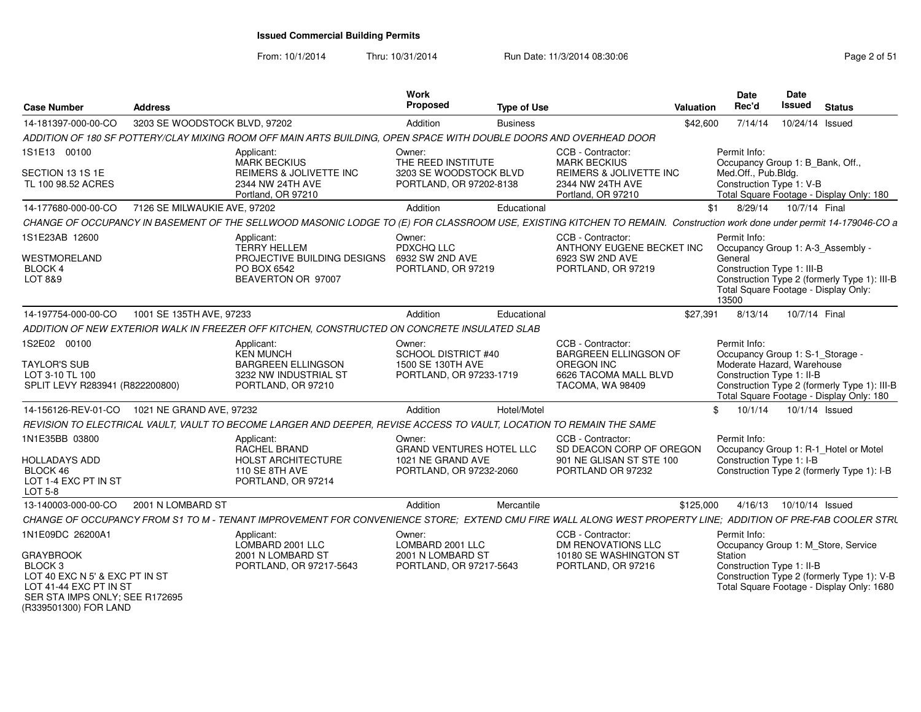# Issued Commercial Building Permits

From: 10/1/2014 Thru: 10/31/2014 Run Date: 11/3/2014 08:30:06

| Case Number | Address | Work Proposed | Type of Use | Valuation | Date Rec'd | Date Issued | Status |
|---|---|---|---|---|---|---|---|
| 14-181397-000-00-CO | 3203 SE WOODSTOCK BLVD, 97202 | Addition | Business | $42,600 | 7/14/14 | 10/24/14 | Issued |

ADDITION OF 180 SF POTTERY/CLAY MIXING ROOM OFF MAIN ARTS BUILDING, OPEN SPACE WITH DOUBLE DOORS AND OVERHEAD DOOR

1S1E13 00100
SECTION 13 1S 1E
TL 100 98.52 ACRES

Applicant: MARK BECKIUS, REIMERS & JOLIVETTE INC, 2344 NW 24TH AVE, Portland, OR 97210

Owner: THE REED INSTITUTE, 3203 SE WOODSTOCK BLVD, PORTLAND, OR 97202-8138

CCB - Contractor: MARK BECKIUS, REIMERS & JOLIVETTE INC, 2344 NW 24TH AVE, Portland, OR 97210

Permit Info: Occupancy Group 1: B_Bank, Off., Med.Off., Pub.Bldg. Construction Type 1: V-B. Total Square Footage - Display Only: 180

| Case Number | Address | Work Proposed | Type of Use | Valuation | Date Rec'd | Date Issued | Status |
|---|---|---|---|---|---|---|---|
| 14-177680-000-00-CO | 7126 SE MILWAUKIE AVE, 97202 | Addition | Educational | $1 | 8/29/14 | 10/7/14 | Final |

CHANGE OF OCCUPANCY IN BASEMENT OF THE SELLWOOD MASONIC LODGE TO (E) FOR CLASSROOM USE, EXISTING KITCHEN TO REMAIN. Construction work done under permit 14-179046-CO a

1S1E23AB 12600
WESTMORELAND
BLOCK 4
LOT 8&9

Applicant: TERRY HELLEM, PROJECTIVE BUILDING DESIGNS, PO BOX 6542, BEAVERTON OR 97007

Owner: PDXCHQ LLC, 6932 SW 2ND AVE, PORTLAND, OR 97219

CCB - Contractor: ANTHONY EUGENE BECKET INC, 6923 SW 2ND AVE, PORTLAND, OR 97219

Permit Info: Occupancy Group 1: A-3_Assembly - General. Construction Type 1: III-B. Construction Type 2 (formerly Type 1): III-B. Total Square Footage - Display Only: 13500

| Case Number | Address | Work Proposed | Type of Use | Valuation | Date Rec'd | Date Issued | Status |
|---|---|---|---|---|---|---|---|
| 14-197754-000-00-CO | 1001 SE 135TH AVE, 97233 | Addition | Educational | $27,391 | 8/13/14 | 10/7/14 | Final |

ADDITION OF NEW EXTERIOR WALK IN FREEZER OFF KITCHEN, CONSTRUCTED ON CONCRETE INSULATED SLAB

1S2E02 00100
TAYLOR'S SUB
LOT 3-10 TL 100
SPLIT LEVY R283941 (R822200800)

Applicant: KEN MUNCH, BARGREEN ELLINGSON, 3232 NW INDUSTRIAL ST, PORTLAND, OR 97210

Owner: SCHOOL DISTRICT #40, 1500 SE 130TH AVE, PORTLAND, OR 97233-1719

CCB - Contractor: BARGREEN ELLINGSON OF OREGON INC, 6626 TACOMA MALL BLVD, TACOMA, WA 98409

Permit Info: Occupancy Group 1: S-1_Storage - Moderate Hazard, Warehouse. Construction Type 1: II-B. Construction Type 2 (formerly Type 1): III-B. Total Square Footage - Display Only: 180

| Case Number | Address | Work Proposed | Type of Use | Valuation | Date Rec'd | Date Issued | Status |
|---|---|---|---|---|---|---|---|
| 14-156126-REV-01-CO | 1021 NE GRAND AVE, 97232 | Addition | Hotel/Motel | $ | 10/1/14 | 10/1/14 | Issued |

REVISION TO ELECTRICAL VAULT, VAULT TO BECOME LARGER AND DEEPER, REVISE ACCESS TO VAULT, LOCATION TO REMAIN THE SAME

1N1E35BB 03800
HOLLADAYS ADD
BLOCK 46
LOT 1-4 EXC PT IN ST
LOT 5-8

Applicant: RACHEL BRAND, HOLST ARCHITECTURE, 110 SE 8TH AVE, PORTLAND, OR 97214

Owner: GRAND VENTURES HOTEL LLC, 1021 NE GRAND AVE, PORTLAND, OR 97232-2060

CCB - Contractor: SD DEACON CORP OF OREGON, 901 NE GLISAN ST STE 100, PORTLAND OR 97232

Permit Info: Occupancy Group 1: R-1_Hotel or Motel. Construction Type 1: I-B. Construction Type 2 (formerly Type 1): I-B

| Case Number | Address | Work Proposed | Type of Use | Valuation | Date Rec'd | Date Issued | Status |
|---|---|---|---|---|---|---|---|
| 13-140003-000-00-CO | 2001 N LOMBARD ST | Addition | Mercantile | $125,000 | 4/16/13 | 10/10/14 | Issued |

CHANGE OF OCCUPANCY FROM S1 TO M - TENANT IMPROVEMENT FOR CONVENIENCE STORE; EXTEND CMU FIRE WALL ALONG WEST PROPERTY LINE; ADDITION OF PRE-FAB COOLER STRU

1N1E09DC 26200A1
GRAYBROOK
BLOCK 3
LOT 40 EXC N 5' & EXC PT IN ST
LOT 41-44 EXC PT IN ST
SER STA IMPS ONLY; SEE R172695 (R339501300) FOR LAND

Applicant: LOMBARD 2001 LLC, 2001 N LOMBARD ST, PORTLAND, OR 97217-5643

Owner: LOMBARD 2001 LLC, 2001 N LOMBARD ST, PORTLAND, OR 97217-5643

CCB - Contractor: DM RENOVATIONS LLC, 10180 SE WASHINGTON ST, PORTLAND, OR 97216

Permit Info: Occupancy Group 1: M_Store, Service Station. Construction Type 1: II-B. Construction Type 2 (formerly Type 1): V-B. Total Square Footage - Display Only: 1680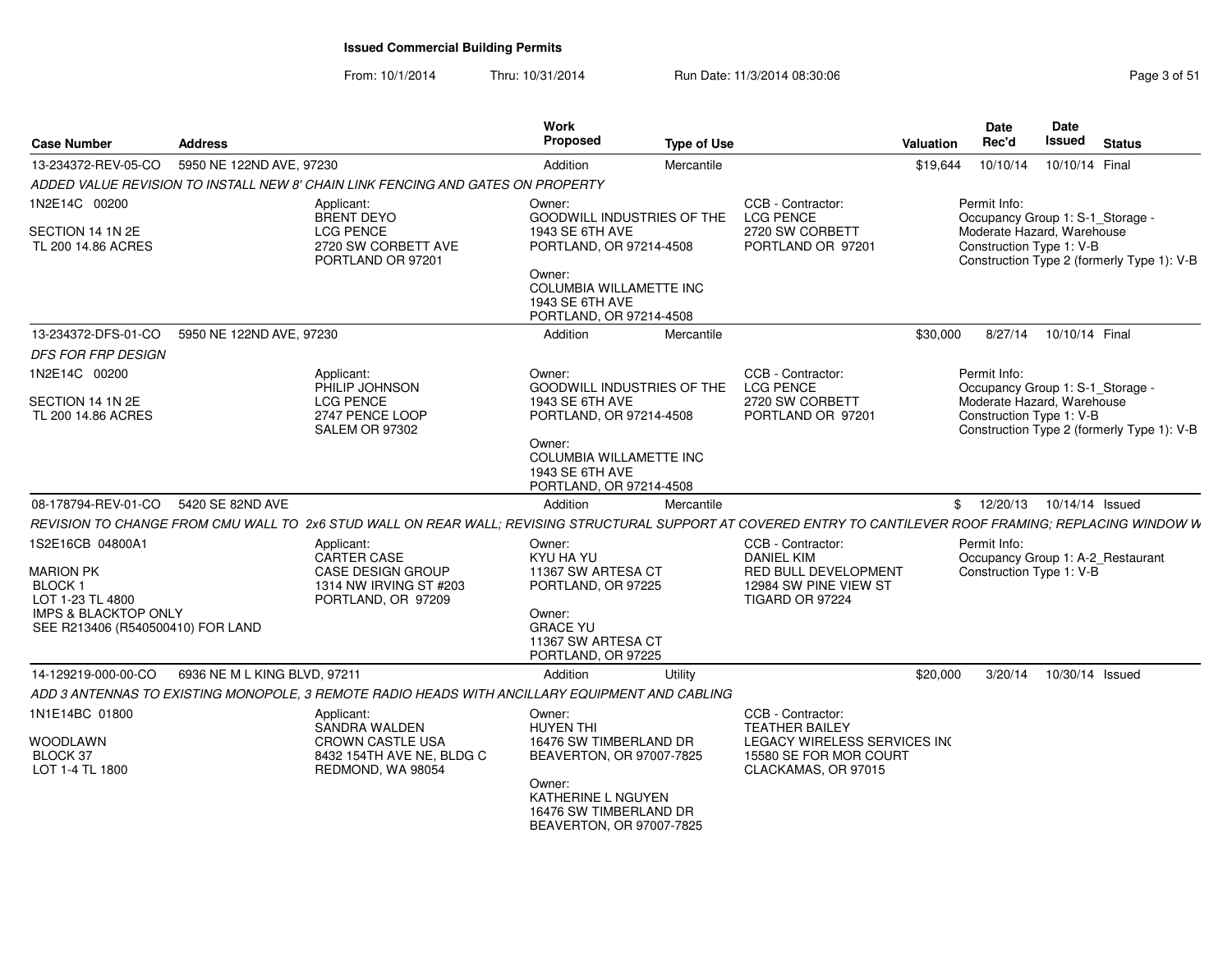# Issued Commercial Building Permits

From: 10/1/2014 Thru: 10/31/2014 Run Date: 11/3/2014 08:30:06

| Case Number | Address | Work Proposed | Type of Use | Valuation | Date Rec'd | Date Issued | Status |
|---|---|---|---|---|---|---|---|
| 13-234372-REV-05-CO | 5950 NE 122ND AVE, 97230 | Addition | Mercantile | $19,644 | 10/10/14 | 10/10/14 | Final |

*ADDED VALUE REVISION TO INSTALL NEW 8' CHAIN LINK FENCING AND GATES ON PROPERTY*

1N2E14C 00200

SECTION 14 1N 2E
TL 200 14.86 ACRES

Applicant:
BRENT DEYO
LCG PENCE
2720 SW CORBETT AVE
PORTLAND OR 97201

Owner:
GOODWILL INDUSTRIES OF THE
1943 SE 6TH AVE
PORTLAND, OR 97214-4508

Owner:
COLUMBIA WILLAMETTE INC
1943 SE 6TH AVE
PORTLAND, OR 97214-4508

CCB - Contractor:
LCG PENCE
2720 SW CORBETT
PORTLAND OR 97201

Permit Info:
Occupancy Group 1: S-1_Storage - Moderate Hazard, Warehouse
Construction Type 1: V-B
Construction Type 2 (formerly Type 1): V-B

| Case Number | Address | Work Proposed | Type of Use | Valuation | Date Rec'd | Date Issued | Status |
|---|---|---|---|---|---|---|---|
| 13-234372-DFS-01-CO | 5950 NE 122ND AVE, 97230 | Addition | Mercantile | $30,000 | 8/27/14 | 10/10/14 | Final |

*DFS FOR FRP DESIGN*

1N2E14C 00200

SECTION 14 1N 2E
TL 200 14.86 ACRES

Applicant:
PHILIP JOHNSON
LCG PENCE
2747 PENCE LOOP
SALEM OR 97302

Owner:
GOODWILL INDUSTRIES OF THE
1943 SE 6TH AVE
PORTLAND, OR 97214-4508

Owner:
COLUMBIA WILLAMETTE INC
1943 SE 6TH AVE
PORTLAND, OR 97214-4508

CCB - Contractor:
LCG PENCE
2720 SW CORBETT
PORTLAND OR 97201

Permit Info:
Occupancy Group 1: S-1_Storage - Moderate Hazard, Warehouse
Construction Type 1: V-B
Construction Type 2 (formerly Type 1): V-B

| Case Number | Address | Work Proposed | Type of Use | Valuation | Date Rec'd | Date Issued | Status |
|---|---|---|---|---|---|---|---|
| 08-178794-REV-01-CO | 5420 SE 82ND AVE | Addition | Mercantile | $ | 12/20/13 | 10/14/14 | Issued |

*REVISION TO CHANGE FROM CMU WALL TO 2x6 STUD WALL ON REAR WALL; REVISING STRUCTURAL SUPPORT AT COVERED ENTRY TO CANTILEVER ROOF FRAMING; REPLACING WINDOW W*

1S2E16CB 04800A1

MARION PK
BLOCK 1
LOT 1-23 TL 4800
IMPS & BLACKTOP ONLY
SEE R213406 (R540500410) FOR LAND

Applicant:
CARTER CASE
CASE DESIGN GROUP
1314 NW IRVING ST #203
PORTLAND, OR 97209

Owner:
KYU HA YU
11367 SW ARTESA CT
PORTLAND, OR 97225

Owner:
GRACE YU
11367 SW ARTESA CT
PORTLAND, OR 97225

CCB - Contractor:
DANIEL KIM
RED BULL DEVELOPMENT
12984 SW PINE VIEW ST
TIGARD OR 97224

Permit Info:
Occupancy Group 1: A-2_Restaurant
Construction Type 1: V-B

| Case Number | Address | Work Proposed | Type of Use | Valuation | Date Rec'd | Date Issued | Status |
|---|---|---|---|---|---|---|---|
| 14-129219-000-00-CO | 6936 NE M L KING BLVD, 97211 | Addition | Utility | $20,000 | 3/20/14 | 10/30/14 | Issued |

*ADD 3 ANTENNAS TO EXISTING MONOPOLE, 3 REMOTE RADIO HEADS WITH ANCILLARY EQUIPMENT AND CABLING*

1N1E14BC 01800

WOODLAWN
BLOCK 37
LOT 1-4 TL 1800

Applicant:
SANDRA WALDEN
CROWN CASTLE USA
8432 154TH AVE NE, BLDG C
REDMOND, WA 98054

Owner:
HUYEN THI
16476 SW TIMBERLAND DR
BEAVERTON, OR 97007-7825

Owner:
KATHERINE L NGUYEN
16476 SW TIMBERLAND DR
BEAVERTON, OR 97007-7825

CCB - Contractor:
TEATHER BAILEY
LEGACY WIRELESS SERVICES INC
15580 SE FOR MOR COURT
CLACKAMAS, OR 97015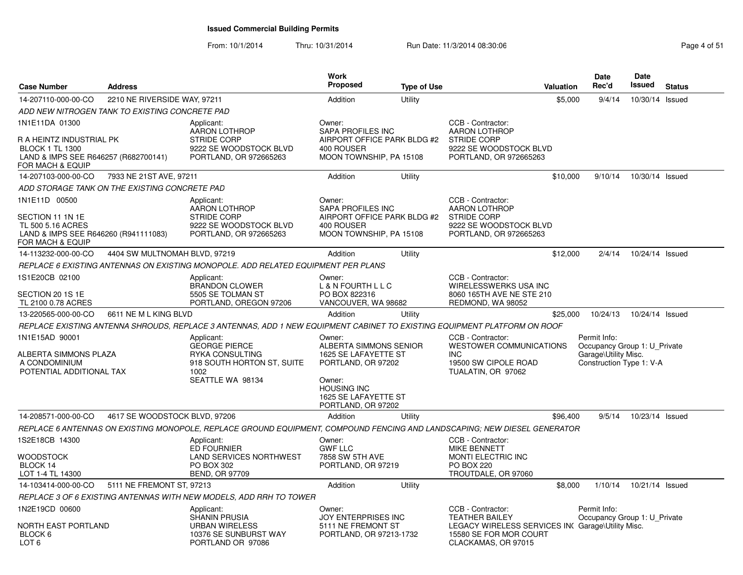# Issued Commercial Building Permits

From: 10/1/2014 Thru: 10/31/2014 Run Date: 11/3/2014 08:30:06

| Case Number | Address | Work Proposed | Type of Use | Valuation | Date Rec'd | Date Issued | Status |
|---|---|---|---|---|---|---|---|
| 14-207110-000-00-CO | 2210 NE RIVERSIDE WAY, 97211 | Addition | Utility | $5,000 | 9/4/14 | 10/30/14 | Issued |
| 14-207103-000-00-CO | 7933 NE 21ST AVE, 97211 | Addition | Utility | $10,000 | 9/10/14 | 10/30/14 | Issued |
| 14-113232-000-00-CO | 4404 SW MULTNOMAH BLVD, 97219 | Addition | Utility | $12,000 | 2/4/14 | 10/24/14 | Issued |
| 13-220565-000-00-CO | 6611 NE M L KING BLVD | Addition | Utility | $25,000 | 10/24/13 | 10/24/14 | Issued |
| 14-208571-000-00-CO | 4617 SE WOODSTOCK BLVD, 97206 | Addition | Utility | $96,400 | 9/5/14 | 10/23/14 | Issued |
| 14-103414-000-00-CO | 5111 NE FREMONT ST, 97213 | Addition | Utility | $8,000 | 1/10/14 | 10/21/14 | Issued |

**14-207110-000-00-CO** — 2210 NE RIVERSIDE WAY, 97211

*ADD NEW NITROGEN TANK TO EXISTING CONCRETE PAD*

1N1E11DA 01300
R A HEINTZ INDUSTRIAL PK
BLOCK 1 TL 1300
LAND & IMPS SEE R646257 (R682700141) FOR MACH & EQUIP

Applicant: AARON LOTHROP, STRIDE CORP, 9222 SE WOODSTOCK BLVD, PORTLAND, OR 972665263

Owner: SAPA PROFILES INC, AIRPORT OFFICE PARK BLDG #2, 400 ROUSER, MOON TOWNSHIP, PA 15108

CCB - Contractor: AARON LOTHROP, STRIDE CORP, 9222 SE WOODSTOCK BLVD, PORTLAND, OR 972665263

**14-207103-000-00-CO** — 7933 NE 21ST AVE, 97211

*ADD STORAGE TANK ON THE EXISTING CONCRETE PAD*

1N1E11D 00500
SECTION 11 1N 1E
TL 500 5.16 ACRES
LAND & IMPS SEE R646260 (R941111083) FOR MACH & EQUIP

Applicant: AARON LOTHROP, STRIDE CORP, 9222 SE WOODSTOCK BLVD, PORTLAND, OR 972665263

Owner: SAPA PROFILES INC, AIRPORT OFFICE PARK BLDG #2, 400 ROUSER, MOON TOWNSHIP, PA 15108

CCB - Contractor: AARON LOTHROP, STRIDE CORP, 9222 SE WOODSTOCK BLVD, PORTLAND, OR 972665263

**14-113232-000-00-CO** — 4404 SW MULTNOMAH BLVD, 97219

*REPLACE 6 EXISTING ANTENNAS ON EXISTING MONOPOLE. ADD RELATED EQUIPMENT PER PLANS*

1S1E20CB 02100
SECTION 20 1S 1E
TL 2100 0.78 ACRES

Applicant: BRANDON CLOWER, 5505 SE TOLMAN ST, PORTLAND, OREGON 97206

Owner: L & N FOURTH L L C, PO BOX 822316, VANCOUVER, WA 98682

CCB - Contractor: WIRELESSWERKS USA INC, 8060 165TH AVE NE STE 210, REDMOND, WA 98052

**13-220565-000-00-CO** — 6611 NE M L KING BLVD

*REPLACE EXISTING ANTENNA SHROUDS, REPLACE 3 ANTENNAS, ADD 1 NEW EQUIPMENT CABINET TO EXISTING EQUIPMENT PLATFORM ON ROOF*

1N1E15AD 90001
ALBERTA SIMMONS PLAZA
A CONDOMINIUM
POTENTIAL ADDITIONAL TAX

Applicant: GEORGE PIERCE, RYKA CONSULTING, 918 SOUTH HORTON ST, SUITE 1002, SEATTLE WA 98134

Owner: ALBERTA SIMMONS SENIOR, 1625 SE LAFAYETTE ST, PORTLAND, OR 97202

Owner: HOUSING INC, 1625 SE LAFAYETTE ST, PORTLAND, OR 97202

CCB - Contractor: WESTOWER COMMUNICATIONS INC, 19500 SW CIPOLE ROAD, TUALATIN, OR 97062

Permit Info: Occupancy Group 1: U_Private Garage\Utility Misc. Construction Type 1: V-A

**14-208571-000-00-CO** — 4617 SE WOODSTOCK BLVD, 97206

*REPLACE 6 ANTENNAS ON EXISTING MONOPOLE, REPLACE GROUND EQUIPMENT, COMPOUND FENCING AND LANDSCAPING; NEW DIESEL GENERATOR*

1S2E18CB 14300
WOODSTOCK
BLOCK 14
LOT 1-4 TL 14300

Applicant: ED FOURNIER, LAND SERVICES NORTHWEST, PO BOX 302, BEND, OR 97709

Owner: GWF LLC, 7858 SW 5TH AVE, PORTLAND, OR 97219

CCB - Contractor: MIKE BENNETT, MONTI ELECTRIC INC, PO BOX 220, TROUTDALE, OR 97060

**14-103414-000-00-CO** — 5111 NE FREMONT ST, 97213

*REPLACE 3 OF 6 EXISTING ANTENNAS WITH NEW MODELS, ADD RRH TO TOWER*

1N2E19CD 00600
NORTH EAST PORTLAND
BLOCK 6
LOT 6

Applicant: SHANIN PRUSIA, URBAN WIRELESS, 10376 SE SUNBURST WAY, PORTLAND OR 97086

Owner: JOY ENTERPRISES INC, 5111 NE FREMONT ST, PORTLAND, OR 97213-1732

CCB - Contractor: TEATHER BAILEY, LEGACY WIRELESS SERVICES INC, 15580 SE FOR MOR COURT, CLACKAMAS, OR 97015

Permit Info: Occupancy Group 1: U_Private Garage\Utility Misc.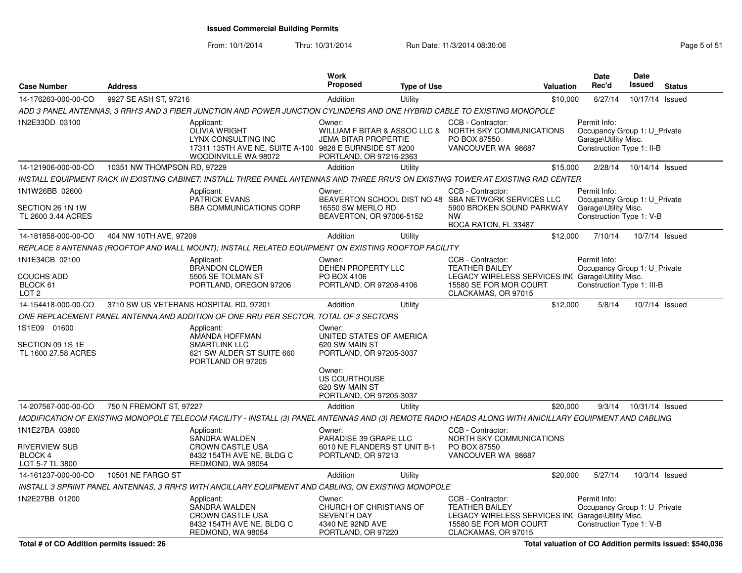# Issued Commercial Building Permits

From: 10/1/2014 Thru: 10/31/2014 Run Date: 11/3/2014 08:30:06

| Case Number | Address | Work Proposed | Type of Use | Valuation | Date Rec'd | Date Issued | Status |
|---|---|---|---|---|---|---|---|
| 14-176263-000-00-CO | 9927 SE ASH ST, 97216 | Addition | Utility | $10,000 | 6/27/14 | 10/17/14 | Issued |

ADD 3 PANEL ANTENNAS, 3 RRH'S AND 3 FIBER JUNCTION AND POWER JUNCTION CYLINDERS AND ONE HYBRID CABLE TO EXISTING MONOPOLE

1N2E33DD 03100

Applicant: OLIVIA WRIGHT, LYNX CONSULTING INC, 17311 135TH AVE NE, SUITE A-100, WOODINVILLE WA 98072

Owner: WILLIAM F BITAR & ASSOC LLC & JEMA BITAR PROPERTIE, 9828 E BURNSIDE ST #200, PORTLAND, OR 97216-2363

CCB - Contractor: NORTH SKY COMMUNICATIONS, PO BOX 87550, VANCOUVER WA 98687

Permit Info: Occupancy Group 1: U_Private Garage\Utility Misc. Construction Type 1: II-B

| Case Number | Address | Work Proposed | Type of Use | Valuation | Date Rec'd | Date Issued | Status |
|---|---|---|---|---|---|---|---|
| 14-121906-000-00-CO | 10351 NW THOMPSON RD, 97229 | Addition | Utility | $15,000 | 2/28/14 | 10/14/14 | Issued |

INSTALL EQUIPMENT RACK IN EXISTING CABINET; INSTALL THREE PANEL ANTENNAS AND THREE RRU'S ON EXISTING TOWER AT EXISTING RAD CENTER

1N1W26BB 02600

SECTION 26 1N 1W
TL 2600 3.44 ACRES

Applicant: PATRICK EVANS, SBA COMMUNICATIONS CORP

Owner: BEAVERTON SCHOOL DIST NO 48, 16550 SW MERLO RD, BEAVERTON, OR 97006-5152

CCB - Contractor: SBA NETWORK SERVICES LLC, 5900 BROKEN SOUND PARKWAY NW, BOCA RATON, FL 33487

Permit Info: Occupancy Group 1: U_Private Garage\Utility Misc. Construction Type 1: V-B

| Case Number | Address | Work Proposed | Type of Use | Valuation | Date Rec'd | Date Issued | Status |
|---|---|---|---|---|---|---|---|
| 14-181858-000-00-CO | 404 NW 10TH AVE, 97209 | Addition | Utility | $12,000 | 7/10/14 | 10/7/14 | Issued |

REPLACE 8 ANTENNAS (ROOFTOP AND WALL MOUNT); INSTALL RELATED EQUIPMENT ON EXISTING ROOFTOP FACILITY

1N1E34CB 02100

COUCHS ADD
BLOCK 61
LOT 2

Applicant: BRANDON CLOWER, 5505 SE TOLMAN ST, PORTLAND, OREGON 97206

Owner: DEHEN PROPERTY LLC, PO BOX 4106, PORTLAND, OR 97208-4106

CCB - Contractor: TEATHER BAILEY, LEGACY WIRELESS SERVICES INC, 15580 SE FOR MOR COURT, CLACKAMAS, OR 97015

Permit Info: Occupancy Group 1: U_Private Garage\Utility Misc. Construction Type 1: III-B

| Case Number | Address | Work Proposed | Type of Use | Valuation | Date Rec'd | Date Issued | Status |
|---|---|---|---|---|---|---|---|
| 14-154418-000-00-CO | 3710 SW US VETERANS HOSPITAL RD, 97201 | Addition | Utility | $12,000 | 5/8/14 | 10/7/14 | Issued |

ONE REPLACEMENT PANEL ANTENNA AND ADDITION OF ONE RRU PER SECTOR, TOTAL OF 3 SECTORS

1S1E09 01600

SECTION 09 1S 1E
TL 1600 27.58 ACRES

Applicant: AMANDA HOFFMAN, SMARTLINK LLC, 621 SW ALDER ST SUITE 660, PORTLAND OR 97205

Owner: UNITED STATES OF AMERICA, 620 SW MAIN ST, PORTLAND, OR 97205-3037

Owner: US COURTHOUSE, 620 SW MAIN ST, PORTLAND, OR 97205-3037

| Case Number | Address | Work Proposed | Type of Use | Valuation | Date Rec'd | Date Issued | Status |
|---|---|---|---|---|---|---|---|
| 14-207567-000-00-CO | 750 N FREMONT ST, 97227 | Addition | Utility | $20,000 | 9/3/14 | 10/31/14 | Issued |

MODIFICATION OF EXISTING MONOPOLE TELECOM FACILITY - INSTALL (3) PANEL ANTENNAS AND (3) REMOTE RADIO HEADS ALONG WITH ANICILLARY EQUIPMENT AND CABLING

1N1E27BA 03800

RIVERVIEW SUB
BLOCK 4
LOT 5-7 TL 3800

Applicant: SANDRA WALDEN, CROWN CASTLE USA, 8432 154TH AVE NE, BLDG C, REDMOND, WA 98054

Owner: PARADISE 39 GRAPE LLC, 6010 NE FLANDERS ST UNIT B-1, PORTLAND, OR 97213

CCB - Contractor: NORTH SKY COMMUNICATIONS, PO BOX 87550, VANCOUVER WA 98687

| Case Number | Address | Work Proposed | Type of Use | Valuation | Date Rec'd | Date Issued | Status |
|---|---|---|---|---|---|---|---|
| 14-161237-000-00-CO | 10501 NE FARGO ST | Addition | Utility | $20,000 | 5/27/14 | 10/3/14 | Issued |

INSTALL 3 SPRINT PANEL ANTENNAS, 3 RRH'S WITH ANCILLARY EQUIPMENT AND CABLING, ON EXISTING MONOPOLE

1N2E27BB 01200

Applicant: SANDRA WALDEN, CROWN CASTLE USA, 8432 154TH AVE NE, BLDG C, REDMOND, WA 98054

Owner: CHURCH OF CHRISTIANS OF SEVENTH DAY, 4340 NE 92ND AVE, PORTLAND, OR 97220

CCB - Contractor: TEATHER BAILEY, LEGACY WIRELESS SERVICES INC, 15580 SE FOR MOR COURT, CLACKAMAS, OR 97015

Permit Info: Occupancy Group 1: U_Private Garage\Utility Misc. Construction Type 1: V-B

**Total # of CO Addition permits issued: 26**

**Total valuation of CO Addition permits issued: $540,036**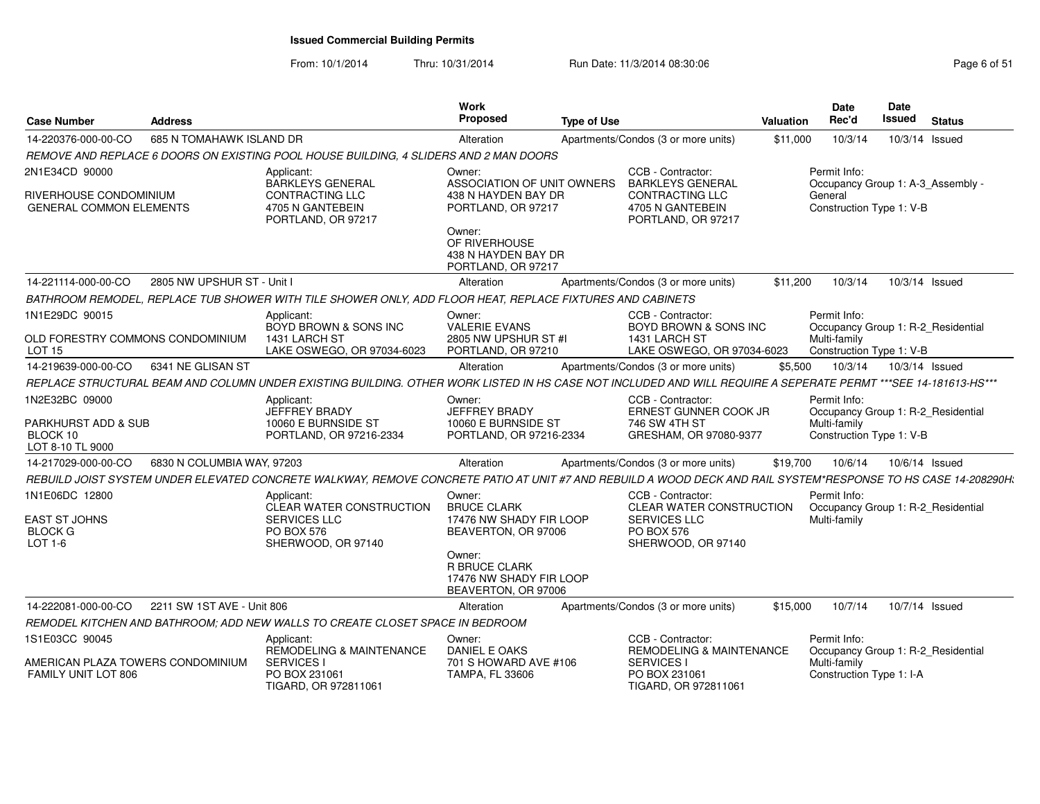**Issued Commercial Building Permits**

From: 10/1/2014 Thru: 10/31/2014 Run Date: 11/3/2014 08:30:06

| Case Number | Address | Work Proposed | Type of Use | Valuation | Date Rec'd | Date Issued | Status |
|---|---|---|---|---|---|---|---|
| 14-220376-000-00-CO | 685 N TOMAHAWK ISLAND DR | Alteration | Apartments/Condos (3 or more units) | $11,000 | 10/3/14 | 10/3/14 | Issued |

*REMOVE AND REPLACE 6 DOORS ON EXISTING POOL HOUSE BUILDING, 4 SLIDERS AND 2 MAN DOORS*

2N1E34CD 90000
RIVERHOUSE CONDOMINIUM
GENERAL COMMON ELEMENTS

Applicant: BARKLEYS GENERAL CONTRACTING LLC, 4705 N GANTEBEIN, PORTLAND, OR 97217

Owner: ASSOCIATION OF UNIT OWNERS, 438 N HAYDEN BAY DR, PORTLAND, OR 97217

Owner: OF RIVERHOUSE, 438 N HAYDEN BAY DR, PORTLAND, OR 97217

CCB - Contractor: BARKLEYS GENERAL CONTRACTING LLC, 4705 N GANTEBEIN, PORTLAND, OR 97217

Permit Info: Occupancy Group 1: A-3_Assembly - General; Construction Type 1: V-B

| Case Number | Address | Work Proposed | Type of Use | Valuation | Date Rec'd | Date Issued | Status |
|---|---|---|---|---|---|---|---|
| 14-221114-000-00-CO | 2805 NW UPSHUR ST - Unit I | Alteration | Apartments/Condos (3 or more units) | $11,200 | 10/3/14 | 10/3/14 | Issued |

*BATHROOM REMODEL, REPLACE TUB SHOWER WITH TILE SHOWER ONLY, ADD FLOOR HEAT, REPLACE FIXTURES AND CABINETS*

1N1E29DC 90015
OLD FORESTRY COMMONS CONDOMINIUM
LOT 15

Applicant: BOYD BROWN & SONS INC, 1431 LARCH ST, LAKE OSWEGO, OR 97034-6023

Owner: VALERIE EVANS, 2805 NW UPSHUR ST #I, PORTLAND, OR 97210

CCB - Contractor: BOYD BROWN & SONS INC, 1431 LARCH ST, LAKE OSWEGO, OR 97034-6023

Permit Info: Occupancy Group 1: R-2_Residential Multi-family; Construction Type 1: V-B

| Case Number | Address | Work Proposed | Type of Use | Valuation | Date Rec'd | Date Issued | Status |
|---|---|---|---|---|---|---|---|
| 14-219639-000-00-CO | 6341 NE GLISAN ST | Alteration | Apartments/Condos (3 or more units) | $5,500 | 10/3/14 | 10/3/14 | Issued |

*REPLACE STRUCTURAL BEAM AND COLUMN UNDER EXISTING BUILDING. OTHER WORK LISTED IN HS CASE NOT INCLUDED AND WILL REQUIRE A SEPERATE PERMT ***SEE 14-181613-HS****

1N2E32BC 09000
PARKHURST ADD & SUB
BLOCK 10
LOT 8-10 TL 9000

Applicant: JEFFREY BRADY, 10060 E BURNSIDE ST, PORTLAND, OR 97216-2334

Owner: JEFFREY BRADY, 10060 E BURNSIDE ST, PORTLAND, OR 97216-2334

CCB - Contractor: ERNEST GUNNER COOK JR, 746 SW 4TH ST, GRESHAM, OR 97080-9377

Permit Info: Occupancy Group 1: R-2_Residential Multi-family; Construction Type 1: V-B

| Case Number | Address | Work Proposed | Type of Use | Valuation | Date Rec'd | Date Issued | Status |
|---|---|---|---|---|---|---|---|
| 14-217029-000-00-CO | 6830 N COLUMBIA WAY, 97203 | Alteration | Apartments/Condos (3 or more units) | $19,700 | 10/6/14 | 10/6/14 | Issued |

*REBUILD JOIST SYSTEM UNDER ELEVATED CONCRETE WALKWAY, REMOVE CONCRETE PATIO AT UNIT #7 AND REBUILD A WOOD DECK AND RAIL SYSTEM*RESPONSE TO HS CASE 14-208290HS*

1N1E06DC 12800
EAST ST JOHNS
BLOCK G
LOT 1-6

Applicant: CLEAR WATER CONSTRUCTION SERVICES LLC, PO BOX 576, SHERWOOD, OR 97140

Owner: BRUCE CLARK, 17476 NW SHADY FIR LOOP, BEAVERTON, OR 97006

Owner: R BRUCE CLARK, 17476 NW SHADY FIR LOOP, BEAVERTON, OR 97006

CCB - Contractor: CLEAR WATER CONSTRUCTION SERVICES LLC, PO BOX 576, SHERWOOD, OR 97140

Permit Info: Occupancy Group 1: R-2_Residential Multi-family

| Case Number | Address | Work Proposed | Type of Use | Valuation | Date Rec'd | Date Issued | Status |
|---|---|---|---|---|---|---|---|
| 14-222081-000-00-CO | 2211 SW 1ST AVE - Unit 806 | Alteration | Apartments/Condos (3 or more units) | $15,000 | 10/7/14 | 10/7/14 | Issued |

*REMODEL KITCHEN AND BATHROOM; ADD NEW WALLS TO CREATE CLOSET SPACE IN BEDROOM*

1S1E03CC 90045
AMERICAN PLAZA TOWERS CONDOMINIUM
FAMILY UNIT LOT 806

Applicant: REMODELING & MAINTENANCE SERVICES I, PO BOX 231061, TIGARD, OR 972811061

Owner: DANIEL E OAKS, 701 S HOWARD AVE #106, TAMPA, FL 33606

CCB - Contractor: REMODELING & MAINTENANCE SERVICES I, PO BOX 231061, TIGARD, OR 972811061

Permit Info: Occupancy Group 1: R-2_Residential Multi-family; Construction Type 1: I-A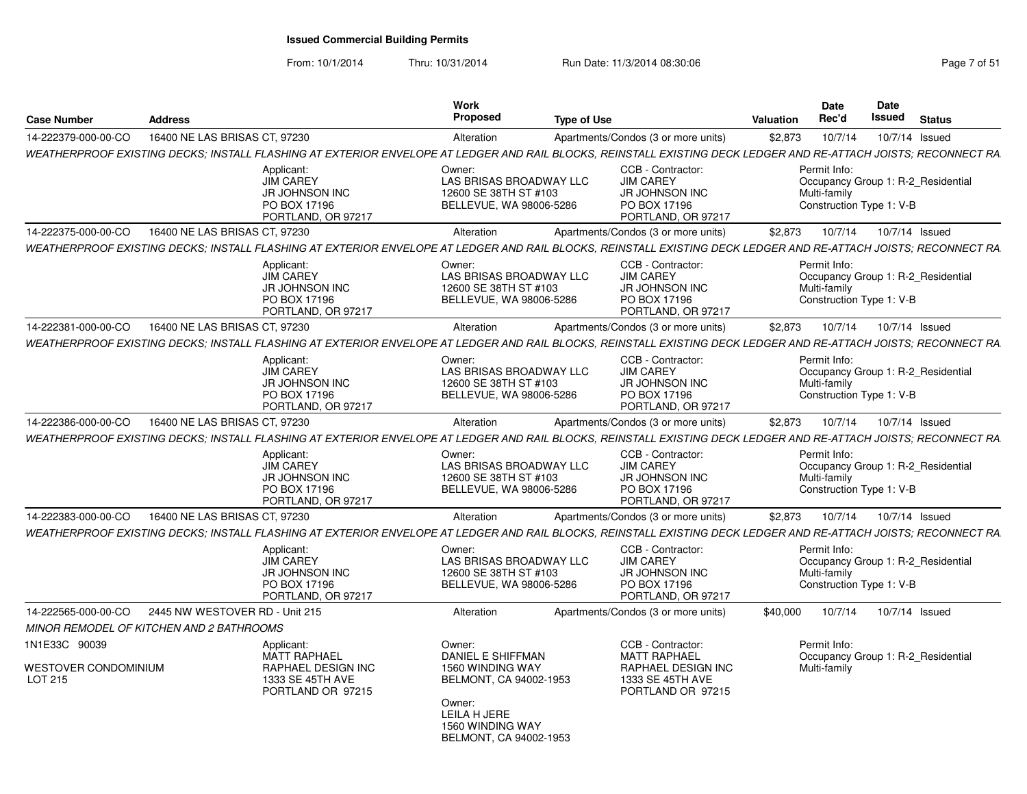## Issued Commercial Building Permits

From: 10/1/2014 Thru: 10/31/2014 Run Date: 11/3/2014 08:30:06

| Case Number | Address | Work Proposed | Type of Use | Valuation | Date Rec'd | Date Issued | Status |
|---|---|---|---|---|---|---|---|
| 14-222379-000-00-CO | 16400 NE LAS BRISAS CT, 97230 | Alteration | Apartments/Condos (3 or more units) | $2,873 | 10/7/14 | 10/7/14 | Issued |

*WEATHERPROOF EXISTING DECKS; INSTALL FLASHING AT EXTERIOR ENVELOPE AT LEDGER AND RAIL BLOCKS, REINSTALL EXISTING DECK LEDGER AND RE-ATTACH JOISTS; RECONNECT RA*

Applicant: JIM CAREY, JR JOHNSON INC, PO BOX 17196, PORTLAND, OR 97217
Owner: LAS BRISAS BROADWAY LLC, 12600 SE 38TH ST #103, BELLEVUE, WA 98006-5286
CCB - Contractor: JIM CAREY, JR JOHNSON INC, PO BOX 17196, PORTLAND, OR 97217
Permit Info: Occupancy Group 1: R-2_Residential Multi-family; Construction Type 1: V-B

| Case Number | Address | Work Proposed | Type of Use | Valuation | Date Rec'd | Date Issued | Status |
|---|---|---|---|---|---|---|---|
| 14-222375-000-00-CO | 16400 NE LAS BRISAS CT, 97230 | Alteration | Apartments/Condos (3 or more units) | $2,873 | 10/7/14 | 10/7/14 | Issued |

*WEATHERPROOF EXISTING DECKS; INSTALL FLASHING AT EXTERIOR ENVELOPE AT LEDGER AND RAIL BLOCKS, REINSTALL EXISTING DECK LEDGER AND RE-ATTACH JOISTS; RECONNECT RA*

Applicant: JIM CAREY, JR JOHNSON INC, PO BOX 17196, PORTLAND, OR 97217
Owner: LAS BRISAS BROADWAY LLC, 12600 SE 38TH ST #103, BELLEVUE, WA 98006-5286
CCB - Contractor: JIM CAREY, JR JOHNSON INC, PO BOX 17196, PORTLAND, OR 97217
Permit Info: Occupancy Group 1: R-2_Residential Multi-family; Construction Type 1: V-B

| Case Number | Address | Work Proposed | Type of Use | Valuation | Date Rec'd | Date Issued | Status |
|---|---|---|---|---|---|---|---|
| 14-222381-000-00-CO | 16400 NE LAS BRISAS CT, 97230 | Alteration | Apartments/Condos (3 or more units) | $2,873 | 10/7/14 | 10/7/14 | Issued |

*WEATHERPROOF EXISTING DECKS; INSTALL FLASHING AT EXTERIOR ENVELOPE AT LEDGER AND RAIL BLOCKS, REINSTALL EXISTING DECK LEDGER AND RE-ATTACH JOISTS; RECONNECT RA*

Applicant: JIM CAREY, JR JOHNSON INC, PO BOX 17196, PORTLAND, OR 97217
Owner: LAS BRISAS BROADWAY LLC, 12600 SE 38TH ST #103, BELLEVUE, WA 98006-5286
CCB - Contractor: JIM CAREY, JR JOHNSON INC, PO BOX 17196, PORTLAND, OR 97217
Permit Info: Occupancy Group 1: R-2_Residential Multi-family; Construction Type 1: V-B

| Case Number | Address | Work Proposed | Type of Use | Valuation | Date Rec'd | Date Issued | Status |
|---|---|---|---|---|---|---|---|
| 14-222386-000-00-CO | 16400 NE LAS BRISAS CT, 97230 | Alteration | Apartments/Condos (3 or more units) | $2,873 | 10/7/14 | 10/7/14 | Issued |

*WEATHERPROOF EXISTING DECKS; INSTALL FLASHING AT EXTERIOR ENVELOPE AT LEDGER AND RAIL BLOCKS, REINSTALL EXISTING DECK LEDGER AND RE-ATTACH JOISTS; RECONNECT RA*

Applicant: JIM CAREY, JR JOHNSON INC, PO BOX 17196, PORTLAND, OR 97217
Owner: LAS BRISAS BROADWAY LLC, 12600 SE 38TH ST #103, BELLEVUE, WA 98006-5286
CCB - Contractor: JIM CAREY, JR JOHNSON INC, PO BOX 17196, PORTLAND, OR 97217
Permit Info: Occupancy Group 1: R-2_Residential Multi-family; Construction Type 1: V-B

| Case Number | Address | Work Proposed | Type of Use | Valuation | Date Rec'd | Date Issued | Status |
|---|---|---|---|---|---|---|---|
| 14-222383-000-00-CO | 16400 NE LAS BRISAS CT, 97230 | Alteration | Apartments/Condos (3 or more units) | $2,873 | 10/7/14 | 10/7/14 | Issued |

*WEATHERPROOF EXISTING DECKS; INSTALL FLASHING AT EXTERIOR ENVELOPE AT LEDGER AND RAIL BLOCKS, REINSTALL EXISTING DECK LEDGER AND RE-ATTACH JOISTS; RECONNECT RA*

Applicant: JIM CAREY, JR JOHNSON INC, PO BOX 17196, PORTLAND, OR 97217
Owner: LAS BRISAS BROADWAY LLC, 12600 SE 38TH ST #103, BELLEVUE, WA 98006-5286
CCB - Contractor: JIM CAREY, JR JOHNSON INC, PO BOX 17196, PORTLAND, OR 97217
Permit Info: Occupancy Group 1: R-2_Residential Multi-family; Construction Type 1: V-B

| Case Number | Address | Work Proposed | Type of Use | Valuation | Date Rec'd | Date Issued | Status |
|---|---|---|---|---|---|---|---|
| 14-222565-000-00-CO | 2445 NW WESTOVER RD - Unit 215 | Alteration | Apartments/Condos (3 or more units) | $40,000 | 10/7/14 | 10/7/14 | Issued |

*MINOR REMODEL OF KITCHEN AND 2 BATHROOMS*

1N1E33C 90039
WESTOVER CONDOMINIUM
LOT 215

Applicant: MATT RAPHAEL, RAPHAEL DESIGN INC, 1333 SE 45TH AVE, PORTLAND OR 97215
Owner: DANIEL E SHIFFMAN, 1560 WINDING WAY, BELMONT, CA 94002-1953
Owner: LEILA H JERE, 1560 WINDING WAY, BELMONT, CA 94002-1953
CCB - Contractor: MATT RAPHAEL, RAPHAEL DESIGN INC, 1333 SE 45TH AVE, PORTLAND OR 97215
Permit Info: Occupancy Group 1: R-2_Residential Multi-family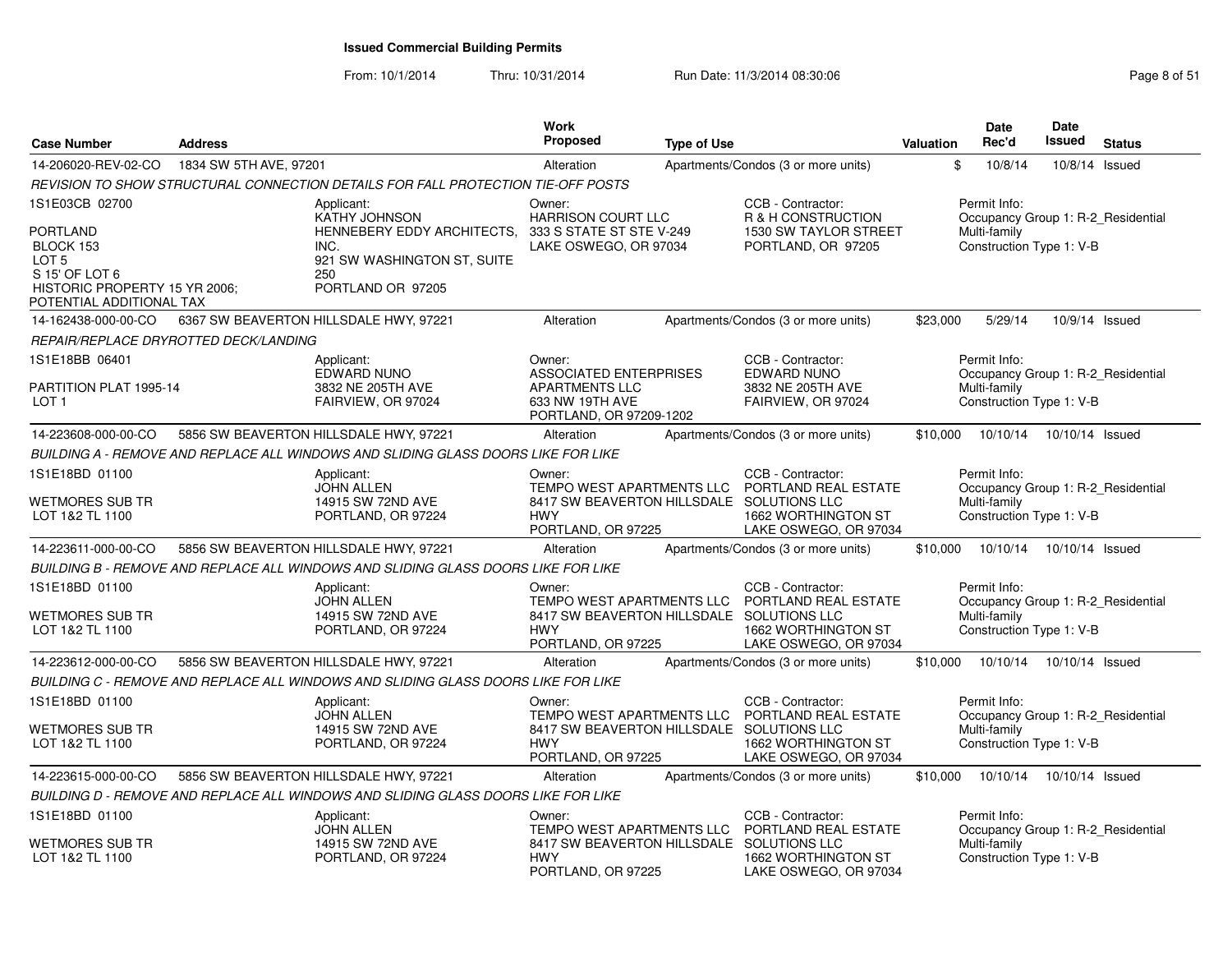# Issued Commercial Building Permits

From: 10/1/2014 Thru: 10/31/2014 Run Date: 11/3/2014 08:30:06

| Case Number | Address | Work Proposed | Type of Use | Valuation | Date Rec'd | Date Issued | Status |
|---|---|---|---|---|---|---|---|
| 14-206020-REV-02-CO | 1834 SW 5TH AVE, 97201 | Alteration | Apartments/Condos (3 or more units) | $ | 10/8/14 | 10/8/14 | Issued |

*REVISION TO SHOW STRUCTURAL CONNECTION DETAILS FOR FALL PROTECTION TIE-OFF POSTS*

| | | | | |
|---|---|---|---|---|
| 1S1E03CB 02700<br>PORTLAND<br>BLOCK 153<br>LOT 5<br>S 15' OF LOT 6<br>HISTORIC PROPERTY 15 YR 2006; POTENTIAL ADDITIONAL TAX | Applicant:<br>KATHY JOHNSON<br>HENNEBERY EDDY ARCHITECTS, INC.<br>921 SW WASHINGTON ST, SUITE 250<br>PORTLAND OR 97205 | Owner:<br>HARRISON COURT LLC<br>333 S STATE ST STE V-249<br>LAKE OSWEGO, OR 97034 | CCB - Contractor:<br>R & H CONSTRUCTION<br>1530 SW TAYLOR STREET<br>PORTLAND, OR 97205 | Permit Info:<br>Occupancy Group 1: R-2_Residential Multi-family<br>Construction Type 1: V-B |

| Case Number | Address | Work Proposed | Type of Use | Valuation | Date Rec'd | Date Issued | Status |
|---|---|---|---|---|---|---|---|
| 14-162438-000-00-CO | 6367 SW BEAVERTON HILLSDALE HWY, 97221 | Alteration | Apartments/Condos (3 or more units) | $23,000 | 5/29/14 | 10/9/14 | Issued |

*REPAIR/REPLACE DRYROTTED DECK/LANDING*

| | | | | |
|---|---|---|---|---|
| 1S1E18BB 06401<br>PARTITION PLAT 1995-14<br>LOT 1 | Applicant:<br>EDWARD NUNO<br>3832 NE 205TH AVE<br>FAIRVIEW, OR 97024 | Owner:<br>ASSOCIATED ENTERPRISES APARTMENTS LLC<br>633 NW 19TH AVE<br>PORTLAND, OR 97209-1202 | CCB - Contractor:<br>EDWARD NUNO<br>3832 NE 205TH AVE<br>FAIRVIEW, OR 97024 | Permit Info:<br>Occupancy Group 1: R-2_Residential Multi-family<br>Construction Type 1: V-B |

| Case Number | Address | Work Proposed | Type of Use | Valuation | Date Rec'd | Date Issued | Status |
|---|---|---|---|---|---|---|---|
| 14-223608-000-00-CO | 5856 SW BEAVERTON HILLSDALE HWY, 97221 | Alteration | Apartments/Condos (3 or more units) | $10,000 | 10/10/14 | 10/10/14 | Issued |

*BUILDING A - REMOVE AND REPLACE ALL WINDOWS AND SLIDING GLASS DOORS LIKE FOR LIKE*

| | | | | |
|---|---|---|---|---|
| 1S1E18BD 01100<br>WETMORES SUB TR<br>LOT 1&2 TL 1100 | Applicant:<br>JOHN ALLEN<br>14915 SW 72ND AVE<br>PORTLAND, OR 97224 | Owner:<br>TEMPO WEST APARTMENTS LLC<br>8417 SW BEAVERTON HILLSDALE HWY<br>PORTLAND, OR 97225 | CCB - Contractor:<br>PORTLAND REAL ESTATE SOLUTIONS LLC<br>1662 WORTHINGTON ST<br>LAKE OSWEGO, OR 97034 | Permit Info:<br>Occupancy Group 1: R-2_Residential Multi-family<br>Construction Type 1: V-B |

| Case Number | Address | Work Proposed | Type of Use | Valuation | Date Rec'd | Date Issued | Status |
|---|---|---|---|---|---|---|---|
| 14-223611-000-00-CO | 5856 SW BEAVERTON HILLSDALE HWY, 97221 | Alteration | Apartments/Condos (3 or more units) | $10,000 | 10/10/14 | 10/10/14 | Issued |

*BUILDING B - REMOVE AND REPLACE ALL WINDOWS AND SLIDING GLASS DOORS LIKE FOR LIKE*

| | | | | |
|---|---|---|---|---|
| 1S1E18BD 01100<br>WETMORES SUB TR<br>LOT 1&2 TL 1100 | Applicant:<br>JOHN ALLEN<br>14915 SW 72ND AVE<br>PORTLAND, OR 97224 | Owner:<br>TEMPO WEST APARTMENTS LLC<br>8417 SW BEAVERTON HILLSDALE HWY<br>PORTLAND, OR 97225 | CCB - Contractor:<br>PORTLAND REAL ESTATE SOLUTIONS LLC<br>1662 WORTHINGTON ST<br>LAKE OSWEGO, OR 97034 | Permit Info:<br>Occupancy Group 1: R-2_Residential Multi-family<br>Construction Type 1: V-B |

| Case Number | Address | Work Proposed | Type of Use | Valuation | Date Rec'd | Date Issued | Status |
|---|---|---|---|---|---|---|---|
| 14-223612-000-00-CO | 5856 SW BEAVERTON HILLSDALE HWY, 97221 | Alteration | Apartments/Condos (3 or more units) | $10,000 | 10/10/14 | 10/10/14 | Issued |

*BUILDING C - REMOVE AND REPLACE ALL WINDOWS AND SLIDING GLASS DOORS LIKE FOR LIKE*

| | | | | |
|---|---|---|---|---|
| 1S1E18BD 01100<br>WETMORES SUB TR<br>LOT 1&2 TL 1100 | Applicant:<br>JOHN ALLEN<br>14915 SW 72ND AVE<br>PORTLAND, OR 97224 | Owner:<br>TEMPO WEST APARTMENTS LLC<br>8417 SW BEAVERTON HILLSDALE HWY<br>PORTLAND, OR 97225 | CCB - Contractor:<br>PORTLAND REAL ESTATE SOLUTIONS LLC<br>1662 WORTHINGTON ST<br>LAKE OSWEGO, OR 97034 | Permit Info:<br>Occupancy Group 1: R-2_Residential Multi-family<br>Construction Type 1: V-B |

| Case Number | Address | Work Proposed | Type of Use | Valuation | Date Rec'd | Date Issued | Status |
|---|---|---|---|---|---|---|---|
| 14-223615-000-00-CO | 5856 SW BEAVERTON HILLSDALE HWY, 97221 | Alteration | Apartments/Condos (3 or more units) | $10,000 | 10/10/14 | 10/10/14 | Issued |

*BUILDING D - REMOVE AND REPLACE ALL WINDOWS AND SLIDING GLASS DOORS LIKE FOR LIKE*

| | | | | |
|---|---|---|---|---|
| 1S1E18BD 01100<br>WETMORES SUB TR<br>LOT 1&2 TL 1100 | Applicant:<br>JOHN ALLEN<br>14915 SW 72ND AVE<br>PORTLAND, OR 97224 | Owner:<br>TEMPO WEST APARTMENTS LLC<br>8417 SW BEAVERTON HILLSDALE HWY<br>PORTLAND, OR 97225 | CCB - Contractor:<br>PORTLAND REAL ESTATE SOLUTIONS LLC<br>1662 WORTHINGTON ST<br>LAKE OSWEGO, OR 97034 | Permit Info:<br>Occupancy Group 1: R-2_Residential Multi-family<br>Construction Type 1: V-B |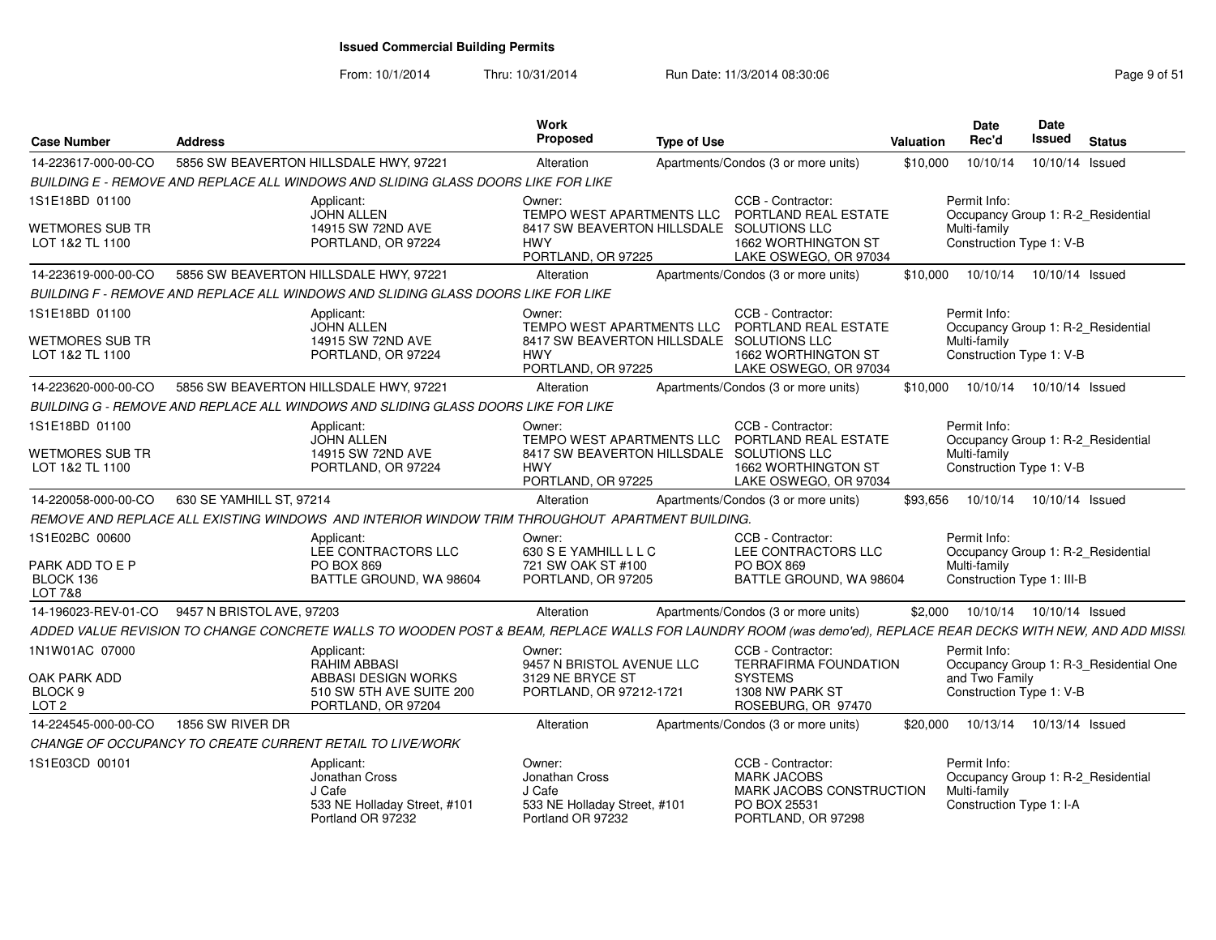# Issued Commercial Building Permits

From: 10/1/2014 Thru: 10/31/2014 Run Date: 11/3/2014 08:30:06

| Case Number | Address | Work Proposed | Type of Use | Valuation | Date Rec'd | Date Issued | Status |
|---|---|---|---|---|---|---|---|
| 14-223617-000-00-CO | 5856 SW BEAVERTON HILLSDALE HWY, 97221 | Alteration | Apartments/Condos (3 or more units) | $10,000 | 10/10/14 | 10/10/14 | Issued |

BUILDING E - REMOVE AND REPLACE ALL WINDOWS AND SLIDING GLASS DOORS LIKE FOR LIKE

1S1E18BD 01100
WETMORES SUB TR
LOT 1&2 TL 1100

Applicant: JOHN ALLEN, 14915 SW 72ND AVE, PORTLAND, OR 97224

Owner: TEMPO WEST APARTMENTS LLC, 8417 SW BEAVERTON HILLSDALE HWY, PORTLAND, OR 97225

CCB - Contractor: PORTLAND REAL ESTATE SOLUTIONS LLC, 1662 WORTHINGTON ST, LAKE OSWEGO, OR 97034

Permit Info: Occupancy Group 1: R-2_Residential Multi-family; Construction Type 1: V-B

| Case Number | Address | Work Proposed | Type of Use | Valuation | Date Rec'd | Date Issued | Status |
|---|---|---|---|---|---|---|---|
| 14-223619-000-00-CO | 5856 SW BEAVERTON HILLSDALE HWY, 97221 | Alteration | Apartments/Condos (3 or more units) | $10,000 | 10/10/14 | 10/10/14 | Issued |

BUILDING F - REMOVE AND REPLACE ALL WINDOWS AND SLIDING GLASS DOORS LIKE FOR LIKE

1S1E18BD 01100
WETMORES SUB TR
LOT 1&2 TL 1100

Applicant: JOHN ALLEN, 14915 SW 72ND AVE, PORTLAND, OR 97224

Owner: TEMPO WEST APARTMENTS LLC, 8417 SW BEAVERTON HILLSDALE HWY, PORTLAND, OR 97225

CCB - Contractor: PORTLAND REAL ESTATE SOLUTIONS LLC, 1662 WORTHINGTON ST, LAKE OSWEGO, OR 97034

Permit Info: Occupancy Group 1: R-2_Residential Multi-family; Construction Type 1: V-B

| Case Number | Address | Work Proposed | Type of Use | Valuation | Date Rec'd | Date Issued | Status |
|---|---|---|---|---|---|---|---|
| 14-223620-000-00-CO | 5856 SW BEAVERTON HILLSDALE HWY, 97221 | Alteration | Apartments/Condos (3 or more units) | $10,000 | 10/10/14 | 10/10/14 | Issued |

BUILDING G - REMOVE AND REPLACE ALL WINDOWS AND SLIDING GLASS DOORS LIKE FOR LIKE

1S1E18BD 01100
WETMORES SUB TR
LOT 1&2 TL 1100

Applicant: JOHN ALLEN, 14915 SW 72ND AVE, PORTLAND, OR 97224

Owner: TEMPO WEST APARTMENTS LLC, 8417 SW BEAVERTON HILLSDALE HWY, PORTLAND, OR 97225

CCB - Contractor: PORTLAND REAL ESTATE SOLUTIONS LLC, 1662 WORTHINGTON ST, LAKE OSWEGO, OR 97034

Permit Info: Occupancy Group 1: R-2_Residential Multi-family; Construction Type 1: V-B

| Case Number | Address | Work Proposed | Type of Use | Valuation | Date Rec'd | Date Issued | Status |
|---|---|---|---|---|---|---|---|
| 14-220058-000-00-CO | 630 SE YAMHILL ST, 97214 | Alteration | Apartments/Condos (3 or more units) | $93,656 | 10/10/14 | 10/10/14 | Issued |

REMOVE AND REPLACE ALL EXISTING WINDOWS AND INTERIOR WINDOW TRIM THROUGHOUT APARTMENT BUILDING.

1S1E02BC 00600
PARK ADD TO E P
BLOCK 136
LOT 7&8

Applicant: LEE CONTRACTORS LLC, PO BOX 869, BATTLE GROUND, WA 98604

Owner: 630 S E YAMHILL L L C, 721 SW OAK ST #100, PORTLAND, OR 97205

CCB - Contractor: LEE CONTRACTORS LLC, PO BOX 869, BATTLE GROUND, WA 98604

Permit Info: Occupancy Group 1: R-2_Residential Multi-family; Construction Type 1: III-B

| Case Number | Address | Work Proposed | Type of Use | Valuation | Date Rec'd | Date Issued | Status |
|---|---|---|---|---|---|---|---|
| 14-196023-REV-01-CO | 9457 N BRISTOL AVE, 97203 | Alteration | Apartments/Condos (3 or more units) | $2,000 | 10/10/14 | 10/10/14 | Issued |

ADDED VALUE REVISION TO CHANGE CONCRETE WALLS TO WOODEN POST & BEAM, REPLACE WALLS FOR LAUNDRY ROOM (was demo'ed), REPLACE REAR DECKS WITH NEW, AND ADD MISSI

1N1W01AC 07000
OAK PARK ADD
BLOCK 9
LOT 2

Applicant: RAHIM ABBASI, ABBASI DESIGN WORKS, 510 SW 5TH AVE SUITE 200, PORTLAND, OR 97204

Owner: 9457 N BRISTOL AVENUE LLC, 3129 NE BRYCE ST, PORTLAND, OR 97212-1721

CCB - Contractor: TERRAFIRMA FOUNDATION SYSTEMS, 1308 NW PARK ST, ROSEBURG, OR 97470

Permit Info: Occupancy Group 1: R-3_Residential One and Two Family; Construction Type 1: V-B

| Case Number | Address | Work Proposed | Type of Use | Valuation | Date Rec'd | Date Issued | Status |
|---|---|---|---|---|---|---|---|
| 14-224545-000-00-CO | 1856 SW RIVER DR | Alteration | Apartments/Condos (3 or more units) | $20,000 | 10/13/14 | 10/13/14 | Issued |

CHANGE OF OCCUPANCY TO CREATE CURRENT RETAIL TO LIVE/WORK

1S1E03CD 00101

Applicant: Jonathan Cross, J Cafe, 533 NE Holladay Street, #101, Portland OR 97232

Owner: Jonathan Cross, J Cafe, 533 NE Holladay Street, #101, Portland OR 97232

CCB - Contractor: MARK JACOBS, MARK JACOBS CONSTRUCTION, PO BOX 25531, PORTLAND, OR 97298

Permit Info: Occupancy Group 1: R-2_Residential Multi-family; Construction Type 1: I-A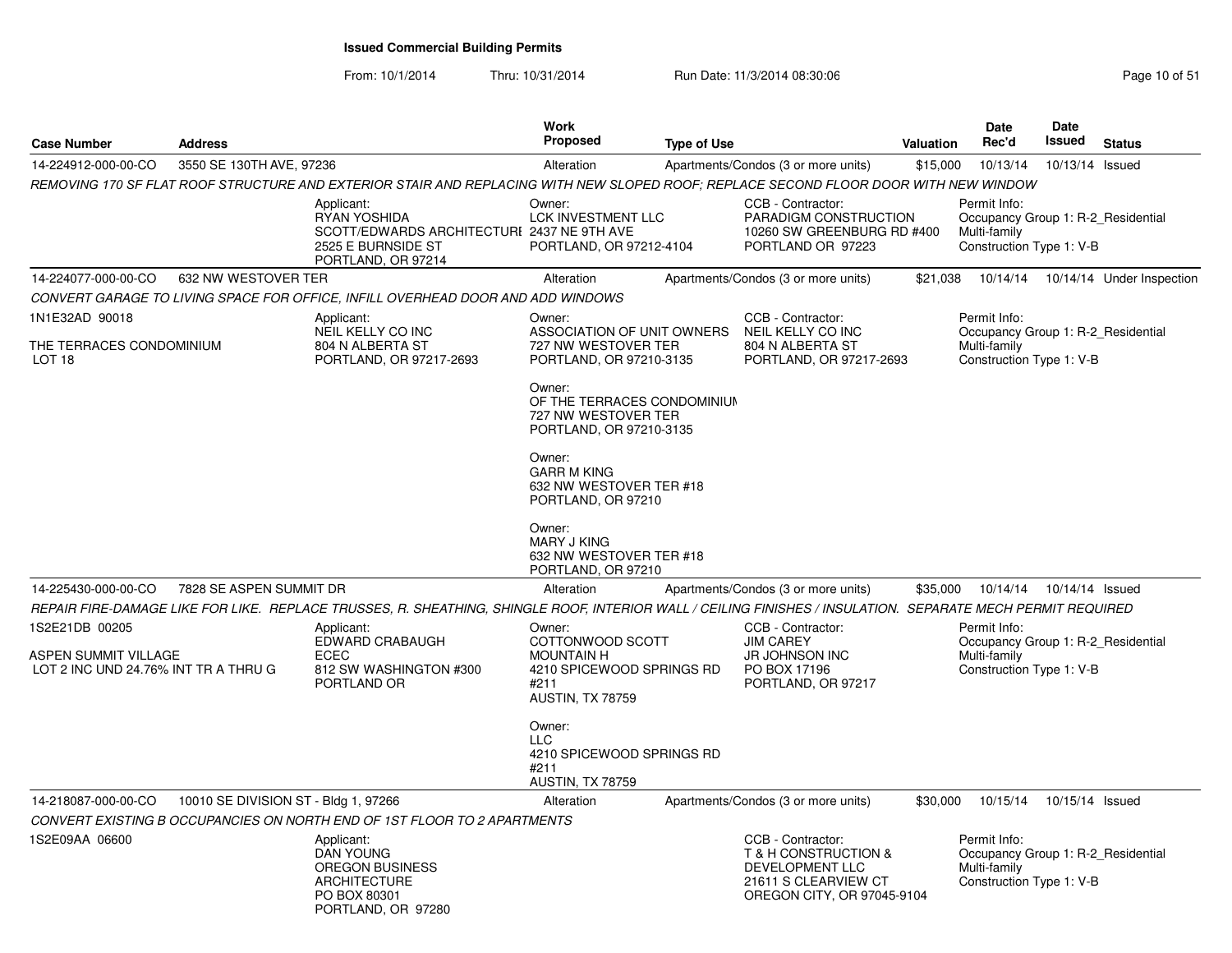# Issued Commercial Building Permits

From: 10/1/2014 Thru: 10/31/2014 Run Date: 11/3/2014 08:30:06

| Case Number | Address | Work Proposed | Type of Use | Valuation | Date Rec'd | Date Issued | Status |
|---|---|---|---|---|---|---|---|
| 14-224912-000-00-CO | 3550 SE 130TH AVE, 97236 | Alteration | Apartments/Condos (3 or more units) | $15,000 | 10/13/14 | 10/13/14 | Issued |

*REMOVING 170 SF FLAT ROOF STRUCTURE AND EXTERIOR STAIR AND REPLACING WITH NEW SLOPED ROOF; REPLACE SECOND FLOOR DOOR WITH NEW WINDOW*

Applicant:
RYAN YOSHIDA
SCOTT/EDWARDS ARCHITECTURE
2525 E BURNSIDE ST
PORTLAND, OR 97214

Owner:
LCK INVESTMENT LLC
2437 NE 9TH AVE
PORTLAND, OR 97212-4104

CCB - Contractor:
PARADIGM CONSTRUCTION
10260 SW GREENBURG RD #400
PORTLAND OR 97223

Permit Info:
Occupancy Group 1: R-2_Residential Multi-family
Construction Type 1: V-B

---

| Case Number | Address | Work Proposed | Type of Use | Valuation | Date Rec'd | Date Issued | Status |
|---|---|---|---|---|---|---|---|
| 14-224077-000-00-CO | 632 NW WESTOVER TER | Alteration | Apartments/Condos (3 or more units) | $21,038 | 10/14/14 | 10/14/14 | Under Inspection |

*CONVERT GARAGE TO LIVING SPACE FOR OFFICE, INFILL OVERHEAD DOOR AND ADD WINDOWS*

1N1E32AD 90018

THE TERRACES CONDOMINIUM
LOT 18

Applicant:
NEIL KELLY CO INC
804 N ALBERTA ST
PORTLAND, OR 97217-2693

Owner:
ASSOCIATION OF UNIT OWNERS
727 NW WESTOVER TER
PORTLAND, OR 97210-3135

Owner:
OF THE TERRACES CONDOMINIUM
727 NW WESTOVER TER
PORTLAND, OR 97210-3135

Owner:
GARR M KING
632 NW WESTOVER TER #18
PORTLAND, OR 97210

Owner:
MARY J KING
632 NW WESTOVER TER #18
PORTLAND, OR 97210

CCB - Contractor:
NEIL KELLY CO INC
804 N ALBERTA ST
PORTLAND, OR 97217-2693

Permit Info:
Occupancy Group 1: R-2_Residential Multi-family
Construction Type 1: V-B

---

| Case Number | Address | Work Proposed | Type of Use | Valuation | Date Rec'd | Date Issued | Status |
|---|---|---|---|---|---|---|---|
| 14-225430-000-00-CO | 7828 SE ASPEN SUMMIT DR | Alteration | Apartments/Condos (3 or more units) | $35,000 | 10/14/14 | 10/14/14 | Issued |

*REPAIR FIRE-DAMAGE LIKE FOR LIKE. REPLACE TRUSSES, R. SHEATHING, SHINGLE ROOF, INTERIOR WALL / CEILING FINISHES / INSULATION. SEPARATE MECH PERMIT REQUIRED*

1S2E21DB 00205

ASPEN SUMMIT VILLAGE
LOT 2 INC UND 24.76% INT TR A THRU G

Applicant:
EDWARD CRABAUGH
ECEC
812 SW WASHINGTON #300
PORTLAND OR

Owner:
COTTONWOOD SCOTT MOUNTAIN H
4210 SPICEWOOD SPRINGS RD #211
AUSTIN, TX 78759

Owner:
LLC
4210 SPICEWOOD SPRINGS RD #211
AUSTIN, TX 78759

CCB - Contractor:
JIM CAREY
JR JOHNSON INC
PO BOX 17196
PORTLAND, OR 97217

Permit Info:
Occupancy Group 1: R-2_Residential Multi-family
Construction Type 1: V-B

---

| Case Number | Address | Work Proposed | Type of Use | Valuation | Date Rec'd | Date Issued | Status |
|---|---|---|---|---|---|---|---|
| 14-218087-000-00-CO | 10010 SE DIVISION ST - Bldg 1, 97266 | Alteration | Apartments/Condos (3 or more units) | $30,000 | 10/15/14 | 10/15/14 | Issued |

*CONVERT EXISTING B OCCUPANCIES ON NORTH END OF 1ST FLOOR TO 2 APARTMENTS*

1S2E09AA 06600

Applicant:
DAN YOUNG
OREGON BUSINESS ARCHITECTURE
PO BOX 80301
PORTLAND, OR 97280

CCB - Contractor:
T & H CONSTRUCTION & DEVELOPMENT LLC
21611 S CLEARVIEW CT
OREGON CITY, OR 97045-9104

Permit Info:
Occupancy Group 1: R-2_Residential Multi-family
Construction Type 1: V-B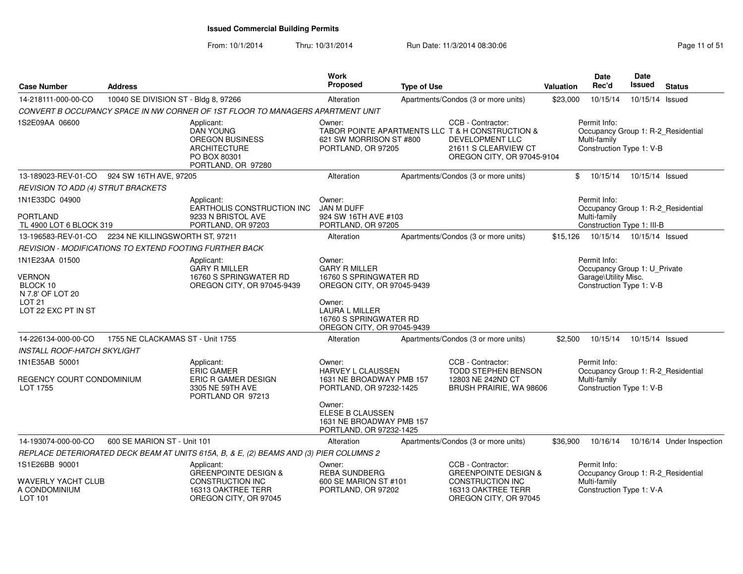## Issued Commercial Building Permits

From: 10/1/2014 Thru: 10/31/2014 Run Date: 11/3/2014 08:30:06

| Case Number | Address | Work Proposed | Type of Use | Valuation | Date Rec'd | Date Issued | Status |
|---|---|---|---|---|---|---|---|
| 14-218111-000-00-CO | 10040 SE DIVISION ST - Bldg 8, 97266 | Alteration | Apartments/Condos (3 or more units) | $23,000 | 10/15/14 | 10/15/14 | Issued |

*CONVERT B OCCUPANCY SPACE IN NW CORNER OF 1ST FLOOR TO MANAGERS APARTMENT UNIT*

1S2E09AA 06600

Applicant: DAN YOUNG, OREGON BUSINESS ARCHITECTURE, PO BOX 80301, PORTLAND, OR 97280

Owner: TABOR POINTE APARTMENTS LLC, 621 SW MORRISON ST #800, PORTLAND, OR 97205

CCB - Contractor: T & H CONSTRUCTION & DEVELOPMENT LLC, 21611 S CLEARVIEW CT, OREGON CITY, OR 97045-9104

Permit Info: Occupancy Group 1: R-2_Residential Multi-family; Construction Type 1: V-B

| Case Number | Address | Work Proposed | Type of Use | Valuation | Date Rec'd | Date Issued | Status |
|---|---|---|---|---|---|---|---|
| 13-189023-REV-01-CO | 924 SW 16TH AVE, 97205 | Alteration | Apartments/Condos (3 or more units) | $ | 10/15/14 | 10/15/14 | Issued |

*REVISION TO ADD (4) STRUT BRACKETS*

1N1E33DC 04900

PORTLAND
TL 4900 LOT 6 BLOCK 319

Applicant: EARTHOLIS CONSTRUCTION INC, 9233 N BRISTOL AVE, PORTLAND, OR 97203

Owner: JAN M DUFF, 924 SW 16TH AVE #103, PORTLAND, OR 97205

Permit Info: Occupancy Group 1: R-2_Residential Multi-family; Construction Type 1: III-B

| Case Number | Address | Work Proposed | Type of Use | Valuation | Date Rec'd | Date Issued | Status |
|---|---|---|---|---|---|---|---|
| 13-196583-REV-01-CO | 2234 NE KILLINGSWORTH ST, 97211 | Alteration | Apartments/Condos (3 or more units) | $15,126 | 10/15/14 | 10/15/14 | Issued |

*REVISION - MODIFICATIONS TO EXTEND FOOTING FURTHER BACK*

1N1E23AA 01500

VERNON
BLOCK 10
N 7.8' OF LOT 20
LOT 21
LOT 22 EXC PT IN ST

Applicant: GARY R MILLER, 16760 S SPRINGWATER RD, OREGON CITY, OR 97045-9439

Owner: GARY R MILLER, 16760 S SPRINGWATER RD, OREGON CITY, OR 97045-9439

Owner: LAURA L MILLER, 16760 S SPRINGWATER RD, OREGON CITY, OR 97045-9439

Permit Info: Occupancy Group 1: U_Private Garage\Utility Misc.; Construction Type 1: V-B

| Case Number | Address | Work Proposed | Type of Use | Valuation | Date Rec'd | Date Issued | Status |
|---|---|---|---|---|---|---|---|
| 14-226134-000-00-CO | 1755 NE CLACKAMAS ST - Unit 1755 | Alteration | Apartments/Condos (3 or more units) | $2,500 | 10/15/14 | 10/15/14 | Issued |

*INSTALL ROOF-HATCH SKYLIGHT*

1N1E35AB 50001

REGENCY COURT CONDOMINIUM
LOT 1755

Applicant: ERIC GAMER, ERIC R GAMER DESIGN, 3305 NE 59TH AVE, PORTLAND OR 97213

Owner: HARVEY L CLAUSSEN, 1631 NE BROADWAY PMB 157, PORTLAND, OR 97232-1425

Owner: ELESE B CLAUSSEN, 1631 NE BROADWAY PMB 157, PORTLAND, OR 97232-1425

CCB - Contractor: TODD STEPHEN BENSON, 12803 NE 242ND CT, BRUSH PRAIRIE, WA 98606

Permit Info: Occupancy Group 1: R-2_Residential Multi-family; Construction Type 1: V-B

| Case Number | Address | Work Proposed | Type of Use | Valuation | Date Rec'd | Date Issued | Status |
|---|---|---|---|---|---|---|---|
| 14-193074-000-00-CO | 600 SE MARION ST - Unit 101 | Alteration | Apartments/Condos (3 or more units) | $36,900 | 10/16/14 | 10/16/14 | Under Inspection |

*REPLACE DETERIORATED DECK BEAM AT UNITS 615A, B, & E, (2) BEAMS AND (3) PIER COLUMNS 2*

1S1E26BB 90001

WAVERLY YACHT CLUB
A CONDOMINIUM
LOT 101

Applicant: GREENPOINTE DESIGN & CONSTRUCTION INC, 16313 OAKTREE TERR, OREGON CITY, OR 97045

Owner: REBA SUNDBERG, 600 SE MARION ST #101, PORTLAND, OR 97202

CCB - Contractor: GREENPOINTE DESIGN & CONSTRUCTION INC, 16313 OAKTREE TERR, OREGON CITY, OR 97045

Permit Info: Occupancy Group 1: R-2_Residential Multi-family; Construction Type 1: V-A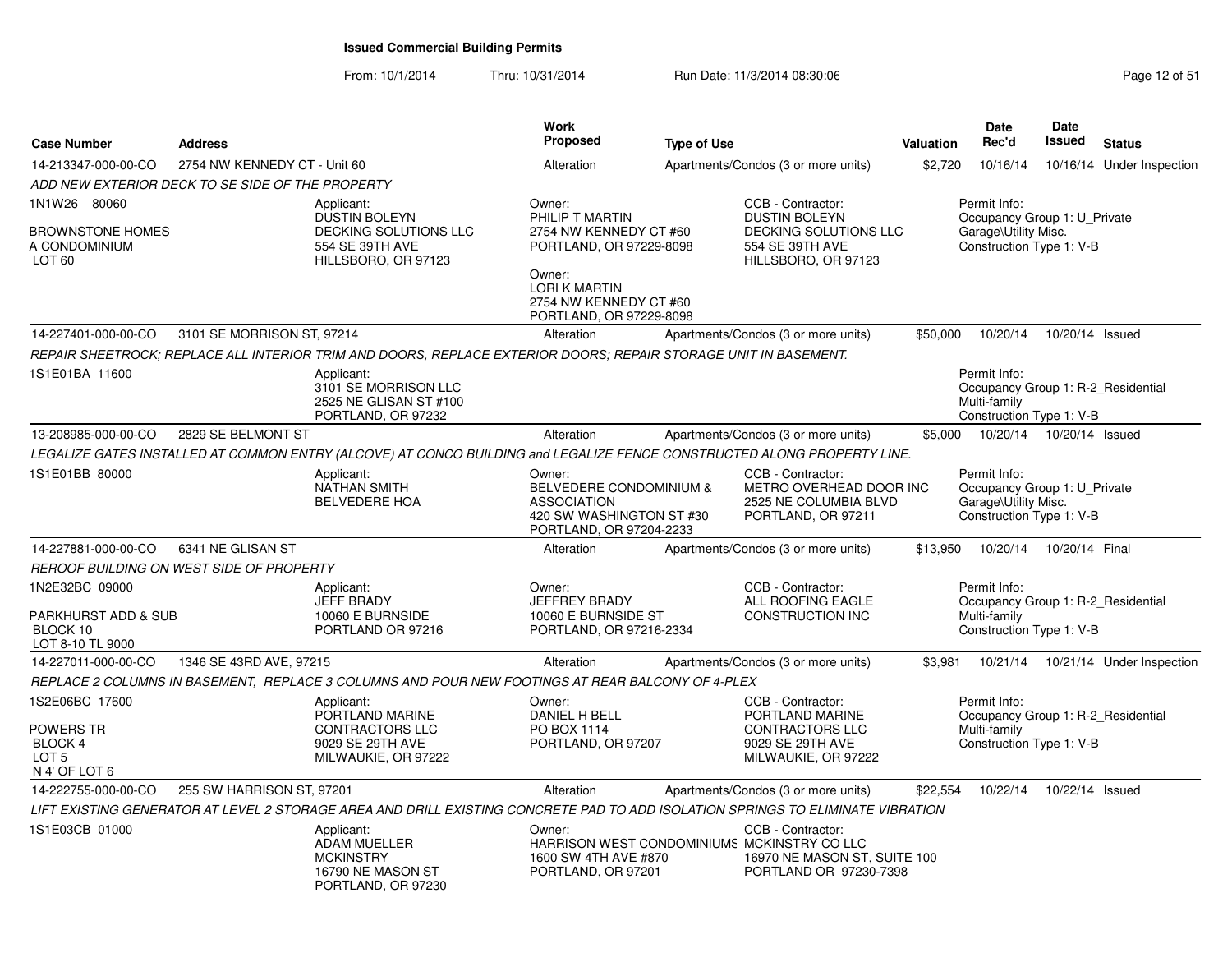# Issued Commercial Building Permits

From: 10/1/2014 Thru: 10/31/2014 Run Date: 11/3/2014 08:30:06

| Case Number | Address | Work Proposed | Type of Use | Valuation | Date Rec'd | Date Issued | Status |
|---|---|---|---|---|---|---|---|
| 14-213347-000-00-CO | 2754 NW KENNEDY CT - Unit 60 | Alteration | Apartments/Condos (3 or more units) | $2,720 | 10/16/14 | 10/16/14 | Under Inspection |

ADD NEW EXTERIOR DECK TO SE SIDE OF THE PROPERTY

1N1W26 80060

BROWNSTONE HOMES A CONDOMINIUM LOT 60

Applicant: DUSTIN BOLEYN, DECKING SOLUTIONS LLC, 554 SE 39TH AVE, HILLSBORO, OR 97123

Owner: PHILIP T MARTIN, 2754 NW KENNEDY CT #60, PORTLAND, OR 97229-8098

Owner: LORI K MARTIN, 2754 NW KENNEDY CT #60, PORTLAND, OR 97229-8098

CCB - Contractor: DUSTIN BOLEYN, DECKING SOLUTIONS LLC, 554 SE 39TH AVE, HILLSBORO, OR 97123

Permit Info: Occupancy Group 1: U_Private Garage\Utility Misc. Construction Type 1: V-B

---

| Case Number | Address | Work Proposed | Type of Use | Valuation | Date Rec'd | Date Issued | Status |
|---|---|---|---|---|---|---|---|
| 14-227401-000-00-CO | 3101 SE MORRISON ST, 97214 | Alteration | Apartments/Condos (3 or more units) | $50,000 | 10/20/14 | 10/20/14 | Issued |

REPAIR SHEETROCK; REPLACE ALL INTERIOR TRIM AND DOORS, REPLACE EXTERIOR DOORS; REPAIR STORAGE UNIT IN BASEMENT.

1S1E01BA 11600

Applicant: 3101 SE MORRISON LLC, 2525 NE GLISAN ST #100, PORTLAND, OR 97232

Permit Info: Occupancy Group 1: R-2_Residential Multi-family Construction Type 1: V-B

---

| Case Number | Address | Work Proposed | Type of Use | Valuation | Date Rec'd | Date Issued | Status |
|---|---|---|---|---|---|---|---|
| 13-208985-000-00-CO | 2829 SE BELMONT ST | Alteration | Apartments/Condos (3 or more units) | $5,000 | 10/20/14 | 10/20/14 | Issued |

LEGALIZE GATES INSTALLED AT COMMON ENTRY (ALCOVE) AT CONCO BUILDING and LEGALIZE FENCE CONSTRUCTED ALONG PROPERTY LINE.

1S1E01BB 80000

Applicant: NATHAN SMITH, BELVEDERE HOA

Owner: BELVEDERE CONDOMINIUM & ASSOCIATION, 420 SW WASHINGTON ST #30, PORTLAND, OR 97204-2233

CCB - Contractor: METRO OVERHEAD DOOR INC, 2525 NE COLUMBIA BLVD, PORTLAND, OR 97211

Permit Info: Occupancy Group 1: U_Private Garage\Utility Misc. Construction Type 1: V-B

---

| Case Number | Address | Work Proposed | Type of Use | Valuation | Date Rec'd | Date Issued | Status |
|---|---|---|---|---|---|---|---|
| 14-227881-000-00-CO | 6341 NE GLISAN ST | Alteration | Apartments/Condos (3 or more units) | $13,950 | 10/20/14 | 10/20/14 | Final |

REROOF BUILDING ON WEST SIDE OF PROPERTY

1N2E32BC 09000

PARKHURST ADD & SUB BLOCK 10 LOT 8-10 TL 9000

Applicant: JEFF BRADY, 10060 E BURNSIDE, PORTLAND OR 97216

Owner: JEFFREY BRADY, 10060 E BURNSIDE ST, PORTLAND, OR 97216-2334

CCB - Contractor: ALL ROOFING EAGLE CONSTRUCTION INC

Permit Info: Occupancy Group 1: R-2_Residential Multi-family Construction Type 1: V-B

---

| Case Number | Address | Work Proposed | Type of Use | Valuation | Date Rec'd | Date Issued | Status |
|---|---|---|---|---|---|---|---|
| 14-227011-000-00-CO | 1346 SE 43RD AVE, 97215 | Alteration | Apartments/Condos (3 or more units) | $3,981 | 10/21/14 | 10/21/14 | Under Inspection |

REPLACE 2 COLUMNS IN BASEMENT, REPLACE 3 COLUMNS AND POUR NEW FOOTINGS AT REAR BALCONY OF 4-PLEX

1S2E06BC 17600

POWERS TR BLOCK 4 LOT 5 N 4' OF LOT 6

Applicant: PORTLAND MARINE CONTRACTORS LLC, 9029 SE 29TH AVE, MILWAUKIE, OR 97222

Owner: DANIEL H BELL, PO BOX 1114, PORTLAND, OR 97207

CCB - Contractor: PORTLAND MARINE CONTRACTORS LLC, 9029 SE 29TH AVE, MILWAUKIE, OR 97222

Permit Info: Occupancy Group 1: R-2_Residential Multi-family Construction Type 1: V-B

---

| Case Number | Address | Work Proposed | Type of Use | Valuation | Date Rec'd | Date Issued | Status |
|---|---|---|---|---|---|---|---|
| 14-222755-000-00-CO | 255 SW HARRISON ST, 97201 | Alteration | Apartments/Condos (3 or more units) | $22,554 | 10/22/14 | 10/22/14 | Issued |

LIFT EXISTING GENERATOR AT LEVEL 2 STORAGE AREA AND DRILL EXISTING CONCRETE PAD TO ADD ISOLATION SPRINGS TO ELIMINATE VIBRATION

1S1E03CB 01000

Applicant: ADAM MUELLER, MCKINSTRY, 16790 NE MASON ST, PORTLAND, OR 97230

Owner: HARRISON WEST CONDOMINIUMS, 1600 SW 4TH AVE #870, PORTLAND, OR 97201

CCB - Contractor: MCKINSTRY CO LLC, 16970 NE MASON ST, SUITE 100, PORTLAND OR 97230-7398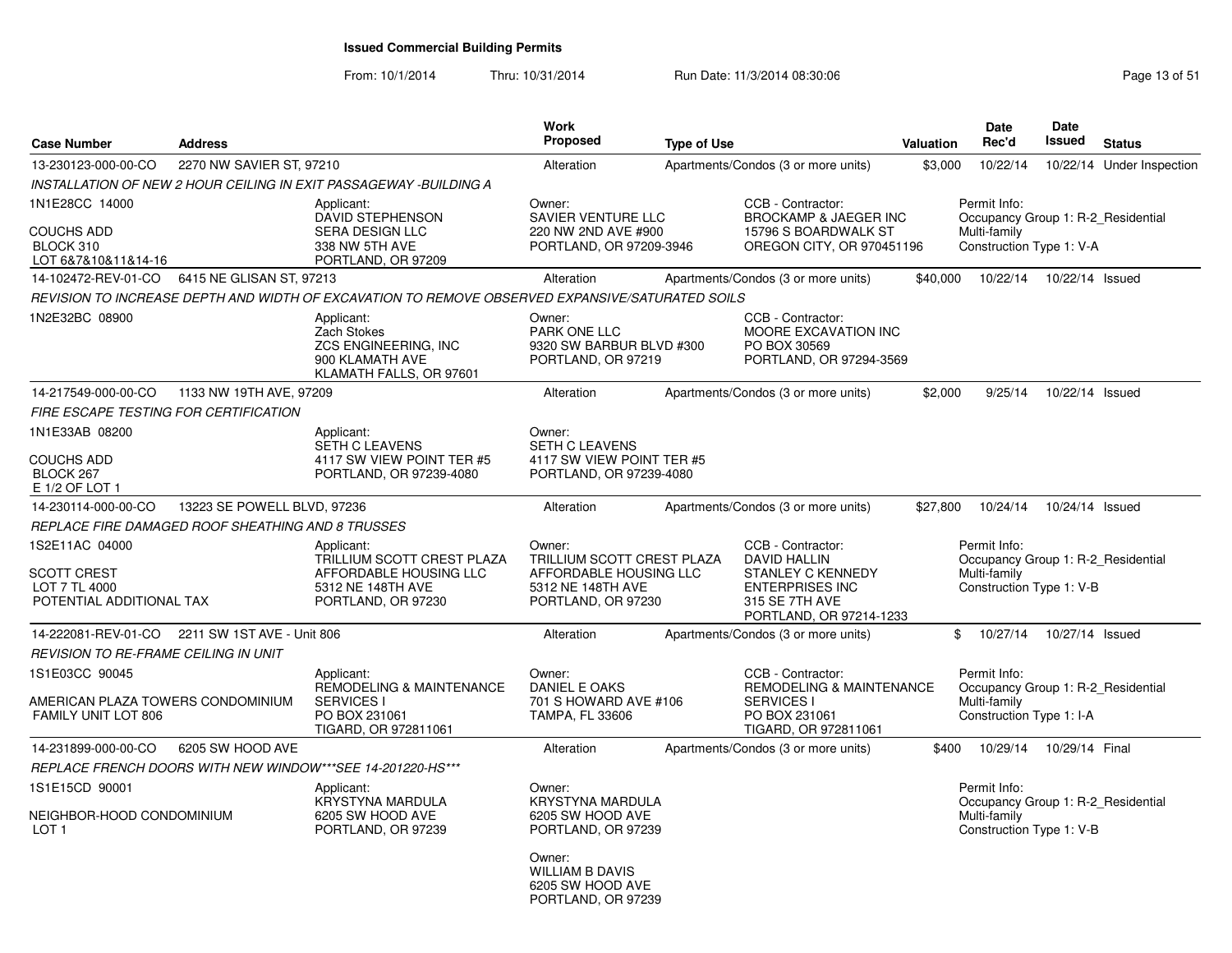# Issued Commercial Building Permits

From: 10/1/2014 Thru: 10/31/2014 Run Date: 11/3/2014 08:30:06

| Case Number | Address | Work Proposed | Type of Use | Valuation | Date Rec'd | Date Issued | Status |
|---|---|---|---|---|---|---|---|
| 13-230123-000-00-CO | 2270 NW SAVIER ST, 97210 | Alteration | Apartments/Condos (3 or more units) | $3,000 | 10/22/14 | 10/22/14 | Under Inspection |

*INSTALLATION OF NEW 2 HOUR CEILING IN EXIT PASSAGEWAY -BUILDING A*

1N1E28CC 14000
COUCHS ADD
BLOCK 310
LOT 6&7&10&11&14-16

Applicant: DAVID STEPHENSON, SERA DESIGN LLC, 338 NW 5TH AVE, PORTLAND, OR 97209

Owner: SAVIER VENTURE LLC, 220 NW 2ND AVE #900, PORTLAND, OR 97209-3946

CCB - Contractor: BROCKAMP & JAEGER INC, 15796 S BOARDWALK ST, OREGON CITY, OR 970451196

Permit Info: Occupancy Group 1: R-2_Residential Multi-family; Construction Type 1: V-A

---

| Case Number | Address | Work Proposed | Type of Use | Valuation | Date Rec'd | Date Issued | Status |
|---|---|---|---|---|---|---|---|
| 14-102472-REV-01-CO | 6415 NE GLISAN ST, 97213 | Alteration | Apartments/Condos (3 or more units) | $40,000 | 10/22/14 | 10/22/14 | Issued |

*REVISION TO INCREASE DEPTH AND WIDTH OF EXCAVATION TO REMOVE OBSERVED EXPANSIVE/SATURATED SOILS*

1N2E32BC 08900

Applicant: Zach Stokes, ZCS ENGINEERING, INC, 900 KLAMATH AVE, KLAMATH FALLS, OR 97601

Owner: PARK ONE LLC, 9320 SW BARBUR BLVD #300, PORTLAND, OR 97219

CCB - Contractor: MOORE EXCAVATION INC, PO BOX 30569, PORTLAND, OR 97294-3569

---

| Case Number | Address | Work Proposed | Type of Use | Valuation | Date Rec'd | Date Issued | Status |
|---|---|---|---|---|---|---|---|
| 14-217549-000-00-CO | 1133 NW 19TH AVE, 97209 | Alteration | Apartments/Condos (3 or more units) | $2,000 | 9/25/14 | 10/22/14 | Issued |

*FIRE ESCAPE TESTING FOR CERTIFICATION*

1N1E33AB 08200
COUCHS ADD
BLOCK 267
E 1/2 OF LOT 1

Applicant: SETH C LEAVENS, 4117 SW VIEW POINT TER #5, PORTLAND, OR 97239-4080

Owner: SETH C LEAVENS, 4117 SW VIEW POINT TER #5, PORTLAND, OR 97239-4080

---

| Case Number | Address | Work Proposed | Type of Use | Valuation | Date Rec'd | Date Issued | Status |
|---|---|---|---|---|---|---|---|
| 14-230114-000-00-CO | 13223 SE POWELL BLVD, 97236 | Alteration | Apartments/Condos (3 or more units) | $27,800 | 10/24/14 | 10/24/14 | Issued |

*REPLACE FIRE DAMAGED ROOF SHEATHING AND 8 TRUSSES*

1S2E11AC 04000
SCOTT CREST
LOT 7 TL 4000
POTENTIAL ADDITIONAL TAX

Applicant: TRILLIUM SCOTT CREST PLAZA AFFORDABLE HOUSING LLC, 5312 NE 148TH AVE, PORTLAND, OR 97230

Owner: TRILLIUM SCOTT CREST PLAZA AFFORDABLE HOUSING LLC, 5312 NE 148TH AVE, PORTLAND, OR 97230

CCB - Contractor: DAVID HALLIN, STANLEY C KENNEDY ENTERPRISES INC, 315 SE 7TH AVE, PORTLAND, OR 97214-1233

Permit Info: Occupancy Group 1: R-2_Residential Multi-family; Construction Type 1: V-B

---

| Case Number | Address | Work Proposed | Type of Use | Valuation | Date Rec'd | Date Issued | Status |
|---|---|---|---|---|---|---|---|
| 14-222081-REV-01-CO | 2211 SW 1ST AVE - Unit 806 | Alteration | Apartments/Condos (3 or more units) | $ | 10/27/14 | 10/27/14 | Issued |

*REVISION TO RE-FRAME CEILING IN UNIT*

1S1E03CC 90045
AMERICAN PLAZA TOWERS CONDOMINIUM
FAMILY UNIT LOT 806

Applicant: REMODELING & MAINTENANCE SERVICES I, PO BOX 231061, TIGARD, OR 972811061

Owner: DANIEL E OAKS, 701 S HOWARD AVE #106, TAMPA, FL 33606

CCB - Contractor: REMODELING & MAINTENANCE SERVICES I, PO BOX 231061, TIGARD, OR 972811061

Permit Info: Occupancy Group 1: R-2_Residential Multi-family; Construction Type 1: I-A

---

| Case Number | Address | Work Proposed | Type of Use | Valuation | Date Rec'd | Date Issued | Status |
|---|---|---|---|---|---|---|---|
| 14-231899-000-00-CO | 6205 SW HOOD AVE | Alteration | Apartments/Condos (3 or more units) | $400 | 10/29/14 | 10/29/14 | Final |

*REPLACE FRENCH DOORS WITH NEW WINDOW***SEE 14-201220-HS****

1S1E15CD 90001
NEIGHBOR-HOOD CONDOMINIUM
LOT 1

Applicant: KRYSTYNA MARDULA, 6205 SW HOOD AVE, PORTLAND, OR 97239

Owner: KRYSTYNA MARDULA, 6205 SW HOOD AVE, PORTLAND, OR 97239

Owner: WILLIAM B DAVIS, 6205 SW HOOD AVE, PORTLAND, OR 97239

Permit Info: Occupancy Group 1: R-2_Residential Multi-family; Construction Type 1: V-B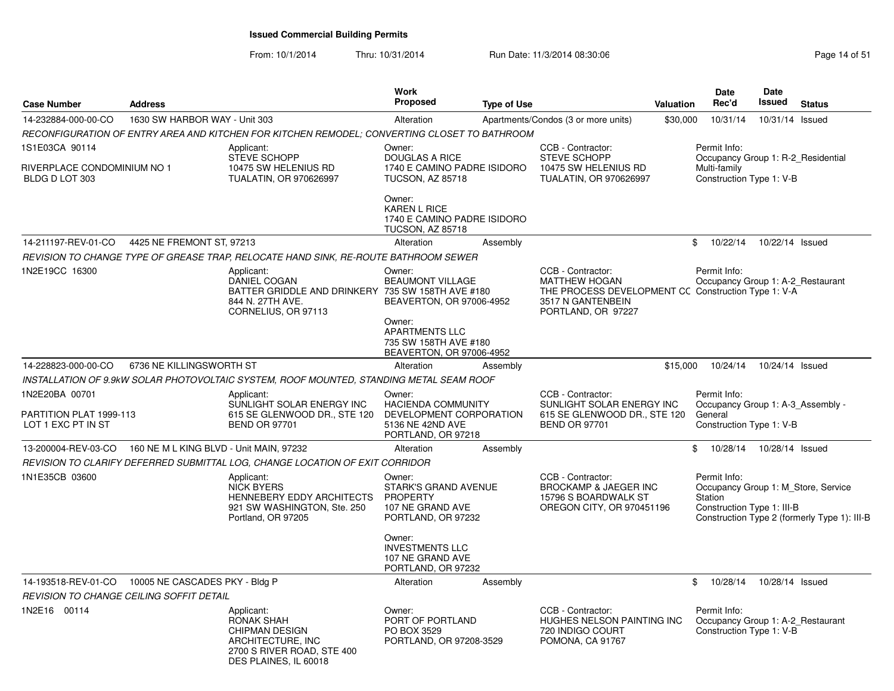# Issued Commercial Building Permits

From: 10/1/2014 Thru: 10/31/2014 Run Date: 11/3/2014 08:30:06

| Case Number | Address | Work Proposed | Type of Use | Valuation | Date Rec'd | Date Issued | Status |
|---|---|---|---|---|---|---|---|
| 14-232884-000-00-CO | 1630 SW HARBOR WAY - Unit 303 | Alteration | Apartments/Condos (3 or more units) | $30,000 | 10/31/14 | 10/31/14 | Issued |

*RECONFIGURATION OF ENTRY AREA AND KITCHEN FOR KITCHEN REMODEL; CONVERTING CLOSET TO BATHROOM*

1S1E03CA 90114

RIVERPLACE CONDOMINIUM NO 1
BLDG D LOT 303

Applicant:
STEVE SCHOPP
10475 SW HELENIUS RD
TUALATIN, OR 970626997

Owner:
DOUGLAS A RICE
1740 E CAMINO PADRE ISIDORO
TUCSON, AZ 85718

Owner:
KAREN L RICE
1740 E CAMINO PADRE ISIDORO
TUCSON, AZ 85718

CCB - Contractor:
STEVE SCHOPP
10475 SW HELENIUS RD
TUALATIN, OR 970626997

Permit Info:
Occupancy Group 1: R-2_Residential Multi-family
Construction Type 1: V-B

---

| Case Number | Address | Work Proposed | Type of Use | Valuation | Date Rec'd | Date Issued | Status |
|---|---|---|---|---|---|---|---|
| 14-211197-REV-01-CO | 4425 NE FREMONT ST, 97213 | Alteration | Assembly | $ | 10/22/14 | 10/22/14 | Issued |

*REVISION TO CHANGE TYPE OF GREASE TRAP, RELOCATE HAND SINK, RE-ROUTE BATHROOM SEWER*

1N2E19CC 16300

Applicant:
DANIEL COGAN
BATTER GRIDDLE AND DRINKERY
844 N. 27TH AVE.
CORNELIUS, OR 97113

Owner:
BEAUMONT VILLAGE
735 SW 158TH AVE #180
BEAVERTON, OR 97006-4952

Owner:
APARTMENTS LLC
735 SW 158TH AVE #180
BEAVERTON, OR 97006-4952

CCB - Contractor:
MATTHEW HOGAN
THE PROCESS DEVELOPMENT CC
3517 N GANTENBEIN
PORTLAND, OR 97227

Permit Info:
Occupancy Group 1: A-2_Restaurant
Construction Type 1: V-A

---

| Case Number | Address | Work Proposed | Type of Use | Valuation | Date Rec'd | Date Issued | Status |
|---|---|---|---|---|---|---|---|
| 14-228823-000-00-CO | 6736 NE KILLINGSWORTH ST | Alteration | Assembly | $15,000 | 10/24/14 | 10/24/14 | Issued |

*INSTALLATION OF 9.9kW SOLAR PHOTOVOLTAIC SYSTEM, ROOF MOUNTED, STANDING METAL SEAM ROOF*

1N2E20BA 00701

PARTITION PLAT 1999-113
LOT 1 EXC PT IN ST

Applicant:
SUNLIGHT SOLAR ENERGY INC
615 SE GLENWOOD DR., STE 120
BEND OR 97701

Owner:
HACIENDA COMMUNITY DEVELOPMENT CORPORATION
5136 NE 42ND AVE
PORTLAND, OR 97218

CCB - Contractor:
SUNLIGHT SOLAR ENERGY INC
615 SE GLENWOOD DR., STE 120
BEND OR 97701

Permit Info:
Occupancy Group 1: A-3_Assembly - General
Construction Type 1: V-B

---

| Case Number | Address | Work Proposed | Type of Use | Valuation | Date Rec'd | Date Issued | Status |
|---|---|---|---|---|---|---|---|
| 13-200004-REV-03-CO | 160 NE M L KING BLVD - Unit MAIN, 97232 | Alteration | Assembly | $ | 10/28/14 | 10/28/14 | Issued |

*REVISION TO CLARIFY DEFERRED SUBMITTAL LOG, CHANGE LOCATION OF EXIT CORRIDOR*

1N1E35CB 03600

Applicant:
NICK BYERS
HENNEBERY EDDY ARCHITECTS
921 SW WASHINGTON, Ste. 250
Portland, OR 97205

Owner:
STARK'S GRAND AVENUE PROPERTY
107 NE GRAND AVE
PORTLAND, OR 97232

Owner:
INVESTMENTS LLC
107 NE GRAND AVE
PORTLAND, OR 97232

CCB - Contractor:
BROCKAMP & JAEGER INC
15796 S BOARDWALK ST
OREGON CITY, OR 970451196

Permit Info:
Occupancy Group 1: M_Store, Service Station
Construction Type 1: III-B
Construction Type 2 (formerly Type 1): III-B

---

| Case Number | Address | Work Proposed | Type of Use | Valuation | Date Rec'd | Date Issued | Status |
|---|---|---|---|---|---|---|---|
| 14-193518-REV-01-CO | 10005 NE CASCADES PKY - Bldg P | Alteration | Assembly | $ | 10/28/14 | 10/28/14 | Issued |

*REVISION TO CHANGE CEILING SOFFIT DETAIL*

1N2E16 00114

Applicant:
RONAK SHAH
CHIPMAN DESIGN ARCHITECTURE, INC
2700 S RIVER ROAD, STE 400
DES PLAINES, IL 60018

Owner:
PORT OF PORTLAND
PO BOX 3529
PORTLAND, OR 97208-3529

CCB - Contractor:
HUGHES NELSON PAINTING INC
720 INDIGO COURT
POMONA, CA 91767

Permit Info:
Occupancy Group 1: A-2_Restaurant
Construction Type 1: V-B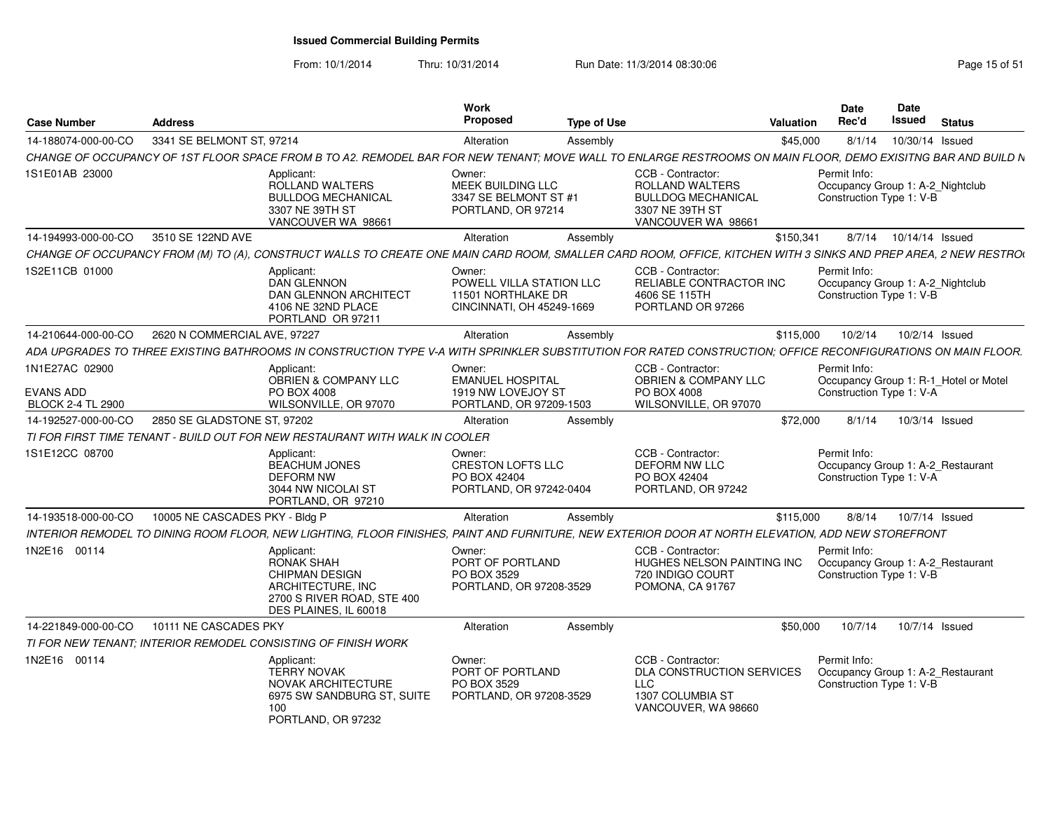# Issued Commercial Building Permits

From: 10/1/2014 Thru: 10/31/2014 Run Date: 11/3/2014 08:30:06

| Case Number | Address | Work Proposed | Type of Use | Valuation | Date Rec'd | Date Issued | Status |
|---|---|---|---|---|---|---|---|
| 14-188074-000-00-CO | 3341 SE BELMONT ST, 97214 | Alteration | Assembly | $45,000 | 8/1/14 | 10/30/14 | Issued |

*CHANGE OF OCCUPANCY OF 1ST FLOOR SPACE FROM B TO A2. REMODEL BAR FOR NEW TENANT; MOVE WALL TO ENLARGE RESTROOMS ON MAIN FLOOR, DEMO EXISITNG BAR AND BUILD N*

1S1E01AB 23000

- Applicant: ROLLAND WALTERS, BULLDOG MECHANICAL, 3307 NE 39TH ST, VANCOUVER WA 98661
- Owner: MEEK BUILDING LLC, 3347 SE BELMONT ST #1, PORTLAND, OR 97214
- CCB - Contractor: ROLLAND WALTERS, BULLDOG MECHANICAL, 3307 NE 39TH ST, VANCOUVER WA 98661
- Permit Info: Occupancy Group 1: A-2_Nightclub; Construction Type 1: V-B

| Case Number | Address | Work Proposed | Type of Use | Valuation | Date Rec'd | Date Issued | Status |
|---|---|---|---|---|---|---|---|
| 14-194993-000-00-CO | 3510 SE 122ND AVE | Alteration | Assembly | $150,341 | 8/7/14 | 10/14/14 | Issued |

*CHANGE OF OCCUPANCY FROM (M) TO (A), CONSTRUCT WALLS TO CREATE ONE MAIN CARD ROOM, SMALLER CARD ROOM, OFFICE, KITCHEN WITH 3 SINKS AND PREP AREA, 2 NEW RESTRO*

1S2E11CB 01000

- Applicant: DAN GLENNON, DAN GLENNON ARCHITECT, 4106 NE 32ND PLACE, PORTLAND OR 97211
- Owner: POWELL VILLA STATION LLC, 11501 NORTHLAKE DR, CINCINNATI, OH 45249-1669
- CCB - Contractor: RELIABLE CONTRACTOR INC, 4606 SE 115TH, PORTLAND OR 97266
- Permit Info: Occupancy Group 1: A-2_Nightclub; Construction Type 1: V-B

| Case Number | Address | Work Proposed | Type of Use | Valuation | Date Rec'd | Date Issued | Status |
|---|---|---|---|---|---|---|---|
| 14-210644-000-00-CO | 2620 N COMMERCIAL AVE, 97227 | Alteration | Assembly | $115,000 | 10/2/14 | 10/2/14 | Issued |

*ADA UPGRADES TO THREE EXISTING BATHROOMS IN CONSTRUCTION TYPE V-A WITH SPRINKLER SUBSTITUTION FOR RATED CONSTRUCTION; OFFICE RECONFIGURATIONS ON MAIN FLOOR.*

1N1E27AC 02900
EVANS ADD
BLOCK 2-4 TL 2900

- Applicant: OBRIEN & COMPANY LLC, PO BOX 4008, WILSONVILLE, OR 97070
- Owner: EMANUEL HOSPITAL, 1919 NW LOVEJOY ST, PORTLAND, OR 97209-1503
- CCB - Contractor: OBRIEN & COMPANY LLC, PO BOX 4008, WILSONVILLE, OR 97070
- Permit Info: Occupancy Group 1: R-1_Hotel or Motel; Construction Type 1: V-A

| Case Number | Address | Work Proposed | Type of Use | Valuation | Date Rec'd | Date Issued | Status |
|---|---|---|---|---|---|---|---|
| 14-192527-000-00-CO | 2850 SE GLADSTONE ST, 97202 | Alteration | Assembly | $72,000 | 8/1/14 | 10/3/14 | Issued |

*TI FOR FIRST TIME TENANT - BUILD OUT FOR NEW RESTAURANT WITH WALK IN COOLER*

1S1E12CC 08700

- Applicant: BEACHUM JONES, DEFORM NW, 3044 NW NICOLAI ST, PORTLAND, OR 97210
- Owner: CRESTON LOFTS LLC, PO BOX 42404, PORTLAND, OR 97242-0404
- CCB - Contractor: DEFORM NW LLC, PO BOX 42404, PORTLAND, OR 97242
- Permit Info: Occupancy Group 1: A-2_Restaurant; Construction Type 1: V-A

| Case Number | Address | Work Proposed | Type of Use | Valuation | Date Rec'd | Date Issued | Status |
|---|---|---|---|---|---|---|---|
| 14-193518-000-00-CO | 10005 NE CASCADES PKY - Bldg P | Alteration | Assembly | $115,000 | 8/8/14 | 10/7/14 | Issued |

*INTERIOR REMODEL TO DINING ROOM FLOOR, NEW LIGHTING, FLOOR FINISHES, PAINT AND FURNITURE, NEW EXTERIOR DOOR AT NORTH ELEVATION, ADD NEW STOREFRONT*

1N2E16 00114

- Applicant: RONAK SHAH, CHIPMAN DESIGN ARCHITECTURE, INC, 2700 S RIVER ROAD, STE 400, DES PLAINES, IL 60018
- Owner: PORT OF PORTLAND, PO BOX 3529, PORTLAND, OR 97208-3529
- CCB - Contractor: HUGHES NELSON PAINTING INC, 720 INDIGO COURT, POMONA, CA 91767
- Permit Info: Occupancy Group 1: A-2_Restaurant; Construction Type 1: V-B

| Case Number | Address | Work Proposed | Type of Use | Valuation | Date Rec'd | Date Issued | Status |
|---|---|---|---|---|---|---|---|
| 14-221849-000-00-CO | 10111 NE CASCADES PKY | Alteration | Assembly | $50,000 | 10/7/14 | 10/7/14 | Issued |

*TI FOR NEW TENANT; INTERIOR REMODEL CONSISTING OF FINISH WORK*

1N2E16 00114

- Applicant: TERRY NOVAK, NOVAK ARCHITECTURE, 6975 SW SANDBURG ST, SUITE 100, PORTLAND, OR 97232
- Owner: PORT OF PORTLAND, PO BOX 3529, PORTLAND, OR 97208-3529
- CCB - Contractor: DLA CONSTRUCTION SERVICES LLC, 1307 COLUMBIA ST, VANCOUVER, WA 98660
- Permit Info: Occupancy Group 1: A-2_Restaurant; Construction Type 1: V-B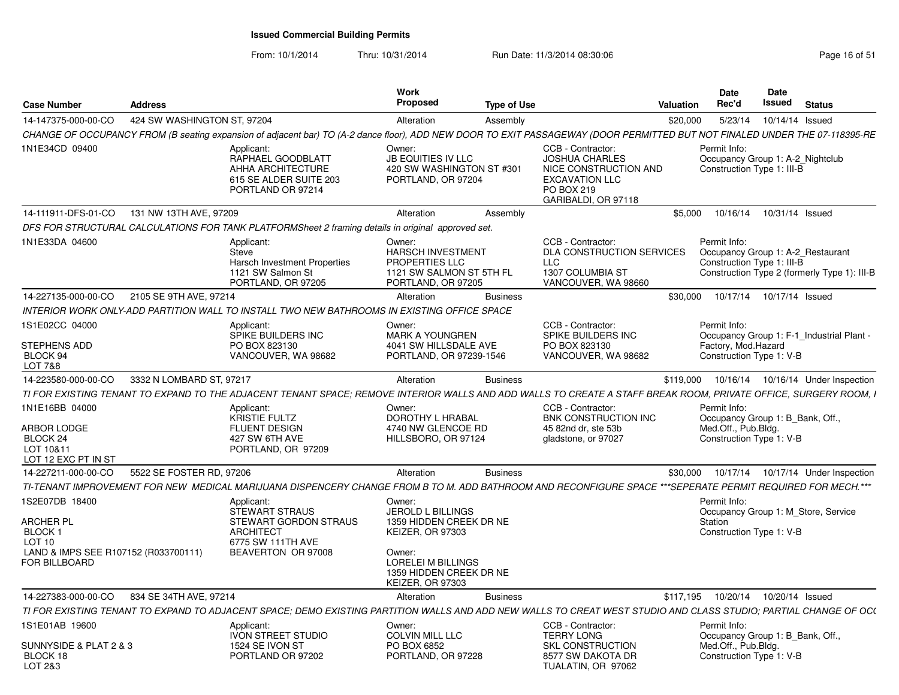# Issued Commercial Building Permits

From: 10/1/2014 Thru: 10/31/2014 Run Date: 11/3/2014 08:30:06

| Case Number | Address | Work Proposed | Type of Use | Valuation | Date Rec'd | Date Issued | Status |
|---|---|---|---|---|---|---|---|
| 14-147375-000-00-CO | 424 SW WASHINGTON ST, 97204 | Alteration | Assembly | $20,000 | 5/23/14 | 10/14/14 | Issued |

CHANGE OF OCCUPANCY FROM (B seating expansion of adjacent bar) TO (A-2 dance floor), ADD NEW DOOR TO EXIT PASSAGEWAY (DOOR PERMITTED BUT NOT FINALED UNDER THE 07-118395-RE

1N1E34CD 09400

Applicant: RAPHAEL GOODBLATT, AHHA ARCHITECTURE, 615 SE ALDER SUITE 203, PORTLAND OR 97214

Owner: JB EQUITIES IV LLC, 420 SW WASHINGTON ST #301, PORTLAND, OR 97204

CCB - Contractor: JOSHUA CHARLES, NICE CONSTRUCTION AND EXCAVATION LLC, PO BOX 219, GARIBALDI, OR 97118

Permit Info: Occupancy Group 1: A-2_Nightclub; Construction Type 1: III-B

---

| Case Number | Address | Work Proposed | Type of Use | Valuation | Date Rec'd | Date Issued | Status |
|---|---|---|---|---|---|---|---|
| 14-111911-DFS-01-CO | 131 NW 13TH AVE, 97209 | Alteration | Assembly | $5,000 | 10/16/14 | 10/31/14 | Issued |

DFS FOR STRUCTURAL CALCULATIONS FOR TANK PLATFORMSheet 2 framing details in original approved set.

1N1E33DA 04600

Applicant: Steve, Harsch Investment Properties, 1121 SW Salmon St, PORTLAND, OR 97205

Owner: HARSCH INVESTMENT PROPERTIES LLC, 1121 SW SALMON ST 5TH FL, PORTLAND, OR 97205

CCB - Contractor: DLA CONSTRUCTION SERVICES LLC, 1307 COLUMBIA ST, VANCOUVER, WA 98660

Permit Info: Occupancy Group 1: A-2_Restaurant; Construction Type 1: III-B; Construction Type 2 (formerly Type 1): III-B

---

| Case Number | Address | Work Proposed | Type of Use | Valuation | Date Rec'd | Date Issued | Status |
|---|---|---|---|---|---|---|---|
| 14-227135-000-00-CO | 2105 SE 9TH AVE, 97214 | Alteration | Business | $30,000 | 10/17/14 | 10/17/14 | Issued |

INTERIOR WORK ONLY-ADD PARTITION WALL TO INSTALL TWO NEW BATHROOMS IN EXISTING OFFICE SPACE

1S1E02CC 04000, STEPHENS ADD, BLOCK 94, LOT 7&8

Applicant: SPIKE BUILDERS INC, PO BOX 823130, VANCOUVER, WA 98682

Owner: MARK A YOUNGREN, 4041 SW HILLSDALE AVE, PORTLAND, OR 97239-1546

CCB - Contractor: SPIKE BUILDERS INC, PO BOX 823130, VANCOUVER, WA 98682

Permit Info: Occupancy Group 1: F-1_Industrial Plant - Factory, Mod.Hazard; Construction Type 1: V-B

---

| Case Number | Address | Work Proposed | Type of Use | Valuation | Date Rec'd | Date Issued | Status |
|---|---|---|---|---|---|---|---|
| 14-223580-000-00-CO | 3332 N LOMBARD ST, 97217 | Alteration | Business | $119,000 | 10/16/14 | 10/16/14 | Under Inspection |

TI FOR EXISTING TENANT TO EXPAND TO THE ADJACENT TENANT SPACE; REMOVE INTERIOR WALLS AND ADD WALLS TO CREATE A STAFF BREAK ROOM, PRIVATE OFFICE, SURGERY ROOM, I

1N1E16BB 04000, ARBOR LODGE, BLOCK 24, LOT 10&11, LOT 12 EXC PT IN ST

Applicant: KRISTIE FULTZ, FLUENT DESIGN, 427 SW 6TH AVE, PORTLAND, OR 97209

Owner: DOROTHY L HRABAL, 4740 NW GLENCOE RD, HILLSBORO, OR 97124

CCB - Contractor: BNK CONSTRUCTION INC, 45 82nd dr, ste 53b, gladstone, or 97027

Permit Info: Occupancy Group 1: B_Bank, Off., Med.Off., Pub.Bldg.; Construction Type 1: V-B

---

| Case Number | Address | Work Proposed | Type of Use | Valuation | Date Rec'd | Date Issued | Status |
|---|---|---|---|---|---|---|---|
| 14-227211-000-00-CO | 5522 SE FOSTER RD, 97206 | Alteration | Business | $30,000 | 10/17/14 | 10/17/14 | Under Inspection |

TI-TENANT IMPROVEMENT FOR NEW MEDICAL MARIJUANA DISPENCERY CHANGE FROM B TO M. ADD BATHROOM AND RECONFIGURE SPACE ***SEPERATE PERMIT REQUIRED FOR MECH.***

1S2E07DB 18400, ARCHER PL, BLOCK 1, LOT 10, LAND & IMPS SEE R107152 (R033700111) FOR BILLBOARD

Applicant: STEWART STRAUS, STEWART GORDON STRAUS ARCHITECT, 6775 SW 111TH AVE, BEAVERTON OR 97008

Owner: JEROLD L BILLINGS, 1359 HIDDEN CREEK DR NE, KEIZER, OR 97303

Owner: LORELEI M BILLINGS, 1359 HIDDEN CREEK DR NE, KEIZER, OR 97303

Permit Info: Occupancy Group 1: M_Store, Service Station; Construction Type 1: V-B

---

| Case Number | Address | Work Proposed | Type of Use | Valuation | Date Rec'd | Date Issued | Status |
|---|---|---|---|---|---|---|---|
| 14-227383-000-00-CO | 834 SE 34TH AVE, 97214 | Alteration | Business | $117,195 | 10/20/14 | 10/20/14 | Issued |

TI FOR EXISTING TENANT TO EXPAND TO ADJACENT SPACE; DEMO EXISTING PARTITION WALLS AND ADD NEW WALLS TO CREAT WEST STUDIO AND CLASS STUDIO; PARTIAL CHANGE OF OCC

1S1E01AB 19600, SUNNYSIDE & PLAT 2 & 3, BLOCK 18, LOT 2&3

Applicant: IVON STREET STUDIO, 1524 SE IVON ST, PORTLAND OR 97202

Owner: COLVIN MILL LLC, PO BOX 6852, PORTLAND, OR 97228

CCB - Contractor: TERRY LONG, SKL CONSTRUCTION, 8577 SW DAKOTA DR, TUALATIN, OR 97062

Permit Info: Occupancy Group 1: B_Bank, Off., Med.Off., Pub.Bldg.; Construction Type 1: V-B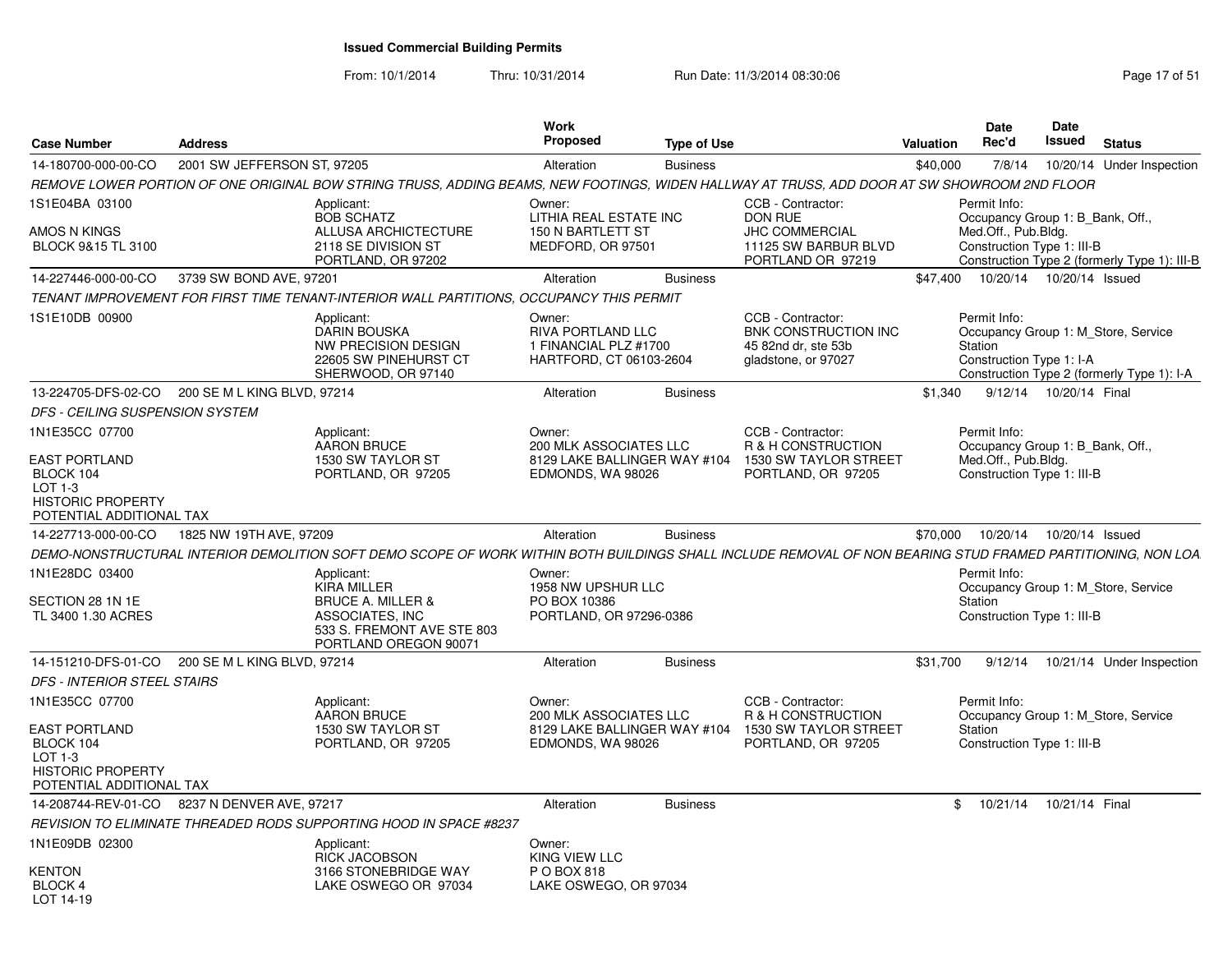# Issued Commercial Building Permits

From: 10/1/2014 Thru: 10/31/2014 Run Date: 11/3/2014 08:30:06

| Case Number | Address | Work Proposed | Type of Use | Valuation | Date Rec'd | Date Issued | Status |
|---|---|---|---|---|---|---|---|
| 14-180700-000-00-CO | 2001 SW JEFFERSON ST, 97205 | Alteration | Business | $40,000 | 7/8/14 | 10/20/14 | Under Inspection |

*REMOVE LOWER PORTION OF ONE ORIGINAL BOW STRING TRUSS, ADDING BEAMS, NEW FOOTINGS, WIDEN HALLWAY AT TRUSS, ADD DOOR AT SW SHOWROOM 2ND FLOOR*

1S1E04BA 03100
AMOS N KINGS
BLOCK 9&15 TL 3100

Applicant: BOB SCHATZ, ALLUSA ARCHICTECTURE, 2118 SE DIVISION ST, PORTLAND, OR 97202

Owner: LITHIA REAL ESTATE INC, 150 N BARTLETT ST, MEDFORD, OR 97501

CCB - Contractor: DON RUE, JHC COMMERCIAL, 11125 SW BARBUR BLVD, PORTLAND OR 97219

Permit Info: Occupancy Group 1: B_Bank, Off., Med.Off., Pub.Bldg. Construction Type 1: III-B Construction Type 2 (formerly Type 1): III-B

| Case Number | Address | Work Proposed | Type of Use | Valuation | Date Rec'd | Date Issued | Status |
|---|---|---|---|---|---|---|---|
| 14-227446-000-00-CO | 3739 SW BOND AVE, 97201 | Alteration | Business | $47,400 | 10/20/14 | 10/20/14 | Issued |

*TENANT IMPROVEMENT FOR FIRST TIME TENANT-INTERIOR WALL PARTITIONS, OCCUPANCY THIS PERMIT*

1S1E10DB 00900

Applicant: DARIN BOUSKA, NW PRECISION DESIGN, 22605 SW PINEHURST CT, SHERWOOD, OR 97140

Owner: RIVA PORTLAND LLC, 1 FINANCIAL PLZ #1700, HARTFORD, CT 06103-2604

CCB - Contractor: BNK CONSTRUCTION INC, 45 82nd dr, ste 53b, gladstone, or 97027

Permit Info: Occupancy Group 1: M_Store, Service Station Construction Type 1: I-A Construction Type 2 (formerly Type 1): I-A

| Case Number | Address | Work Proposed | Type of Use | Valuation | Date Rec'd | Date Issued | Status |
|---|---|---|---|---|---|---|---|
| 13-224705-DFS-02-CO | 200 SE M L KING BLVD, 97214 | Alteration | Business | $1,340 | 9/12/14 | 10/20/14 | Final |

*DFS - CEILING SUSPENSION SYSTEM*

1N1E35CC 07700
EAST PORTLAND
BLOCK 104
LOT 1-3
HISTORIC PROPERTY
POTENTIAL ADDITIONAL TAX

Applicant: AARON BRUCE, 1530 SW TAYLOR ST, PORTLAND, OR 97205

Owner: 200 MLK ASSOCIATES LLC, 8129 LAKE BALLINGER WAY #104, EDMONDS, WA 98026

CCB - Contractor: R & H CONSTRUCTION, 1530 SW TAYLOR STREET, PORTLAND, OR 97205

Permit Info: Occupancy Group 1: B_Bank, Off., Med.Off., Pub.Bldg. Construction Type 1: III-B

| Case Number | Address | Work Proposed | Type of Use | Valuation | Date Rec'd | Date Issued | Status |
|---|---|---|---|---|---|---|---|
| 14-227713-000-00-CO | 1825 NW 19TH AVE, 97209 | Alteration | Business | $70,000 | 10/20/14 | 10/20/14 | Issued |

*DEMO-NONSTRUCTURAL INTERIOR DEMOLITION SOFT DEMO SCOPE OF WORK WITHIN BOTH BUILDINGS SHALL INCLUDE REMOVAL OF NON BEARING STUD FRAMED PARTITIONING, NON LOA*

1N1E28DC 03400
SECTION 28 1N 1E
TL 3400 1.30 ACRES

Applicant: KIRA MILLER, BRUCE A. MILLER & ASSOCIATES, INC, 533 S. FREMONT AVE STE 803, PORTLAND OREGON 90071

Owner: 1958 NW UPSHUR LLC, PO BOX 10386, PORTLAND, OR 97296-0386

Permit Info: Occupancy Group 1: M_Store, Service Station Construction Type 1: III-B

| Case Number | Address | Work Proposed | Type of Use | Valuation | Date Rec'd | Date Issued | Status |
|---|---|---|---|---|---|---|---|
| 14-151210-DFS-01-CO | 200 SE M L KING BLVD, 97214 | Alteration | Business | $31,700 | 9/12/14 | 10/21/14 | Under Inspection |

*DFS - INTERIOR STEEL STAIRS*

1N1E35CC 07700
EAST PORTLAND
BLOCK 104
LOT 1-3
HISTORIC PROPERTY
POTENTIAL ADDITIONAL TAX

Applicant: AARON BRUCE, 1530 SW TAYLOR ST, PORTLAND, OR 97205

Owner: 200 MLK ASSOCIATES LLC, 8129 LAKE BALLINGER WAY #104, EDMONDS, WA 98026

CCB - Contractor: R & H CONSTRUCTION, 1530 SW TAYLOR STREET, PORTLAND, OR 97205

Permit Info: Occupancy Group 1: M_Store, Service Station Construction Type 1: III-B

| Case Number | Address | Work Proposed | Type of Use | Valuation | Date Rec'd | Date Issued | Status |
|---|---|---|---|---|---|---|---|
| 14-208744-REV-01-CO | 8237 N DENVER AVE, 97217 | Alteration | Business | $ | 10/21/14 | 10/21/14 | Final |

*REVISION TO ELIMINATE THREADED RODS SUPPORTING HOOD IN SPACE #8237*

1N1E09DB 02300
KENTON
BLOCK 4
LOT 14-19

Applicant: RICK JACOBSON, 3166 STONEBRIDGE WAY, LAKE OSWEGO OR 97034

Owner: KING VIEW LLC, P O BOX 818, LAKE OSWEGO, OR 97034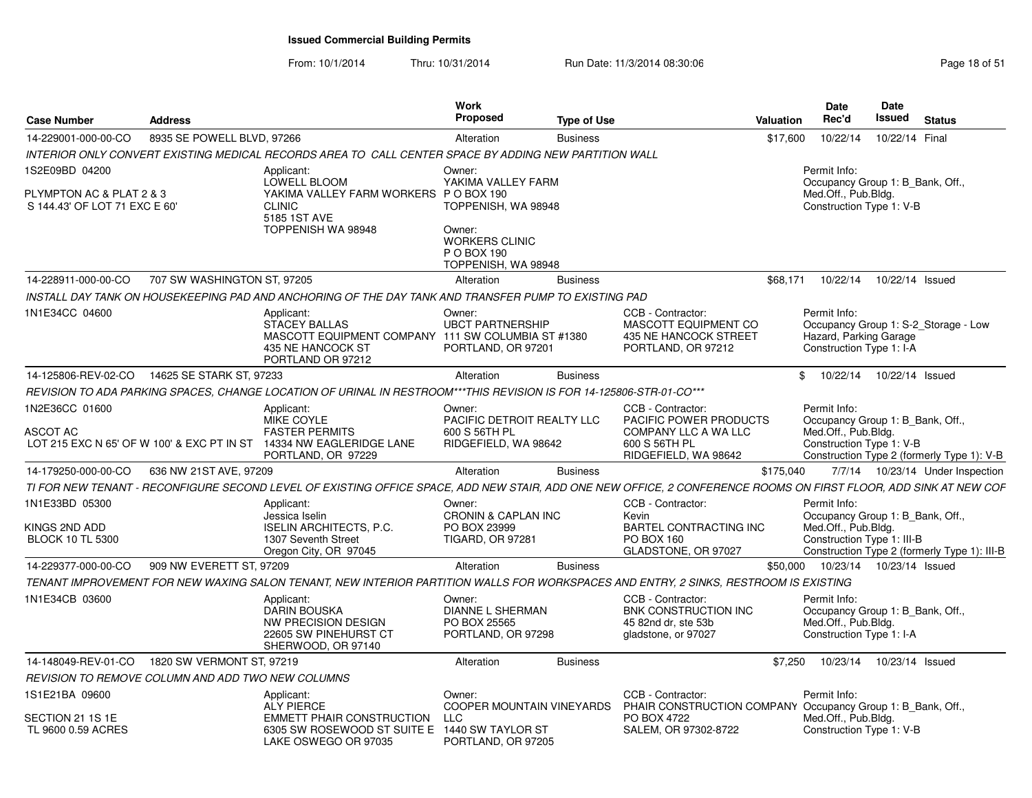# Issued Commercial Building Permits

From: 10/1/2014 Thru: 10/31/2014 Run Date: 11/3/2014 08:30:06

| Case Number | Address | Work Proposed | Type of Use | Valuation | Date Rec'd | Date Issued | Status |
|---|---|---|---|---|---|---|---|
| 14-229001-000-00-CO | 8935 SE POWELL BLVD, 97266 | Alteration | Business | $17,600 | 10/22/14 | 10/22/14 | Final |

*INTERIOR ONLY CONVERT EXISTING MEDICAL RECORDS AREA TO CALL CENTER SPACE BY ADDING NEW PARTITION WALL*

1S2E09BD 04200

PLYMPTON AC & PLAT 2 & 3
S 144.43' OF LOT 71 EXC E 60'

Applicant:
LOWELL BLOOM
YAKIMA VALLEY FARM WORKERS CLINIC
5185 1ST AVE
TOPPENISH WA 98948

Owner:
YAKIMA VALLEY FARM
P O BOX 190
TOPPENISH, WA 98948

Owner:
WORKERS CLINIC
P O BOX 190
TOPPENISH, WA 98948

Permit Info:
Occupancy Group 1: B_Bank, Off., Med.Off., Pub.Bldg.
Construction Type 1: V-B

---

| Case Number | Address | Work Proposed | Type of Use | Valuation | Date Rec'd | Date Issued | Status |
|---|---|---|---|---|---|---|---|
| 14-228911-000-00-CO | 707 SW WASHINGTON ST, 97205 | Alteration | Business | $68,171 | 10/22/14 | 10/22/14 | Issued |

*INSTALL DAY TANK ON HOUSEKEEPING PAD AND ANCHORING OF THE DAY TANK AND TRANSFER PUMP TO EXISTING PAD*

1N1E34CC 04600

Applicant:
STACEY BALLAS
MASCOTT EQUIPMENT COMPANY
435 NE HANCOCK ST
PORTLAND OR 97212

Owner:
UBCT PARTNERSHIP
111 SW COLUMBIA ST #1380
PORTLAND, OR 97201

CCB - Contractor:
MASCOTT EQUIPMENT CO
435 NE HANCOCK STREET
PORTLAND, OR 97212

Permit Info:
Occupancy Group 1: S-2_Storage - Low Hazard, Parking Garage
Construction Type 1: I-A

---

| Case Number | Address | Work Proposed | Type of Use | Valuation | Date Rec'd | Date Issued | Status |
|---|---|---|---|---|---|---|---|
| 14-125806-REV-02-CO | 14625 SE STARK ST, 97233 | Alteration | Business | $ | 10/22/14 | 10/22/14 | Issued |

*REVISION TO ADA PARKING SPACES, CHANGE LOCATION OF URINAL IN RESTROOM***THIS REVISION IS FOR 14-125806-STR-01-CO****

1N2E36CC 01600

ASCOT AC
LOT 215 EXC N 65' OF W 100' & EXC PT IN ST

Applicant:
MIKE COYLE
FASTER PERMITS
14334 NW EAGLERIDGE LANE
PORTLAND, OR 97229

Owner:
PACIFIC DETROIT REALTY LLC
600 S 56TH PL
RIDGEFIELD, WA 98642

CCB - Contractor:
PACIFIC POWER PRODUCTS COMPANY LLC A WA LLC
600 S 56TH PL
RIDGEFIELD, WA 98642

Permit Info:
Occupancy Group 1: B_Bank, Off., Med.Off., Pub.Bldg.
Construction Type 1: V-B
Construction Type 2 (formerly Type 1): V-B

---

| Case Number | Address | Work Proposed | Type of Use | Valuation | Date Rec'd | Date Issued | Status |
|---|---|---|---|---|---|---|---|
| 14-179250-000-00-CO | 636 NW 21ST AVE, 97209 | Alteration | Business | $175,040 | 7/7/14 | 10/23/14 | Under Inspection |

*TI FOR NEW TENANT - RECONFIGURE SECOND LEVEL OF EXISTING OFFICE SPACE, ADD NEW STAIR, ADD ONE NEW OFFICE, 2 CONFERENCE ROOMS ON FIRST FLOOR, ADD SINK AT NEW COF*

1N1E33BD 05300

KINGS 2ND ADD
BLOCK 10 TL 5300

Applicant:
Jessica Iselin
ISELIN ARCHITECTS, P.C.
1307 Seventh Street
Oregon City, OR 97045

Owner:
CRONIN & CAPLAN INC
PO BOX 23999
TIGARD, OR 97281

CCB - Contractor:
Kevin
BARTEL CONTRACTING INC
PO BOX 160
GLADSTONE, OR 97027

Permit Info:
Occupancy Group 1: B_Bank, Off., Med.Off., Pub.Bldg.
Construction Type 1: III-B
Construction Type 2 (formerly Type 1): III-B

---

| Case Number | Address | Work Proposed | Type of Use | Valuation | Date Rec'd | Date Issued | Status |
|---|---|---|---|---|---|---|---|
| 14-229377-000-00-CO | 909 NW EVERETT ST, 97209 | Alteration | Business | $50,000 | 10/23/14 | 10/23/14 | Issued |

*TENANT IMPROVEMENT FOR NEW WAXING SALON TENANT, NEW INTERIOR PARTITION WALLS FOR WORKSPACES AND ENTRY, 2 SINKS, RESTROOM IS EXISTING*

1N1E34CB 03600

Applicant:
DARIN BOUSKA
NW PRECISION DESIGN
22605 SW PINEHURST CT
SHERWOOD, OR 97140

Owner:
DIANNE L SHERMAN
PO BOX 25565
PORTLAND, OR 97298

CCB - Contractor:
BNK CONSTRUCTION INC
45 82nd dr, ste 53b
gladstone, or 97027

Permit Info:
Occupancy Group 1: B_Bank, Off., Med.Off., Pub.Bldg.
Construction Type 1: I-A

---

| Case Number | Address | Work Proposed | Type of Use | Valuation | Date Rec'd | Date Issued | Status |
|---|---|---|---|---|---|---|---|
| 14-148049-REV-01-CO | 1820 SW VERMONT ST, 97219 | Alteration | Business | $7,250 | 10/23/14 | 10/23/14 | Issued |

*REVISION TO REMOVE COLUMN AND ADD TWO NEW COLUMNS*

1S1E21BA 09600

SECTION 21 1S 1E
TL 9600 0.59 ACRES

Applicant:
ALY PIERCE
EMMETT PHAIR CONSTRUCTION
6305 SW ROSEWOOD ST SUITE E
LAKE OSWEGO OR 97035

Owner:
COOPER MOUNTAIN VINEYARDS LLC
1440 SW TAYLOR ST
PORTLAND, OR 97205

CCB - Contractor:
PHAIR CONSTRUCTION COMPANY
PO BOX 4722
SALEM, OR 97302-8722

Permit Info:
Occupancy Group 1: B_Bank, Off., Med.Off., Pub.Bldg.
Construction Type 1: V-B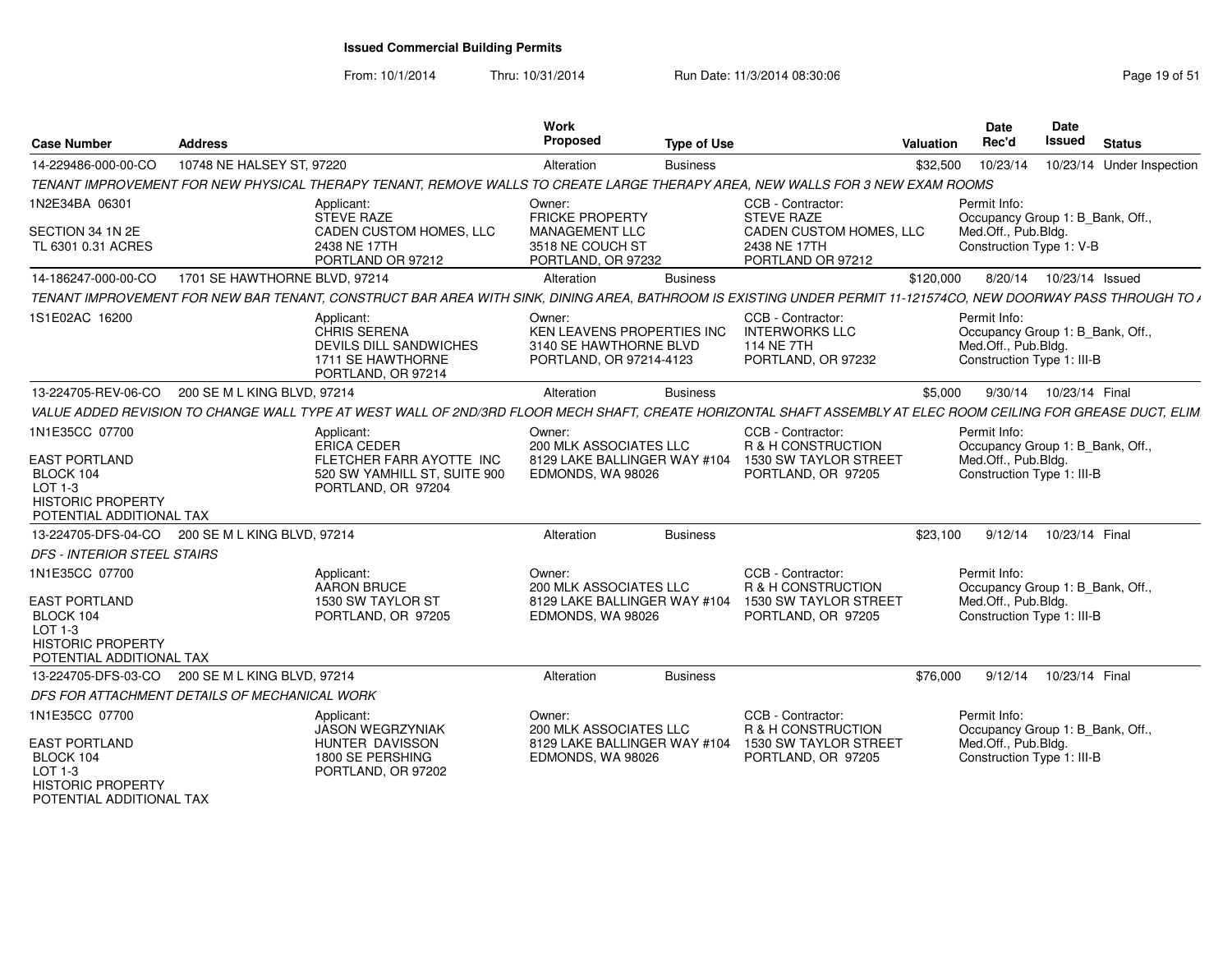# Issued Commercial Building Permits

From: 10/1/2014 Thru: 10/31/2014 Run Date: 11/3/2014 08:30:06

| Case Number | Address | Work Proposed | Type of Use | Valuation | Date Rec'd | Date Issued | Status |
|---|---|---|---|---|---|---|---|
| 14-229486-000-00-CO | 10748 NE HALSEY ST, 97220 | Alteration | Business | $32,500 | 10/23/14 | 10/23/14 | Under Inspection |

*TENANT IMPROVEMENT FOR NEW PHYSICAL THERAPY TENANT, REMOVE WALLS TO CREATE LARGE THERAPY AREA, NEW WALLS FOR 3 NEW EXAM ROOMS*

1N2E34BA 06301
SECTION 34 1N 2E
TL 6301 0.31 ACRES

Applicant: STEVE RAZE, CADEN CUSTOM HOMES, LLC, 2438 NE 17TH, PORTLAND OR 97212

Owner: FRICKE PROPERTY MANAGEMENT LLC, 3518 NE COUCH ST, PORTLAND, OR 97232

CCB - Contractor: STEVE RAZE, CADEN CUSTOM HOMES, LLC, 2438 NE 17TH, PORTLAND OR 97212

Permit Info: Occupancy Group 1: B_Bank, Off., Med.Off., Pub.Bldg. Construction Type 1: V-B

| Case Number | Address | Work Proposed | Type of Use | Valuation | Date Rec'd | Date Issued | Status |
|---|---|---|---|---|---|---|---|
| 14-186247-000-00-CO | 1701 SE HAWTHORNE BLVD, 97214 | Alteration | Business | $120,000 | 8/20/14 | 10/23/14 | Issued |

*TENANT IMPROVEMENT FOR NEW BAR TENANT, CONSTRUCT BAR AREA WITH SINK, DINING AREA, BATHROOM IS EXISTING UNDER PERMIT 11-121574CO, NEW DOORWAY PASS THROUGH TO*

1S1E02AC 16200

Applicant: CHRIS SERENA, DEVILS DILL SANDWICHES, 1711 SE HAWTHORNE, PORTLAND, OR 97214

Owner: KEN LEAVENS PROPERTIES INC, 3140 SE HAWTHORNE BLVD, PORTLAND, OR 97214-4123

CCB - Contractor: INTERWORKS LLC, 114 NE 7TH, PORTLAND, OR 97232

Permit Info: Occupancy Group 1: B_Bank, Off., Med.Off., Pub.Bldg. Construction Type 1: III-B

| Case Number | Address | Work Proposed | Type of Use | Valuation | Date Rec'd | Date Issued | Status |
|---|---|---|---|---|---|---|---|
| 13-224705-REV-06-CO | 200 SE M L KING BLVD, 97214 | Alteration | Business | $5,000 | 9/30/14 | 10/23/14 | Final |

*VALUE ADDED REVISION TO CHANGE WALL TYPE AT WEST WALL OF 2ND/3RD FLOOR MECH SHAFT, CREATE HORIZONTAL SHAFT ASSEMBLY AT ELEC ROOM CEILING FOR GREASE DUCT, ELIM*

1N1E35CC 07700
EAST PORTLAND
BLOCK 104
LOT 1-3
HISTORIC PROPERTY
POTENTIAL ADDITIONAL TAX

Applicant: ERICA CEDER, FLETCHER FARR AYOTTE INC, 520 SW YAMHILL ST, SUITE 900, PORTLAND, OR 97204

Owner: 200 MLK ASSOCIATES LLC, 8129 LAKE BALLINGER WAY #104, EDMONDS, WA 98026

CCB - Contractor: R & H CONSTRUCTION, 1530 SW TAYLOR STREET, PORTLAND, OR 97205

Permit Info: Occupancy Group 1: B_Bank, Off., Med.Off., Pub.Bldg. Construction Type 1: III-B

| Case Number | Address | Work Proposed | Type of Use | Valuation | Date Rec'd | Date Issued | Status |
|---|---|---|---|---|---|---|---|
| 13-224705-DFS-04-CO | 200 SE M L KING BLVD, 97214 | Alteration | Business | $23,100 | 9/12/14 | 10/23/14 | Final |

*DFS - INTERIOR STEEL STAIRS*

1N1E35CC 07700
EAST PORTLAND
BLOCK 104
LOT 1-3
HISTORIC PROPERTY
POTENTIAL ADDITIONAL TAX

Applicant: AARON BRUCE, 1530 SW TAYLOR ST, PORTLAND, OR 97205

Owner: 200 MLK ASSOCIATES LLC, 8129 LAKE BALLINGER WAY #104, EDMONDS, WA 98026

CCB - Contractor: R & H CONSTRUCTION, 1530 SW TAYLOR STREET, PORTLAND, OR 97205

Permit Info: Occupancy Group 1: B_Bank, Off., Med.Off., Pub.Bldg. Construction Type 1: III-B

| Case Number | Address | Work Proposed | Type of Use | Valuation | Date Rec'd | Date Issued | Status |
|---|---|---|---|---|---|---|---|
| 13-224705-DFS-03-CO | 200 SE M L KING BLVD, 97214 | Alteration | Business | $76,000 | 9/12/14 | 10/23/14 | Final |

*DFS FOR ATTACHMENT DETAILS OF MECHANICAL WORK*

1N1E35CC 07700
EAST PORTLAND
BLOCK 104
LOT 1-3
HISTORIC PROPERTY
POTENTIAL ADDITIONAL TAX

Applicant: JASON WEGRZYNIAK, HUNTER DAVISSON, 1800 SE PERSHING, PORTLAND, OR 97202

Owner: 200 MLK ASSOCIATES LLC, 8129 LAKE BALLINGER WAY #104, EDMONDS, WA 98026

CCB - Contractor: R & H CONSTRUCTION, 1530 SW TAYLOR STREET, PORTLAND, OR 97205

Permit Info: Occupancy Group 1: B_Bank, Off., Med.Off., Pub.Bldg. Construction Type 1: III-B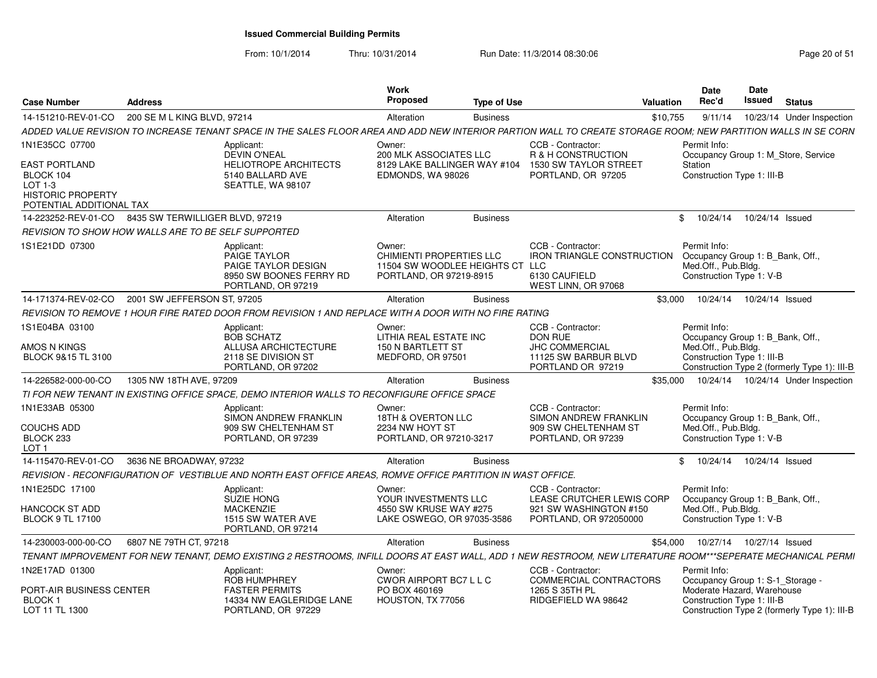# Issued Commercial Building Permits

From: 10/1/2014 Thru: 10/31/2014 Run Date: 11/3/2014 08:30:06

| Case Number | Address | Work Proposed | Type of Use | Valuation | Date Rec'd | Date Issued | Status |
|---|---|---|---|---|---|---|---|
| 14-151210-REV-01-CO | 200 SE M L KING BLVD, 97214 | Alteration | Business | $10,755 | 9/11/14 | 10/23/14 | Under Inspection |

*ADDED VALUE REVISION TO INCREASE TENANT SPACE IN THE SALES FLOOR AREA AND ADD NEW INTERIOR PARTION WALL TO CREATE STORAGE ROOM; NEW PARTITION WALLS IN SE CORN*

1N1E35CC 07700
EAST PORTLAND
BLOCK 104
LOT 1-3
HISTORIC PROPERTY
POTENTIAL ADDITIONAL TAX

Applicant: DEVIN O'NEAL, HELIOTROPE ARCHITECTS, 5140 BALLARD AVE, SEATTLE, WA 98107

Owner: 200 MLK ASSOCIATES LLC, 8129 LAKE BALLINGER WAY #104, EDMONDS, WA 98026

CCB - Contractor: R & H CONSTRUCTION, 1530 SW TAYLOR STREET, PORTLAND, OR 97205

Permit Info: Occupancy Group 1: M_Store, Service Station; Construction Type 1: III-B

| Case Number | Address | Work Proposed | Type of Use | Valuation | Date Rec'd | Date Issued | Status |
|---|---|---|---|---|---|---|---|
| 14-223252-REV-01-CO | 8435 SW TERWILLIGER BLVD, 97219 | Alteration | Business | $ | 10/24/14 | 10/24/14 | Issued |

*REVISION TO SHOW HOW WALLS ARE TO BE SELF SUPPORTED*

1S1E21DD 07300

Applicant: PAIGE TAYLOR, PAIGE TAYLOR DESIGN, 8950 SW BOONES FERRY RD, PORTLAND, OR 97219

Owner: CHIMIENTI PROPERTIES LLC, 11504 SW WOODLEE HEIGHTS CT, PORTLAND, OR 97219-8915

CCB - Contractor: IRON TRIANGLE CONSTRUCTION LLC, 6130 CAUFIELD, WEST LINN, OR 97068

Permit Info: Occupancy Group 1: B_Bank, Off., Med.Off., Pub.Bldg.; Construction Type 1: V-B

| Case Number | Address | Work Proposed | Type of Use | Valuation | Date Rec'd | Date Issued | Status |
|---|---|---|---|---|---|---|---|
| 14-171374-REV-02-CO | 2001 SW JEFFERSON ST, 97205 | Alteration | Business | $3,000 | 10/24/14 | 10/24/14 | Issued |

*REVISION TO REMOVE 1 HOUR FIRE RATED DOOR FROM REVISION 1 AND REPLACE WITH A DOOR WITH NO FIRE RATING*

1S1E04BA 03100
AMOS N KINGS
BLOCK 9&15 TL 3100

Applicant: BOB SCHATZ, ALLUSA ARCHICTECTURE, 2118 SE DIVISION ST, PORTLAND, OR 97202

Owner: LITHIA REAL ESTATE INC, 150 N BARTLETT ST, MEDFORD, OR 97501

CCB - Contractor: DON RUE, JHC COMMERCIAL, 11125 SW BARBUR BLVD, PORTLAND OR 97219

Permit Info: Occupancy Group 1: B_Bank, Off., Med.Off., Pub.Bldg.; Construction Type 1: III-B; Construction Type 2 (formerly Type 1): III-B

| Case Number | Address | Work Proposed | Type of Use | Valuation | Date Rec'd | Date Issued | Status |
|---|---|---|---|---|---|---|---|
| 14-226582-000-00-CO | 1305 NW 18TH AVE, 97209 | Alteration | Business | $35,000 | 10/24/14 | 10/24/14 | Under Inspection |

*TI FOR NEW TENANT IN EXISTING OFFICE SPACE, DEMO INTERIOR WALLS TO RECONFIGURE OFFICE SPACE*

1N1E33AB 05300
COUCHS ADD
BLOCK 233
LOT 1

Applicant: SIMON ANDREW FRANKLIN, 909 SW CHELTENHAM ST, PORTLAND, OR 97239

Owner: 18TH & OVERTON LLC, 2234 NW HOYT ST, PORTLAND, OR 97210-3217

CCB - Contractor: SIMON ANDREW FRANKLIN, 909 SW CHELTENHAM ST, PORTLAND, OR 97239

Permit Info: Occupancy Group 1: B_Bank, Off., Med.Off., Pub.Bldg.; Construction Type 1: V-B

| Case Number | Address | Work Proposed | Type of Use | Valuation | Date Rec'd | Date Issued | Status |
|---|---|---|---|---|---|---|---|
| 14-115470-REV-01-CO | 3636 NE BROADWAY, 97232 | Alteration | Business | $ | 10/24/14 | 10/24/14 | Issued |

*REVISION - RECONFIGURATION OF VESTIBLUE AND NORTH EAST OFFICE AREAS, ROMVE OFFICE PARTITION IN WAST OFFICE.*

1N1E25DC 17100
HANCOCK ST ADD
BLOCK 9 TL 17100

Applicant: SUZIE HONG, MACKENZIE, 1515 SW WATER AVE, PORTLAND, OR 97214

Owner: YOUR INVESTMENTS LLC, 4550 SW KRUSE WAY #275, LAKE OSWEGO, OR 97035-3586

CCB - Contractor: LEASE CRUTCHER LEWIS CORP, 921 SW WASHINGTON #150, PORTLAND, OR 972050000

Permit Info: Occupancy Group 1: B_Bank, Off., Med.Off., Pub.Bldg.; Construction Type 1: V-B

| Case Number | Address | Work Proposed | Type of Use | Valuation | Date Rec'd | Date Issued | Status |
|---|---|---|---|---|---|---|---|
| 14-230003-000-00-CO | 6807 NE 79TH CT, 97218 | Alteration | Business | $54,000 | 10/27/14 | 10/27/14 | Issued |

*TENANT IMPROVEMENT FOR NEW TENANT, DEMO EXISTING 2 RESTROOMS, INFILL DOORS AT EAST WALL, ADD 1 NEW RESTROOM, NEW LITERATURE ROOM***SEPERATE MECHANICAL PERMI*

1N2E17AD 01300
PORT-AIR BUSINESS CENTER
BLOCK 1
LOT 11 TL 1300

Applicant: ROB HUMPHREY, FASTER PERMITS, 14334 NW EAGLERIDGE LANE, PORTLAND, OR 97229

Owner: CWOR AIRPORT BC7 L L C, PO BOX 460169, HOUSTON, TX 77056

CCB - Contractor: COMMERCIAL CONTRACTORS, 1265 S 35TH PL, RIDGEFIELD WA 98642

Permit Info: Occupancy Group 1: S-1_Storage - Moderate Hazard, Warehouse; Construction Type 1: III-B; Construction Type 2 (formerly Type 1): III-B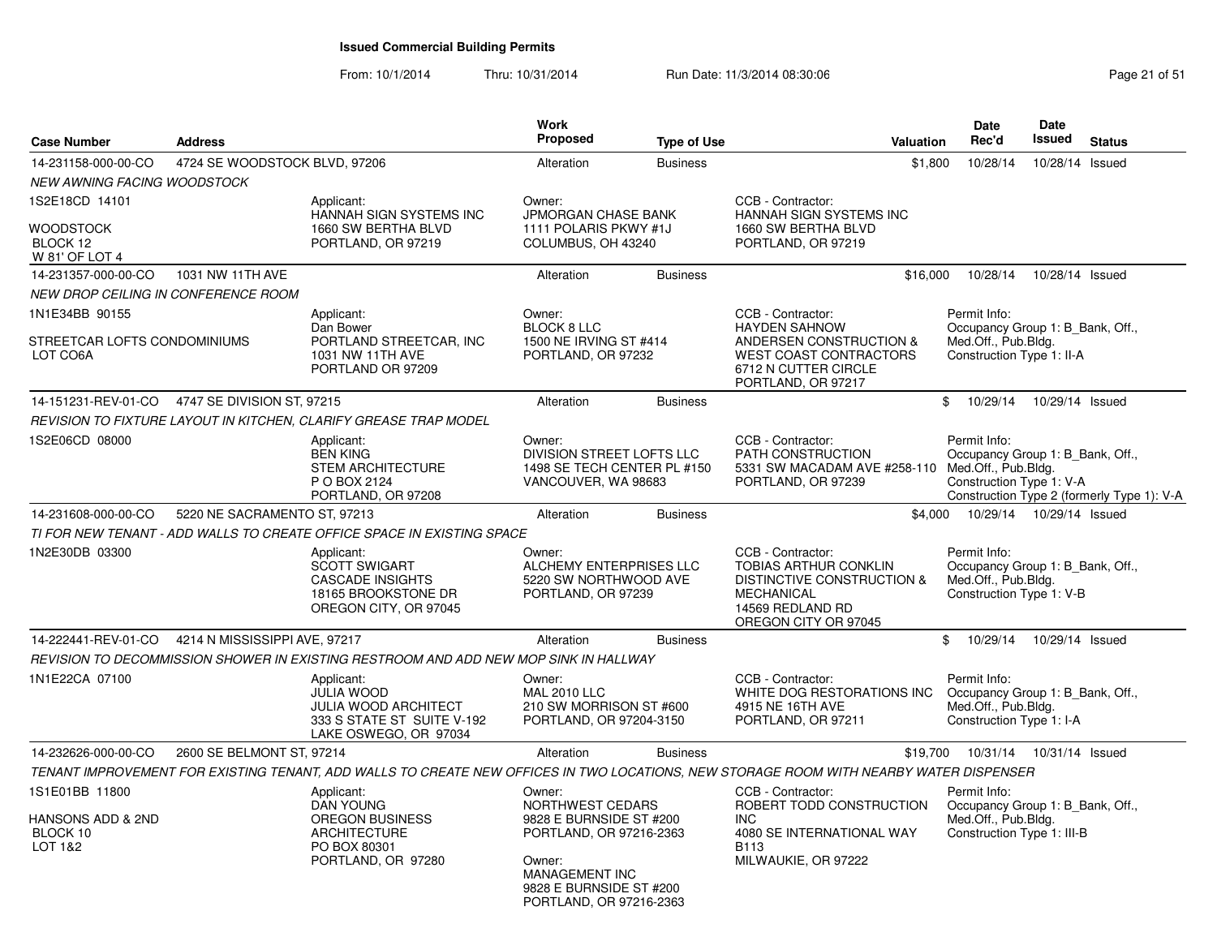**Issued Commercial Building Permits**

From: 10/1/2014 Thru: 10/31/2014 Run Date: 11/3/2014 08:30:06

| Case Number | Address | Work Proposed | Type of Use | Valuation | Date Rec'd | Date Issued | Status |
|---|---|---|---|---|---|---|---|
| 14-231158-000-00-CO | 4724 SE WOODSTOCK BLVD, 97206 | Alteration | Business | $1,800 | 10/28/14 | 10/28/14 | Issued |
| *NEW AWNING FACING WOODSTOCK* | | | | | | | |
| 1S2E18CD 14101<br>WOODSTOCK<br>BLOCK 12<br>W 81' OF LOT 4 | Applicant:<br>HANNAH SIGN SYSTEMS INC<br>1660 SW BERTHA BLVD<br>PORTLAND, OR 97219 | Owner:<br>JPMORGAN CHASE BANK<br>1111 POLARIS PKWY #1J<br>COLUMBUS, OH 43240 | CCB - Contractor:<br>HANNAH SIGN SYSTEMS INC<br>1660 SW BERTHA BLVD<br>PORTLAND, OR 97219 | | | | |
| 14-231357-000-00-CO | 1031 NW 11TH AVE | Alteration | Business | $16,000 | 10/28/14 | 10/28/14 | Issued |
| *NEW DROP CEILING IN CONFERENCE ROOM* | | | | | | | |
| 1N1E34BB 90155<br>STREETCAR LOFTS CONDOMINIUMS<br>LOT CO6A | Applicant:<br>Dan Bower<br>PORTLAND STREETCAR, INC<br>1031 NW 11TH AVE<br>PORTLAND OR 97209 | Owner:<br>BLOCK 8 LLC<br>1500 NE IRVING ST #414<br>PORTLAND, OR 97232 | CCB - Contractor:<br>HAYDEN SAHNOW<br>ANDERSEN CONSTRUCTION &<br>WEST COAST CONTRACTORS<br>6712 N CUTTER CIRCLE<br>PORTLAND, OR 97217 | Permit Info:<br>Occupancy Group 1: B_Bank, Off., Med.Off., Pub.Bldg.<br>Construction Type 1: II-A | | | |
| 14-151231-REV-01-CO | 4747 SE DIVISION ST, 97215 | Alteration | Business | $ | 10/29/14 | 10/29/14 | Issued |
| *REVISION TO FIXTURE LAYOUT IN KITCHEN, CLARIFY GREASE TRAP MODEL* | | | | | | | |
| 1S2E06CD 08000 | Applicant:<br>BEN KING<br>STEM ARCHITECTURE<br>P O BOX 2124<br>PORTLAND, OR 97208 | Owner:<br>DIVISION STREET LOFTS LLC<br>1498 SE TECH CENTER PL #150<br>VANCOUVER, WA 98683 | CCB - Contractor:<br>PATH CONSTRUCTION<br>5331 SW MACADAM AVE #258-110<br>PORTLAND, OR 97239 | Permit Info:<br>Occupancy Group 1: B_Bank, Off., Med.Off., Pub.Bldg.<br>Construction Type 1: V-A<br>Construction Type 2 (formerly Type 1): V-A | | | |
| 14-231608-000-00-CO | 5220 NE SACRAMENTO ST, 97213 | Alteration | Business | $4,000 | 10/29/14 | 10/29/14 | Issued |
| *TI FOR NEW TENANT - ADD WALLS TO CREATE OFFICE SPACE IN EXISTING SPACE* | | | | | | | |
| 1N2E30DB 03300 | Applicant:<br>SCOTT SWIGART<br>CASCADE INSIGHTS<br>18165 BROOKSTONE DR<br>OREGON CITY, OR 97045 | Owner:<br>ALCHEMY ENTERPRISES LLC<br>5220 SW NORTHWOOD AVE<br>PORTLAND, OR 97239 | CCB - Contractor:<br>TOBIAS ARTHUR CONKLIN<br>DISTINCTIVE CONSTRUCTION &<br>MECHANICAL<br>14569 REDLAND RD<br>OREGON CITY OR 97045 | Permit Info:<br>Occupancy Group 1: B_Bank, Off., Med.Off., Pub.Bldg.<br>Construction Type 1: V-B | | | |
| 14-222441-REV-01-CO | 4214 N MISSISSIPPI AVE, 97217 | Alteration | Business | $ | 10/29/14 | 10/29/14 | Issued |
| *REVISION TO DECOMMISSION SHOWER IN EXISTING RESTROOM AND ADD NEW MOP SINK IN HALLWAY* | | | | | | | |
| 1N1E22CA 07100 | Applicant:<br>JULIA WOOD<br>JULIA WOOD ARCHITECT<br>333 S STATE ST SUITE V-192<br>LAKE OSWEGO, OR 97034 | Owner:<br>MAL 2010 LLC<br>210 SW MORRISON ST #600<br>PORTLAND, OR 97204-3150 | CCB - Contractor:<br>WHITE DOG RESTORATIONS INC<br>4915 NE 16TH AVE<br>PORTLAND, OR 97211 | Permit Info:<br>Occupancy Group 1: B_Bank, Off., Med.Off., Pub.Bldg.<br>Construction Type 1: I-A | | | |
| 14-232626-000-00-CO | 2600 SE BELMONT ST, 97214 | Alteration | Business | $19,700 | 10/31/14 | 10/31/14 | Issued |
| *TENANT IMPROVEMENT FOR EXISTING TENANT, ADD WALLS TO CREATE NEW OFFICES IN TWO LOCATIONS, NEW STORAGE ROOM WITH NEARBY WATER DISPENSER* | | | | | | | |
| 1S1E01BB 11800<br>HANSONS ADD & 2ND<br>BLOCK 10<br>LOT 1&2 | Applicant:<br>DAN YOUNG<br>OREGON BUSINESS<br>ARCHITECTURE<br>PO BOX 80301<br>PORTLAND, OR 97280 | Owner:<br>NORTHWEST CEDARS<br>9828 E BURNSIDE ST #200<br>PORTLAND, OR 97216-2363<br>Owner:<br>MANAGEMENT INC<br>9828 E BURNSIDE ST #200<br>PORTLAND, OR 97216-2363 | CCB - Contractor:<br>ROBERT TODD CONSTRUCTION<br>INC<br>4080 SE INTERNATIONAL WAY<br>B113<br>MILWAUKIE, OR 97222 | Permit Info:<br>Occupancy Group 1: B_Bank, Off., Med.Off., Pub.Bldg.<br>Construction Type 1: III-B | | | |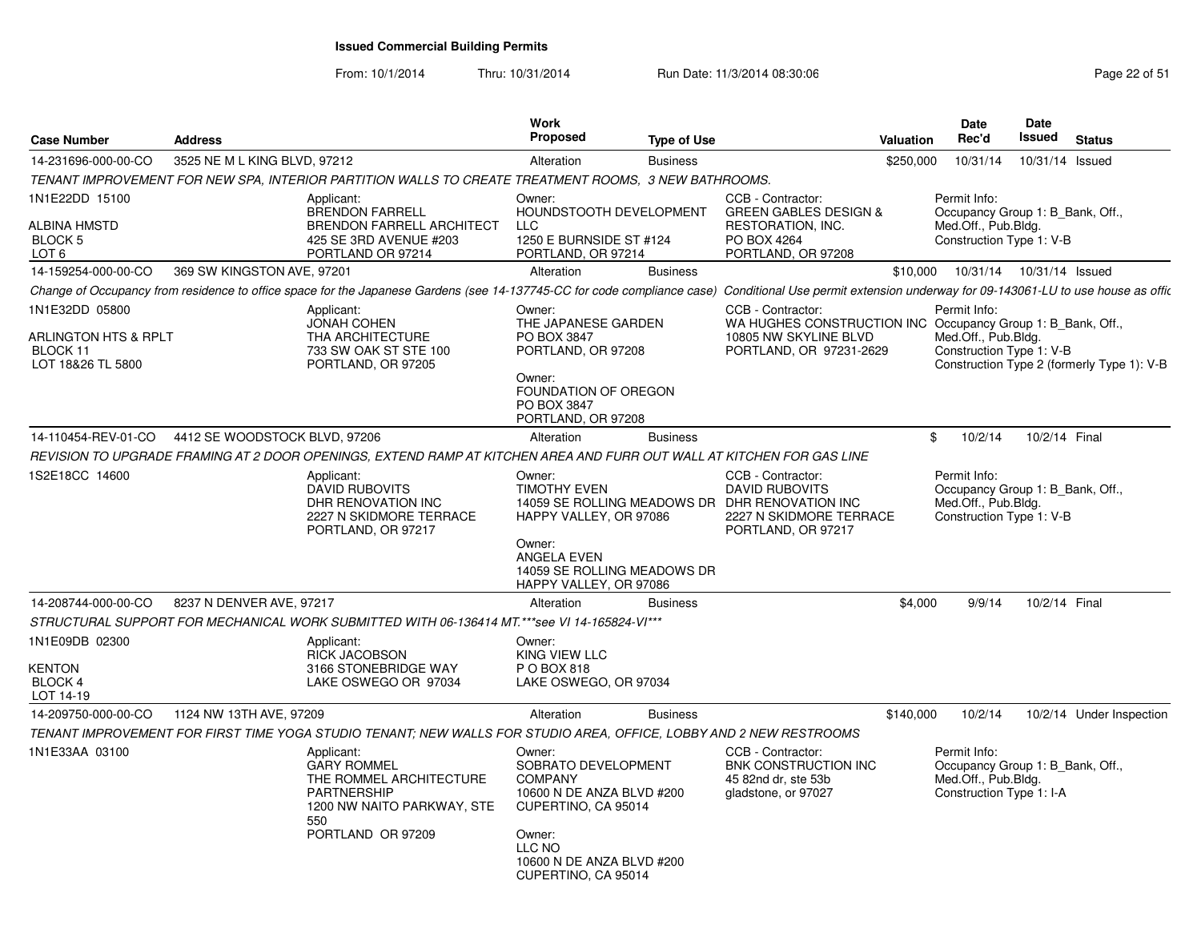# Issued Commercial Building Permits

From: 10/1/2014 Thru: 10/31/2014 Run Date: 11/3/2014 08:30:06

| Case Number | Address | Work Proposed | Type of Use | Valuation | Date Rec'd | Date Issued | Status |
|---|---|---|---|---|---|---|---|
| 14-231696-000-00-CO | 3525 NE M L KING BLVD, 97212 | Alteration | Business | $250,000 | 10/31/14 | 10/31/14 | Issued |

TENANT IMPROVEMENT FOR NEW SPA, INTERIOR PARTITION WALLS TO CREATE TREATMENT ROOMS, 3 NEW BATHROOMS.

1N1E22DD 15100
ALBINA HMSTD
BLOCK 5
LOT 6

Applicant:
BRENDON FARRELL
BRENDON FARRELL ARCHITECT
425 SE 3RD AVENUE #203
PORTLAND OR 97214

Owner:
HOUNDSTOOTH DEVELOPMENT LLC
1250 E BURNSIDE ST #124
PORTLAND, OR 97214

CCB - Contractor:
GREEN GABLES DESIGN & RESTORATION, INC.
PO BOX 4264
PORTLAND, OR 97208

Permit Info:
Occupancy Group 1: B_Bank, Off., Med.Off., Pub.Bldg.
Construction Type 1: V-B

| Case Number | Address | Work Proposed | Type of Use | Valuation | Date Rec'd | Date Issued | Status |
|---|---|---|---|---|---|---|---|
| 14-159254-000-00-CO | 369 SW KINGSTON AVE, 97201 | Alteration | Business | $10,000 | 10/31/14 | 10/31/14 | Issued |

Change of Occupancy from residence to office space for the Japanese Gardens (see 14-137745-CC for code compliance case) Conditional Use permit extension underway for 09-143061-LU to use house as offic

1N1E32DD 05800
ARLINGTON HTS & RPLT
BLOCK 11
LOT 18&26 TL 5800

Applicant:
JONAH COHEN
THA ARCHITECTURE
733 SW OAK ST STE 100
PORTLAND, OR 97205

Owner:
THE JAPANESE GARDEN
PO BOX 3847
PORTLAND, OR 97208

Owner:
FOUNDATION OF OREGON
PO BOX 3847
PORTLAND, OR 97208

CCB - Contractor:
WA HUGHES CONSTRUCTION INC
10805 NW SKYLINE BLVD
PORTLAND, OR 97231-2629

Permit Info:
Occupancy Group 1: B_Bank, Off., Med.Off., Pub.Bldg.
Construction Type 1: V-B
Construction Type 2 (formerly Type 1): V-B

| Case Number | Address | Work Proposed | Type of Use | Valuation | Date Rec'd | Date Issued | Status |
|---|---|---|---|---|---|---|---|
| 14-110454-REV-01-CO | 4412 SE WOODSTOCK BLVD, 97206 | Alteration | Business | $ | 10/2/14 | 10/2/14 | Final |

REVISION TO UPGRADE FRAMING AT 2 DOOR OPENINGS, EXTEND RAMP AT KITCHEN AREA AND FURR OUT WALL AT KITCHEN FOR GAS LINE

1S2E18CC 14600

Applicant:
DAVID RUBOVITS
DHR RENOVATION INC
2227 N SKIDMORE TERRACE
PORTLAND, OR 97217

Owner:
TIMOTHY EVEN
14059 SE ROLLING MEADOWS DR
HAPPY VALLEY, OR 97086

Owner:
ANGELA EVEN
14059 SE ROLLING MEADOWS DR
HAPPY VALLEY, OR 97086

CCB - Contractor:
DAVID RUBOVITS
DHR RENOVATION INC
2227 N SKIDMORE TERRACE
PORTLAND, OR 97217

Permit Info:
Occupancy Group 1: B_Bank, Off., Med.Off., Pub.Bldg.
Construction Type 1: V-B

| Case Number | Address | Work Proposed | Type of Use | Valuation | Date Rec'd | Date Issued | Status |
|---|---|---|---|---|---|---|---|
| 14-208744-000-00-CO | 8237 N DENVER AVE, 97217 | Alteration | Business | $4,000 | 9/9/14 | 10/2/14 | Final |

STRUCTURAL SUPPORT FOR MECHANICAL WORK SUBMITTED WITH 06-136414 MT.***see VI 14-165824-VI***

1N1E09DB 02300
KENTON
BLOCK 4
LOT 14-19

Applicant:
RICK JACOBSON
3166 STONEBRIDGE WAY
LAKE OSWEGO OR 97034

Owner:
KING VIEW LLC
P O BOX 818
LAKE OSWEGO, OR 97034

| Case Number | Address | Work Proposed | Type of Use | Valuation | Date Rec'd | Date Issued | Status |
|---|---|---|---|---|---|---|---|
| 14-209750-000-00-CO | 1124 NW 13TH AVE, 97209 | Alteration | Business | $140,000 | 10/2/14 | 10/2/14 | Under Inspection |

TENANT IMPROVEMENT FOR FIRST TIME YOGA STUDIO TENANT; NEW WALLS FOR STUDIO AREA, OFFICE, LOBBY AND 2 NEW RESTROOMS

1N1E33AA 03100

Applicant:
GARY ROMMEL
THE ROMMEL ARCHITECTURE PARTNERSHIP
1200 NW NAITO PARKWAY, STE 550
PORTLAND OR 97209

Owner:
SOBRATO DEVELOPMENT COMPANY
10600 N DE ANZA BLVD #200
CUPERTINO, CA 95014

Owner:
LLC NO
10600 N DE ANZA BLVD #200
CUPERTINO, CA 95014

CCB - Contractor:
BNK CONSTRUCTION INC
45 82nd dr, ste 53b
gladstone, or 97027

Permit Info:
Occupancy Group 1: B_Bank, Off., Med.Off., Pub.Bldg.
Construction Type 1: I-A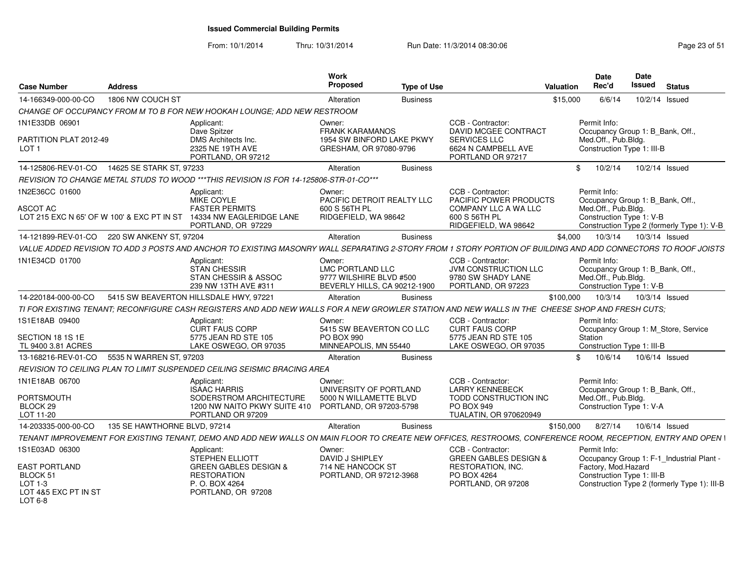# Issued Commercial Building Permits

From: 10/1/2014 Thru: 10/31/2014 Run Date: 11/3/2014 08:30:06

| Case Number | Address | Work Proposed | Type of Use | Valuation | Date Rec'd | Date Issued | Status |
|---|---|---|---|---|---|---|---|
| 14-166349-000-00-CO | 1806 NW COUCH ST | Alteration | Business | $15,000 | 6/6/14 | 10/2/14 | Issued |

CHANGE OF OCCUPANCY FROM M TO B FOR NEW HOOKAH LOUNGE; ADD NEW RESTROOM

1N1E33DB 06901
PARTITION PLAT 2012-49
LOT 1

Applicant:
Dave Spitzer
DMS Architects Inc.
2325 NE 19TH AVE
PORTLAND, OR 97212

Owner:
FRANK KARAMANOS
1954 SW BINFORD LAKE PKWY
GRESHAM, OR 97080-9796

CCB - Contractor:
DAVID MCGEE CONTRACT SERVICES LLC
6624 N CAMPBELL AVE
PORTLAND OR 97217

Permit Info:
Occupancy Group 1: B_Bank, Off., Med.Off., Pub.Bldg.
Construction Type 1: III-B

---

| Case Number | Address | Work Proposed | Type of Use | Valuation | Date Rec'd | Date Issued | Status |
|---|---|---|---|---|---|---|---|
| 14-125806-REV-01-CO | 14625 SE STARK ST, 97233 | Alteration | Business | $ | 10/2/14 | 10/2/14 | Issued |

REVISION TO CHANGE METAL STUDS TO WOOD ***THIS REVISION IS FOR 14-125806-STR-01-CO***

1N2E36CC 01600
ASCOT AC
LOT 215 EXC N 65' OF W 100' & EXC PT IN ST

Applicant:
MIKE COYLE
FASTER PERMITS
14334 NW EAGLERIDGE LANE
PORTLAND, OR 97229

Owner:
PACIFIC DETROIT REALTY LLC
600 S 56TH PL
RIDGEFIELD, WA 98642

CCB - Contractor:
PACIFIC POWER PRODUCTS COMPANY LLC A WA LLC
600 S 56TH PL
RIDGEFIELD, WA 98642

Permit Info:
Occupancy Group 1: B_Bank, Off., Med.Off., Pub.Bldg.
Construction Type 1: V-B
Construction Type 2 (formerly Type 1): V-B

---

| Case Number | Address | Work Proposed | Type of Use | Valuation | Date Rec'd | Date Issued | Status |
|---|---|---|---|---|---|---|---|
| 14-121899-REV-01-CO | 220 SW ANKENY ST, 97204 | Alteration | Business | $4,000 | 10/3/14 | 10/3/14 | Issued |

VALUE ADDED REVISION TO ADD 3 POSTS AND ANCHOR TO EXISTING MASONRY WALL SEPARATING 2-STORY FROM 1 STORY PORTION OF BUILDING AND ADD CONNECTORS TO ROOF JOISTS

1N1E34CD 01700

Applicant:
STAN CHESSIR
STAN CHESSIR & ASSOC
239 NW 13TH AVE #311

Owner:
LMC PORTLAND LLC
9777 WILSHIRE BLVD #500
BEVERLY HILLS, CA 90212-1900

CCB - Contractor:
JVM CONSTRUCTION LLC
9780 SW SHADY LANE
PORTLAND, OR 97223

Permit Info:
Occupancy Group 1: B_Bank, Off., Med.Off., Pub.Bldg.
Construction Type 1: V-B

---

| Case Number | Address | Work Proposed | Type of Use | Valuation | Date Rec'd | Date Issued | Status |
|---|---|---|---|---|---|---|---|
| 14-220184-000-00-CO | 5415 SW BEAVERTON HILLSDALE HWY, 97221 | Alteration | Business | $100,000 | 10/3/14 | 10/3/14 | Issued |

TI FOR EXISTING TENANT; RECONFIGURE CASH REGISTERS AND ADD NEW WALLS FOR A NEW GROWLER STATION AND NEW WALLS IN THE CHEESE SHOP AND FRESH CUTS;

1S1E18AB 09400
SECTION 18 1S 1E
TL 9400 3.81 ACRES

Applicant:
CURT FAUS CORP
5775 JEAN RD STE 105
LAKE OSWEGO, OR 97035

Owner:
5415 SW BEAVERTON CO LLC
PO BOX 990
MINNEAPOLIS, MN 55440

CCB - Contractor:
CURT FAUS CORP
5775 JEAN RD STE 105
LAKE OSWEGO, OR 97035

Permit Info:
Occupancy Group 1: M_Store, Service Station
Construction Type 1: III-B

---

| Case Number | Address | Work Proposed | Type of Use | Valuation | Date Rec'd | Date Issued | Status |
|---|---|---|---|---|---|---|---|
| 13-168216-REV-01-CO | 5535 N WARREN ST, 97203 | Alteration | Business | $ | 10/6/14 | 10/6/14 | Issued |

REVISION TO CEILING PLAN TO LIMIT SUSPENDED CEILING SEISMIC BRACING AREA

1N1E18AB 06700
PORTSMOUTH
BLOCK 29
LOT 11-20

Applicant:
ISAAC HARRIS
SODERSTROM ARCHITECTURE
1200 NW NAITO PKWY SUITE 410
PORTLAND OR 97209

Owner:
UNIVERSITY OF PORTLAND
5000 N WILLAMETTE BLVD
PORTLAND, OR 97203-5798

CCB - Contractor:
LARRY KENNEBECK
TODD CONSTRUCTION INC
PO BOX 949
TUALATIN, OR 970620949

Permit Info:
Occupancy Group 1: B_Bank, Off., Med.Off., Pub.Bldg.
Construction Type 1: V-A

---

| Case Number | Address | Work Proposed | Type of Use | Valuation | Date Rec'd | Date Issued | Status |
|---|---|---|---|---|---|---|---|
| 14-203335-000-00-CO | 135 SE HAWTHORNE BLVD, 97214 | Alteration | Business | $150,000 | 8/27/14 | 10/6/14 | Issued |

TENANT IMPROVEMENT FOR EXISTING TENANT, DEMO AND ADD NEW WALLS ON MAIN FLOOR TO CREATE NEW OFFICES, RESTROOMS, CONFERENCE ROOM, RECEPTION, ENTRY AND OPEN I

1S1E03AD 06300
EAST PORTLAND
BLOCK 51
LOT 1-3
LOT 4&5 EXC PT IN ST
LOT 6-8

Applicant:
STEPHEN ELLIOTT
GREEN GABLES DESIGN & RESTORATION
P. O. BOX 4264
PORTLAND, OR 97208

Owner:
DAVID J SHIPLEY
714 NE HANCOCK ST
PORTLAND, OR 97212-3968

CCB - Contractor:
GREEN GABLES DESIGN & RESTORATION, INC.
PO BOX 4264
PORTLAND, OR 97208

Permit Info:
Occupancy Group 1: F-1_Industrial Plant - Factory, Mod.Hazard
Construction Type 1: III-B
Construction Type 2 (formerly Type 1): III-B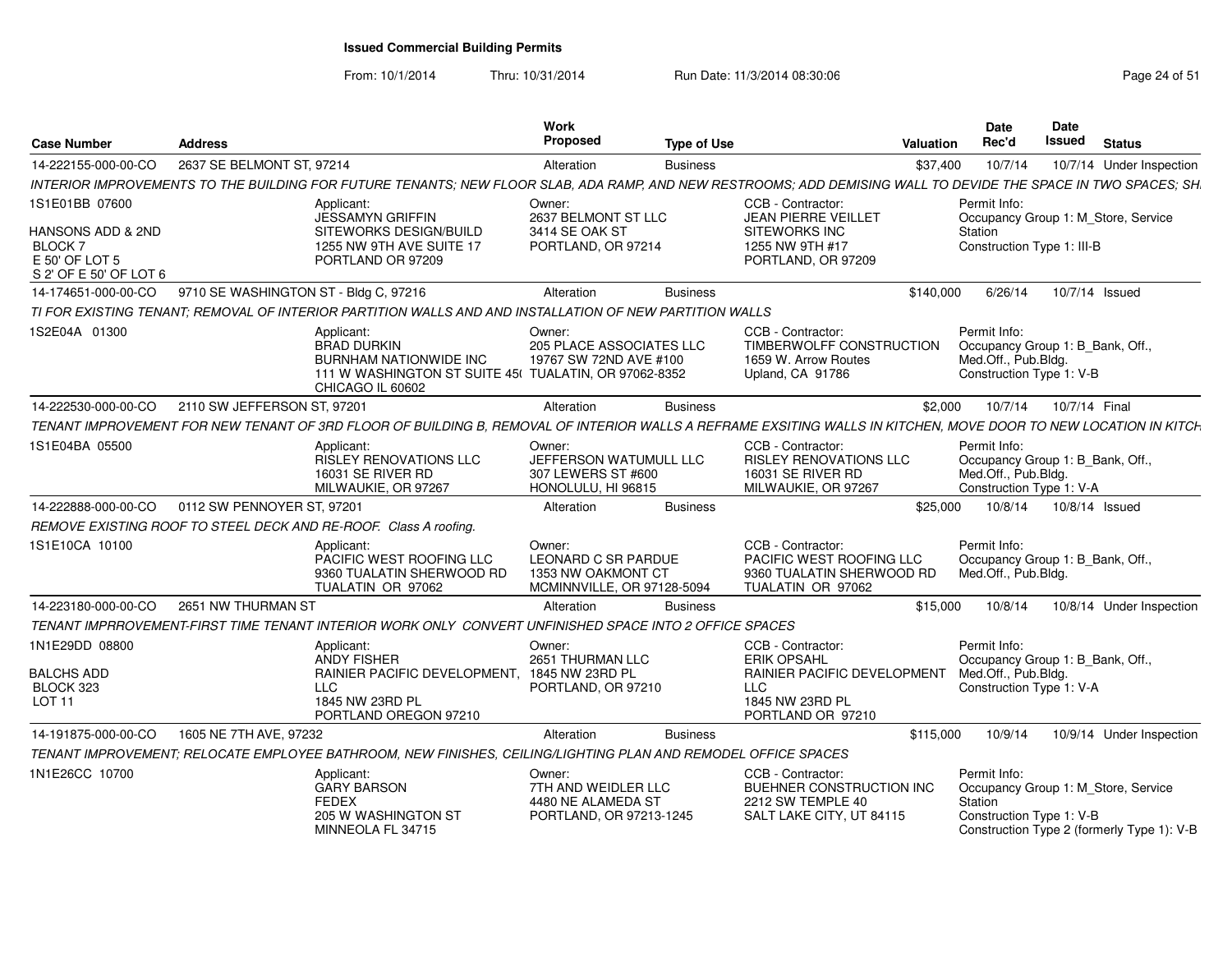# Issued Commercial Building Permits

From: 10/1/2014 Thru: 10/31/2014 Run Date: 11/3/2014 08:30:06

| Case Number | Address | Work Proposed | Type of Use | Valuation | Date Rec'd | Date Issued | Status |
|---|---|---|---|---|---|---|---|
| 14-222155-000-00-CO | 2637 SE BELMONT ST, 97214 | Alteration | Business | $37,400 | 10/7/14 | 10/7/14 | Under Inspection |
| INTERIOR IMPROVEMENTS TO THE BUILDING FOR FUTURE TENANTS; NEW FLOOR SLAB, ADA RAMP, AND NEW RESTROOMS; ADD DEMISING WALL TO DEVIDE THE SPACE IN TWO SPACES; SH | | | | | | | |
| 1S1E01BB 07600<br>HANSONS ADD & 2ND<br>BLOCK 7<br>E 50' OF LOT 5<br>S 2' OF E 50' OF LOT 6 | Applicant:<br>JESSAMYN GRIFFIN<br>SITEWORKS DESIGN/BUILD<br>1255 NW 9TH AVE SUITE 17<br>PORTLAND OR 97209 | Owner:<br>2637 BELMONT ST LLC<br>3414 SE OAK ST<br>PORTLAND, OR 97214 | | CCB - Contractor:<br>JEAN PIERRE VEILLET<br>SITEWORKS INC<br>1255 NW 9TH #17<br>PORTLAND, OR 97209 | Permit Info:<br>Occupancy Group 1: M_Store, Service Station<br>Construction Type 1: III-B | | |
| 14-174651-000-00-CO | 9710 SE WASHINGTON ST - Bldg C, 97216 | Alteration | Business | $140,000 | 6/26/14 | 10/7/14 | Issued |
| TI FOR EXISTING TENANT; REMOVAL OF INTERIOR PARTITION WALLS AND INSTALLATION OF NEW PARTITION WALLS | | | | | | | |
| 1S2E04A 01300 | Applicant:<br>BRAD DURKIN<br>BURNHAM NATIONWIDE INC<br>111 W WASHINGTON ST SUITE 45(<br>CHICAGO IL 60602 | Owner:<br>205 PLACE ASSOCIATES LLC<br>19767 SW 72ND AVE #100<br>TUALATIN, OR 97062-8352 | | CCB - Contractor:<br>TIMBERWOLFF CONSTRUCTION<br>1659 W. Arrow Routes<br>Upland, CA 91786 | Permit Info:<br>Occupancy Group 1: B_Bank, Off., Med.Off., Pub.Bldg.<br>Construction Type 1: V-B | | |
| 14-222530-000-00-CO | 2110 SW JEFFERSON ST, 97201 | Alteration | Business | $2,000 | 10/7/14 | 10/7/14 | Final |
| TENANT IMPROVEMENT FOR NEW TENANT OF 3RD FLOOR OF BUILDING B, REMOVAL OF INTERIOR WALLS A REFRAME EXSITING WALLS IN KITCHEN, MOVE DOOR TO NEW LOCATION IN KITCH | | | | | | | |
| 1S1E04BA 05500 | Applicant:<br>RISLEY RENOVATIONS LLC<br>16031 SE RIVER RD<br>MILWAUKIE, OR 97267 | Owner:<br>JEFFERSON WATUMULL LLC<br>307 LEWERS ST #600<br>HONOLULU, HI 96815 | | CCB - Contractor:<br>RISLEY RENOVATIONS LLC<br>16031 SE RIVER RD<br>MILWAUKIE, OR 97267 | Permit Info:<br>Occupancy Group 1: B_Bank, Off., Med.Off., Pub.Bldg.<br>Construction Type 1: V-A | | |
| 14-222888-000-00-CO | 0112 SW PENNOYER ST, 97201 | Alteration | Business | $25,000 | 10/8/14 | 10/8/14 | Issued |
| REMOVE EXISTING ROOF TO STEEL DECK AND RE-ROOF. Class A roofing. | | | | | | | |
| 1S1E10CA 10100 | Applicant:<br>PACIFIC WEST ROOFING LLC<br>9360 TUALATIN SHERWOOD RD<br>TUALATIN OR 97062 | Owner:<br>LEONARD C SR PARDUE<br>1353 NW OAKMONT CT<br>MCMINNVILLE, OR 97128-5094 | | CCB - Contractor:<br>PACIFIC WEST ROOFING LLC<br>9360 TUALATIN SHERWOOD RD<br>TUALATIN OR 97062 | Permit Info:<br>Occupancy Group 1: B_Bank, Off., Med.Off., Pub.Bldg. | | |
| 14-223180-000-00-CO | 2651 NW THURMAN ST | Alteration | Business | $15,000 | 10/8/14 | 10/8/14 | Under Inspection |
| TENANT IMPRROVEMENT-FIRST TIME TENANT INTERIOR WORK ONLY CONVERT UNFINISHED SPACE INTO 2 OFFICE SPACES | | | | | | | |
| 1N1E29DD 08800<br>BALCHS ADD<br>BLOCK 323<br>LOT 11 | Applicant:<br>ANDY FISHER<br>RAINIER PACIFIC DEVELOPMENT, LLC<br>1845 NW 23RD PL<br>PORTLAND OREGON 97210 | Owner:<br>2651 THURMAN LLC<br>1845 NW 23RD PL<br>PORTLAND, OR 97210 | | CCB - Contractor:<br>ERIK OPSAHL<br>RAINIER PACIFIC DEVELOPMENT LLC<br>1845 NW 23RD PL<br>PORTLAND OR 97210 | Permit Info:<br>Occupancy Group 1: B_Bank, Off., Med.Off., Pub.Bldg.<br>Construction Type 1: V-A | | |
| 14-191875-000-00-CO | 1605 NE 7TH AVE, 97232 | Alteration | Business | $115,000 | 10/9/14 | 10/9/14 | Under Inspection |
| TENANT IMPROVEMENT; RELOCATE EMPLOYEE BATHROOM, NEW FINISHES, CEILING/LIGHTING PLAN AND REMODEL OFFICE SPACES | | | | | | | |
| 1N1E26CC 10700 | Applicant:<br>GARY BARSON<br>FEDEX<br>205 W WASHINGTON ST<br>MINNEOLA FL 34715 | Owner:<br>7TH AND WEIDLER LLC<br>4480 NE ALAMEDA ST<br>PORTLAND, OR 97213-1245 | | CCB - Contractor:<br>BUEHNER CONSTRUCTION INC<br>2212 SW TEMPLE 40<br>SALT LAKE CITY, UT 84115 | Permit Info:<br>Occupancy Group 1: M_Store, Service Station<br>Construction Type 1: V-B<br>Construction Type 2 (formerly Type 1): V-B | | |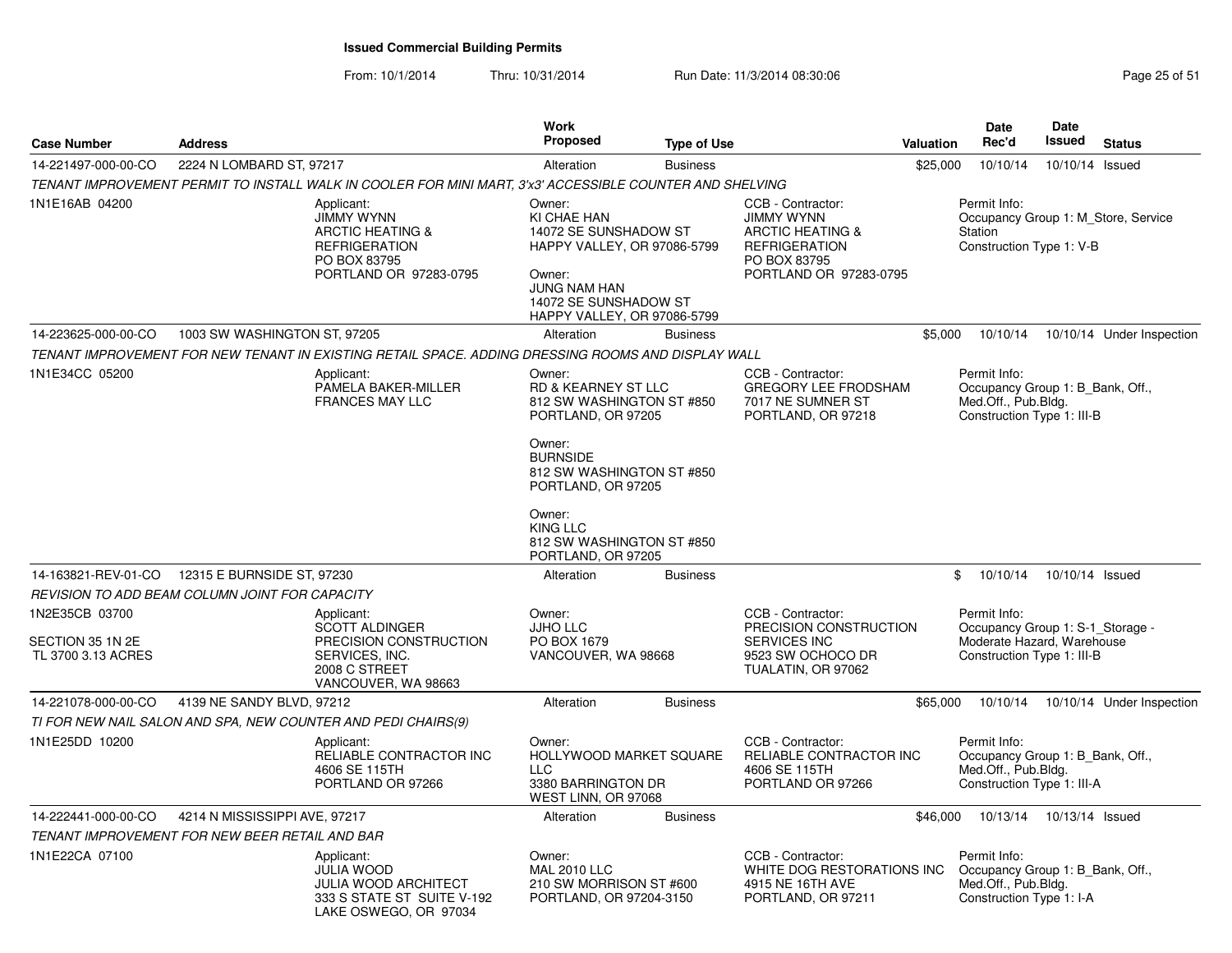# Issued Commercial Building Permits

From: 10/1/2014 Thru: 10/31/2014 Run Date: 11/3/2014 08:30:06

| Case Number | Address | Work Proposed | Type of Use | Valuation | Date Rec'd | Date Issued | Status |
|---|---|---|---|---|---|---|---|
| 14-221497-000-00-CO | 2224 N LOMBARD ST, 97217 | Alteration | Business | $25,000 | 10/10/14 | 10/10/14 | Issued |

*TENANT IMPROVEMENT PERMIT TO INSTALL WALK IN COOLER FOR MINI MART, 3'x3' ACCESSIBLE COUNTER AND SHELVING*

1N1E16AB 04200

- Applicant: JIMMY WYNN, ARCTIC HEATING & REFRIGERATION, PO BOX 83795, PORTLAND OR 97283-0795
- Owner: KI CHAE HAN, 14072 SE SUNSHADOW ST, HAPPY VALLEY, OR 97086-5799
- Owner: JUNG NAM HAN, 14072 SE SUNSHADOW ST, HAPPY VALLEY, OR 97086-5799
- CCB - Contractor: JIMMY WYNN, ARCTIC HEATING & REFRIGERATION, PO BOX 83795, PORTLAND OR 97283-0795
- Permit Info: Occupancy Group 1: M_Store, Service Station; Construction Type 1: V-B

| Case Number | Address | Work Proposed | Type of Use | Valuation | Date Rec'd | Date Issued | Status |
|---|---|---|---|---|---|---|---|
| 14-223625-000-00-CO | 1003 SW WASHINGTON ST, 97205 | Alteration | Business | $5,000 | 10/10/14 | 10/10/14 | Under Inspection |

*TENANT IMPROVEMENT FOR NEW TENANT IN EXISTING RETAIL SPACE. ADDING DRESSING ROOMS AND DISPLAY WALL*

1N1E34CC 05200

- Applicant: PAMELA BAKER-MILLER, FRANCES MAY LLC
- Owner: RD & KEARNEY ST LLC, 812 SW WASHINGTON ST #850, PORTLAND, OR 97205
- Owner: BURNSIDE, 812 SW WASHINGTON ST #850, PORTLAND, OR 97205
- Owner: KING LLC, 812 SW WASHINGTON ST #850, PORTLAND, OR 97205
- CCB - Contractor: GREGORY LEE FRODSHAM, 7017 NE SUMNER ST, PORTLAND, OR 97218
- Permit Info: Occupancy Group 1: B_Bank, Off., Med.Off., Pub.Bldg.; Construction Type 1: III-B

| Case Number | Address | Work Proposed | Type of Use | Valuation | Date Rec'd | Date Issued | Status |
|---|---|---|---|---|---|---|---|
| 14-163821-REV-01-CO | 12315 E BURNSIDE ST, 97230 | Alteration | Business | $ | 10/10/14 | 10/10/14 | Issued |

*REVISION TO ADD BEAM COLUMN JOINT FOR CAPACITY*

1N2E35CB 03700
SECTION 35 1N 2E
TL 3700 3.13 ACRES

- Applicant: SCOTT ALDINGER, PRECISION CONSTRUCTION SERVICES, INC., 2008 C STREET, VANCOUVER, WA 98663
- Owner: JJHO LLC, PO BOX 1679, VANCOUVER, WA 98668
- CCB - Contractor: PRECISION CONSTRUCTION SERVICES INC, 9523 SW OCHOCO DR, TUALATIN, OR 97062
- Permit Info: Occupancy Group 1: S-1_Storage - Moderate Hazard, Warehouse; Construction Type 1: III-B

| Case Number | Address | Work Proposed | Type of Use | Valuation | Date Rec'd | Date Issued | Status |
|---|---|---|---|---|---|---|---|
| 14-221078-000-00-CO | 4139 NE SANDY BLVD, 97212 | Alteration | Business | $65,000 | 10/10/14 | 10/10/14 | Under Inspection |

*TI FOR NEW NAIL SALON AND SPA, NEW COUNTER AND PEDI CHAIRS(9)*

1N1E25DD 10200

- Applicant: RELIABLE CONTRACTOR INC, 4606 SE 115TH, PORTLAND OR 97266
- Owner: HOLLYWOOD MARKET SQUARE LLC, 3380 BARRINGTON DR, WEST LINN, OR 97068
- CCB - Contractor: RELIABLE CONTRACTOR INC, 4606 SE 115TH, PORTLAND OR 97266
- Permit Info: Occupancy Group 1: B_Bank, Off., Med.Off., Pub.Bldg.; Construction Type 1: III-A

| Case Number | Address | Work Proposed | Type of Use | Valuation | Date Rec'd | Date Issued | Status |
|---|---|---|---|---|---|---|---|
| 14-222441-000-00-CO | 4214 N MISSISSIPPI AVE, 97217 | Alteration | Business | $46,000 | 10/13/14 | 10/13/14 | Issued |

*TENANT IMPROVEMENT FOR NEW BEER RETAIL AND BAR*

1N1E22CA 07100

- Applicant: JULIA WOOD, JULIA WOOD ARCHITECT, 333 S STATE ST SUITE V-192, LAKE OSWEGO, OR 97034
- Owner: MAL 2010 LLC, 210 SW MORRISON ST #600, PORTLAND, OR 97204-3150
- CCB - Contractor: WHITE DOG RESTORATIONS INC, 4915 NE 16TH AVE, PORTLAND, OR 97211
- Permit Info: Occupancy Group 1: B_Bank, Off., Med.Off., Pub.Bldg.; Construction Type 1: I-A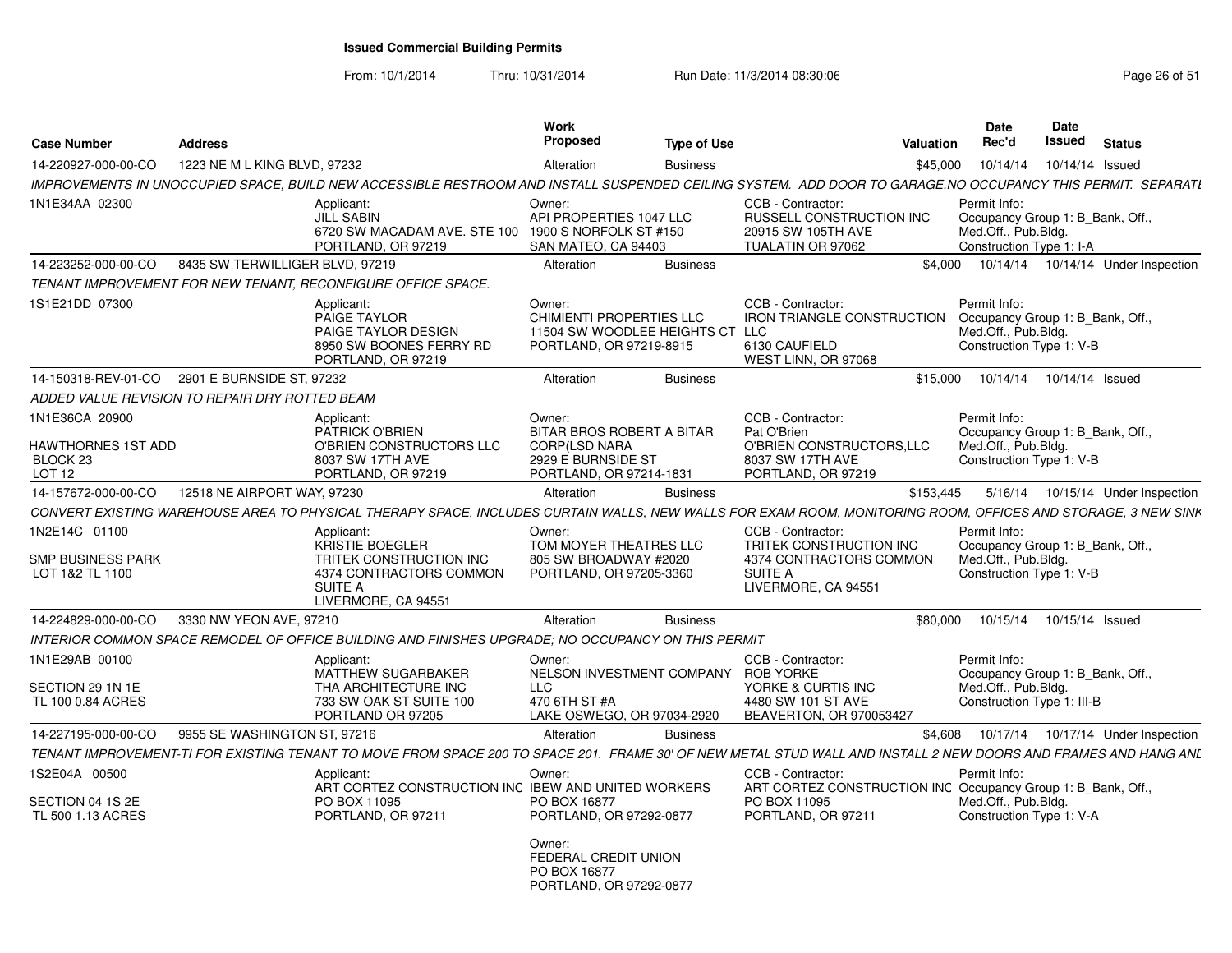**Issued Commercial Building Permits**

From: 10/1/2014 Thru: 10/31/2014 Run Date: 11/3/2014 08:30:06

| Case Number | Address | Work Proposed | Type of Use | Valuation | Date Rec'd | Date Issued | Status |
|---|---|---|---|---|---|---|---|
| 14-220927-000-00-CO | 1223 NE M L KING BLVD, 97232 | Alteration | Business | $45,000 | 10/14/14 | 10/14/14 | Issued |

*IMPROVEMENTS IN UNOCCUPIED SPACE, BUILD NEW ACCESSIBLE RESTROOM AND INSTALL SUSPENDED CEILING SYSTEM. ADD DOOR TO GARAGE.NO OCCUPANCY THIS PERMIT. SEPARATI*

1N1E34AA 02300

Applicant: JILL SABIN, 6720 SW MACADAM AVE. STE 100, PORTLAND, OR 97219

Owner: API PROPERTIES 1047 LLC, 1900 S NORFOLK ST #150, SAN MATEO, CA 94403

CCB - Contractor: RUSSELL CONSTRUCTION INC, 20915 SW 105TH AVE, TUALATIN OR 97062

Permit Info: Occupancy Group 1: B_Bank, Off., Med.Off., Pub.Bldg. Construction Type 1: I-A

| Case Number | Address | Work Proposed | Type of Use | Valuation | Date Rec'd | Date Issued | Status |
|---|---|---|---|---|---|---|---|
| 14-223252-000-00-CO | 8435 SW TERWILLIGER BLVD, 97219 | Alteration | Business | $4,000 | 10/14/14 | 10/14/14 | Under Inspection |

*TENANT IMPROVEMENT FOR NEW TENANT, RECONFIGURE OFFICE SPACE.*

1S1E21DD 07300

Applicant: PAIGE TAYLOR, PAIGE TAYLOR DESIGN, 8950 SW BOONES FERRY RD, PORTLAND, OR 97219

Owner: CHIMIENTI PROPERTIES LLC, 11504 SW WOODLEE HEIGHTS CT, PORTLAND, OR 97219-8915

CCB - Contractor: IRON TRIANGLE CONSTRUCTION LLC, 6130 CAUFIELD, WEST LINN, OR 97068

Permit Info: Occupancy Group 1: B_Bank, Off., Med.Off., Pub.Bldg. Construction Type 1: V-B

| Case Number | Address | Work Proposed | Type of Use | Valuation | Date Rec'd | Date Issued | Status |
|---|---|---|---|---|---|---|---|
| 14-150318-REV-01-CO | 2901 E BURNSIDE ST, 97232 | Alteration | Business | $15,000 | 10/14/14 | 10/14/14 | Issued |

*ADDED VALUE REVISION TO REPAIR DRY ROTTED BEAM*

1N1E36CA 20900, HAWTHORNES 1ST ADD, BLOCK 23, LOT 12

Applicant: PATRICK O'BRIEN, O'BRIEN CONSTRUCTORS LLC, 8037 SW 17TH AVE, PORTLAND, OR 97219

Owner: BITAR BROS ROBERT A BITAR CORP(LSD NARA, 2929 E BURNSIDE ST, PORTLAND, OR 97214-1831

CCB - Contractor: Pat O'Brien, O'BRIEN CONSTRUCTORS,LLC, 8037 SW 17TH AVE, PORTLAND, OR 97219

Permit Info: Occupancy Group 1: B_Bank, Off., Med.Off., Pub.Bldg. Construction Type 1: V-B

| Case Number | Address | Work Proposed | Type of Use | Valuation | Date Rec'd | Date Issued | Status |
|---|---|---|---|---|---|---|---|
| 14-157672-000-00-CO | 12518 NE AIRPORT WAY, 97230 | Alteration | Business | $153,445 | 5/16/14 | 10/15/14 | Under Inspection |

*CONVERT EXISTING WAREHOUSE AREA TO PHYSICAL THERAPY SPACE, INCLUDES CURTAIN WALLS, NEW WALLS FOR EXAM ROOM, MONITORING ROOM, OFFICES AND STORAGE, 3 NEW SINK*

1N2E14C 01100, SMP BUSINESS PARK, LOT 1&2 TL 1100

Applicant: KRISTIE BOEGLER, TRITEK CONSTRUCTION INC, 4374 CONTRACTORS COMMON SUITE A, LIVERMORE, CA 94551

Owner: TOM MOYER THEATRES LLC, 805 SW BROADWAY #2020, PORTLAND, OR 97205-3360

CCB - Contractor: TRITEK CONSTRUCTION INC, 4374 CONTRACTORS COMMON SUITE A, LIVERMORE, CA 94551

Permit Info: Occupancy Group 1: B_Bank, Off., Med.Off., Pub.Bldg. Construction Type 1: V-B

| Case Number | Address | Work Proposed | Type of Use | Valuation | Date Rec'd | Date Issued | Status |
|---|---|---|---|---|---|---|---|
| 14-224829-000-00-CO | 3330 NW YEON AVE, 97210 | Alteration | Business | $80,000 | 10/15/14 | 10/15/14 | Issued |

*INTERIOR COMMON SPACE REMODEL OF OFFICE BUILDING AND FINISHES UPGRADE; NO OCCUPANCY ON THIS PERMIT*

1N1E29AB 00100, SECTION 29 1N 1E, TL 100 0.84 ACRES

Applicant: MATTHEW SUGARBAKER, THA ARCHITECTURE INC, 733 SW OAK ST SUITE 100, PORTLAND OR 97205

Owner: NELSON INVESTMENT COMPANY LLC, 470 6TH ST #A, LAKE OSWEGO, OR 97034-2920

CCB - Contractor: ROB YORKE, YORKE & CURTIS INC, 4480 SW 101 ST AVE, BEAVERTON, OR 970053427

Permit Info: Occupancy Group 1: B_Bank, Off., Med.Off., Pub.Bldg. Construction Type 1: III-B

| Case Number | Address | Work Proposed | Type of Use | Valuation | Date Rec'd | Date Issued | Status |
|---|---|---|---|---|---|---|---|
| 14-227195-000-00-CO | 9955 SE WASHINGTON ST, 97216 | Alteration | Business | $4,608 | 10/17/14 | 10/17/14 | Under Inspection |

*TENANT IMPROVEMENT-TI FOR EXISTING TENANT TO MOVE FROM SPACE 200 TO SPACE 201. FRAME 30' OF NEW METAL STUD WALL AND INSTALL 2 NEW DOORS AND FRAMES AND HANG ANI*

1S2E04A 00500, SECTION 04 1S 2E, TL 500 1.13 ACRES

Applicant: ART CORTEZ CONSTRUCTION INC, PO BOX 11095, PORTLAND, OR 97211

Owner: IBEW AND UNITED WORKERS, PO BOX 16877, PORTLAND, OR 97292-0877

Owner: FEDERAL CREDIT UNION, PO BOX 16877, PORTLAND, OR 97292-0877

CCB - Contractor: ART CORTEZ CONSTRUCTION INC, PO BOX 11095, PORTLAND, OR 97211

Permit Info: Occupancy Group 1: B_Bank, Off., Med.Off., Pub.Bldg. Construction Type 1: V-A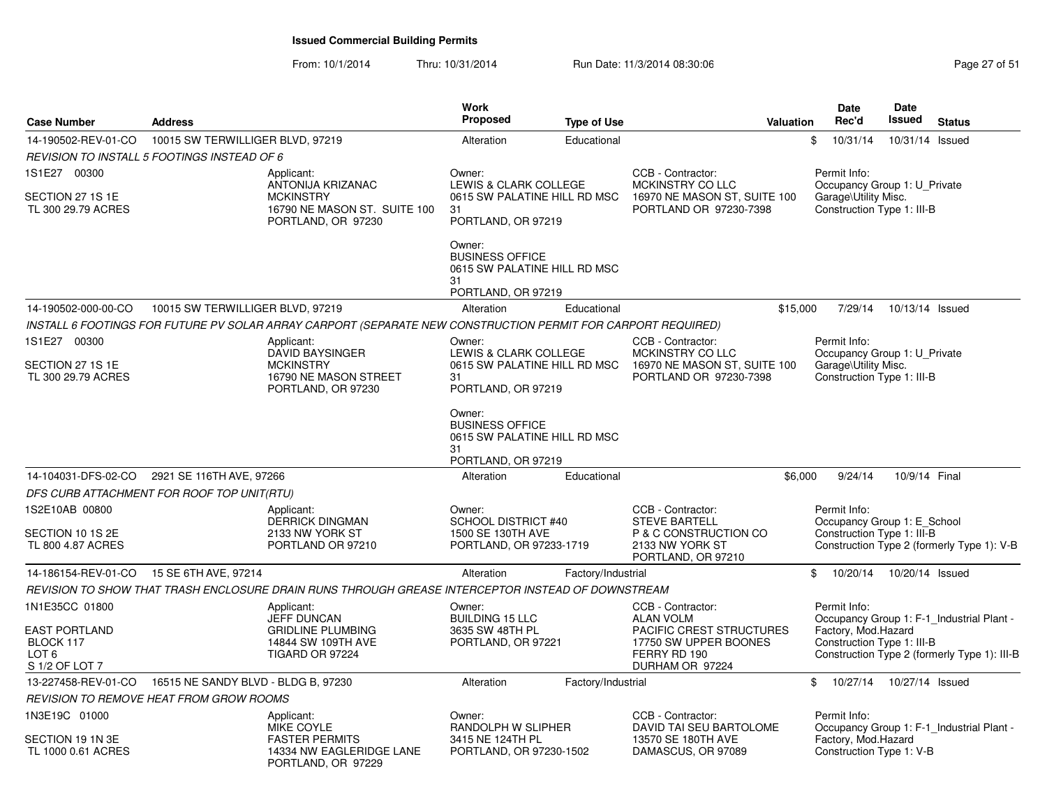# Issued Commercial Building Permits

From: 10/1/2014 Thru: 10/31/2014 Run Date: 11/3/2014 08:30:06

| Case Number | Address | Work Proposed | Type of Use | Valuation | Date Rec'd | Date Issued | Status |
|---|---|---|---|---|---|---|---|
| 14-190502-REV-01-CO | 10015 SW TERWILLIGER BLVD, 97219 | Alteration | Educational | $ | 10/31/14 | 10/31/14 | Issued |

*REVISION TO INSTALL 5 FOOTINGS INSTEAD OF 6*

1S1E27 00300
SECTION 27 1S 1E
TL 300 29.79 ACRES

Applicant:
ANTONIJA KRIZANAC
MCKINSTRY
16790 NE MASON ST. SUITE 100
PORTLAND, OR 97230

Owner:
LEWIS & CLARK COLLEGE
0615 SW PALATINE HILL RD MSC 31
PORTLAND, OR 97219

Owner:
BUSINESS OFFICE
0615 SW PALATINE HILL RD MSC 31
PORTLAND, OR 97219

CCB - Contractor:
MCKINSTRY CO LLC
16970 NE MASON ST, SUITE 100
PORTLAND OR 97230-7398

Permit Info:
Occupancy Group 1: U_Private Garage\Utility Misc.
Construction Type 1: III-B

---

| Case Number | Address | Work Proposed | Type of Use | Valuation | Date Rec'd | Date Issued | Status |
|---|---|---|---|---|---|---|---|
| 14-190502-000-00-CO | 10015 SW TERWILLIGER BLVD, 97219 | Alteration | Educational | $15,000 | 7/29/14 | 10/13/14 | Issued |

*INSTALL 6 FOOTINGS FOR FUTURE PV SOLAR ARRAY CARPORT (SEPARATE NEW CONSTRUCTION PERMIT FOR CARPORT REQUIRED)*

1S1E27 00300
SECTION 27 1S 1E
TL 300 29.79 ACRES

Applicant:
DAVID BAYSINGER
MCKINSTRY
16790 NE MASON STREET
PORTLAND, OR 97230

Owner:
LEWIS & CLARK COLLEGE
0615 SW PALATINE HILL RD MSC 31
PORTLAND, OR 97219

Owner:
BUSINESS OFFICE
0615 SW PALATINE HILL RD MSC 31
PORTLAND, OR 97219

CCB - Contractor:
MCKINSTRY CO LLC
16970 NE MASON ST, SUITE 100
PORTLAND OR 97230-7398

Permit Info:
Occupancy Group 1: U_Private Garage\Utility Misc.
Construction Type 1: III-B

---

| Case Number | Address | Work Proposed | Type of Use | Valuation | Date Rec'd | Date Issued | Status |
|---|---|---|---|---|---|---|---|
| 14-104031-DFS-02-CO | 2921 SE 116TH AVE, 97266 | Alteration | Educational | $6,000 | 9/24/14 | 10/9/14 | Final |

*DFS CURB ATTACHMENT FOR ROOF TOP UNIT(RTU)*

1S2E10AB 00800
SECTION 10 1S 2E
TL 800 4.87 ACRES

Applicant:
DERRICK DINGMAN
2133 NW YORK ST
PORTLAND OR 97210

Owner:
SCHOOL DISTRICT #40
1500 SE 130TH AVE
PORTLAND, OR 97233-1719

CCB - Contractor:
STEVE BARTELL
P & C CONSTRUCTION CO
2133 NW YORK ST
PORTLAND, OR 97210

Permit Info:
Occupancy Group 1: E_School
Construction Type 1: III-B
Construction Type 2 (formerly Type 1): V-B

---

| Case Number | Address | Work Proposed | Type of Use | Valuation | Date Rec'd | Date Issued | Status |
|---|---|---|---|---|---|---|---|
| 14-186154-REV-01-CO | 15 SE 6TH AVE, 97214 | Alteration | Factory/Industrial | $ | 10/20/14 | 10/20/14 | Issued |

*REVISION TO SHOW THAT TRASH ENCLOSURE DRAIN RUNS THROUGH GREASE INTERCEPTOR INSTEAD OF DOWNSTREAM*

1N1E35CC 01800
EAST PORTLAND
BLOCK 117
LOT 6
S 1/2 OF LOT 7

Applicant:
JEFF DUNCAN
GRIDLINE PLUMBING
14844 SW 109TH AVE
TIGARD OR 97224

Owner:
BUILDING 15 LLC
3635 SW 48TH PL
PORTLAND, OR 97221

CCB - Contractor:
ALAN VOLM
PACIFIC CREST STRUCTURES
17750 SW UPPER BOONES FERRY RD 190
DURHAM OR 97224

Permit Info:
Occupancy Group 1: F-1_Industrial Plant - Factory, Mod.Hazard
Construction Type 1: III-B
Construction Type 2 (formerly Type 1): III-B

---

| Case Number | Address | Work Proposed | Type of Use | Valuation | Date Rec'd | Date Issued | Status |
|---|---|---|---|---|---|---|---|
| 13-227458-REV-01-CO | 16515 NE SANDY BLVD - BLDG B, 97230 | Alteration | Factory/Industrial | $ | 10/27/14 | 10/27/14 | Issued |

*REVISION TO REMOVE HEAT FROM GROW ROOMS*

1N3E19C 01000
SECTION 19 1N 3E
TL 1000 0.61 ACRES

Applicant:
MIKE COYLE
FASTER PERMITS
14334 NW EAGLERIDGE LANE
PORTLAND, OR 97229

Owner:
RANDOLPH W SLIPHER
3415 NE 124TH PL
PORTLAND, OR 97230-1502

CCB - Contractor:
DAVID TAI SEU BARTOLOME
13570 SE 180TH AVE
DAMASCUS, OR 97089

Permit Info:
Occupancy Group 1: F-1_Industrial Plant - Factory, Mod.Hazard
Construction Type 1: V-B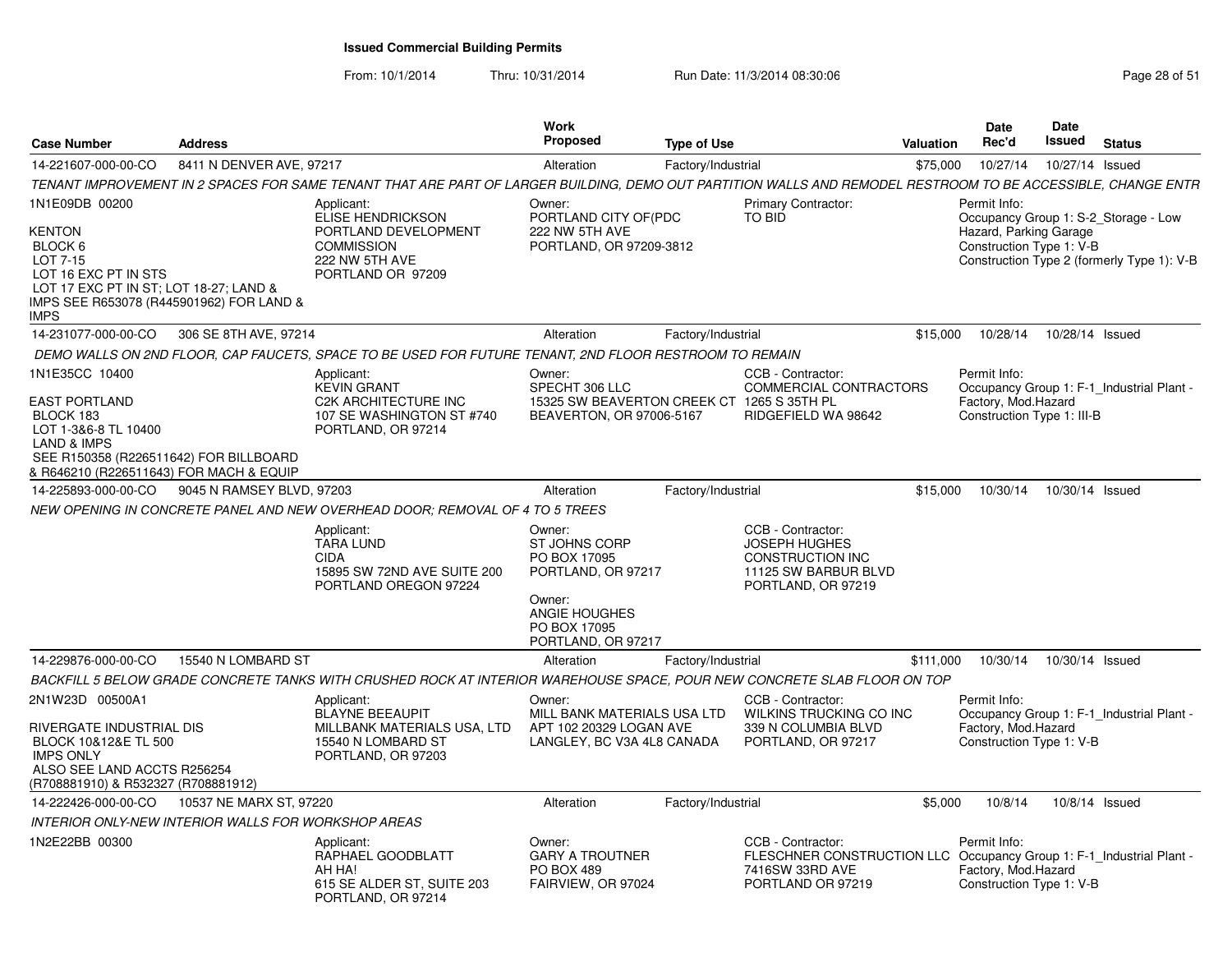# Issued Commercial Building Permits

From: 10/1/2014 Thru: 10/31/2014 Run Date: 11/3/2014 08:30:06

| Case Number | Address | Work Proposed | Type of Use | Valuation | Date Rec'd | Date Issued | Status |
|---|---|---|---|---|---|---|---|
| 14-221607-000-00-CO | 8411 N DENVER AVE, 97217 | Alteration | Factory/Industrial | $75,000 | 10/27/14 | 10/27/14 | Issued |

*TENANT IMPROVEMENT IN 2 SPACES FOR SAME TENANT THAT ARE PART OF LARGER BUILDING, DEMO OUT PARTITION WALLS AND REMODEL RESTROOM TO BE ACCESSIBLE, CHANGE ENTR*

1N1E09DB 00200

KENTON
BLOCK 6
LOT 7-15
LOT 16 EXC PT IN STS
LOT 17 EXC PT IN ST; LOT 18-27; LAND & IMPS SEE R653078 (R445901962) FOR LAND & IMPS

Applicant:
ELISE HENDRICKSON
PORTLAND DEVELOPMENT COMMISSION
222 NW 5TH AVE
PORTLAND OR 97209

Owner:
PORTLAND CITY OF(PDC
222 NW 5TH AVE
PORTLAND, OR 97209-3812

Primary Contractor:
TO BID

Permit Info:
Occupancy Group 1: S-2_Storage - Low Hazard, Parking Garage
Construction Type 1: V-B
Construction Type 2 (formerly Type 1): V-B

| Case Number | Address | Work Proposed | Type of Use | Valuation | Date Rec'd | Date Issued | Status |
|---|---|---|---|---|---|---|---|
| 14-231077-000-00-CO | 306 SE 8TH AVE, 97214 | Alteration | Factory/Industrial | $15,000 | 10/28/14 | 10/28/14 | Issued |

*DEMO WALLS ON 2ND FLOOR, CAP FAUCETS, SPACE TO BE USED FOR FUTURE TENANT, 2ND FLOOR RESTROOM TO REMAIN*

1N1E35CC 10400

EAST PORTLAND
BLOCK 183
LOT 1-3&6-8 TL 10400
LAND & IMPS
SEE R150358 (R226511642) FOR BILLBOARD & R646210 (R226511643) FOR MACH & EQUIP

Applicant:
KEVIN GRANT
C2K ARCHITECTURE INC
107 SE WASHINGTON ST #740
PORTLAND, OR 97214

Owner:
SPECHT 306 LLC
15325 SW BEAVERTON CREEK CT
BEAVERTON, OR 97006-5167

CCB - Contractor:
COMMERCIAL CONTRACTORS
1265 S 35TH PL
RIDGEFIELD WA 98642

Permit Info:
Occupancy Group 1: F-1_Industrial Plant - Factory, Mod.Hazard
Construction Type 1: III-B

| Case Number | Address | Work Proposed | Type of Use | Valuation | Date Rec'd | Date Issued | Status |
|---|---|---|---|---|---|---|---|
| 14-225893-000-00-CO | 9045 N RAMSEY BLVD, 97203 | Alteration | Factory/Industrial | $15,000 | 10/30/14 | 10/30/14 | Issued |

*NEW OPENING IN CONCRETE PANEL AND NEW OVERHEAD DOOR; REMOVAL OF 4 TO 5 TREES*

Applicant:
TARA LUND
CIDA
15895 SW 72ND AVE SUITE 200
PORTLAND OREGON 97224

Owner:
ST JOHNS CORP
PO BOX 17095
PORTLAND, OR 97217

Owner:
ANGIE HOUGHES
PO BOX 17095
PORTLAND, OR 97217

CCB - Contractor:
JOSEPH HUGHES CONSTRUCTION INC
11125 SW BARBUR BLVD
PORTLAND, OR 97219

| Case Number | Address | Work Proposed | Type of Use | Valuation | Date Rec'd | Date Issued | Status |
|---|---|---|---|---|---|---|---|
| 14-229876-000-00-CO | 15540 N LOMBARD ST | Alteration | Factory/Industrial | $111,000 | 10/30/14 | 10/30/14 | Issued |

*BACKFILL 5 BELOW GRADE CONCRETE TANKS WITH CRUSHED ROCK AT INTERIOR WAREHOUSE SPACE, POUR NEW CONCRETE SLAB FLOOR ON TOP*

2N1W23D 00500A1

RIVERGATE INDUSTRIAL DIS
BLOCK 10&12&E TL 500
IMPS ONLY
ALSO SEE LAND ACCTS R256254 (R708881910) & R532327 (R708881912)

Applicant:
BLAYNE BEEAUPIT
MILLBANK MATERIALS USA, LTD
15540 N LOMBARD ST
PORTLAND, OR 97203

Owner:
MILL BANK MATERIALS USA LTD
APT 102 20329 LOGAN AVE
LANGLEY, BC V3A 4L8 CANADA

CCB - Contractor:
WILKINS TRUCKING CO INC
339 N COLUMBIA BLVD
PORTLAND, OR 97217

Permit Info:
Occupancy Group 1: F-1_Industrial Plant - Factory, Mod.Hazard
Construction Type 1: V-B

| Case Number | Address | Work Proposed | Type of Use | Valuation | Date Rec'd | Date Issued | Status |
|---|---|---|---|---|---|---|---|
| 14-222426-000-00-CO | 10537 NE MARX ST, 97220 | Alteration | Factory/Industrial | $5,000 | 10/8/14 | 10/8/14 | Issued |

*INTERIOR ONLY-NEW INTERIOR WALLS FOR WORKSHOP AREAS*

1N2E22BB 00300

Applicant:
RAPHAEL GOODBLATT
AH HA!
615 SE ALDER ST, SUITE 203
PORTLAND, OR 97214

Owner:
GARY A TROUTNER
PO BOX 489
FAIRVIEW, OR 97024

CCB - Contractor:
FLESCHNER CONSTRUCTION LLC
7416SW 33RD AVE
PORTLAND OR 97219

Permit Info:
Occupancy Group 1: F-1_Industrial Plant - Factory, Mod.Hazard
Construction Type 1: V-B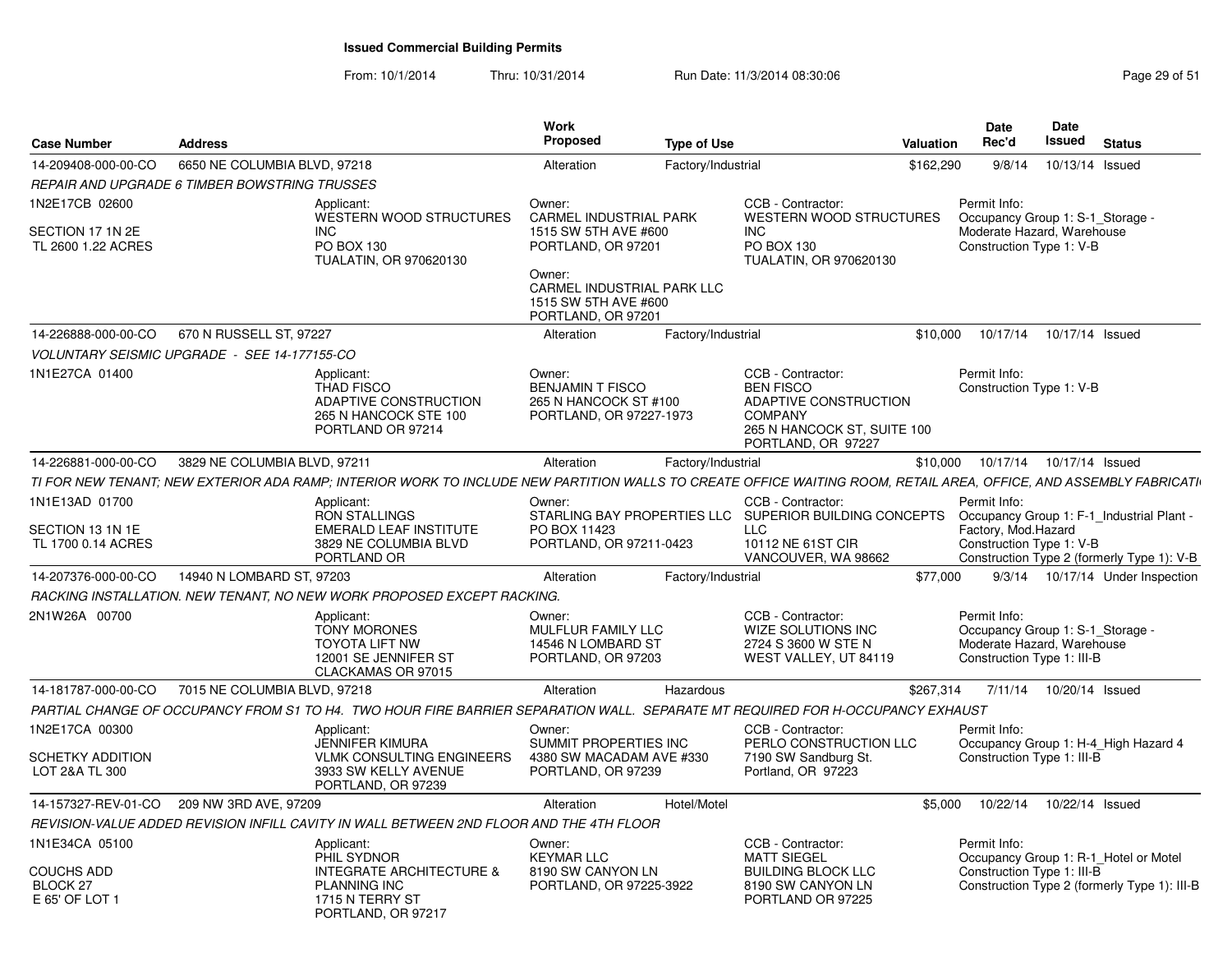**Issued Commercial Building Permits**

From: 10/1/2014 Thru: 10/31/2014 Run Date: 11/3/2014 08:30:06

| Case Number | Address | Work Proposed | Type of Use | Valuation | Date Rec'd | Date Issued | Status |
|---|---|---|---|---|---|---|---|
| 14-209408-000-00-CO | 6650 NE COLUMBIA BLVD, 97218 | Alteration | Factory/Industrial | $162,290 | 9/8/14 | 10/13/14 | Issued |

*REPAIR AND UPGRADE 6 TIMBER BOWSTRING TRUSSES*

1N2E17CB 02600
SECTION 17 1N 2E
TL 2600 1.22 ACRES

Applicant: WESTERN WOOD STRUCTURES INC, PO BOX 130, TUALATIN, OR 970620130

Owner: CARMEL INDUSTRIAL PARK, 1515 SW 5TH AVE #600, PORTLAND, OR 97201

Owner: CARMEL INDUSTRIAL PARK LLC, 1515 SW 5TH AVE #600, PORTLAND, OR 97201

CCB - Contractor: WESTERN WOOD STRUCTURES INC, PO BOX 130, TUALATIN, OR 970620130

Permit Info: Occupancy Group 1: S-1_Storage - Moderate Hazard, Warehouse; Construction Type 1: V-B

| Case Number | Address | Work Proposed | Type of Use | Valuation | Date Rec'd | Date Issued | Status |
|---|---|---|---|---|---|---|---|
| 14-226888-000-00-CO | 670 N RUSSELL ST, 97227 | Alteration | Factory/Industrial | $10,000 | 10/17/14 | 10/17/14 | Issued |

*VOLUNTARY SEISMIC UPGRADE - SEE 14-177155-CO*

1N1E27CA 01400

Applicant: THAD FISCO, ADAPTIVE CONSTRUCTION, 265 N HANCOCK STE 100, PORTLAND OR 97214

Owner: BENJAMIN T FISCO, 265 N HANCOCK ST #100, PORTLAND, OR 97227-1973

CCB - Contractor: BEN FISCO, ADAPTIVE CONSTRUCTION COMPANY, 265 N HANCOCK ST, SUITE 100, PORTLAND, OR 97227

Permit Info: Construction Type 1: V-B

| Case Number | Address | Work Proposed | Type of Use | Valuation | Date Rec'd | Date Issued | Status |
|---|---|---|---|---|---|---|---|
| 14-226881-000-00-CO | 3829 NE COLUMBIA BLVD, 97211 | Alteration | Factory/Industrial | $10,000 | 10/17/14 | 10/17/14 | Issued |

*TI FOR NEW TENANT; NEW EXTERIOR ADA RAMP; INTERIOR WORK TO INCLUDE NEW PARTITION WALLS TO CREATE OFFICE WAITING ROOM, RETAIL AREA, OFFICE, AND ASSEMBLY FABRICATI*

1N1E13AD 01700
SECTION 13 1N 1E
TL 1700 0.14 ACRES

Applicant: RON STALLINGS, EMERALD LEAF INSTITUTE, 3829 NE COLUMBIA BLVD, PORTLAND OR

Owner: STARLING BAY PROPERTIES LLC, PO BOX 11423, PORTLAND, OR 97211-0423

CCB - Contractor: SUPERIOR BUILDING CONCEPTS LLC, 10112 NE 61ST CIR, VANCOUVER, WA 98662

Permit Info: Occupancy Group 1: F-1_Industrial Plant - Factory, Mod.Hazard; Construction Type 1: V-B; Construction Type 2 (formerly Type 1): V-B

| Case Number | Address | Work Proposed | Type of Use | Valuation | Date Rec'd | Date Issued | Status |
|---|---|---|---|---|---|---|---|
| 14-207376-000-00-CO | 14940 N LOMBARD ST, 97203 | Alteration | Factory/Industrial | $77,000 | 9/3/14 | 10/17/14 | Under Inspection |

*RACKING INSTALLATION. NEW TENANT, NO NEW WORK PROPOSED EXCEPT RACKING.*

2N1W26A 00700

Applicant: TONY MORONES, TOYOTA LIFT NW, 12001 SE JENNIFER ST, CLACKAMAS OR 97015

Owner: MULFLUR FAMILY LLC, 14546 N LOMBARD ST, PORTLAND, OR 97203

CCB - Contractor: WIZE SOLUTIONS INC, 2724 S 3600 W STE N, WEST VALLEY, UT 84119

Permit Info: Occupancy Group 1: S-1_Storage - Moderate Hazard, Warehouse; Construction Type 1: III-B

| Case Number | Address | Work Proposed | Type of Use | Valuation | Date Rec'd | Date Issued | Status |
|---|---|---|---|---|---|---|---|
| 14-181787-000-00-CO | 7015 NE COLUMBIA BLVD, 97218 | Alteration | Hazardous | $267,314 | 7/11/14 | 10/20/14 | Issued |

*PARTIAL CHANGE OF OCCUPANCY FROM S1 TO H4. TWO HOUR FIRE BARRIER SEPARATION WALL. SEPARATE MT REQUIRED FOR H-OCCUPANCY EXHAUST*

1N2E17CA 00300
SCHETKY ADDITION
LOT 2&A TL 300

Applicant: JENNIFER KIMURA, VLMK CONSULTING ENGINEERS, 3933 SW KELLY AVENUE, PORTLAND, OR 97239

Owner: SUMMIT PROPERTIES INC, 4380 SW MACADAM AVE #330, PORTLAND, OR 97239

CCB - Contractor: PERLO CONSTRUCTION LLC, 7190 SW Sandburg St., Portland, OR 97223

Permit Info: Occupancy Group 1: H-4_High Hazard 4; Construction Type 1: III-B

| Case Number | Address | Work Proposed | Type of Use | Valuation | Date Rec'd | Date Issued | Status |
|---|---|---|---|---|---|---|---|
| 14-157327-REV-01-CO | 209 NW 3RD AVE, 97209 | Alteration | Hotel/Motel | $5,000 | 10/22/14 | 10/22/14 | Issued |

*REVISION-VALUE ADDED REVISION INFILL CAVITY IN WALL BETWEEN 2ND FLOOR AND THE 4TH FLOOR*

1N1E34CA 05100
COUCHS ADD
BLOCK 27
E 65' OF LOT 1

Applicant: PHIL SYDNOR, INTEGRATE ARCHITECTURE & PLANNING INC, 1715 N TERRY ST, PORTLAND, OR 97217

Owner: KEYMAR LLC, 8190 SW CANYON LN, PORTLAND, OR 97225-3922

CCB - Contractor: MATT SIEGEL, BUILDING BLOCK LLC, 8190 SW CANYON LN, PORTLAND OR 97225

Permit Info: Occupancy Group 1: R-1_Hotel or Motel; Construction Type 1: III-B; Construction Type 2 (formerly Type 1): III-B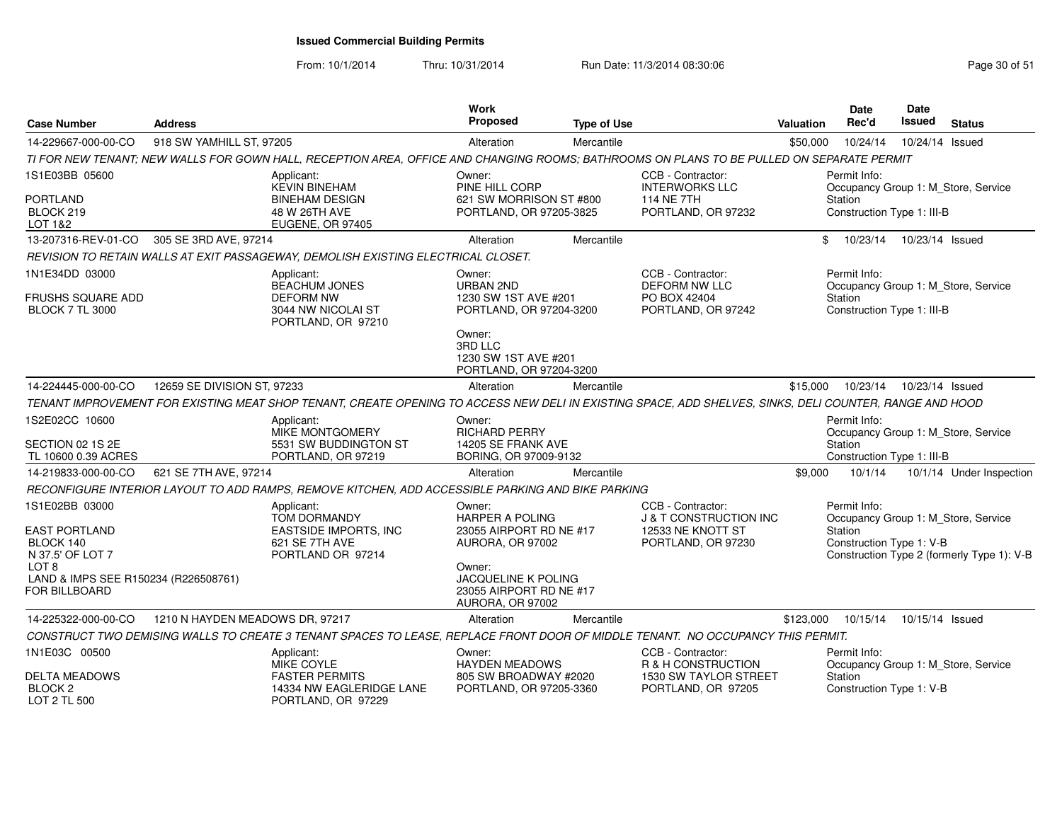## Issued Commercial Building Permits

From: 10/1/2014 Thru: 10/31/2014 Run Date: 11/3/2014 08:30:06

| Case Number | Address | Work Proposed | Type of Use | Valuation | Date Rec'd | Date Issued | Status |
|---|---|---|---|---|---|---|---|
| 14-229667-000-00-CO | 918 SW YAMHILL ST, 97205 | Alteration | Mercantile | $50,000 | 10/24/14 | 10/24/14 | Issued |

*TI FOR NEW TENANT; NEW WALLS FOR GOWN HALL, RECEPTION AREA, OFFICE AND CHANGING ROOMS; BATHROOMS ON PLANS TO BE PULLED ON SEPARATE PERMIT*

- 1S1E03BB 05600 / PORTLAND / BLOCK 219 / LOT 1&2
- Applicant: KEVIN BINEHAM, BINEHAM DESIGN, 48 W 26TH AVE, EUGENE, OR 97405
- Owner: PINE HILL CORP, 621 SW MORRISON ST #800, PORTLAND, OR 97205-3825
- CCB - Contractor: INTERWORKS LLC, 114 NE 7TH, PORTLAND, OR 97232
- Permit Info: Occupancy Group 1: M_Store, Service Station; Construction Type 1: III-B

| Case Number | Address | Work Proposed | Type of Use | Valuation | Date Rec'd | Date Issued | Status |
|---|---|---|---|---|---|---|---|
| 13-207316-REV-01-CO | 305 SE 3RD AVE, 97214 | Alteration | Mercantile | $ | 10/23/14 | 10/23/14 | Issued |

*REVISION TO RETAIN WALLS AT EXIT PASSAGEWAY, DEMOLISH EXISTING ELECTRICAL CLOSET.*

- 1N1E34DD 03000 / FRUSHS SQUARE ADD / BLOCK 7 TL 3000
- Applicant: BEACHUM JONES, DEFORM NW, 3044 NW NICOLAI ST, PORTLAND, OR 97210
- Owner: URBAN 2ND, 1230 SW 1ST AVE #201, PORTLAND, OR 97204-3200
- Owner: 3RD LLC, 1230 SW 1ST AVE #201, PORTLAND, OR 97204-3200
- CCB - Contractor: DEFORM NW LLC, PO BOX 42404, PORTLAND, OR 97242
- Permit Info: Occupancy Group 1: M_Store, Service Station; Construction Type 1: III-B

| Case Number | Address | Work Proposed | Type of Use | Valuation | Date Rec'd | Date Issued | Status |
|---|---|---|---|---|---|---|---|
| 14-224445-000-00-CO | 12659 SE DIVISION ST, 97233 | Alteration | Mercantile | $15,000 | 10/23/14 | 10/23/14 | Issued |

*TENANT IMPROVEMENT FOR EXISTING MEAT SHOP TENANT, CREATE OPENING TO ACCESS NEW DELI IN EXISTING SPACE, ADD SHELVES, SINKS, DELI COUNTER, RANGE AND HOOD*

- 1S2E02CC 10600 / SECTION 02 1S 2E / TL 10600 0.39 ACRES
- Applicant: MIKE MONTGOMERY, 5531 SW BUDDINGTON ST, PORTLAND, OR 97219
- Owner: RICHARD PERRY, 14205 SE FRANK AVE, BORING, OR 97009-9132
- Permit Info: Occupancy Group 1: M_Store, Service Station; Construction Type 1: III-B

| Case Number | Address | Work Proposed | Type of Use | Valuation | Date Rec'd | Date Issued | Status |
|---|---|---|---|---|---|---|---|
| 14-219833-000-00-CO | 621 SE 7TH AVE, 97214 | Alteration | Mercantile | $9,000 | 10/1/14 | 10/1/14 | Under Inspection |

*RECONFIGURE INTERIOR LAYOUT TO ADD RAMPS, REMOVE KITCHEN, ADD ACCESSIBLE PARKING AND BIKE PARKING*

- 1S1E02BB 03000 / EAST PORTLAND / BLOCK 140 / N 37.5' OF LOT 7 / LOT 8 / LAND & IMPS SEE R150234 (R226508761) FOR BILLBOARD
- Applicant: TOM DORMANDY, EASTSIDE IMPORTS, INC, 621 SE 7TH AVE, PORTLAND OR 97214
- Owner: HARPER A POLING, 23055 AIRPORT RD NE #17, AURORA, OR 97002
- Owner: JACQUELINE K POLING, 23055 AIRPORT RD NE #17, AURORA, OR 97002
- CCB - Contractor: J & T CONSTRUCTION INC, 12533 NE KNOTT ST, PORTLAND, OR 97230
- Permit Info: Occupancy Group 1: M_Store, Service Station; Construction Type 1: V-B; Construction Type 2 (formerly Type 1): V-B

| Case Number | Address | Work Proposed | Type of Use | Valuation | Date Rec'd | Date Issued | Status |
|---|---|---|---|---|---|---|---|
| 14-225322-000-00-CO | 1210 N HAYDEN MEADOWS DR, 97217 | Alteration | Mercantile | $123,000 | 10/15/14 | 10/15/14 | Issued |

*CONSTRUCT TWO DEMISING WALLS TO CREATE 3 TENANT SPACES TO LEASE, REPLACE FRONT DOOR OF MIDDLE TENANT. NO OCCUPANCY THIS PERMIT.*

- 1N1E03C 00500 / DELTA MEADOWS / BLOCK 2 / LOT 2 TL 500
- Applicant: MIKE COYLE, FASTER PERMITS, 14334 NW EAGLERIDGE LANE, PORTLAND, OR 97229
- Owner: HAYDEN MEADOWS, 805 SW BROADWAY #2020, PORTLAND, OR 97205-3360
- CCB - Contractor: R & H CONSTRUCTION, 1530 SW TAYLOR STREET, PORTLAND, OR 97205
- Permit Info: Occupancy Group 1: M_Store, Service Station; Construction Type 1: V-B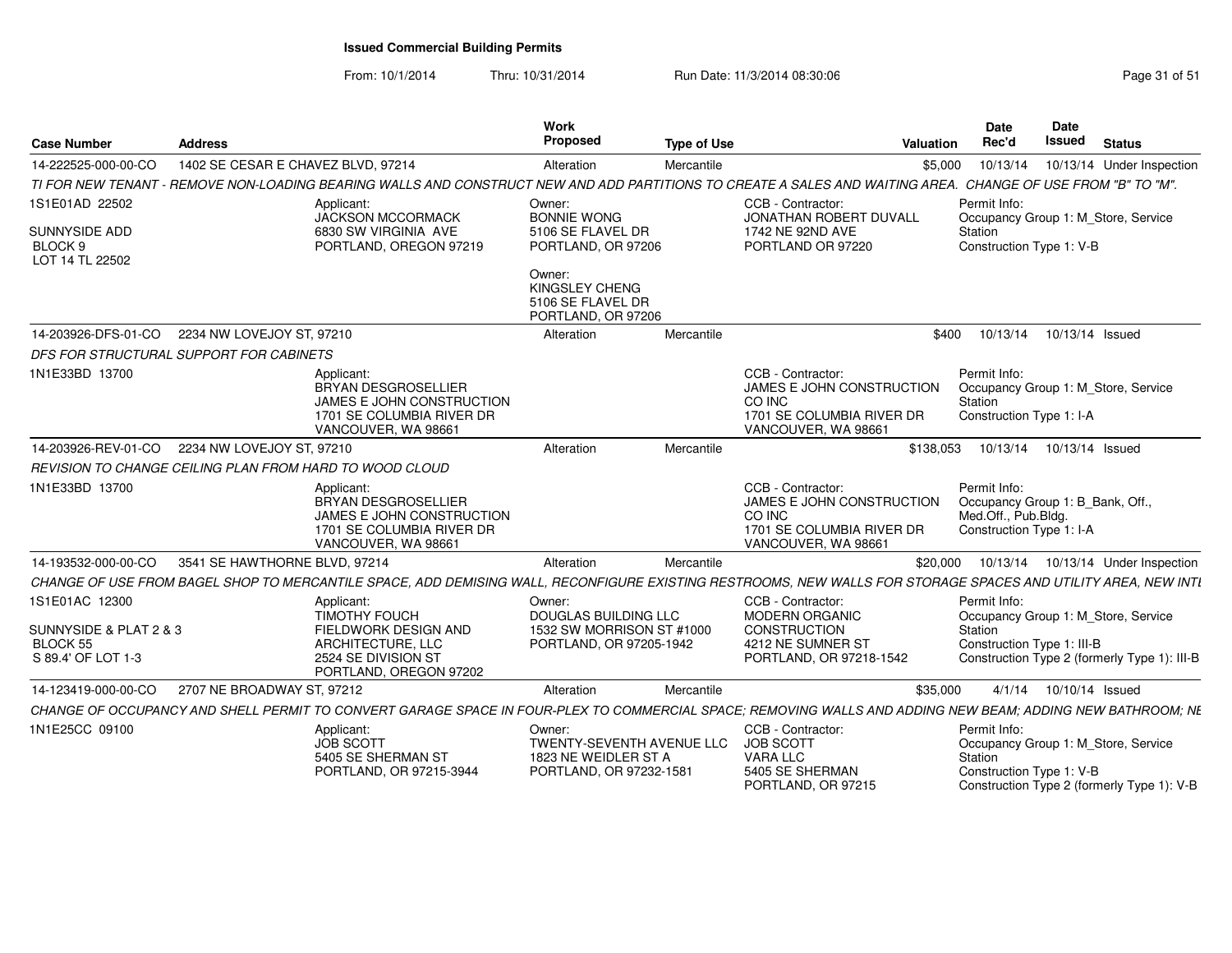# Issued Commercial Building Permits

From: 10/1/2014 Thru: 10/31/2014 Run Date: 11/3/2014 08:30:06

| Case Number | Address | Work Proposed | Type of Use | Valuation | Date Rec'd | Date Issued | Status |
|---|---|---|---|---|---|---|---|
| 14-222525-000-00-CO | 1402 SE CESAR E CHAVEZ BLVD, 97214 | Alteration | Mercantile | $5,000 | 10/13/14 | 10/13/14 | Under Inspection |

*TI FOR NEW TENANT - REMOVE NON-LOADING BEARING WALLS AND CONSTRUCT NEW AND ADD PARTITIONS TO CREATE A SALES AND WAITING AREA. CHANGE OF USE FROM "B" TO "M".*

1S1E01AD 22502
SUNNYSIDE ADD
BLOCK 9
LOT 14 TL 22502

Applicant:
JACKSON MCCORMACK
6830 SW VIRGINIA AVE
PORTLAND, OREGON 97219

Owner:
BONNIE WONG
5106 SE FLAVEL DR
PORTLAND, OR 97206

Owner:
KINGSLEY CHENG
5106 SE FLAVEL DR
PORTLAND, OR 97206

CCB - Contractor:
JONATHAN ROBERT DUVALL
1742 NE 92ND AVE
PORTLAND OR 97220

Permit Info:
Occupancy Group 1: M_Store, Service Station
Construction Type 1: V-B

| Case Number | Address | Work Proposed | Type of Use | Valuation | Date Rec'd | Date Issued | Status |
|---|---|---|---|---|---|---|---|
| 14-203926-DFS-01-CO | 2234 NW LOVEJOY ST, 97210 | Alteration | Mercantile | $400 | 10/13/14 | 10/13/14 | Issued |

*DFS FOR STRUCTURAL SUPPORT FOR CABINETS*

1N1E33BD 13700

Applicant:
BRYAN DESGROSELLIER
JAMES E JOHN CONSTRUCTION
1701 SE COLUMBIA RIVER DR
VANCOUVER, WA 98661

CCB - Contractor:
JAMES E JOHN CONSTRUCTION CO INC
1701 SE COLUMBIA RIVER DR
VANCOUVER, WA 98661

Permit Info:
Occupancy Group 1: M_Store, Service Station
Construction Type 1: I-A

| Case Number | Address | Work Proposed | Type of Use | Valuation | Date Rec'd | Date Issued | Status |
|---|---|---|---|---|---|---|---|
| 14-203926-REV-01-CO | 2234 NW LOVEJOY ST, 97210 | Alteration | Mercantile | $138,053 | 10/13/14 | 10/13/14 | Issued |

*REVISION TO CHANGE CEILING PLAN FROM HARD TO WOOD CLOUD*

1N1E33BD 13700

Applicant:
BRYAN DESGROSELLIER
JAMES E JOHN CONSTRUCTION
1701 SE COLUMBIA RIVER DR
VANCOUVER, WA 98661

CCB - Contractor:
JAMES E JOHN CONSTRUCTION CO INC
1701 SE COLUMBIA RIVER DR
VANCOUVER, WA 98661

Permit Info:
Occupancy Group 1: B_Bank, Off., Med.Off., Pub.Bldg.
Construction Type 1: I-A

| Case Number | Address | Work Proposed | Type of Use | Valuation | Date Rec'd | Date Issued | Status |
|---|---|---|---|---|---|---|---|
| 14-193532-000-00-CO | 3541 SE HAWTHORNE BLVD, 97214 | Alteration | Mercantile | $20,000 | 10/13/14 | 10/13/14 | Under Inspection |

*CHANGE OF USE FROM BAGEL SHOP TO MERCANTILE SPACE, ADD DEMISING WALL, RECONFIGURE EXISTING RESTROOMS, NEW WALLS FOR STORAGE SPACES AND UTILITY AREA, NEW INTI*

1S1E01AC 12300
SUNNYSIDE & PLAT 2 & 3
BLOCK 55
S 89.4' OF LOT 1-3

Applicant:
TIMOTHY FOUCH
FIELDWORK DESIGN AND ARCHITECTURE, LLC
2524 SE DIVISION ST
PORTLAND, OREGON 97202

Owner:
DOUGLAS BUILDING LLC
1532 SW MORRISON ST #1000
PORTLAND, OR 97205-1942

CCB - Contractor:
MODERN ORGANIC CONSTRUCTION
4212 NE SUMNER ST
PORTLAND, OR 97218-1542

Permit Info:
Occupancy Group 1: M_Store, Service Station
Construction Type 1: III-B
Construction Type 2 (formerly Type 1): III-B

| Case Number | Address | Work Proposed | Type of Use | Valuation | Date Rec'd | Date Issued | Status |
|---|---|---|---|---|---|---|---|
| 14-123419-000-00-CO | 2707 NE BROADWAY ST, 97212 | Alteration | Mercantile | $35,000 | 4/1/14 | 10/10/14 | Issued |

*CHANGE OF OCCUPANCY AND SHELL PERMIT TO CONVERT GARAGE SPACE IN FOUR-PLEX TO COMMERCIAL SPACE; REMOVING WALLS AND ADDING NEW BEAM; ADDING NEW BATHROOM; NE*

1N1E25CC 09100

Applicant:
JOB SCOTT
5405 SE SHERMAN ST
PORTLAND, OR 97215-3944

Owner:
TWENTY-SEVENTH AVENUE LLC
1823 NE WEIDLER ST A
PORTLAND, OR 97232-1581

CCB - Contractor:
JOB SCOTT
VARA LLC
5405 SE SHERMAN
PORTLAND, OR 97215

Permit Info:
Occupancy Group 1: M_Store, Service Station
Construction Type 1: V-B
Construction Type 2 (formerly Type 1): V-B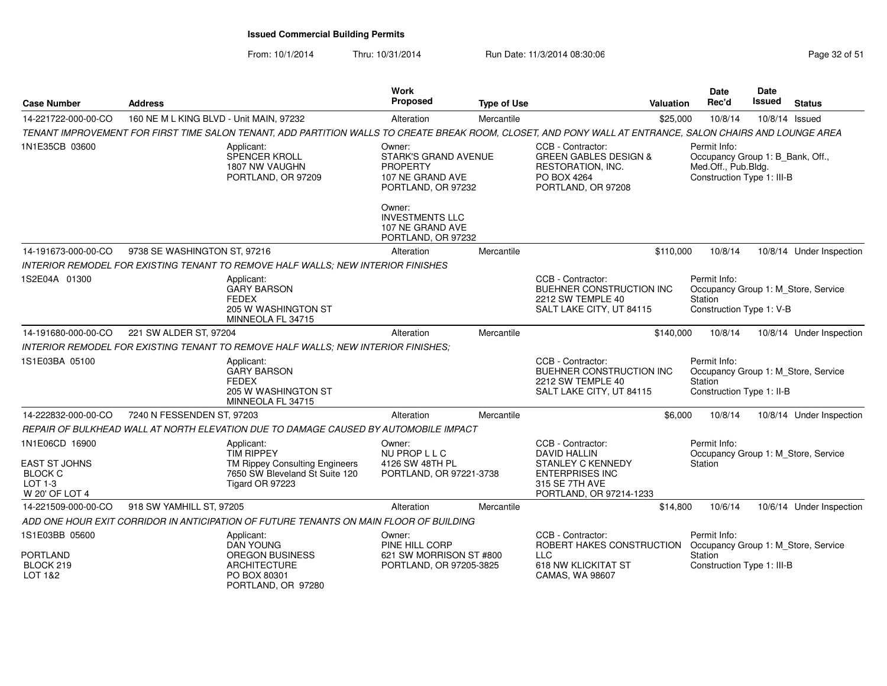# Issued Commercial Building Permits

From: 10/1/2014 Thru: 10/31/2014 Run Date: 11/3/2014 08:30:06

| Case Number | Address | Work Proposed | Type of Use | Valuation | Date Rec'd | Date Issued | Status |
|---|---|---|---|---|---|---|---|
| 14-221722-000-00-CO | 160 NE M L KING BLVD - Unit MAIN, 97232 | Alteration | Mercantile | $25,000 | 10/8/14 | 10/8/14 | Issued |
| TENANT IMPROVEMENT FOR FIRST TIME SALON TENANT, ADD PARTITION WALLS TO CREATE BREAK ROOM, CLOSET, AND PONY WALL AT ENTRANCE, SALON CHAIRS AND LOUNGE AREA | | | | | | | |
| 1N1E35CB 03600 | Applicant: SPENCER KROLL 1807 NW VAUGHN PORTLAND, OR 97209 | Owner: STARK'S GRAND AVENUE PROPERTY 107 NE GRAND AVE PORTLAND, OR 97232 ; Owner: INVESTMENTS LLC 107 NE GRAND AVE PORTLAND, OR 97232 | CCB - Contractor: GREEN GABLES DESIGN & RESTORATION, INC. PO BOX 4264 PORTLAND, OR 97208 | | Permit Info: Occupancy Group 1: B_Bank, Off., Med.Off., Pub.Bldg. Construction Type 1: III-B | | |
| 14-191673-000-00-CO | 9738 SE WASHINGTON ST, 97216 | Alteration | Mercantile | $110,000 | 10/8/14 | 10/8/14 | Under Inspection |
| INTERIOR REMODEL FOR EXISTING TENANT TO REMOVE HALF WALLS; NEW INTERIOR FINISHES | | | | | | | |
| 1S2E04A 01300 | Applicant: GARY BARSON FEDEX 205 W WASHINGTON ST MINNEOLA FL 34715 | | CCB - Contractor: BUEHNER CONSTRUCTION INC 2212 SW TEMPLE 40 SALT LAKE CITY, UT 84115 | | Permit Info: Occupancy Group 1: M_Store, Service Station Construction Type 1: V-B | | |
| 14-191680-000-00-CO | 221 SW ALDER ST, 97204 | Alteration | Mercantile | $140,000 | 10/8/14 | 10/8/14 | Under Inspection |
| INTERIOR REMODEL FOR EXISTING TENANT TO REMOVE HALF WALLS; NEW INTERIOR FINISHES; | | | | | | | |
| 1S1E03BA 05100 | Applicant: GARY BARSON FEDEX 205 W WASHINGTON ST MINNEOLA FL 34715 | | CCB - Contractor: BUEHNER CONSTRUCTION INC 2212 SW TEMPLE 40 SALT LAKE CITY, UT 84115 | | Permit Info: Occupancy Group 1: M_Store, Service Station Construction Type 1: II-B | | |
| 14-222832-000-00-CO | 7240 N FESSENDEN ST, 97203 | Alteration | Mercantile | $6,000 | 10/8/14 | 10/8/14 | Under Inspection |
| REPAIR OF BULKHEAD WALL AT NORTH ELEVATION DUE TO DAMAGE CAUSED BY AUTOMOBILE IMPACT | | | | | | | |
| 1N1E06CD 16900 EAST ST JOHNS BLOCK C LOT 1-3 W 20' OF LOT 4 | Applicant: TIM RIPPEY TM Rippey Consulting Engineers 7650 SW Bleveland St Suite 120 Tigard OR 97223 | Owner: NU PROP L L C 4126 SW 48TH PL PORTLAND, OR 97221-3738 | CCB - Contractor: DAVID HALLIN STANLEY C KENNEDY ENTERPRISES INC 315 SE 7TH AVE PORTLAND, OR 97214-1233 | | Permit Info: Occupancy Group 1: M_Store, Service Station | | |
| 14-221509-000-00-CO | 918 SW YAMHILL ST, 97205 | Alteration | Mercantile | $14,800 | 10/6/14 | 10/6/14 | Under Inspection |
| ADD ONE HOUR EXIT CORRIDOR IN ANTICIPATION OF FUTURE TENANTS ON MAIN FLOOR OF BUILDING | | | | | | | |
| 1S1E03BB 05600 PORTLAND BLOCK 219 LOT 1&2 | Applicant: DAN YOUNG OREGON BUSINESS ARCHITECTURE PO BOX 80301 PORTLAND, OR 97280 | Owner: PINE HILL CORP 621 SW MORRISON ST #800 PORTLAND, OR 97205-3825 | CCB - Contractor: ROBERT HAKES CONSTRUCTION LLC 618 NW KLICKITAT ST CAMAS, WA 98607 | | Permit Info: Occupancy Group 1: M_Store, Service Station Construction Type 1: III-B | | |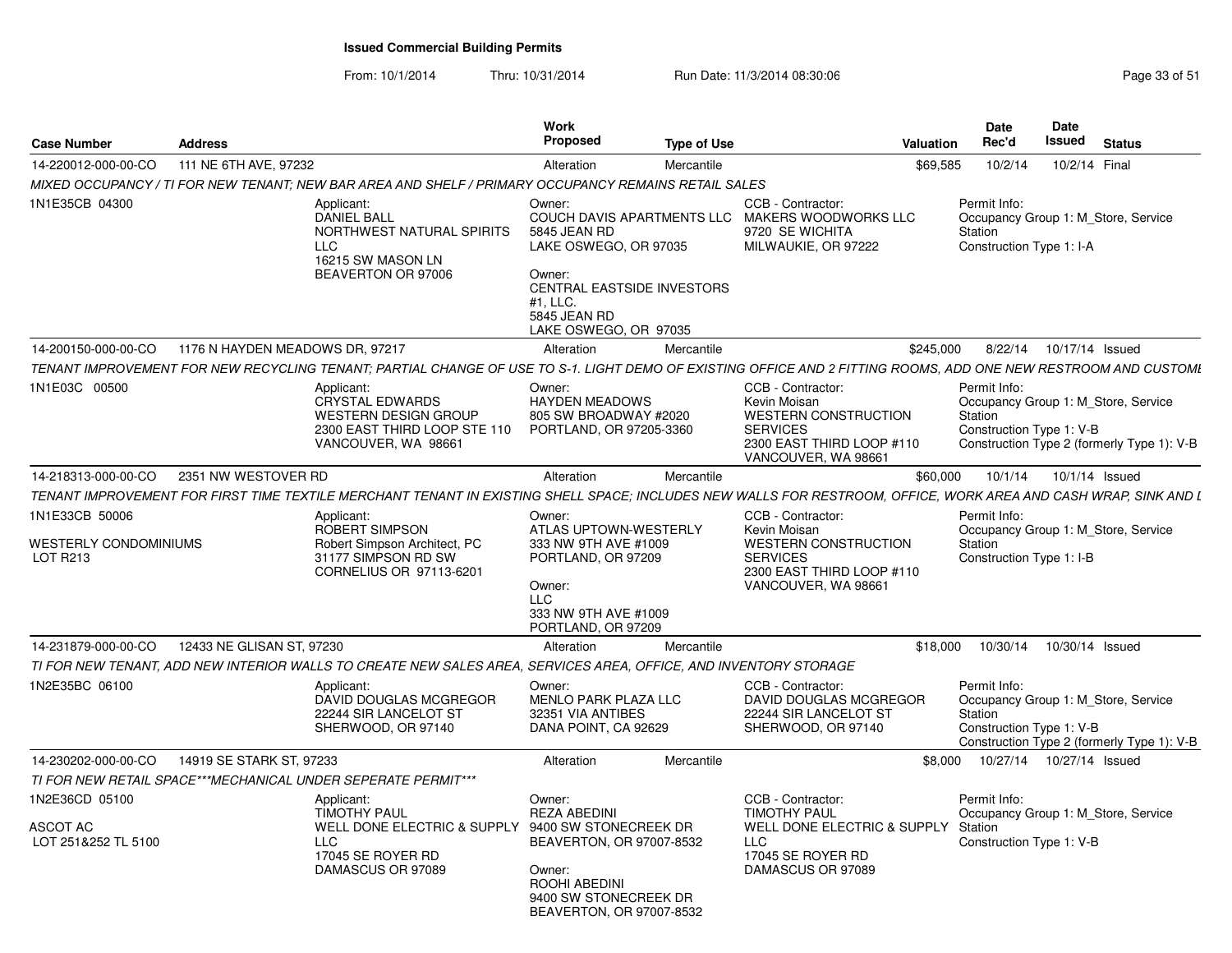# Issued Commercial Building Permits

From: 10/1/2014 Thru: 10/31/2014 Run Date: 11/3/2014 08:30:06

| Case Number | Address | Work Proposed | Type of Use | Valuation | Date Rec'd | Date Issued | Status |
|---|---|---|---|---|---|---|---|
| 14-220012-000-00-CO | 111 NE 6TH AVE, 97232 | Alteration | Mercantile | $69,585 | 10/2/14 | 10/2/14 | Final |

MIXED OCCUPANCY / TI FOR NEW TENANT; NEW BAR AREA AND SHELF / PRIMARY OCCUPANCY REMAINS RETAIL SALES

1N1E35CB 04300

Applicant:
DANIEL BALL
NORTHWEST NATURAL SPIRITS LLC
16215 SW MASON LN
BEAVERTON OR 97006

Owner:
COUCH DAVIS APARTMENTS LLC
5845 JEAN RD
LAKE OSWEGO, OR 97035

Owner:
CENTRAL EASTSIDE INVESTORS #1, LLC.
5845 JEAN RD
LAKE OSWEGO, OR 97035

CCB - Contractor:
MAKERS WOODWORKS LLC
9720 SE WICHITA
MILWAUKIE, OR 97222

Permit Info:
Occupancy Group 1: M_Store, Service Station
Construction Type 1: I-A

| Case Number | Address | Work Proposed | Type of Use | Valuation | Date Rec'd | Date Issued | Status |
|---|---|---|---|---|---|---|---|
| 14-200150-000-00-CO | 1176 N HAYDEN MEADOWS DR, 97217 | Alteration | Mercantile | $245,000 | 8/22/14 | 10/17/14 | Issued |

TENANT IMPROVEMENT FOR NEW RECYCLING TENANT; PARTIAL CHANGE OF USE TO S-1. LIGHT DEMO OF EXISTING OFFICE AND 2 FITTING ROOMS, ADD ONE NEW RESTROOM AND CUSTOMI

1N1E03C 00500

Applicant:
CRYSTAL EDWARDS
WESTERN DESIGN GROUP
2300 EAST THIRD LOOP STE 110
VANCOUVER, WA 98661

Owner:
HAYDEN MEADOWS
805 SW BROADWAY #2020
PORTLAND, OR 97205-3360

CCB - Contractor:
Kevin Moisan
WESTERN CONSTRUCTION SERVICES
2300 EAST THIRD LOOP #110
VANCOUVER, WA 98661

Permit Info:
Occupancy Group 1: M_Store, Service Station
Construction Type 1: V-B
Construction Type 2 (formerly Type 1): V-B

| Case Number | Address | Work Proposed | Type of Use | Valuation | Date Rec'd | Date Issued | Status |
|---|---|---|---|---|---|---|---|
| 14-218313-000-00-CO | 2351 NW WESTOVER RD | Alteration | Mercantile | $60,000 | 10/1/14 | 10/1/14 | Issued |

TENANT IMPROVEMENT FOR FIRST TIME TEXTILE MERCHANT TENANT IN EXISTING SHELL SPACE; INCLUDES NEW WALLS FOR RESTROOM, OFFICE, WORK AREA AND CASH WRAP, SINK AND I

1N1E33CB 50006

WESTERLY CONDOMINIUMS
LOT R213

Applicant:
ROBERT SIMPSON
Robert Simpson Architect, PC
31177 SIMPSON RD SW
CORNELIUS OR 97113-6201

Owner:
ATLAS UPTOWN-WESTERLY
333 NW 9TH AVE #1009
PORTLAND, OR 97209

Owner:
LLC
333 NW 9TH AVE #1009
PORTLAND, OR 97209

CCB - Contractor:
Kevin Moisan
WESTERN CONSTRUCTION SERVICES
2300 EAST THIRD LOOP #110
VANCOUVER, WA 98661

Permit Info:
Occupancy Group 1: M_Store, Service Station
Construction Type 1: I-B

| Case Number | Address | Work Proposed | Type of Use | Valuation | Date Rec'd | Date Issued | Status |
|---|---|---|---|---|---|---|---|
| 14-231879-000-00-CO | 12433 NE GLISAN ST, 97230 | Alteration | Mercantile | $18,000 | 10/30/14 | 10/30/14 | Issued |

TI FOR NEW TENANT, ADD NEW INTERIOR WALLS TO CREATE NEW SALES AREA, SERVICES AREA, OFFICE, AND INVENTORY STORAGE

1N2E35BC 06100

Applicant:
DAVID DOUGLAS MCGREGOR
22244 SIR LANCELOT ST
SHERWOOD, OR 97140

Owner:
MENLO PARK PLAZA LLC
32351 VIA ANTIBES
DANA POINT, CA 92629

CCB - Contractor:
DAVID DOUGLAS MCGREGOR
22244 SIR LANCELOT ST
SHERWOOD, OR 97140

Permit Info:
Occupancy Group 1: M_Store, Service Station
Construction Type 1: V-B
Construction Type 2 (formerly Type 1): V-B

| Case Number | Address | Work Proposed | Type of Use | Valuation | Date Rec'd | Date Issued | Status |
|---|---|---|---|---|---|---|---|
| 14-230202-000-00-CO | 14919 SE STARK ST, 97233 | Alteration | Mercantile | $8,000 | 10/27/14 | 10/27/14 | Issued |

TI FOR NEW RETAIL SPACE***MECHANICAL UNDER SEPERATE PERMIT***

1N2E36CD 05100

ASCOT AC
LOT 251&252 TL 5100

Applicant:
TIMOTHY PAUL
WELL DONE ELECTRIC & SUPPLY LLC
17045 SE ROYER RD
DAMASCUS OR 97089

Owner:
REZA ABEDINI
9400 SW STONECREEK DR
BEAVERTON, OR 97007-8532

Owner:
ROOHI ABEDINI
9400 SW STONECREEK DR
BEAVERTON, OR 97007-8532

CCB - Contractor:
TIMOTHY PAUL
WELL DONE ELECTRIC & SUPPLY LLC
17045 SE ROYER RD
DAMASCUS OR 97089

Permit Info:
Occupancy Group 1: M_Store, Service Station
Construction Type 1: V-B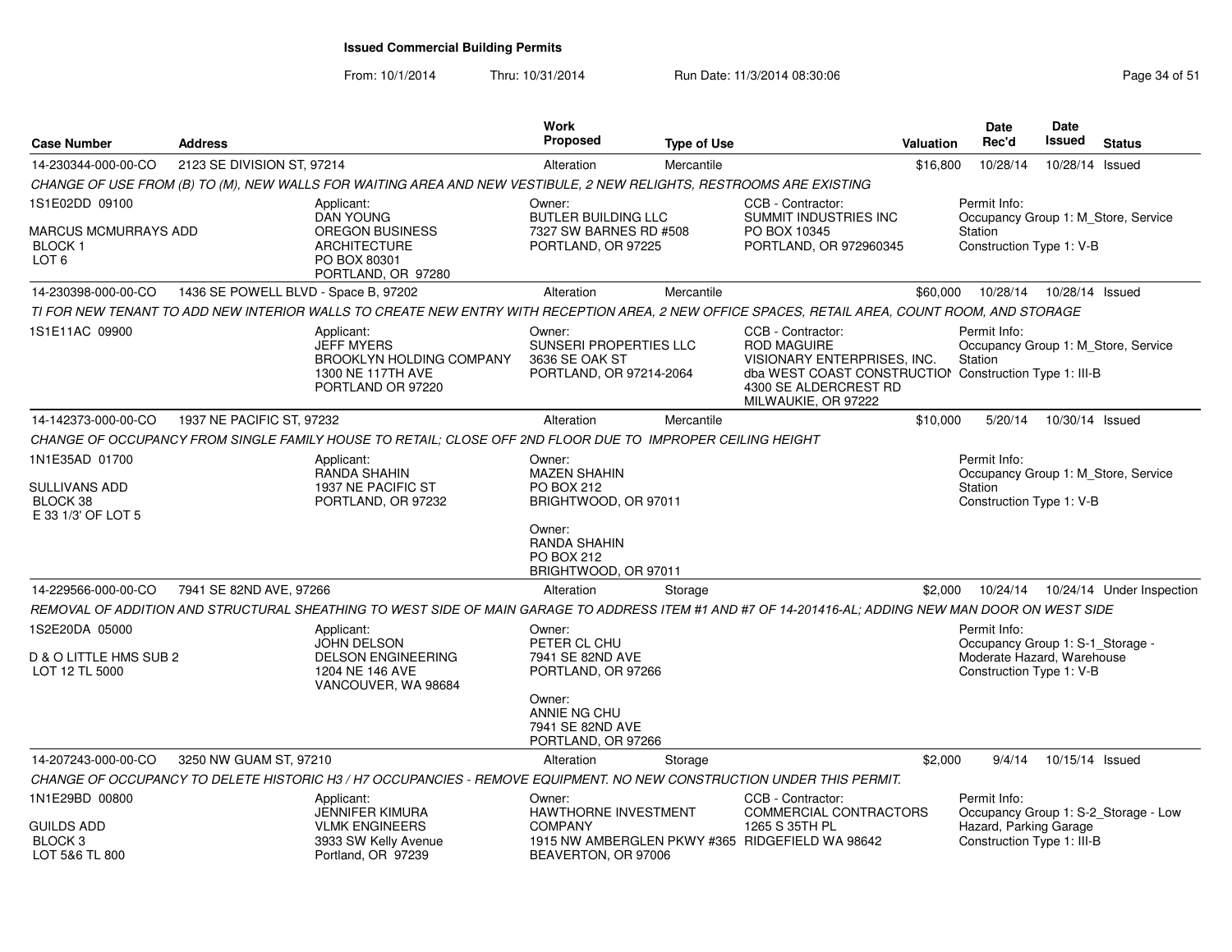# Issued Commercial Building Permits

From: 10/1/2014 Thru: 10/31/2014 Run Date: 11/3/2014 08:30:06

| Case Number | Address | Work Proposed | Type of Use | Valuation | Date Rec'd | Date Issued | Status |
|---|---|---|---|---|---|---|---|
| 14-230344-000-00-CO | 2123 SE DIVISION ST, 97214 | Alteration | Mercantile | $16,800 | 10/28/14 | 10/28/14 | Issued |

CHANGE OF USE FROM (B) TO (M), NEW WALLS FOR WAITING AREA AND NEW VESTIBULE, 2 NEW RELIGHTS, RESTROOMS ARE EXISTING

1S1E02DD 09100
MARCUS MCMURRAYS ADD
BLOCK 1
LOT 6

Applicant: DAN YOUNG, OREGON BUSINESS ARCHITECTURE, PO BOX 80301, PORTLAND, OR 97280

Owner: BUTLER BUILDING LLC, 7327 SW BARNES RD #508, PORTLAND, OR 97225

CCB - Contractor: SUMMIT INDUSTRIES INC, PO BOX 10345, PORTLAND, OR 972960345

Permit Info: Occupancy Group 1: M_Store, Service Station; Construction Type 1: V-B

| Case Number | Address | Work Proposed | Type of Use | Valuation | Date Rec'd | Date Issued | Status |
|---|---|---|---|---|---|---|---|
| 14-230398-000-00-CO | 1436 SE POWELL BLVD - Space B, 97202 | Alteration | Mercantile | $60,000 | 10/28/14 | 10/28/14 | Issued |

TI FOR NEW TENANT TO ADD NEW INTERIOR WALLS TO CREATE NEW ENTRY WITH RECEPTION AREA, 2 NEW OFFICE SPACES, RETAIL AREA, COUNT ROOM, AND STORAGE

1S1E11AC 09900

Applicant: JEFF MYERS, BROOKLYN HOLDING COMPANY, 1300 NE 117TH AVE, PORTLAND OR 97220

Owner: SUNSERI PROPERTIES LLC, 3636 SE OAK ST, PORTLAND, OR 97214-2064

CCB - Contractor: ROD MAGUIRE, VISIONARY ENTERPRISES, INC. dba WEST COAST CONSTRUCTION, 4300 SE ALDERCREST RD, MILWAUKIE, OR 97222

Permit Info: Occupancy Group 1: M_Store, Service Station; Construction Type 1: III-B

| Case Number | Address | Work Proposed | Type of Use | Valuation | Date Rec'd | Date Issued | Status |
|---|---|---|---|---|---|---|---|
| 14-142373-000-00-CO | 1937 NE PACIFIC ST, 97232 | Alteration | Mercantile | $10,000 | 5/20/14 | 10/30/14 | Issued |

CHANGE OF OCCUPANCY FROM SINGLE FAMILY HOUSE TO RETAIL; CLOSE OFF 2ND FLOOR DUE TO IMPROPER CEILING HEIGHT

1N1E35AD 01700
SULLIVANS ADD
BLOCK 38
E 33 1/3' OF LOT 5

Applicant: RANDA SHAHIN, 1937 NE PACIFIC ST, PORTLAND, OR 97232

Owner: MAZEN SHAHIN, PO BOX 212, BRIGHTWOOD, OR 97011

Owner: RANDA SHAHIN, PO BOX 212, BRIGHTWOOD, OR 97011

Permit Info: Occupancy Group 1: M_Store, Service Station; Construction Type 1: V-B

| Case Number | Address | Work Proposed | Type of Use | Valuation | Date Rec'd | Date Issued | Status |
|---|---|---|---|---|---|---|---|
| 14-229566-000-00-CO | 7941 SE 82ND AVE, 97266 | Alteration | Storage | $2,000 | 10/24/14 | 10/24/14 | Under Inspection |

REMOVAL OF ADDITION AND STRUCTURAL SHEATHING TO WEST SIDE OF MAIN GARAGE TO ADDRESS ITEM #1 AND #7 OF 14-201416-AL; ADDING NEW MAN DOOR ON WEST SIDE

1S2E20DA 05000
D & O LITTLE HMS SUB 2
LOT 12 TL 5000

Applicant: JOHN DELSON, DELSON ENGINEERING, 1204 NE 146 AVE, VANCOUVER, WA 98684

Owner: PETER CL CHU, 7941 SE 82ND AVE, PORTLAND, OR 97266

Owner: ANNIE NG CHU, 7941 SE 82ND AVE, PORTLAND, OR 97266

Permit Info: Occupancy Group 1: S-1_Storage - Moderate Hazard, Warehouse; Construction Type 1: V-B

| Case Number | Address | Work Proposed | Type of Use | Valuation | Date Rec'd | Date Issued | Status |
|---|---|---|---|---|---|---|---|
| 14-207243-000-00-CO | 3250 NW GUAM ST, 97210 | Alteration | Storage | $2,000 | 9/4/14 | 10/15/14 | Issued |

CHANGE OF OCCUPANCY TO DELETE HISTORIC H3 / H7 OCCUPANCIES - REMOVE EQUIPMENT. NO NEW CONSTRUCTION UNDER THIS PERMIT.

1N1E29BD 00800
GUILDS ADD
BLOCK 3
LOT 5&6 TL 800

Applicant: JENNIFER KIMURA, VLMK ENGINEERS, 3933 SW Kelly Avenue, Portland, OR 97239

Owner: HAWTHORNE INVESTMENT COMPANY, 1915 NW AMBERGLEN PKWY #365, BEAVERTON, OR 97006

CCB - Contractor: COMMERCIAL CONTRACTORS, 1265 S 35TH PL, RIDGEFIELD WA 98642

Permit Info: Occupancy Group 1: S-2_Storage - Low Hazard, Parking Garage; Construction Type 1: III-B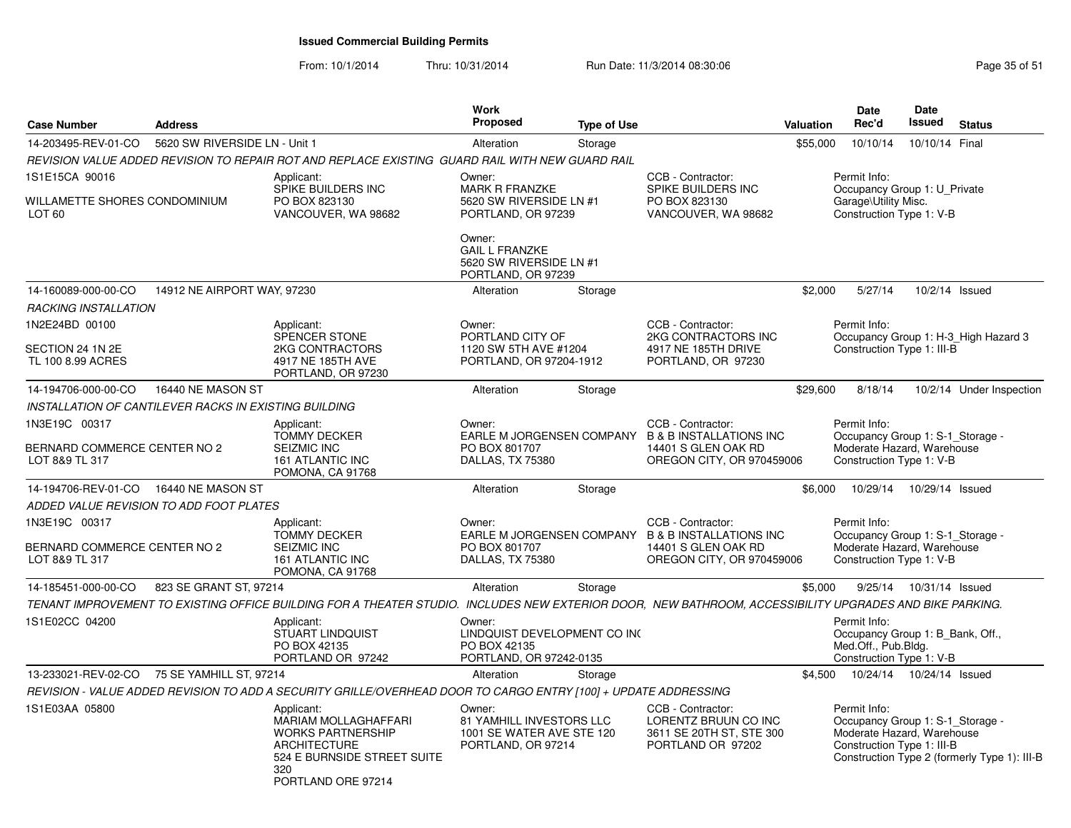**Issued Commercial Building Permits**

From: 10/1/2014 Thru: 10/31/2014 Run Date: 11/3/2014 08:30:06

| Case Number | Address | Work Proposed | Type of Use | Valuation | Date Rec'd | Date Issued | Status |
|---|---|---|---|---|---|---|---|
| 14-203495-REV-01-CO | 5620 SW RIVERSIDE LN - Unit 1 | Alteration | Storage | $55,000 | 10/10/14 | 10/10/14 | Final |

*REVISION VALUE ADDED REVISION TO REPAIR ROT AND REPLACE EXISTING GUARD RAIL WITH NEW GUARD RAIL*

1S1E15CA 90016
WILLAMETTE SHORES CONDOMINIUM
LOT 60

Applicant: SPIKE BUILDERS INC, PO BOX 823130, VANCOUVER, WA 98682
Owner: MARK R FRANZKE, 5620 SW RIVERSIDE LN #1, PORTLAND, OR 97239
Owner: GAIL L FRANZKE, 5620 SW RIVERSIDE LN #1, PORTLAND, OR 97239
CCB - Contractor: SPIKE BUILDERS INC, PO BOX 823130, VANCOUVER, WA 98682
Permit Info: Occupancy Group 1: U_Private Garage\Utility Misc. Construction Type 1: V-B

| Case Number | Address | Work Proposed | Type of Use | Valuation | Date Rec'd | Date Issued | Status |
|---|---|---|---|---|---|---|---|
| 14-160089-000-00-CO | 14912 NE AIRPORT WAY, 97230 | Alteration | Storage | $2,000 | 5/27/14 | 10/2/14 | Issued |

*RACKING INSTALLATION*

1N2E24BD 00100
SECTION 24 1N 2E
TL 100 8.99 ACRES

Applicant: SPENCER STONE, 2KG CONTRACTORS, 4917 NE 185TH AVE, PORTLAND, OR 97230
Owner: PORTLAND CITY OF, 1120 SW 5TH AVE #1204, PORTLAND, OR 97204-1912
CCB - Contractor: 2KG CONTRACTORS INC, 4917 NE 185TH DRIVE, PORTLAND, OR 97230
Permit Info: Occupancy Group 1: H-3_High Hazard 3. Construction Type 1: III-B

| Case Number | Address | Work Proposed | Type of Use | Valuation | Date Rec'd | Date Issued | Status |
|---|---|---|---|---|---|---|---|
| 14-194706-000-00-CO | 16440 NE MASON ST | Alteration | Storage | $29,600 | 8/18/14 | 10/2/14 | Under Inspection |

*INSTALLATION OF CANTILEVER RACKS IN EXISTING BUILDING*

1N3E19C 00317
BERNARD COMMERCE CENTER NO 2
LOT 8&9 TL 317

Applicant: TOMMY DECKER, SEIZMIC INC, 161 ATLANTIC INC, POMONA, CA 91768
Owner: EARLE M JORGENSEN COMPANY, PO BOX 801707, DALLAS, TX 75380
CCB - Contractor: B & B INSTALLATIONS INC, 14401 S GLEN OAK RD, OREGON CITY, OR 970459006
Permit Info: Occupancy Group 1: S-1_Storage - Moderate Hazard, Warehouse. Construction Type 1: V-B

| Case Number | Address | Work Proposed | Type of Use | Valuation | Date Rec'd | Date Issued | Status |
|---|---|---|---|---|---|---|---|
| 14-194706-REV-01-CO | 16440 NE MASON ST | Alteration | Storage | $6,000 | 10/29/14 | 10/29/14 | Issued |

*ADDED VALUE REVISION TO ADD FOOT PLATES*

1N3E19C 00317
BERNARD COMMERCE CENTER NO 2
LOT 8&9 TL 317

Applicant: TOMMY DECKER, SEIZMIC INC, 161 ATLANTIC INC, POMONA, CA 91768
Owner: EARLE M JORGENSEN COMPANY, PO BOX 801707, DALLAS, TX 75380
CCB - Contractor: B & B INSTALLATIONS INC, 14401 S GLEN OAK RD, OREGON CITY, OR 970459006
Permit Info: Occupancy Group 1: S-1_Storage - Moderate Hazard, Warehouse. Construction Type 1: V-B

| Case Number | Address | Work Proposed | Type of Use | Valuation | Date Rec'd | Date Issued | Status |
|---|---|---|---|---|---|---|---|
| 14-185451-000-00-CO | 823 SE GRANT ST, 97214 | Alteration | Storage | $5,000 | 9/25/14 | 10/31/14 | Issued |

*TENANT IMPROVEMENT TO EXISTING OFFICE BUILDING FOR A THEATER STUDIO. INCLUDES NEW EXTERIOR DOOR, NEW BATHROOM, ACCESSIBILITY UPGRADES AND BIKE PARKING.*

1S1E02CC 04200

Applicant: STUART LINDQUIST, PO BOX 42135, PORTLAND OR 97242
Owner: LINDQUIST DEVELOPMENT CO INC, PO BOX 42135, PORTLAND, OR 97242-0135
Permit Info: Occupancy Group 1: B_Bank, Off., Med.Off., Pub.Bldg. Construction Type 1: V-B

| Case Number | Address | Work Proposed | Type of Use | Valuation | Date Rec'd | Date Issued | Status |
|---|---|---|---|---|---|---|---|
| 13-233021-REV-02-CO | 75 SE YAMHILL ST, 97214 | Alteration | Storage | $4,500 | 10/24/14 | 10/24/14 | Issued |

*REVISION - VALUE ADDED REVISION TO ADD A SECURITY GRILLE/OVERHEAD DOOR TO CARGO ENTRY [100] + UPDATE ADDRESSING*

1S1E03AA 05800

Applicant: MARIAM MOLLAGHAFFARI, WORKS PARTNERSHIP ARCHITECTURE, 524 E BURNSIDE STREET SUITE 320, PORTLAND ORE 97214
Owner: 81 YAMHILL INVESTORS LLC, 1001 SE WATER AVE STE 120, PORTLAND, OR 97214
CCB - Contractor: LORENTZ BRUUN CO INC, 3611 SE 20TH ST, STE 300, PORTLAND OR 97202
Permit Info: Occupancy Group 1: S-1_Storage - Moderate Hazard, Warehouse. Construction Type 1: III-B. Construction Type 2 (formerly Type 1): III-B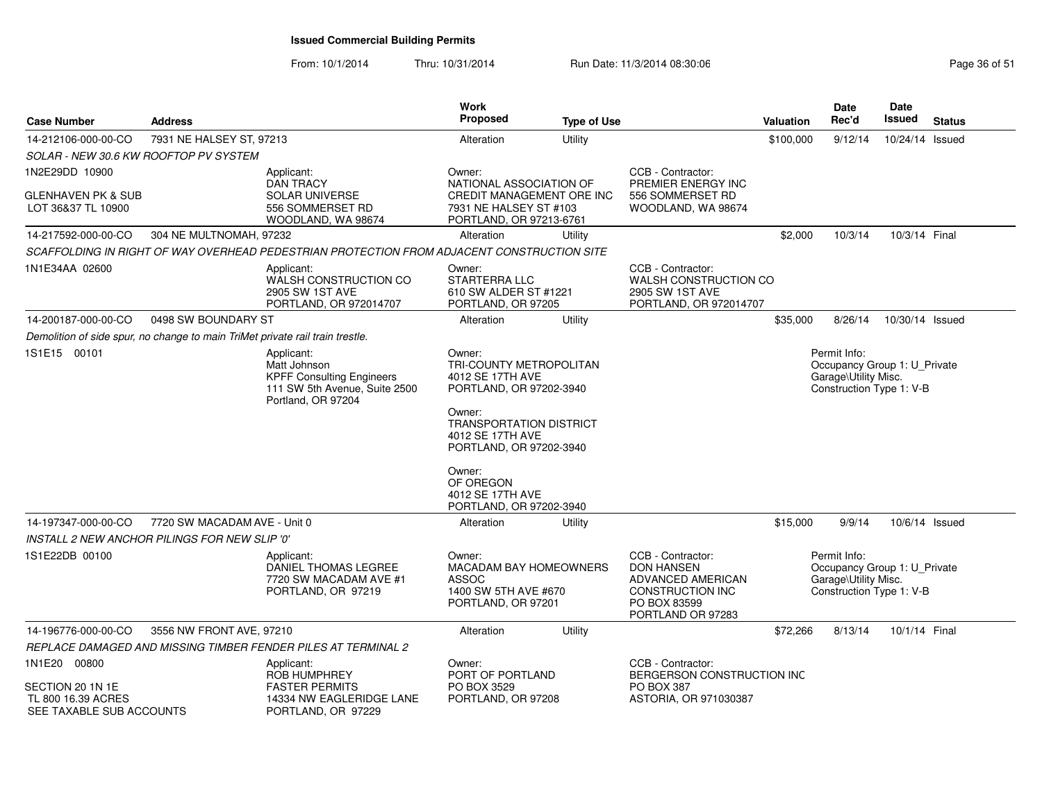## Issued Commercial Building Permits

From: 10/1/2014 Thru: 10/31/2014 Run Date: 11/3/2014 08:30:06

| Case Number | Address | | Work Proposed | Type of Use | | Valuation | Date Rec'd | Date Issued | Status |
|---|---|---|---|---|---|---|---|---|---|
| 14-212106-000-00-CO | 7931 NE HALSEY ST, 97213 | | Alteration | Utility | | $100,000 | 9/12/14 | 10/24/14 | Issued |
| *SOLAR - NEW 30.6 KW ROOFTOP PV SYSTEM* | | | | | | | | | |
| 1N2E29DD 10900<br><br>GLENHAVEN PK & SUB<br>LOT 36&37 TL 10900 | | Applicant:<br>DAN TRACY<br>SOLAR UNIVERSE<br>556 SOMMERSET RD<br>WOODLAND, WA 98674 | Owner:<br>NATIONAL ASSOCIATION OF<br>CREDIT MANAGEMENT ORE INC<br>7931 NE HALSEY ST #103<br>PORTLAND, OR 97213-6761 | | CCB - Contractor:<br>PREMIER ENERGY INC<br>556 SOMMERSET RD<br>WOODLAND, WA 98674 | | | | |
| 14-217592-000-00-CO | 304 NE MULTNOMAH, 97232 | | Alteration | Utility | | $2,000 | 10/3/14 | 10/3/14 | Final |
| *SCAFFOLDING IN RIGHT OF WAY OVERHEAD PEDESTRIAN PROTECTION FROM ADJACENT CONSTRUCTION SITE* | | | | | | | | | |
| 1N1E34AA 02600 | | Applicant:<br>WALSH CONSTRUCTION CO<br>2905 SW 1ST AVE<br>PORTLAND, OR 972014707 | Owner:<br>STARTERRA LLC<br>610 SW ALDER ST #1221<br>PORTLAND, OR 97205 | | CCB - Contractor:<br>WALSH CONSTRUCTION CO<br>2905 SW 1ST AVE<br>PORTLAND, OR 972014707 | | | | |
| 14-200187-000-00-CO | 0498 SW BOUNDARY ST | | Alteration | Utility | | $35,000 | 8/26/14 | 10/30/14 | Issued |
| *Demolition of side spur, no change to main TriMet private rail train trestle.* | | | | | | | | | |
| 1S1E15 00101 | | Applicant:<br>Matt Johnson<br>KPFF Consulting Engineers<br>111 SW 5th Avenue, Suite 2500<br>Portland, OR 97204 | Owner:<br>TRI-COUNTY METROPOLITAN<br>4012 SE 17TH AVE<br>PORTLAND, OR 97202-3940<br><br>Owner:<br>TRANSPORTATION DISTRICT<br>4012 SE 17TH AVE<br>PORTLAND, OR 97202-3940<br><br>Owner:<br>OF OREGON<br>4012 SE 17TH AVE<br>PORTLAND, OR 97202-3940 | | | | Permit Info:<br>Occupancy Group 1: U_Private Garage\Utility Misc.<br>Construction Type 1: V-B | | |
| 14-197347-000-00-CO | 7720 SW MACADAM AVE - Unit 0 | | Alteration | Utility | | $15,000 | 9/9/14 | 10/6/14 | Issued |
| *INSTALL 2 NEW ANCHOR PILINGS FOR NEW SLIP '0'* | | | | | | | | | |
| 1S1E22DB 00100 | | Applicant:<br>DANIEL THOMAS LEGREE<br>7720 SW MACADAM AVE #1<br>PORTLAND, OR 97219 | Owner:<br>MACADAM BAY HOMEOWNERS<br>ASSOC<br>1400 SW 5TH AVE #670<br>PORTLAND, OR 97201 | | CCB - Contractor:<br>DON HANSEN<br>ADVANCED AMERICAN<br>CONSTRUCTION INC<br>PO BOX 83599<br>PORTLAND OR 97283 | | Permit Info:<br>Occupancy Group 1: U_Private Garage\Utility Misc.<br>Construction Type 1: V-B | | |
| 14-196776-000-00-CO | 3556 NW FRONT AVE, 97210 | | Alteration | Utility | | $72,266 | 8/13/14 | 10/1/14 | Final |
| *REPLACE DAMAGED AND MISSING TIMBER FENDER PILES AT TERMINAL 2* | | | | | | | | | |
| 1N1E20 00800<br><br>SECTION 20 1N 1E<br>TL 800 16.39 ACRES<br>SEE TAXABLE SUB ACCOUNTS | | Applicant:<br>ROB HUMPHREY<br>FASTER PERMITS<br>14334 NW EAGLERIDGE LANE<br>PORTLAND, OR 97229 | Owner:<br>PORT OF PORTLAND<br>PO BOX 3529<br>PORTLAND, OR 97208 | | CCB - Contractor:<br>BERGERSON CONSTRUCTION INC<br>PO BOX 387<br>ASTORIA, OR 971030387 | | | | |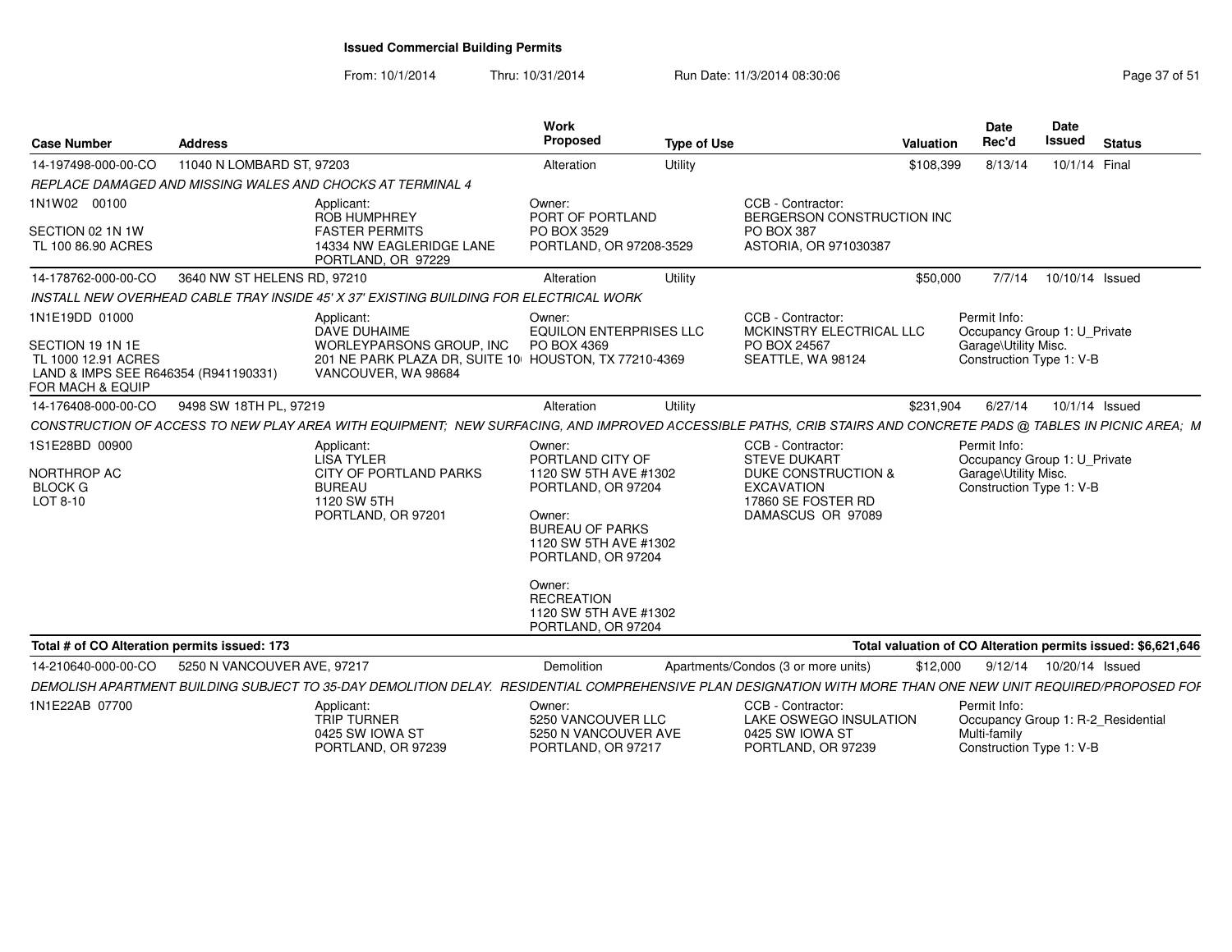# Issued Commercial Building Permits

From: 10/1/2014 Thru: 10/31/2014 Run Date: 11/3/2014 08:30:06

| Case Number | Address | Work Proposed | Type of Use | Valuation | Date Rec'd | Date Issued | Status |
|---|---|---|---|---|---|---|---|
| 14-197498-000-00-CO | 11040 N LOMBARD ST, 97203 | Alteration | Utility | $108,399 | 8/13/14 | 10/1/14 | Final |

*REPLACE DAMAGED AND MISSING WALES AND CHOCKS AT TERMINAL 4*

1N1W02 00100

SECTION 02 1N 1W
TL 100 86.90 ACRES

Applicant:
ROB HUMPHREY
FASTER PERMITS
14334 NW EAGLERIDGE LANE
PORTLAND, OR 97229

Owner:
PORT OF PORTLAND
PO BOX 3529
PORTLAND, OR 97208-3529

CCB - Contractor:
BERGERSON CONSTRUCTION INC
PO BOX 387
ASTORIA, OR 971030387

---

| Case Number | Address | Work Proposed | Type of Use | Valuation | Date Rec'd | Date Issued | Status |
|---|---|---|---|---|---|---|---|
| 14-178762-000-00-CO | 3640 NW ST HELENS RD, 97210 | Alteration | Utility | $50,000 | 7/7/14 | 10/10/14 | Issued |

*INSTALL NEW OVERHEAD CABLE TRAY INSIDE 45' X 37' EXISTING BUILDING FOR ELECTRICAL WORK*

1N1E19DD 01000

SECTION 19 1N 1E
TL 1000 12.91 ACRES
LAND & IMPS SEE R646354 (R941190331) FOR MACH & EQUIP

Applicant:
DAVE DUHAIME
WORLEYPARSONS GROUP, INC
201 NE PARK PLAZA DR, SUITE 10
VANCOUVER, WA 98684

Owner:
EQUILON ENTERPRISES LLC
PO BOX 4369
HOUSTON, TX 77210-4369

CCB - Contractor:
MCKINSTRY ELECTRICAL LLC
PO BOX 24567
SEATTLE, WA 98124

Permit Info:
Occupancy Group 1: U_Private Garage\Utility Misc.
Construction Type 1: V-B

---

| Case Number | Address | Work Proposed | Type of Use | Valuation | Date Rec'd | Date Issued | Status |
|---|---|---|---|---|---|---|---|
| 14-176408-000-00-CO | 9498 SW 18TH PL, 97219 | Alteration | Utility | $231,904 | 6/27/14 | 10/1/14 | Issued |

*CONSTRUCTION OF ACCESS TO NEW PLAY AREA WITH EQUIPMENT; NEW SURFACING, AND IMPROVED ACCESSIBLE PATHS, CRIB STAIRS AND CONCRETE PADS @ TABLES IN PICNIC AREA; M*

1S1E28BD 00900

NORTHROP AC
BLOCK G
LOT 8-10

Applicant:
LISA TYLER
CITY OF PORTLAND PARKS BUREAU
1120 SW 5TH
PORTLAND, OR 97201

Owner:
PORTLAND CITY OF
1120 SW 5TH AVE #1302
PORTLAND, OR 97204

Owner:
BUREAU OF PARKS
1120 SW 5TH AVE #1302
PORTLAND, OR 97204

Owner:
RECREATION
1120 SW 5TH AVE #1302
PORTLAND, OR 97204

CCB - Contractor:
STEVE DUKART
DUKE CONSTRUCTION & EXCAVATION
17860 SE FOSTER RD
DAMASCUS OR 97089

Permit Info:
Occupancy Group 1: U_Private Garage\Utility Misc.
Construction Type 1: V-B

---

**Total # of CO Alteration permits issued: 173**

**Total valuation of CO Alteration permits issued: $6,621,646**

---

| Case Number | Address | Work Proposed | Type of Use | Valuation | Date Rec'd | Date Issued | Status |
|---|---|---|---|---|---|---|---|
| 14-210640-000-00-CO | 5250 N VANCOUVER AVE, 97217 | Demolition | Apartments/Condos (3 or more units) | $12,000 | 9/12/14 | 10/20/14 | Issued |

*DEMOLISH APARTMENT BUILDING SUBJECT TO 35-DAY DEMOLITION DELAY. RESIDENTIAL COMPREHENSIVE PLAN DESIGNATION WITH MORE THAN ONE NEW UNIT REQUIRED/PROPOSED FOF*

1N1E22AB 07700

Applicant:
TRIP TURNER
0425 SW IOWA ST
PORTLAND, OR 97239

Owner:
5250 VANCOUVER LLC
5250 N VANCOUVER AVE
PORTLAND, OR 97217

CCB - Contractor:
LAKE OSWEGO INSULATION
0425 SW IOWA ST
PORTLAND, OR 97239

Permit Info:
Occupancy Group 1: R-2_Residential Multi-family
Construction Type 1: V-B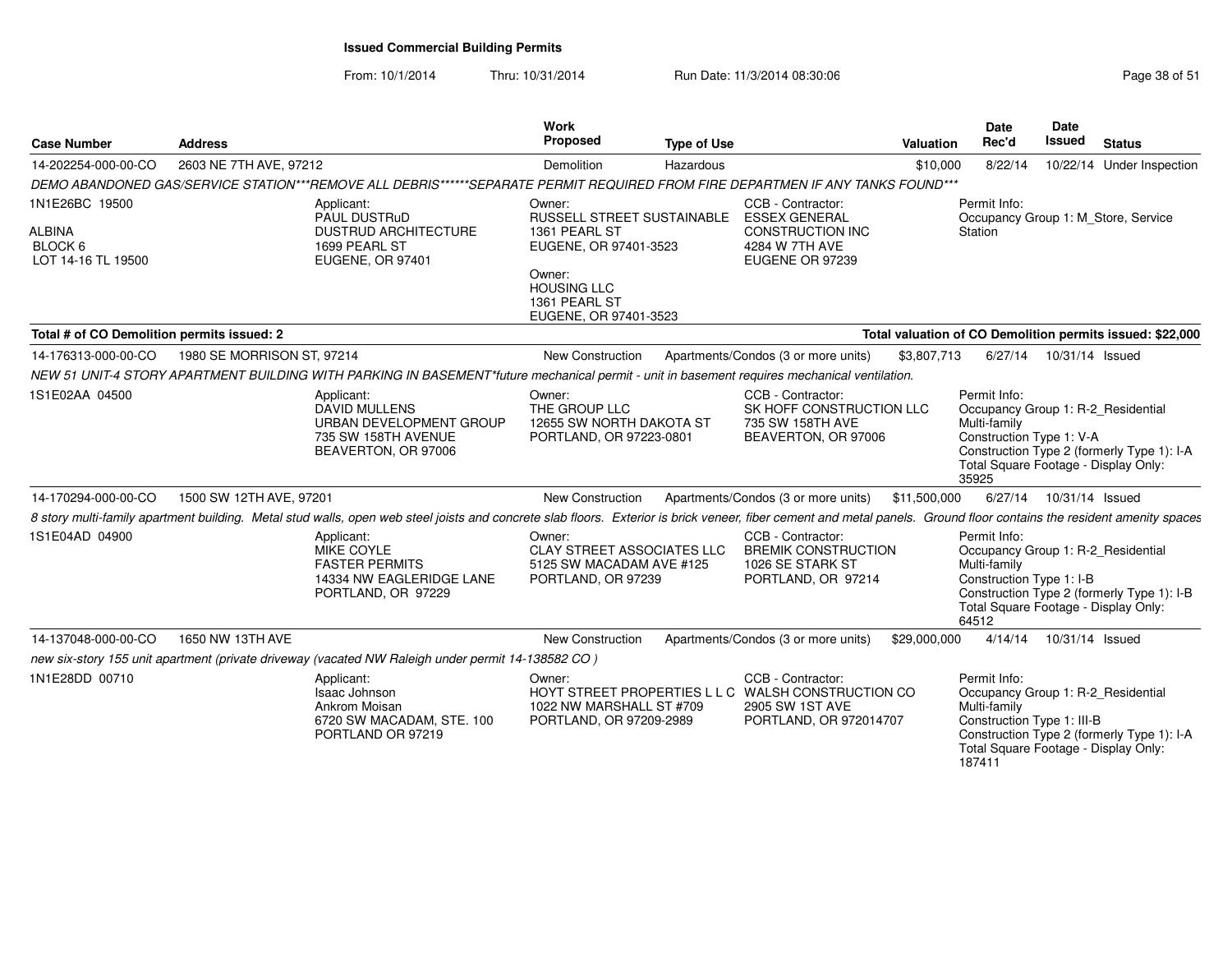# Issued Commercial Building Permits

From: 10/1/2014 Thru: 10/31/2014 Run Date: 11/3/2014 08:30:06

| Case Number | Address | Work Proposed | Type of Use | Valuation | Date Rec'd | Date Issued | Status |
|---|---|---|---|---|---|---|---|
| 14-202254-000-00-CO | 2603 NE 7TH AVE, 97212 | Demolition | Hazardous | $10,000 | 8/22/14 | 10/22/14 | Under Inspection |

*DEMO ABANDONED GAS/SERVICE STATION***REMOVE ALL DEBRIS******SEPARATE PERMIT REQUIRED FROM FIRE DEPARTMEN IF ANY TANKS FOUND****

1N1E26BC 19500

ALBINA
BLOCK 6
LOT 14-16 TL 19500

Applicant:
PAUL DUSTRuD
DUSTRUD ARCHITECTURE
1699 PEARL ST
EUGENE, OR 97401

Owner:
RUSSELL STREET SUSTAINABLE
1361 PEARL ST
EUGENE, OR 97401-3523

Owner:
HOUSING LLC
1361 PEARL ST
EUGENE, OR 97401-3523

CCB - Contractor:
ESSEX GENERAL
CONSTRUCTION INC
4284 W 7TH AVE
EUGENE OR 97239

Permit Info:
Occupancy Group 1: M_Store, Service Station

**Total # of CO Demolition permits issued: 2** — **Total valuation of CO Demolition permits issued: $22,000**

| Case Number | Address | Work Proposed | Type of Use | Valuation | Date Rec'd | Date Issued | Status |
|---|---|---|---|---|---|---|---|
| 14-176313-000-00-CO | 1980 SE MORRISON ST, 97214 | New Construction | Apartments/Condos (3 or more units) | $3,807,713 | 6/27/14 | 10/31/14 | Issued |

*NEW 51 UNIT-4 STORY APARTMENT BUILDING WITH PARKING IN BASEMENT*future mechanical permit - unit in basement requires mechanical ventilation.*

1S1E02AA 04500

Applicant:
DAVID MULLENS
URBAN DEVELOPMENT GROUP
735 SW 158TH AVENUE
BEAVERTON, OR 97006

Owner:
THE GROUP LLC
12655 SW NORTH DAKOTA ST
PORTLAND, OR 97223-0801

CCB - Contractor:
SK HOFF CONSTRUCTION LLC
735 SW 158TH AVE
BEAVERTON, OR 97006

Permit Info:
Occupancy Group 1: R-2_Residential Multi-family
Construction Type 1: V-A
Construction Type 2 (formerly Type 1): I-A
Total Square Footage - Display Only: 35925

| Case Number | Address | Work Proposed | Type of Use | Valuation | Date Rec'd | Date Issued | Status |
|---|---|---|---|---|---|---|---|
| 14-170294-000-00-CO | 1500 SW 12TH AVE, 97201 | New Construction | Apartments/Condos (3 or more units) | $11,500,000 | 6/27/14 | 10/31/14 | Issued |

*8 story multi-family apartment building. Metal stud walls, open web steel joists and concrete slab floors. Exterior is brick veneer, fiber cement and metal panels. Ground floor contains the resident amenity spaces*

1S1E04AD 04900

Applicant:
MIKE COYLE
FASTER PERMITS
14334 NW EAGLERIDGE LANE
PORTLAND, OR 97229

Owner:
CLAY STREET ASSOCIATES LLC
5125 SW MACADAM AVE #125
PORTLAND, OR 97239

CCB - Contractor:
BREMIK CONSTRUCTION
1026 SE STARK ST
PORTLAND, OR 97214

Permit Info:
Occupancy Group 1: R-2_Residential Multi-family
Construction Type 1: I-B
Construction Type 2 (formerly Type 1): I-B
Total Square Footage - Display Only: 64512

| Case Number | Address | Work Proposed | Type of Use | Valuation | Date Rec'd | Date Issued | Status |
|---|---|---|---|---|---|---|---|
| 14-137048-000-00-CO | 1650 NW 13TH AVE | New Construction | Apartments/Condos (3 or more units) | $29,000,000 | 4/14/14 | 10/31/14 | Issued |

*new six-story 155 unit apartment (private driveway (vacated NW Raleigh under permit 14-138582 CO )*

1N1E28DD 00710

Applicant:
Isaac Johnson
Ankrom Moisan
6720 SW MACADAM, STE. 100
PORTLAND OR 97219

Owner:
HOYT STREET PROPERTIES L L C
1022 NW MARSHALL ST #709
PORTLAND, OR 97209-2989

CCB - Contractor:
WALSH CONSTRUCTION CO
2905 SW 1ST AVE
PORTLAND, OR 972014707

Permit Info:
Occupancy Group 1: R-2_Residential Multi-family
Construction Type 1: III-B
Construction Type 2 (formerly Type 1): I-A
Total Square Footage - Display Only: 187411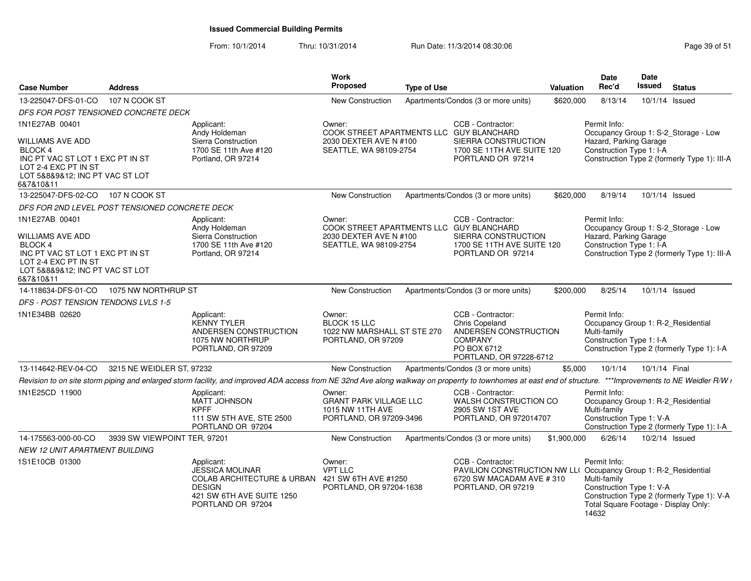**Issued Commercial Building Permits**

From: 10/1/2014 Thru: 10/31/2014 Run Date: 11/3/2014 08:30:06

| Case Number | Address | Work Proposed | Type of Use | Valuation | Date Rec'd | Date Issued | Status |
|---|---|---|---|---|---|---|---|
| 13-225047-DFS-01-CO | 107 N COOK ST | New Construction | Apartments/Condos (3 or more units) | $620,000 | 8/13/14 | 10/1/14 | Issued |

*DFS FOR POST TENSIONED CONCRETE DECK*

1N1E27AB 00401

WILLIAMS AVE ADD
BLOCK 4
INC PT VAC ST LOT 1 EXC PT IN ST
LOT 2-4 EXC PT IN ST
LOT 5&8&9&12; INC PT VAC ST LOT 6&7&10&11

Applicant: Andy Holdeman, Sierra Construction, 1700 SE 11th Ave #120, Portland, OR 97214

Owner: COOK STREET APARTMENTS LLC, 2030 DEXTER AVE N #100, SEATTLE, WA 98109-2754

CCB - Contractor: GUY BLANCHARD, SIERRA CONSTRUCTION, 1700 SE 11TH AVE SUITE 120, PORTLAND OR 97214

Permit Info: Occupancy Group 1: S-2_Storage - Low Hazard, Parking Garage; Construction Type 1: I-A; Construction Type 2 (formerly Type 1): III-A

| Case Number | Address | Work Proposed | Type of Use | Valuation | Date Rec'd | Date Issued | Status |
|---|---|---|---|---|---|---|---|
| 13-225047-DFS-02-CO | 107 N COOK ST | New Construction | Apartments/Condos (3 or more units) | $620,000 | 8/19/14 | 10/1/14 | Issued |

*DFS FOR 2ND LEVEL POST TENSIONED CONCRETE DECK*

1N1E27AB 00401

WILLIAMS AVE ADD
BLOCK 4
INC PT VAC ST LOT 1 EXC PT IN ST
LOT 2-4 EXC PT IN ST
LOT 5&8&9&12; INC PT VAC ST LOT 6&7&10&11

Applicant: Andy Holdeman, Sierra Construction, 1700 SE 11th Ave #120, Portland, OR 97214

Owner: COOK STREET APARTMENTS LLC, 2030 DEXTER AVE N #100, SEATTLE, WA 98109-2754

CCB - Contractor: GUY BLANCHARD, SIERRA CONSTRUCTION, 1700 SE 11TH AVE SUITE 120, PORTLAND OR 97214

Permit Info: Occupancy Group 1: S-2_Storage - Low Hazard, Parking Garage; Construction Type 1: I-A; Construction Type 2 (formerly Type 1): III-A

| Case Number | Address | Work Proposed | Type of Use | Valuation | Date Rec'd | Date Issued | Status |
|---|---|---|---|---|---|---|---|
| 14-118634-DFS-01-CO | 1075 NW NORTHRUP ST | New Construction | Apartments/Condos (3 or more units) | $200,000 | 8/25/14 | 10/1/14 | Issued |

*DFS - POST TENSION TENDONS LVLS 1-5*

1N1E34BB 02620

Applicant: KENNY TYLER, ANDERSEN CONSTRUCTION, 1075 NW NORTHRUP, PORTLAND, OR 97209

Owner: BLOCK 15 LLC, 1022 NW MARSHALL ST STE 270, PORTLAND, OR 97209

CCB - Contractor: Chris Copeland, ANDERSEN CONSTRUCTION COMPANY, PO BOX 6712, PORTLAND, OR 97228-6712

Permit Info: Occupancy Group 1: R-2_Residential Multi-family; Construction Type 1: I-A; Construction Type 2 (formerly Type 1): I-A

| Case Number | Address | Work Proposed | Type of Use | Valuation | Date Rec'd | Date Issued | Status |
|---|---|---|---|---|---|---|---|
| 13-114642-REV-04-CO | 3215 NE WEIDLER ST, 97232 | New Construction | Apartments/Condos (3 or more units) | $5,000 | 10/1/14 | 10/1/14 | Final |

*Revision to on site storm piping and enlarged storm facility, and improved ADA access from NE 32nd Ave along walkway on properrty to townhomes at east end of structure. \*\*\*Improvements to NE Weidler R/W r*

1N1E25CD 11900

Applicant: MATT JOHNSON, KPFF, 111 SW 5TH AVE, STE 2500, PORTLAND OR 97204

Owner: GRANT PARK VILLAGE LLC, 1015 NW 11TH AVE, PORTLAND, OR 97209-3496

CCB - Contractor: WALSH CONSTRUCTION CO, 2905 SW 1ST AVE, PORTLAND, OR 972014707

Permit Info: Occupancy Group 1: R-2_Residential Multi-family; Construction Type 1: V-A; Construction Type 2 (formerly Type 1): I-A

| Case Number | Address | Work Proposed | Type of Use | Valuation | Date Rec'd | Date Issued | Status |
|---|---|---|---|---|---|---|---|
| 14-175563-000-00-CO | 3939 SW VIEWPOINT TER, 97201 | New Construction | Apartments/Condos (3 or more units) | $1,900,000 | 6/26/14 | 10/2/14 | Issued |

*NEW 12 UNIT APARTMENT BUILDING*

1S1E10CB 01300

Applicant: JESSICA MOLINAR, COLAB ARCHITECTURE & URBAN DESIGN, 421 SW 6TH AVE SUITE 1250, PORTLAND OR 97204

Owner: VPT LLC, 421 SW 6TH AVE #1250, PORTLAND, OR 97204-1638

CCB - Contractor: PAVILION CONSTRUCTION NW LL(, 6720 SW MACADAM AVE # 310, PORTLAND, OR 97219

Permit Info: Occupancy Group 1: R-2_Residential Multi-family; Construction Type 1: V-A; Construction Type 2 (formerly Type 1): V-A; Total Square Footage - Display Only: 14632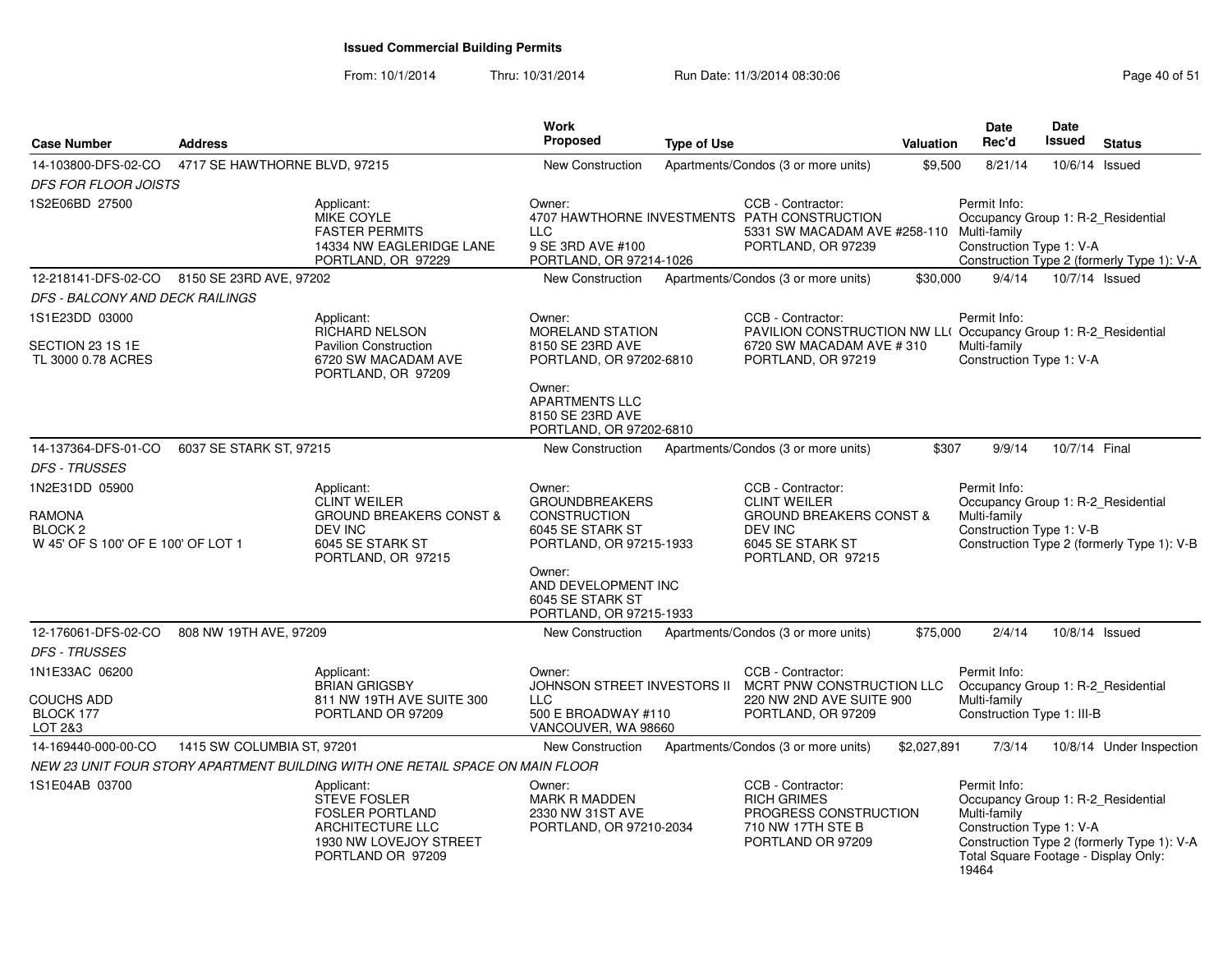## Issued Commercial Building Permits

From: 10/1/2014 Thru: 10/31/2014 Run Date: 11/3/2014 08:30:06

| Case Number | Address | Work Proposed | Type of Use | Valuation | Date Rec'd | Date Issued | Status |
|---|---|---|---|---|---|---|---|
| 14-103800-DFS-02-CO | 4717 SE HAWTHORNE BLVD, 97215 | New Construction | Apartments/Condos (3 or more units) | $9,500 | 8/21/14 | 10/6/14 | Issued |

*DFS FOR FLOOR JOISTS*

1S2E06BD 27500

Applicant: MIKE COYLE, FASTER PERMITS, 14334 NW EAGLERIDGE LANE, PORTLAND, OR 97229

Owner: 4707 HAWTHORNE INVESTMENTS LLC, 9 SE 3RD AVE #100, PORTLAND, OR 97214-1026

CCB - Contractor: PATH CONSTRUCTION, 5331 SW MACADAM AVE #258-110, PORTLAND, OR 97239

Permit Info: Occupancy Group 1: R-2_Residential Multi-family; Construction Type 1: V-A; Construction Type 2 (formerly Type 1): V-A

| Case Number | Address | Work Proposed | Type of Use | Valuation | Date Rec'd | Date Issued | Status |
|---|---|---|---|---|---|---|---|
| 12-218141-DFS-02-CO | 8150 SE 23RD AVE, 97202 | New Construction | Apartments/Condos (3 or more units) | $30,000 | 9/4/14 | 10/7/14 | Issued |

*DFS - BALCONY AND DECK RAILINGS*

1S1E23DD 03000

SECTION 23 1S 1E
TL 3000 0.78 ACRES

Applicant: RICHARD NELSON, Pavilion Construction, 6720 SW MACADAM AVE, PORTLAND, OR 97209

Owner: MORELAND STATION, 8150 SE 23RD AVE, PORTLAND, OR 97202-6810

Owner: APARTMENTS LLC, 8150 SE 23RD AVE, PORTLAND, OR 97202-6810

CCB - Contractor: PAVILION CONSTRUCTION NW LL(, 6720 SW MACADAM AVE # 310, PORTLAND, OR 97219

Permit Info: Occupancy Group 1: R-2_Residential Multi-family; Construction Type 1: V-A

| Case Number | Address | Work Proposed | Type of Use | Valuation | Date Rec'd | Date Issued | Status |
|---|---|---|---|---|---|---|---|
| 14-137364-DFS-01-CO | 6037 SE STARK ST, 97215 | New Construction | Apartments/Condos (3 or more units) | $307 | 9/9/14 | 10/7/14 | Final |

*DFS - TRUSSES*

1N2E31DD 05900

RAMONA
BLOCK 2
W 45' OF S 100' OF E 100' OF LOT 1

Applicant: CLINT WEILER, GROUND BREAKERS CONST & DEV INC, 6045 SE STARK ST, PORTLAND, OR 97215

Owner: GROUNDBREAKERS CONSTRUCTION, 6045 SE STARK ST, PORTLAND, OR 97215-1933

Owner: AND DEVELOPMENT INC, 6045 SE STARK ST, PORTLAND, OR 97215-1933

CCB - Contractor: CLINT WEILER, GROUND BREAKERS CONST & DEV INC, 6045 SE STARK ST, PORTLAND, OR 97215

Permit Info: Occupancy Group 1: R-2_Residential Multi-family; Construction Type 1: V-B; Construction Type 2 (formerly Type 1): V-B

| Case Number | Address | Work Proposed | Type of Use | Valuation | Date Rec'd | Date Issued | Status |
|---|---|---|---|---|---|---|---|
| 12-176061-DFS-02-CO | 808 NW 19TH AVE, 97209 | New Construction | Apartments/Condos (3 or more units) | $75,000 | 2/4/14 | 10/8/14 | Issued |

*DFS - TRUSSES*

1N1E33AC 06200

COUCHS ADD
BLOCK 177
LOT 2&3

Applicant: BRIAN GRIGSBY, 811 NW 19TH AVE SUITE 300, PORTLAND OR 97209

Owner: JOHNSON STREET INVESTORS II LLC, 500 E BROADWAY #110, VANCOUVER, WA 98660

CCB - Contractor: MCRT PNW CONSTRUCTION LLC, 220 NW 2ND AVE SUITE 900, PORTLAND, OR 97209

Permit Info: Occupancy Group 1: R-2_Residential Multi-family; Construction Type 1: III-B

| Case Number | Address | Work Proposed | Type of Use | Valuation | Date Rec'd | Date Issued | Status |
|---|---|---|---|---|---|---|---|
| 14-169440-000-00-CO | 1415 SW COLUMBIA ST, 97201 | New Construction | Apartments/Condos (3 or more units) | $2,027,891 | 7/3/14 | 10/8/14 | Under Inspection |

*NEW 23 UNIT FOUR STORY APARTMENT BUILDING WITH ONE RETAIL SPACE ON MAIN FLOOR*

1S1E04AB 03700

Applicant: STEVE FOSLER, FOSLER PORTLAND ARCHITECTURE LLC, 1930 NW LOVEJOY STREET, PORTLAND OR 97209

Owner: MARK R MADDEN, 2330 NW 31ST AVE, PORTLAND, OR 97210-2034

CCB - Contractor: RICH GRIMES, PROGRESS CONSTRUCTION, 710 NW 17TH STE B, PORTLAND OR 97209

Permit Info: Occupancy Group 1: R-2_Residential Multi-family; Construction Type 1: V-A; Construction Type 2 (formerly Type 1): V-A; Total Square Footage - Display Only: 19464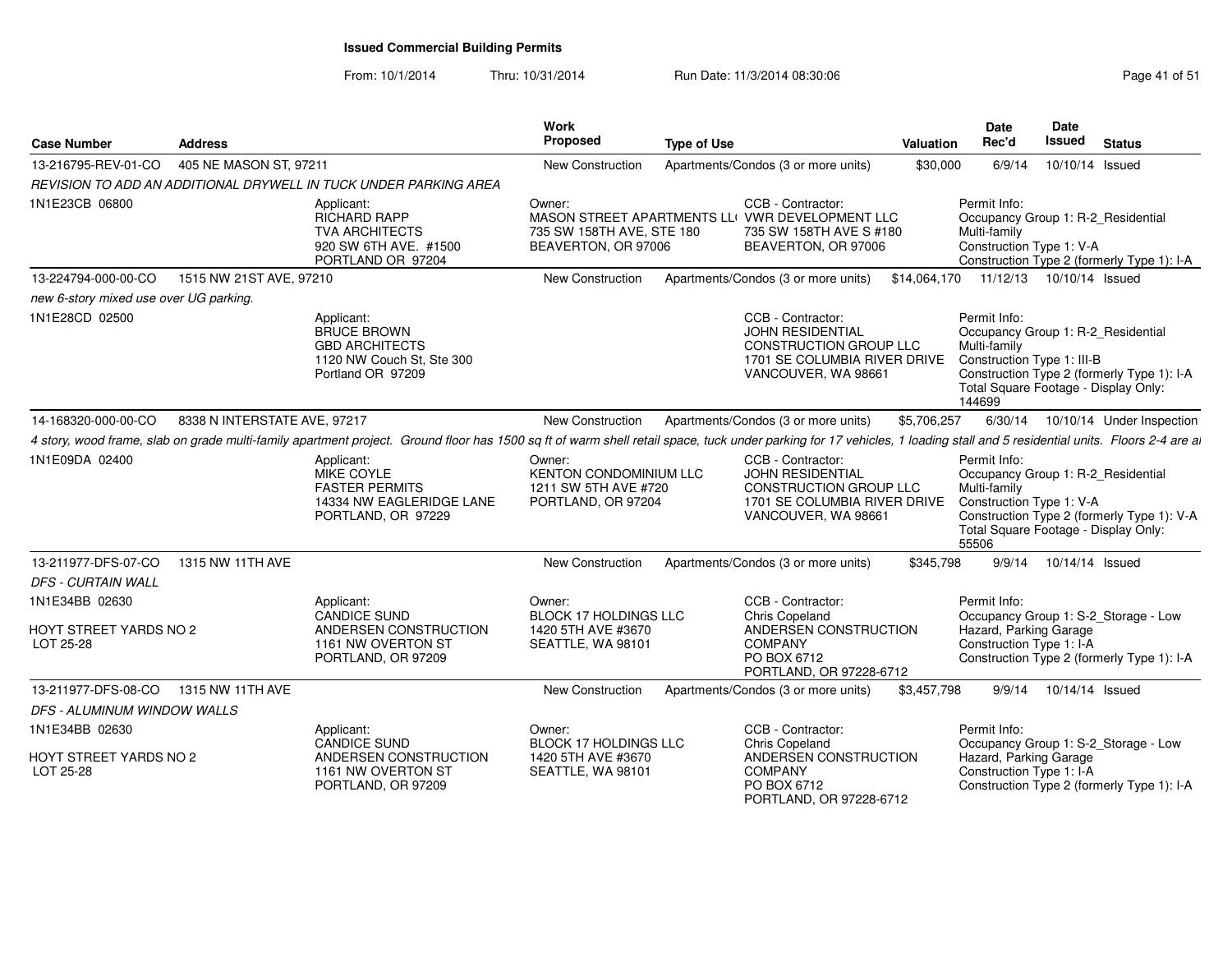# Issued Commercial Building Permits

From: 10/1/2014 Thru: 10/31/2014 Run Date: 11/3/2014 08:30:06

| Case Number | Address | Work Proposed | Type of Use | Valuation | Date Rec'd | Date Issued | Status |
|---|---|---|---|---|---|---|---|
| 13-216795-REV-01-CO | 405 NE MASON ST, 97211 | New Construction | Apartments/Condos (3 or more units) | $30,000 | 6/9/14 | 10/10/14 | Issued |
| 13-224794-000-00-CO | 1515 NW 21ST AVE, 97210 | New Construction | Apartments/Condos (3 or more units) | $14,064,170 | 11/12/13 | 10/10/14 | Issued |
| 14-168320-000-00-CO | 8338 N INTERSTATE AVE, 97217 | New Construction | Apartments/Condos (3 or more units) | $5,706,257 | 6/30/14 | 10/10/14 | Under Inspection |
| 13-211977-DFS-07-CO | 1315 NW 11TH AVE | New Construction | Apartments/Condos (3 or more units) | $345,798 | 9/9/14 | 10/14/14 | Issued |
| 13-211977-DFS-08-CO | 1315 NW 11TH AVE | New Construction | Apartments/Condos (3 or more units) | $3,457,798 | 9/9/14 | 10/14/14 | Issued |

## 13-216795-REV-01-CO — 405 NE MASON ST, 97211

*REVISION TO ADD AN ADDITIONAL DRYWELL IN TUCK UNDER PARKING AREA*

1N1E23CB 06800

Applicant:
RICHARD RAPP
TVA ARCHITECTS
920 SW 6TH AVE. #1500
PORTLAND OR 97204

Owner:
MASON STREET APARTMENTS LL(
735 SW 158TH AVE, STE 180
BEAVERTON, OR 97006

CCB - Contractor:
VWR DEVELOPMENT LLC
735 SW 158TH AVE S #180
BEAVERTON, OR 97006

Permit Info:
Occupancy Group 1: R-2_Residential Multi-family
Construction Type 1: V-A
Construction Type 2 (formerly Type 1): I-A

## 13-224794-000-00-CO — 1515 NW 21ST AVE, 97210

*new 6-story mixed use over UG parking.*

1N1E28CD 02500

Applicant:
BRUCE BROWN
GBD ARCHITECTS
1120 NW Couch St, Ste 300
Portland OR 97209

CCB - Contractor:
JOHN RESIDENTIAL CONSTRUCTION GROUP LLC
1701 SE COLUMBIA RIVER DRIVE
VANCOUVER, WA 98661

Permit Info:
Occupancy Group 1: R-2_Residential Multi-family
Construction Type 1: III-B
Construction Type 2 (formerly Type 1): I-A
Total Square Footage - Display Only: 144699

## 14-168320-000-00-CO — 8338 N INTERSTATE AVE, 97217

*4 story, wood frame, slab on grade multi-family apartment project. Ground floor has 1500 sq ft of warm shell retail space, tuck under parking for 17 vehicles, 1 loading stall and 5 residential units. Floors 2-4 are a*

1N1E09DA 02400

Applicant:
MIKE COYLE
FASTER PERMITS
14334 NW EAGLERIDGE LANE
PORTLAND, OR 97229

Owner:
KENTON CONDOMINIUM LLC
1211 SW 5TH AVE #720
PORTLAND, OR 97204

CCB - Contractor:
JOHN RESIDENTIAL CONSTRUCTION GROUP LLC
1701 SE COLUMBIA RIVER DRIVE
VANCOUVER, WA 98661

Permit Info:
Occupancy Group 1: R-2_Residential Multi-family
Construction Type 1: V-A
Construction Type 2 (formerly Type 1): V-A
Total Square Footage - Display Only: 55506

## 13-211977-DFS-07-CO — 1315 NW 11TH AVE

*DFS - CURTAIN WALL*

1N1E34BB 02630

HOYT STREET YARDS NO 2
LOT 25-28

Applicant:
CANDICE SUND
ANDERSEN CONSTRUCTION
1161 NW OVERTON ST
PORTLAND, OR 97209

Owner:
BLOCK 17 HOLDINGS LLC
1420 5TH AVE #3670
SEATTLE, WA 98101

CCB - Contractor:
Chris Copeland
ANDERSEN CONSTRUCTION COMPANY
PO BOX 6712
PORTLAND, OR 97228-6712

Permit Info:
Occupancy Group 1: S-2_Storage - Low Hazard, Parking Garage
Construction Type 1: I-A
Construction Type 2 (formerly Type 1): I-A

## 13-211977-DFS-08-CO — 1315 NW 11TH AVE

*DFS - ALUMINUM WINDOW WALLS*

1N1E34BB 02630

HOYT STREET YARDS NO 2
LOT 25-28

Applicant:
CANDICE SUND
ANDERSEN CONSTRUCTION
1161 NW OVERTON ST
PORTLAND, OR 97209

Owner:
BLOCK 17 HOLDINGS LLC
1420 5TH AVE #3670
SEATTLE, WA 98101

CCB - Contractor:
Chris Copeland
ANDERSEN CONSTRUCTION COMPANY
PO BOX 6712
PORTLAND, OR 97228-6712

Permit Info:
Occupancy Group 1: S-2_Storage - Low Hazard, Parking Garage
Construction Type 1: I-A
Construction Type 2 (formerly Type 1): I-A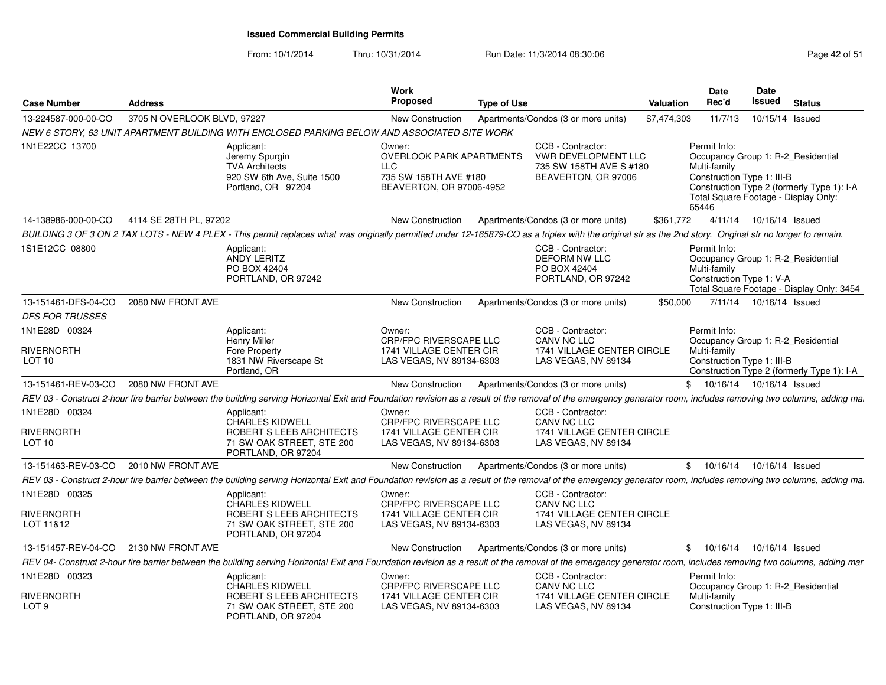# Issued Commercial Building Permits

From: 10/1/2014 Thru: 10/31/2014 Run Date: 11/3/2014 08:30:06

| Case Number | Address | Work Proposed | Type of Use | Valuation | Date Rec'd | Date Issued | Status |
|---|---|---|---|---|---|---|---|
| 13-224587-000-00-CO | 3705 N OVERLOOK BLVD, 97227 | New Construction | Apartments/Condos (3 or more units) | $7,474,303 | 11/7/13 | 10/15/14 | Issued |

*NEW 6 STORY, 63 UNIT APARTMENT BUILDING WITH ENCLOSED PARKING BELOW AND ASSOCIATED SITE WORK*

1N1E22CC 13700

Applicant: Jeremy Spurgin, TVA Architects, 920 SW 6th Ave, Suite 1500, Portland, OR 97204

Owner: OVERLOOK PARK APARTMENTS LLC, 735 SW 158TH AVE #180, BEAVERTON, OR 97006-4952

CCB - Contractor: VWR DEVELOPMENT LLC, 735 SW 158TH AVE S #180, BEAVERTON, OR 97006

Permit Info: Occupancy Group 1: R-2_Residential Multi-family; Construction Type 1: III-B; Construction Type 2 (formerly Type 1): I-A; Total Square Footage - Display Only: 65446

| Case Number | Address | Work Proposed | Type of Use | Valuation | Date Rec'd | Date Issued | Status |
|---|---|---|---|---|---|---|---|
| 14-138986-000-00-CO | 4114 SE 28TH PL, 97202 | New Construction | Apartments/Condos (3 or more units) | $361,772 | 4/11/14 | 10/16/14 | Issued |

*BUILDING 3 OF 3 ON 2 TAX LOTS - NEW 4 PLEX - This permit replaces what was originally permitted under 12-165879-CO as a triplex with the original sfr as the 2nd story. Original sfr no longer to remain.*

1S1E12CC 08800

Applicant: ANDY LERITZ, PO BOX 42404, PORTLAND, OR 97242

CCB - Contractor: DEFORM NW LLC, PO BOX 42404, PORTLAND, OR 97242

Permit Info: Occupancy Group 1: R-2_Residential Multi-family; Construction Type 1: V-A; Total Square Footage - Display Only: 3454

| Case Number | Address | Work Proposed | Type of Use | Valuation | Date Rec'd | Date Issued | Status |
|---|---|---|---|---|---|---|---|
| 13-151461-DFS-04-CO | 2080 NW FRONT AVE | New Construction | Apartments/Condos (3 or more units) | $50,000 | 7/11/14 | 10/16/14 | Issued |

*DFS FOR TRUSSES*

1N1E28D 00324, RIVERNORTH LOT 10

Applicant: Henry Miller, Fore Property, 1831 NW Riverscape St, Portland, OR

Owner: CRP/FPC RIVERSCAPE LLC, 1741 VILLAGE CENTER CIR, LAS VEGAS, NV 89134-6303

CCB - Contractor: CANV NC LLC, 1741 VILLAGE CENTER CIRCLE, LAS VEGAS, NV 89134

Permit Info: Occupancy Group 1: R-2_Residential Multi-family; Construction Type 1: III-B; Construction Type 2 (formerly Type 1): I-A

| Case Number | Address | Work Proposed | Type of Use | Valuation | Date Rec'd | Date Issued | Status |
|---|---|---|---|---|---|---|---|
| 13-151461-REV-03-CO | 2080 NW FRONT AVE | New Construction | Apartments/Condos (3 or more units) | $ | 10/16/14 | 10/16/14 | Issued |

*REV 03 - Construct 2-hour fire barrier between the building serving Horizontal Exit and Foundation revision as a result of the removal of the emergency generator room, includes removing two columns, adding ma*

1N1E28D 00324, RIVERNORTH LOT 10

Applicant: CHARLES KIDWELL, ROBERT S LEEB ARCHITECTS, 71 SW OAK STREET, STE 200, PORTLAND, OR 97204

Owner: CRP/FPC RIVERSCAPE LLC, 1741 VILLAGE CENTER CIR, LAS VEGAS, NV 89134-6303

CCB - Contractor: CANV NC LLC, 1741 VILLAGE CENTER CIRCLE, LAS VEGAS, NV 89134

| Case Number | Address | Work Proposed | Type of Use | Valuation | Date Rec'd | Date Issued | Status |
|---|---|---|---|---|---|---|---|
| 13-151463-REV-03-CO | 2010 NW FRONT AVE | New Construction | Apartments/Condos (3 or more units) | $ | 10/16/14 | 10/16/14 | Issued |

*REV 03 - Construct 2-hour fire barrier between the building serving Horizontal Exit and Foundation revision as a result of the removal of the emergency generator room, includes removing two columns, adding ma*

1N1E28D 00325, RIVERNORTH LOT 11&12

Applicant: CHARLES KIDWELL, ROBERT S LEEB ARCHITECTS, 71 SW OAK STREET, STE 200, PORTLAND, OR 97204

Owner: CRP/FPC RIVERSCAPE LLC, 1741 VILLAGE CENTER CIR, LAS VEGAS, NV 89134-6303

CCB - Contractor: CANV NC LLC, 1741 VILLAGE CENTER CIRCLE, LAS VEGAS, NV 89134

| Case Number | Address | Work Proposed | Type of Use | Valuation | Date Rec'd | Date Issued | Status |
|---|---|---|---|---|---|---|---|
| 13-151457-REV-04-CO | 2130 NW FRONT AVE | New Construction | Apartments/Condos (3 or more units) | $ | 10/16/14 | 10/16/14 | Issued |

*REV 04- Construct 2-hour fire barrier between the building serving Horizontal Exit and Foundation revision as a result of the removal of the emergency generator room, includes removing two columns, adding mar*

1N1E28D 00323, RIVERNORTH LOT 9

Applicant: CHARLES KIDWELL, ROBERT S LEEB ARCHITECTS, 71 SW OAK STREET, STE 200, PORTLAND, OR 97204

Owner: CRP/FPC RIVERSCAPE LLC, 1741 VILLAGE CENTER CIR, LAS VEGAS, NV 89134-6303

CCB - Contractor: CANV NC LLC, 1741 VILLAGE CENTER CIRCLE, LAS VEGAS, NV 89134

Permit Info: Occupancy Group 1: R-2_Residential Multi-family; Construction Type 1: III-B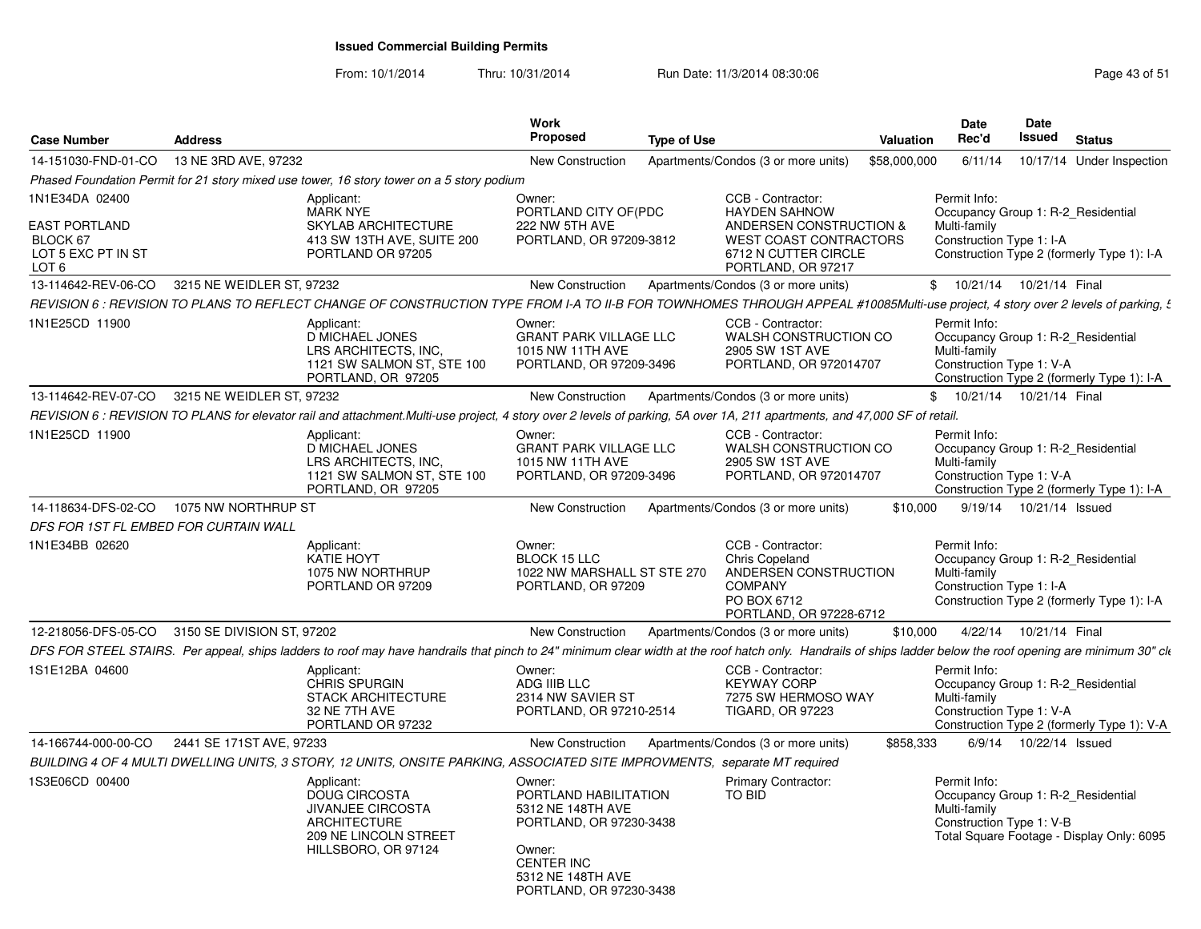## Issued Commercial Building Permits

From: 10/1/2014 Thru: 10/31/2014 Run Date: 11/3/2014 08:30:06

| Case Number | Address | Work Proposed | Type of Use | Valuation | Date Rec'd | Date Issued | Status |
|---|---|---|---|---|---|---|---|
| 14-151030-FND-01-CO | 13 NE 3RD AVE, 97232 | New Construction | Apartments/Condos (3 or more units) | $58,000,000 | 6/11/14 | 10/17/14 | Under Inspection |

*Phased Foundation Permit for 21 story mixed use tower, 16 story tower on a 5 story podium*

1N1E34DA 02400
EAST PORTLAND
BLOCK 67
LOT 5 EXC PT IN ST
LOT 6

Applicant: MARK NYE, SKYLAB ARCHITECTURE, 413 SW 13TH AVE, SUITE 200, PORTLAND OR 97205

Owner: PORTLAND CITY OF(PDC, 222 NW 5TH AVE, PORTLAND, OR 97209-3812

CCB - Contractor: HAYDEN SAHNOW, ANDERSEN CONSTRUCTION & WEST COAST CONTRACTORS, 6712 N CUTTER CIRCLE, PORTLAND, OR 97217

Permit Info: Occupancy Group 1: R-2_Residential Multi-family; Construction Type 1: I-A; Construction Type 2 (formerly Type 1): I-A

---

| Case Number | Address | Work Proposed | Type of Use | Valuation | Date Rec'd | Date Issued | Status |
|---|---|---|---|---|---|---|---|
| 13-114642-REV-06-CO | 3215 NE WEIDLER ST, 97232 | New Construction | Apartments/Condos (3 or more units) | $ | 10/21/14 | 10/21/14 | Final |

*REVISION 6 : REVISION TO PLANS TO REFLECT CHANGE OF CONSTRUCTION TYPE FROM I-A TO II-B FOR TOWNHOMES THROUGH APPEAL #10085Multi-use project, 4 story over 2 levels of parking, 5*

1N1E25CD 11900

Applicant: D MICHAEL JONES, LRS ARCHITECTS, INC, 1121 SW SALMON ST, STE 100, PORTLAND, OR 97205

Owner: GRANT PARK VILLAGE LLC, 1015 NW 11TH AVE, PORTLAND, OR 97209-3496

CCB - Contractor: WALSH CONSTRUCTION CO, 2905 SW 1ST AVE, PORTLAND, OR 972014707

Permit Info: Occupancy Group 1: R-2_Residential Multi-family; Construction Type 1: V-A; Construction Type 2 (formerly Type 1): I-A

---

| Case Number | Address | Work Proposed | Type of Use | Valuation | Date Rec'd | Date Issued | Status |
|---|---|---|---|---|---|---|---|
| 13-114642-REV-07-CO | 3215 NE WEIDLER ST, 97232 | New Construction | Apartments/Condos (3 or more units) | $ | 10/21/14 | 10/21/14 | Final |

*REVISION 6 : REVISION TO PLANS for elevator rail and attachment.Multi-use project, 4 story over 2 levels of parking, 5A over 1A, 211 apartments, and 47,000 SF of retail.*

1N1E25CD 11900

Applicant: D MICHAEL JONES, LRS ARCHITECTS, INC, 1121 SW SALMON ST, STE 100, PORTLAND, OR 97205

Owner: GRANT PARK VILLAGE LLC, 1015 NW 11TH AVE, PORTLAND, OR 97209-3496

CCB - Contractor: WALSH CONSTRUCTION CO, 2905 SW 1ST AVE, PORTLAND, OR 972014707

Permit Info: Occupancy Group 1: R-2_Residential Multi-family; Construction Type 1: V-A; Construction Type 2 (formerly Type 1): I-A

---

| Case Number | Address | Work Proposed | Type of Use | Valuation | Date Rec'd | Date Issued | Status |
|---|---|---|---|---|---|---|---|
| 14-118634-DFS-02-CO | 1075 NW NORTHRUP ST | New Construction | Apartments/Condos (3 or more units) | $10,000 | 9/19/14 | 10/21/14 | Issued |

*DFS FOR 1ST FL EMBED FOR CURTAIN WALL*

1N1E34BB 02620

Applicant: KATIE HOYT, 1075 NW NORTHRUP, PORTLAND OR 97209

Owner: BLOCK 15 LLC, 1022 NW MARSHALL ST STE 270, PORTLAND, OR 97209

CCB - Contractor: Chris Copeland, ANDERSEN CONSTRUCTION COMPANY, PO BOX 6712, PORTLAND, OR 97228-6712

Permit Info: Occupancy Group 1: R-2_Residential Multi-family; Construction Type 1: I-A; Construction Type 2 (formerly Type 1): I-A

---

| Case Number | Address | Work Proposed | Type of Use | Valuation | Date Rec'd | Date Issued | Status |
|---|---|---|---|---|---|---|---|
| 12-218056-DFS-05-CO | 3150 SE DIVISION ST, 97202 | New Construction | Apartments/Condos (3 or more units) | $10,000 | 4/22/14 | 10/21/14 | Final |

*DFS FOR STEEL STAIRS. Per appeal, ships ladders to roof may have handrails that pinch to 24" minimum clear width at the roof hatch only. Handrails of ships ladder below the roof opening are minimum 30" cle*

1S1E12BA 04600

Applicant: CHRIS SPURGIN, STACK ARCHITECTURE, 32 NE 7TH AVE, PORTLAND OR 97232

Owner: ADG IIIB LLC, 2314 NW SAVIER ST, PORTLAND, OR 97210-2514

CCB - Contractor: KEYWAY CORP, 7275 SW HERMOSO WAY, TIGARD, OR 97223

Permit Info: Occupancy Group 1: R-2_Residential Multi-family; Construction Type 1: V-A; Construction Type 2 (formerly Type 1): V-A

---

| Case Number | Address | Work Proposed | Type of Use | Valuation | Date Rec'd | Date Issued | Status |
|---|---|---|---|---|---|---|---|
| 14-166744-000-00-CO | 2441 SE 171ST AVE, 97233 | New Construction | Apartments/Condos (3 or more units) | $858,333 | 6/9/14 | 10/22/14 | Issued |

*BUILDING 4 OF 4 MULTI DWELLING UNITS, 3 STORY, 12 UNITS, ONSITE PARKING, ASSOCIATED SITE IMPROVMENTS, separate MT required*

1S3E06CD 00400

Applicant: DOUG CIRCOSTA, JIVANJEE CIRCOSTA ARCHITECTURE, 209 NE LINCOLN STREET, HILLSBORO, OR 97124

Owner: PORTLAND HABILITATION, 5312 NE 148TH AVE, PORTLAND, OR 97230-3438

Owner: CENTER INC, 5312 NE 148TH AVE, PORTLAND, OR 97230-3438

Primary Contractor: TO BID

Permit Info: Occupancy Group 1: R-2_Residential Multi-family; Construction Type 1: V-B; Total Square Footage - Display Only: 6095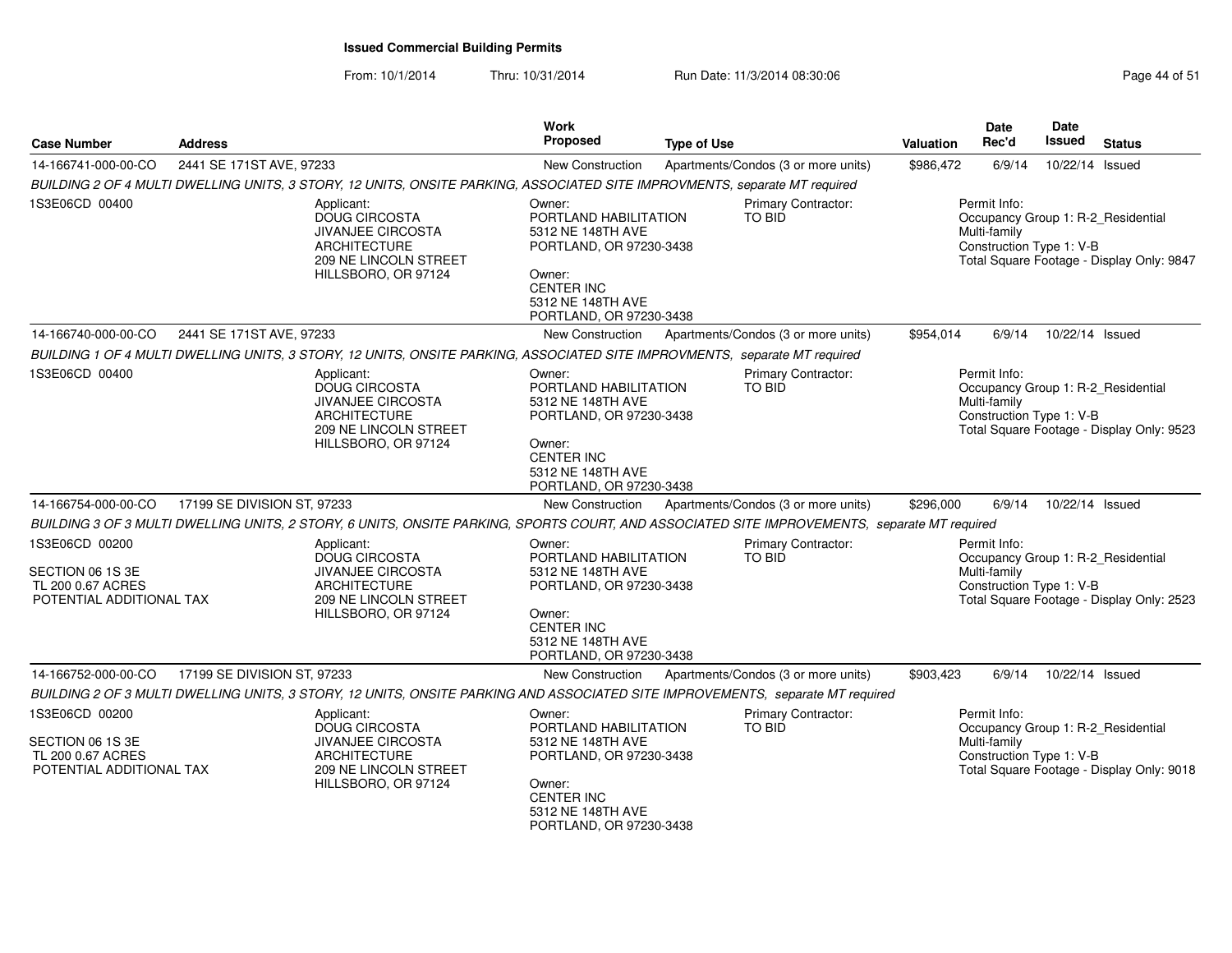## Issued Commercial Building Permits

From: 10/1/2014 Thru: 10/31/2014 Run Date: 11/3/2014 08:30:06

| Case Number | Address | Work Proposed | Type of Use | Valuation | Date Rec'd | Date Issued | Status |
|---|---|---|---|---|---|---|---|
| 14-166741-000-00-CO | 2441 SE 171ST AVE, 97233 | New Construction | Apartments/Condos (3 or more units) | $986,472 | 6/9/14 | 10/22/14 | Issued |

*BUILDING 2 OF 4 MULTI DWELLING UNITS, 3 STORY, 12 UNITS, ONSITE PARKING, ASSOCIATED SITE IMPROVMENTS, separate MT required*

1S3E06CD 00400

Applicant: DOUG CIRCOSTA, JIVANJEE CIRCOSTA ARCHITECTURE, 209 NE LINCOLN STREET, HILLSBORO, OR 97124

Owner: PORTLAND HABILITATION, 5312 NE 148TH AVE, PORTLAND, OR 97230-3438

Owner: CENTER INC, 5312 NE 148TH AVE, PORTLAND, OR 97230-3438

Primary Contractor: TO BID

Permit Info: Occupancy Group 1: R-2_Residential Multi-family; Construction Type 1: V-B; Total Square Footage - Display Only: 9847

| Case Number | Address | Work Proposed | Type of Use | Valuation | Date Rec'd | Date Issued | Status |
|---|---|---|---|---|---|---|---|
| 14-166740-000-00-CO | 2441 SE 171ST AVE, 97233 | New Construction | Apartments/Condos (3 or more units) | $954,014 | 6/9/14 | 10/22/14 | Issued |

*BUILDING 1 OF 4 MULTI DWELLING UNITS, 3 STORY, 12 UNITS, ONSITE PARKING, ASSOCIATED SITE IMPROVMENTS, separate MT required*

1S3E06CD 00400

Applicant: DOUG CIRCOSTA, JIVANJEE CIRCOSTA ARCHITECTURE, 209 NE LINCOLN STREET, HILLSBORO, OR 97124

Owner: PORTLAND HABILITATION, 5312 NE 148TH AVE, PORTLAND, OR 97230-3438

Owner: CENTER INC, 5312 NE 148TH AVE, PORTLAND, OR 97230-3438

Primary Contractor: TO BID

Permit Info: Occupancy Group 1: R-2_Residential Multi-family; Construction Type 1: V-B; Total Square Footage - Display Only: 9523

| Case Number | Address | Work Proposed | Type of Use | Valuation | Date Rec'd | Date Issued | Status |
|---|---|---|---|---|---|---|---|
| 14-166754-000-00-CO | 17199 SE DIVISION ST, 97233 | New Construction | Apartments/Condos (3 or more units) | $296,000 | 6/9/14 | 10/22/14 | Issued |

*BUILDING 3 OF 3 MULTI DWELLING UNITS, 2 STORY, 6 UNITS, ONSITE PARKING, SPORTS COURT, AND ASSOCIATED SITE IMPROVEMENTS, separate MT required*

1S3E06CD 00200
SECTION 06 1S 3E
TL 200 0.67 ACRES
POTENTIAL ADDITIONAL TAX

Applicant: DOUG CIRCOSTA, JIVANJEE CIRCOSTA ARCHITECTURE, 209 NE LINCOLN STREET, HILLSBORO, OR 97124

Owner: PORTLAND HABILITATION, 5312 NE 148TH AVE, PORTLAND, OR 97230-3438

Owner: CENTER INC, 5312 NE 148TH AVE, PORTLAND, OR 97230-3438

Primary Contractor: TO BID

Permit Info: Occupancy Group 1: R-2_Residential Multi-family; Construction Type 1: V-B; Total Square Footage - Display Only: 2523

| Case Number | Address | Work Proposed | Type of Use | Valuation | Date Rec'd | Date Issued | Status |
|---|---|---|---|---|---|---|---|
| 14-166752-000-00-CO | 17199 SE DIVISION ST, 97233 | New Construction | Apartments/Condos (3 or more units) | $903,423 | 6/9/14 | 10/22/14 | Issued |

*BUILDING 2 OF 3 MULTI DWELLING UNITS, 3 STORY, 12 UNITS, ONSITE PARKING AND ASSOCIATED SITE IMPROVEMENTS, separate MT required*

1S3E06CD 00200
SECTION 06 1S 3E
TL 200 0.67 ACRES
POTENTIAL ADDITIONAL TAX

Applicant: DOUG CIRCOSTA, JIVANJEE CIRCOSTA ARCHITECTURE, 209 NE LINCOLN STREET, HILLSBORO, OR 97124

Owner: PORTLAND HABILITATION, 5312 NE 148TH AVE, PORTLAND, OR 97230-3438

Owner: CENTER INC, 5312 NE 148TH AVE, PORTLAND, OR 97230-3438

Primary Contractor: TO BID

Permit Info: Occupancy Group 1: R-2_Residential Multi-family; Construction Type 1: V-B; Total Square Footage - Display Only: 9018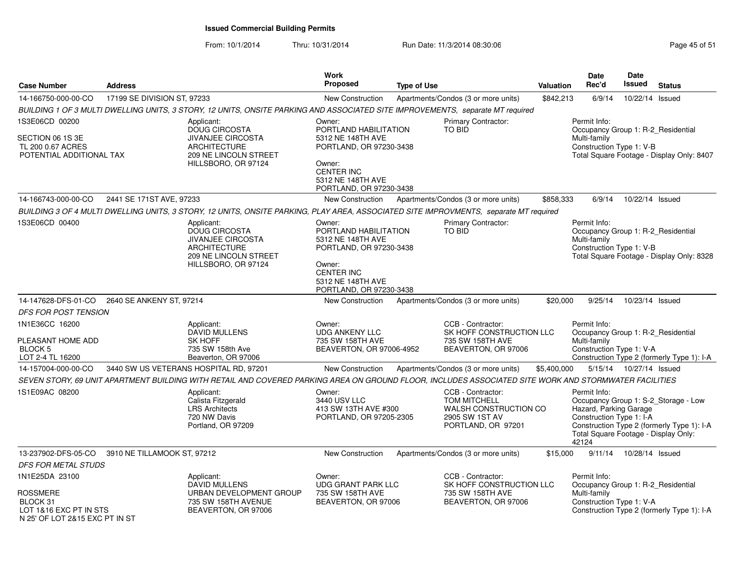**Issued Commercial Building Permits**

From: 10/1/2014 Thru: 10/31/2014 Run Date: 11/3/2014 08:30:06

| Case Number | Address | Work Proposed | Type of Use | Valuation | Date Rec'd | Date Issued | Status |
|---|---|---|---|---|---|---|---|
| 14-166750-000-00-CO | 17199 SE DIVISION ST, 97233 | New Construction | Apartments/Condos (3 or more units) | $842,213 | 6/9/14 | 10/22/14 | Issued |

*BUILDING 1 OF 3 MULTI DWELLING UNITS, 3 STORY, 12 UNITS, ONSITE PARKING AND ASSOCIATED SITE IMPROVEMENTS, separate MT required*

1S3E06CD 00200
SECTION 06 1S 3E
TL 200 0.67 ACRES
POTENTIAL ADDITIONAL TAX

Applicant: DOUG CIRCOSTA, JIVANJEE CIRCOSTA ARCHITECTURE, 209 NE LINCOLN STREET, HILLSBORO, OR 97124

Owner: PORTLAND HABILITATION, 5312 NE 148TH AVE, PORTLAND, OR 97230-3438

Owner: CENTER INC, 5312 NE 148TH AVE, PORTLAND, OR 97230-3438

Primary Contractor: TO BID

Permit Info: Occupancy Group 1: R-2_Residential Multi-family; Construction Type 1: V-B; Total Square Footage - Display Only: 8407

| Case Number | Address | Work Proposed | Type of Use | Valuation | Date Rec'd | Date Issued | Status |
|---|---|---|---|---|---|---|---|
| 14-166743-000-00-CO | 2441 SE 171ST AVE, 97233 | New Construction | Apartments/Condos (3 or more units) | $858,333 | 6/9/14 | 10/22/14 | Issued |

*BUILDING 3 OF 4 MULTI DWELLING UNITS, 3 STORY, 12 UNITS, ONSITE PARKING, PLAY AREA, ASSOCIATED SITE IMPROVMENTS, separate MT required*

1S3E06CD 00400

Applicant: DOUG CIRCOSTA, JIVANJEE CIRCOSTA ARCHITECTURE, 209 NE LINCOLN STREET, HILLSBORO, OR 97124

Owner: PORTLAND HABILITATION, 5312 NE 148TH AVE, PORTLAND, OR 97230-3438

Owner: CENTER INC, 5312 NE 148TH AVE, PORTLAND, OR 97230-3438

Primary Contractor: TO BID

Permit Info: Occupancy Group 1: R-2_Residential Multi-family; Construction Type 1: V-B; Total Square Footage - Display Only: 8328

| Case Number | Address | Work Proposed | Type of Use | Valuation | Date Rec'd | Date Issued | Status |
|---|---|---|---|---|---|---|---|
| 14-147628-DFS-01-CO | 2640 SE ANKENY ST, 97214 | New Construction | Apartments/Condos (3 or more units) | $20,000 | 9/25/14 | 10/23/14 | Issued |

*DFS FOR POST TENSION*

1N1E36CC 16200
PLEASANT HOME ADD
BLOCK 5
LOT 2-4 TL 16200

Applicant: DAVID MULLENS, SK HOFF, 735 SW 158th Ave, Beaverton, OR 97006

Owner: UDG ANKENY LLC, 735 SW 158TH AVE, BEAVERTON, OR 97006-4952

CCB - Contractor: SK HOFF CONSTRUCTION LLC, 735 SW 158TH AVE, BEAVERTON, OR 97006

Permit Info: Occupancy Group 1: R-2_Residential Multi-family; Construction Type 1: V-A; Construction Type 2 (formerly Type 1): I-A

| Case Number | Address | Work Proposed | Type of Use | Valuation | Date Rec'd | Date Issued | Status |
|---|---|---|---|---|---|---|---|
| 14-157004-000-00-CO | 3440 SW US VETERANS HOSPITAL RD, 97201 | New Construction | Apartments/Condos (3 or more units) | $5,400,000 | 5/15/14 | 10/27/14 | Issued |

*SEVEN STORY, 69 UNIT APARTMENT BUILDING WITH RETAIL AND COVERED PARKING AREA ON GROUND FLOOR, INCLUDES ASSOCIATED SITE WORK AND STORMWATER FACILITIES*

1S1E09AC 08200

Applicant: Calista Fitzgerald, LRS Architects, 720 NW Davis, Portland, OR 97209

Owner: 3440 USV LLC, 413 SW 13TH AVE #300, PORTLAND, OR 97205-2305

CCB - Contractor: TOM MITCHELL, WALSH CONSTRUCTION CO, 2905 SW 1ST AV, PORTLAND, OR 97201

Permit Info: Occupancy Group 1: S-2_Storage - Low Hazard, Parking Garage; Construction Type 1: I-A; Construction Type 2 (formerly Type 1): I-A; Total Square Footage - Display Only: 42124

| Case Number | Address | Work Proposed | Type of Use | Valuation | Date Rec'd | Date Issued | Status |
|---|---|---|---|---|---|---|---|
| 13-237902-DFS-05-CO | 3910 NE TILLAMOOK ST, 97212 | New Construction | Apartments/Condos (3 or more units) | $15,000 | 9/11/14 | 10/28/14 | Issued |

*DFS FOR METAL STUDS*

1N1E25DA 23100
ROSSMERE
BLOCK 31
LOT 1&16 EXC PT IN STS
N 25' OF LOT 2&15 EXC PT IN ST

Applicant: DAVID MULLENS, URBAN DEVELOPMENT GROUP, 735 SW 158TH AVENUE, BEAVERTON, OR 97006

Owner: UDG GRANT PARK LLC, 735 SW 158TH AVE, BEAVERTON, OR 97006

CCB - Contractor: SK HOFF CONSTRUCTION LLC, 735 SW 158TH AVE, BEAVERTON, OR 97006

Permit Info: Occupancy Group 1: R-2_Residential Multi-family; Construction Type 1: V-A; Construction Type 2 (formerly Type 1): I-A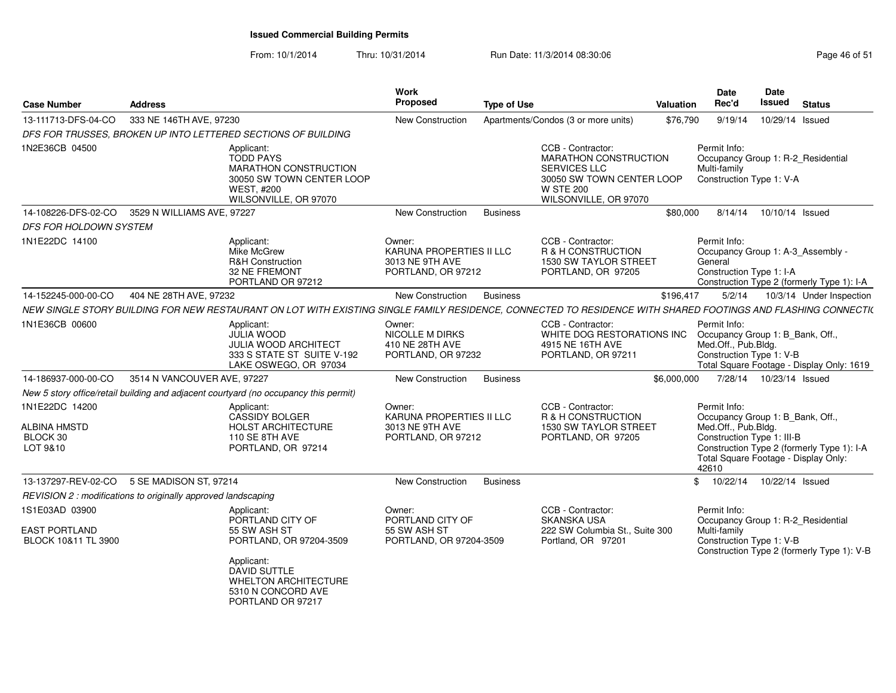**Issued Commercial Building Permits**

From: 10/1/2014 Thru: 10/31/2014 Run Date: 11/3/2014 08:30:06

| Case Number | Address | Work Proposed | Type of Use | Valuation | Date Rec'd | Date Issued | Status |
|---|---|---|---|---|---|---|---|
| 13-111713-DFS-04-CO | 333 NE 146TH AVE, 97230 | New Construction | Apartments/Condos (3 or more units) | $76,790 | 9/19/14 | 10/29/14 | Issued |

*DFS FOR TRUSSES, BROKEN UP INTO LETTERED SECTIONS OF BUILDING*

1N2E36CB 04500

Applicant:
TODD PAYS
MARATHON CONSTRUCTION
30050 SW TOWN CENTER LOOP
WEST, #200
WILSONVILLE, OR 97070

CCB - Contractor:
MARATHON CONSTRUCTION
SERVICES LLC
30050 SW TOWN CENTER LOOP
W STE 200
WILSONVILLE, OR 97070

Permit Info:
Occupancy Group 1: R-2_Residential Multi-family
Construction Type 1: V-A

| Case Number | Address | Work Proposed | Type of Use | Valuation | Date Rec'd | Date Issued | Status |
|---|---|---|---|---|---|---|---|
| 14-108226-DFS-02-CO | 3529 N WILLIAMS AVE, 97227 | New Construction | Business | $80,000 | 8/14/14 | 10/10/14 | Issued |

*DFS FOR HOLDOWN SYSTEM*

1N1E22DC 14100

Applicant:
Mike McGrew
R&H Construction
32 NE FREMONT
PORTLAND OR 97212

Owner:
KARUNA PROPERTIES II LLC
3013 NE 9TH AVE
PORTLAND, OR 97212

CCB - Contractor:
R & H CONSTRUCTION
1530 SW TAYLOR STREET
PORTLAND, OR 97205

Permit Info:
Occupancy Group 1: A-3_Assembly - General
Construction Type 1: I-A
Construction Type 2 (formerly Type 1): I-A

| Case Number | Address | Work Proposed | Type of Use | Valuation | Date Rec'd | Date Issued | Status |
|---|---|---|---|---|---|---|---|
| 14-152245-000-00-CO | 404 NE 28TH AVE, 97232 | New Construction | Business | $196,417 | 5/2/14 | 10/3/14 | Under Inspection |

*NEW SINGLE STORY BUILDING FOR NEW RESTAURANT ON LOT WITH EXISTING SINGLE FAMILY RESIDENCE, CONNECTED TO RESIDENCE WITH SHARED FOOTINGS AND FLASHING CONNECTIO*

1N1E36CB 00600

Applicant:
JULIA WOOD
JULIA WOOD ARCHITECT
333 S STATE ST SUITE V-192
LAKE OSWEGO, OR 97034

Owner:
NICOLLE M DIRKS
410 NE 28TH AVE
PORTLAND, OR 97232

CCB - Contractor:
WHITE DOG RESTORATIONS INC
4915 NE 16TH AVE
PORTLAND, OR 97211

Permit Info:
Occupancy Group 1: B_Bank, Off., Med.Off., Pub.Bldg.
Construction Type 1: V-B
Total Square Footage - Display Only: 1619

| Case Number | Address | Work Proposed | Type of Use | Valuation | Date Rec'd | Date Issued | Status |
|---|---|---|---|---|---|---|---|
| 14-186937-000-00-CO | 3514 N VANCOUVER AVE, 97227 | New Construction | Business | $6,000,000 | 7/28/14 | 10/23/14 | Issued |

*New 5 story office/retail building and adjacent courtyard (no occupancy this permit)*

1N1E22DC 14200

ALBINA HMSTD
BLOCK 30
LOT 9&10

Applicant:
CASSIDY BOLGER
HOLST ARCHITECTURE
110 SE 8TH AVE
PORTLAND, OR 97214

Owner:
KARUNA PROPERTIES II LLC
3013 NE 9TH AVE
PORTLAND, OR 97212

CCB - Contractor:
R & H CONSTRUCTION
1530 SW TAYLOR STREET
PORTLAND, OR 97205

Permit Info:
Occupancy Group 1: B_Bank, Off., Med.Off., Pub.Bldg.
Construction Type 1: III-B
Construction Type 2 (formerly Type 1): I-A
Total Square Footage - Display Only: 42610

| Case Number | Address | Work Proposed | Type of Use | Valuation | Date Rec'd | Date Issued | Status |
|---|---|---|---|---|---|---|---|
| 13-137297-REV-02-CO | 5 SE MADISON ST, 97214 | New Construction | Business | $ | 10/22/14 | 10/22/14 | Issued |

*REVISION 2 : modifications to originally approved landscaping*

1S1E03AD 03900

EAST PORTLAND
BLOCK 10&11 TL 3900

Applicant:
PORTLAND CITY OF
55 SW ASH ST
PORTLAND, OR 97204-3509

Applicant:
DAVID SUTTLE
WHELTON ARCHITECTURE
5310 N CONCORD AVE
PORTLAND OR 97217

Owner:
PORTLAND CITY OF
55 SW ASH ST
PORTLAND, OR 97204-3509

CCB - Contractor:
SKANSKA USA
222 SW Columbia St., Suite 300
Portland, OR 97201

Permit Info:
Occupancy Group 1: R-2_Residential Multi-family
Construction Type 1: V-B
Construction Type 2 (formerly Type 1): V-B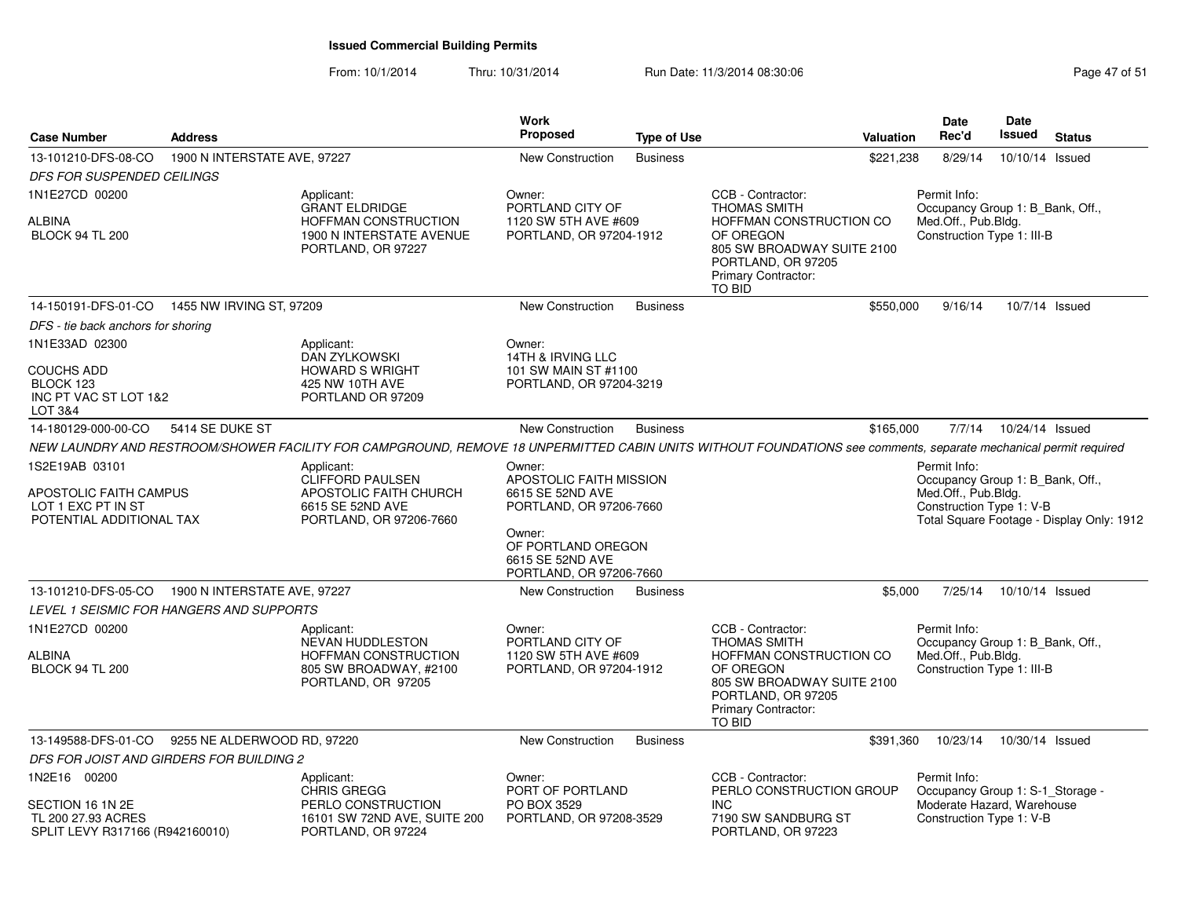# Issued Commercial Building Permits

From: 10/1/2014 Thru: 10/31/2014 Run Date: 11/3/2014 08:30:06

| Case Number | Address | Work Proposed | Type of Use | Valuation | Date Rec'd | Date Issued | Status |
|---|---|---|---|---|---|---|---|
| 13-101210-DFS-08-CO | 1900 N INTERSTATE AVE, 97227 | New Construction | Business | $221,238 | 8/29/14 | 10/10/14 | Issued |

*DFS FOR SUSPENDED CEILINGS*

1N1E27CD 00200

ALBINA
BLOCK 94 TL 200

Applicant:
GRANT ELDRIDGE
HOFFMAN CONSTRUCTION
1900 N INTERSTATE AVENUE
PORTLAND, OR 97227

Owner:
PORTLAND CITY OF
1120 SW 5TH AVE #609
PORTLAND, OR 97204-1912

CCB - Contractor:
THOMAS SMITH
HOFFMAN CONSTRUCTION CO OF OREGON
805 SW BROADWAY SUITE 2100
PORTLAND, OR 97205
Primary Contractor:
TO BID

Permit Info:
Occupancy Group 1: B_Bank, Off., Med.Off., Pub.Bldg.
Construction Type 1: III-B

| Case Number | Address | Work Proposed | Type of Use | Valuation | Date Rec'd | Date Issued | Status |
|---|---|---|---|---|---|---|---|
| 14-150191-DFS-01-CO | 1455 NW IRVING ST, 97209 | New Construction | Business | $550,000 | 9/16/14 | 10/7/14 | Issued |

*DFS - tie back anchors for shoring*

1N1E33AD 02300

COUCHS ADD
BLOCK 123
INC PT VAC ST LOT 1&2
LOT 3&4

Applicant:
DAN ZYLKOWSKI
HOWARD S WRIGHT
425 NW 10TH AVE
PORTLAND OR 97209

Owner:
14TH & IRVING LLC
101 SW MAIN ST #1100
PORTLAND, OR 97204-3219

| Case Number | Address | Work Proposed | Type of Use | Valuation | Date Rec'd | Date Issued | Status |
|---|---|---|---|---|---|---|---|
| 14-180129-000-00-CO | 5414 SE DUKE ST | New Construction | Business | $165,000 | 7/7/14 | 10/24/14 | Issued |

*NEW LAUNDRY AND RESTROOM/SHOWER FACILITY FOR CAMPGROUND, REMOVE 18 UNPERMITTED CABIN UNITS WITHOUT FOUNDATIONS see comments, separate mechanical permit required*

1S2E19AB 03101

APOSTOLIC FAITH CAMPUS
LOT 1 EXC PT IN ST
POTENTIAL ADDITIONAL TAX

Applicant:
CLIFFORD PAULSEN
APOSTOLIC FAITH CHURCH
6615 SE 52ND AVE
PORTLAND, OR 97206-7660

Owner:
APOSTOLIC FAITH MISSION
6615 SE 52ND AVE
PORTLAND, OR 97206-7660

Owner:
OF PORTLAND OREGON
6615 SE 52ND AVE
PORTLAND, OR 97206-7660

Permit Info:
Occupancy Group 1: B_Bank, Off., Med.Off., Pub.Bldg.
Construction Type 1: V-B
Total Square Footage - Display Only: 1912

| Case Number | Address | Work Proposed | Type of Use | Valuation | Date Rec'd | Date Issued | Status |
|---|---|---|---|---|---|---|---|
| 13-101210-DFS-05-CO | 1900 N INTERSTATE AVE, 97227 | New Construction | Business | $5,000 | 7/25/14 | 10/10/14 | Issued |

*LEVEL 1 SEISMIC FOR HANGERS AND SUPPORTS*

1N1E27CD 00200

ALBINA
BLOCK 94 TL 200

Applicant:
NEVAN HUDDLESTON
HOFFMAN CONSTRUCTION
805 SW BROADWAY, #2100
PORTLAND, OR 97205

Owner:
PORTLAND CITY OF
1120 SW 5TH AVE #609
PORTLAND, OR 97204-1912

CCB - Contractor:
THOMAS SMITH
HOFFMAN CONSTRUCTION CO OF OREGON
805 SW BROADWAY SUITE 2100
PORTLAND, OR 97205
Primary Contractor:
TO BID

Permit Info:
Occupancy Group 1: B_Bank, Off., Med.Off., Pub.Bldg.
Construction Type 1: III-B

| Case Number | Address | Work Proposed | Type of Use | Valuation | Date Rec'd | Date Issued | Status |
|---|---|---|---|---|---|---|---|
| 13-149588-DFS-01-CO | 9255 NE ALDERWOOD RD, 97220 | New Construction | Business | $391,360 | 10/23/14 | 10/30/14 | Issued |

*DFS FOR JOIST AND GIRDERS FOR BUILDING 2*

1N2E16 00200

SECTION 16 1N 2E
TL 200 27.93 ACRES
SPLIT LEVY R317166 (R942160010)

Applicant:
CHRIS GREGG
PERLO CONSTRUCTION
16101 SW 72ND AVE, SUITE 200
PORTLAND, OR 97224

Owner:
PORT OF PORTLAND
PO BOX 3529
PORTLAND, OR 97208-3529

CCB - Contractor:
PERLO CONSTRUCTION GROUP INC
7190 SW SANDBURG ST
PORTLAND, OR 97223

Permit Info:
Occupancy Group 1: S-1_Storage - Moderate Hazard, Warehouse
Construction Type 1: V-B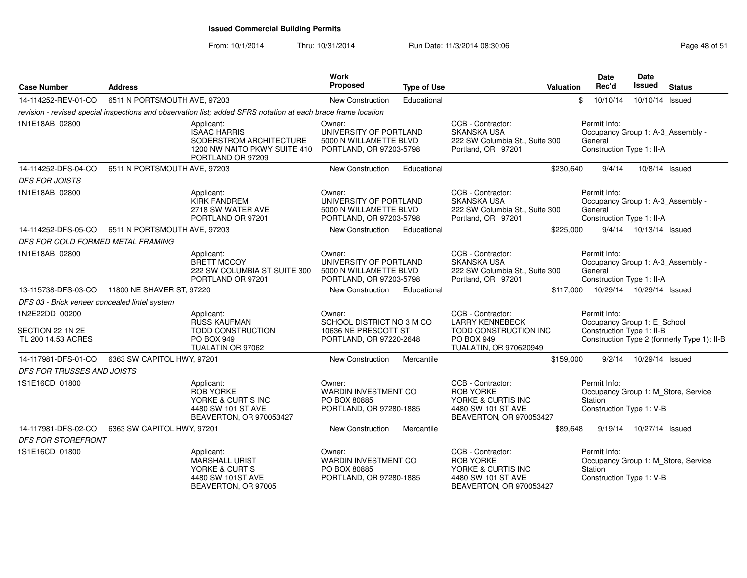## Issued Commercial Building Permits

From: 10/1/2014 Thru: 10/31/2014 Run Date: 11/3/2014 08:30:06

| Case Number | Address | Work Proposed | Type of Use | Valuation | Date Rec'd | Date Issued | Status |
|---|---|---|---|---|---|---|---|
| 14-114252-REV-01-CO | 6511 N PORTSMOUTH AVE, 97203 | New Construction | Educational | $ | 10/10/14 | 10/10/14 | Issued |
| *revision - revised special inspections and observation list; added SFRS notation at each brace frame location* | | | | | | | |
| 1N1E18AB 02800 | Applicant: ISAAC HARRIS SODERSTROM ARCHITECTURE 1200 NW NAITO PKWY SUITE 410 PORTLAND OR 97209 | Owner: UNIVERSITY OF PORTLAND 5000 N WILLAMETTE BLVD PORTLAND, OR 97203-5798 | CCB - Contractor: SKANSKA USA 222 SW Columbia St., Suite 300 Portland, OR 97201 | | Permit Info: Occupancy Group 1: A-3_Assembly - General Construction Type 1: II-A | | |
| 14-114252-DFS-04-CO | 6511 N PORTSMOUTH AVE, 97203 | New Construction | Educational | $230,640 | 9/4/14 | 10/8/14 | Issued |
| *DFS FOR JOISTS* | | | | | | | |
| 1N1E18AB 02800 | Applicant: KIRK FANDREM 2718 SW WATER AVE PORTLAND OR 97201 | Owner: UNIVERSITY OF PORTLAND 5000 N WILLAMETTE BLVD PORTLAND, OR 97203-5798 | CCB - Contractor: SKANSKA USA 222 SW Columbia St., Suite 300 Portland, OR 97201 | | Permit Info: Occupancy Group 1: A-3_Assembly - General Construction Type 1: II-A | | |
| 14-114252-DFS-05-CO | 6511 N PORTSMOUTH AVE, 97203 | New Construction | Educational | $225,000 | 9/4/14 | 10/13/14 | Issued |
| *DFS FOR COLD FORMED METAL FRAMING* | | | | | | | |
| 1N1E18AB 02800 | Applicant: BRETT MCCOY 222 SW COLUMBIA ST SUITE 300 PORTLAND OR 97201 | Owner: UNIVERSITY OF PORTLAND 5000 N WILLAMETTE BLVD PORTLAND, OR 97203-5798 | CCB - Contractor: SKANSKA USA 222 SW Columbia St., Suite 300 Portland, OR 97201 | | Permit Info: Occupancy Group 1: A-3_Assembly - General Construction Type 1: II-A | | |
| 13-115738-DFS-03-CO | 11800 NE SHAVER ST, 97220 | New Construction | Educational | $117,000 | 10/29/14 | 10/29/14 | Issued |
| *DFS 03 - Brick veneer concealed lintel system* | | | | | | | |
| 1N2E22DD 00200 SECTION 22 1N 2E TL 200 14.53 ACRES | Applicant: RUSS KAUFMAN TODD CONSTRUCTION PO BOX 949 TUALATIN OR 97062 | Owner: SCHOOL DISTRICT NO 3 M CO 10636 NE PRESCOTT ST PORTLAND, OR 97220-2648 | CCB - Contractor: LARRY KENNEBECK TODD CONSTRUCTION INC PO BOX 949 TUALATIN, OR 970620949 | | Permit Info: Occupancy Group 1: E_School Construction Type 1: II-B Construction Type 2 (formerly Type 1): II-B | | |
| 14-117981-DFS-01-CO | 6363 SW CAPITOL HWY, 97201 | New Construction | Mercantile | $159,000 | 9/2/14 | 10/29/14 | Issued |
| *DFS FOR TRUSSES AND JOISTS* | | | | | | | |
| 1S1E16CD 01800 | Applicant: ROB YORKE YORKE & CURTIS INC 4480 SW 101 ST AVE BEAVERTON, OR 970053427 | Owner: WARDIN INVESTMENT CO PO BOX 80885 PORTLAND, OR 97280-1885 | CCB - Contractor: ROB YORKE YORKE & CURTIS INC 4480 SW 101 ST AVE BEAVERTON, OR 970053427 | | Permit Info: Occupancy Group 1: M_Store, Service Station Construction Type 1: V-B | | |
| 14-117981-DFS-02-CO | 6363 SW CAPITOL HWY, 97201 | New Construction | Mercantile | $89,648 | 9/19/14 | 10/27/14 | Issued |
| *DFS FOR STOREFRONT* | | | | | | | |
| 1S1E16CD 01800 | Applicant: MARSHALL URIST YORKE & CURTIS 4480 SW 101ST AVE BEAVERTON, OR 97005 | Owner: WARDIN INVESTMENT CO PO BOX 80885 PORTLAND, OR 97280-1885 | CCB - Contractor: ROB YORKE YORKE & CURTIS INC 4480 SW 101 ST AVE BEAVERTON, OR 970053427 | | Permit Info: Occupancy Group 1: M_Store, Service Station Construction Type 1: V-B | | |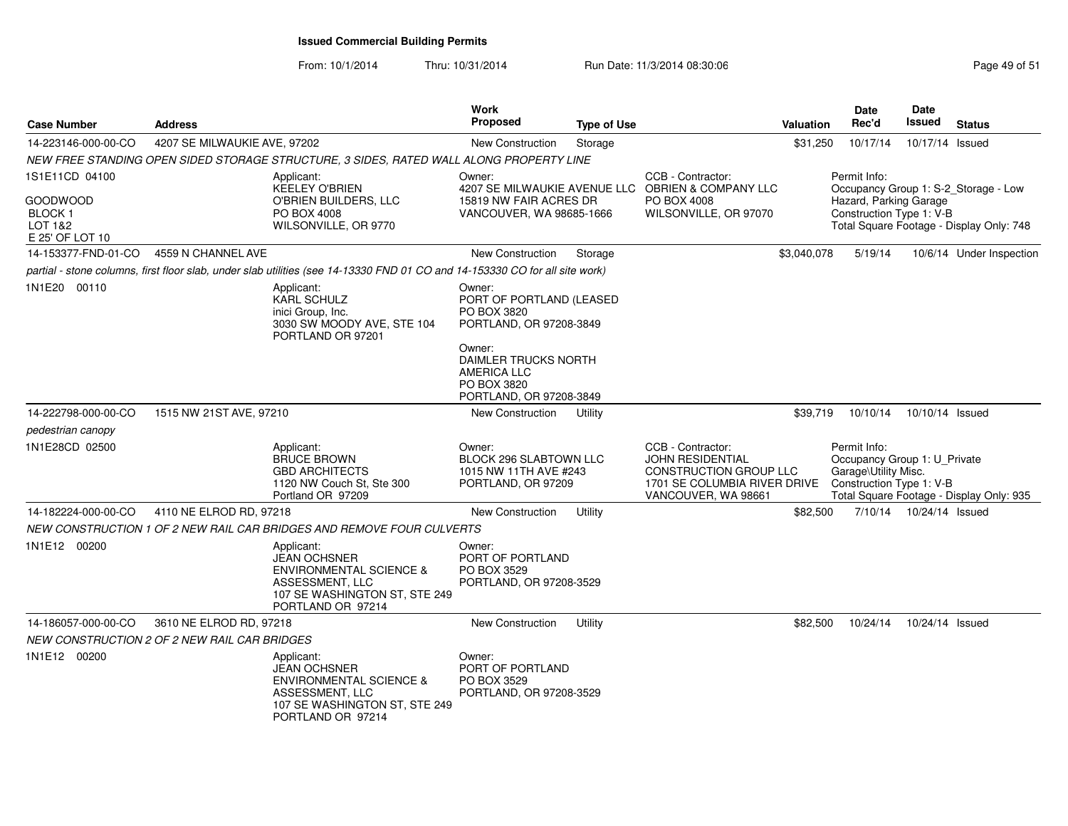**Issued Commercial Building Permits**

From: 10/1/2014 Thru: 10/31/2014 Run Date: 11/3/2014 08:30:06

| Case Number | Address | Work Proposed | Type of Use | Valuation | Date Rec'd | Date Issued | Status |
|---|---|---|---|---|---|---|---|
| 14-223146-000-00-CO | 4207 SE MILWAUKIE AVE, 97202 | New Construction | Storage | $31,250 | 10/17/14 | 10/17/14 | Issued |

*NEW FREE STANDING OPEN SIDED STORAGE STRUCTURE, 3 SIDES, RATED WALL ALONG PROPERTY LINE*

1S1E11CD 04100

GOODWOOD
BLOCK 1
LOT 1&2
E 25' OF LOT 10

Applicant:
KEELEY O'BRIEN
O'BRIEN BUILDERS, LLC
PO BOX 4008
WILSONVILLE, OR 9770

Owner:
4207 SE MILWAUKIE AVENUE LLC
15819 NW FAIR ACRES DR
VANCOUVER, WA 98685-1666

CCB - Contractor:
OBRIEN & COMPANY LLC
PO BOX 4008
WILSONVILLE, OR 97070

Permit Info:
Occupancy Group 1: S-2_Storage - Low Hazard, Parking Garage
Construction Type 1: V-B
Total Square Footage - Display Only: 748

| Case Number | Address | Work Proposed | Type of Use | Valuation | Date Rec'd | Date Issued | Status |
|---|---|---|---|---|---|---|---|
| 14-153377-FND-01-CO | 4559 N CHANNEL AVE | New Construction | Storage | $3,040,078 | 5/19/14 | 10/6/14 | Under Inspection |

*partial - stone columns, first floor slab, under slab utilities (see 14-13330 FND 01 CO and 14-153330 CO for all site work)*

1N1E20 00110

Applicant:
KARL SCHULZ
inici Group, Inc.
3030 SW MOODY AVE, STE 104
PORTLAND OR 97201

Owner:
PORT OF PORTLAND (LEASED
PO BOX 3820
PORTLAND, OR 97208-3849

Owner:
DAIMLER TRUCKS NORTH AMERICA LLC
PO BOX 3820
PORTLAND, OR 97208-3849

| Case Number | Address | Work Proposed | Type of Use | Valuation | Date Rec'd | Date Issued | Status |
|---|---|---|---|---|---|---|---|
| 14-222798-000-00-CO | 1515 NW 21ST AVE, 97210 | New Construction | Utility | $39,719 | 10/10/14 | 10/10/14 | Issued |

*pedestrian canopy*

1N1E28CD 02500

Applicant:
BRUCE BROWN
GBD ARCHITECTS
1120 NW Couch St, Ste 300
Portland OR 97209

Owner:
BLOCK 296 SLABTOWN LLC
1015 NW 11TH AVE #243
PORTLAND, OR 97209

CCB - Contractor:
JOHN RESIDENTIAL CONSTRUCTION GROUP LLC
1701 SE COLUMBIA RIVER DRIVE
VANCOUVER, WA 98661

Permit Info:
Occupancy Group 1: U_Private Garage\Utility Misc.
Construction Type 1: V-B
Total Square Footage - Display Only: 935

| Case Number | Address | Work Proposed | Type of Use | Valuation | Date Rec'd | Date Issued | Status |
|---|---|---|---|---|---|---|---|
| 14-182224-000-00-CO | 4110 NE ELROD RD, 97218 | New Construction | Utility | $82,500 | 7/10/14 | 10/24/14 | Issued |

*NEW CONSTRUCTION 1 OF 2 NEW RAIL CAR BRIDGES AND REMOVE FOUR CULVERTS*

1N1E12 00200

Applicant:
JEAN OCHSNER
ENVIRONMENTAL SCIENCE & ASSESSMENT, LLC
107 SE WASHINGTON ST, STE 249
PORTLAND OR 97214

Owner:
PORT OF PORTLAND
PO BOX 3529
PORTLAND, OR 97208-3529

| Case Number | Address | Work Proposed | Type of Use | Valuation | Date Rec'd | Date Issued | Status |
|---|---|---|---|---|---|---|---|
| 14-186057-000-00-CO | 3610 NE ELROD RD, 97218 | New Construction | Utility | $82,500 | 10/24/14 | 10/24/14 | Issued |

*NEW CONSTRUCTION 2 OF 2 NEW RAIL CAR BRIDGES*

1N1E12 00200

Applicant:
JEAN OCHSNER
ENVIRONMENTAL SCIENCE & ASSESSMENT, LLC
107 SE WASHINGTON ST, STE 249
PORTLAND OR 97214

Owner:
PORT OF PORTLAND
PO BOX 3529
PORTLAND, OR 97208-3529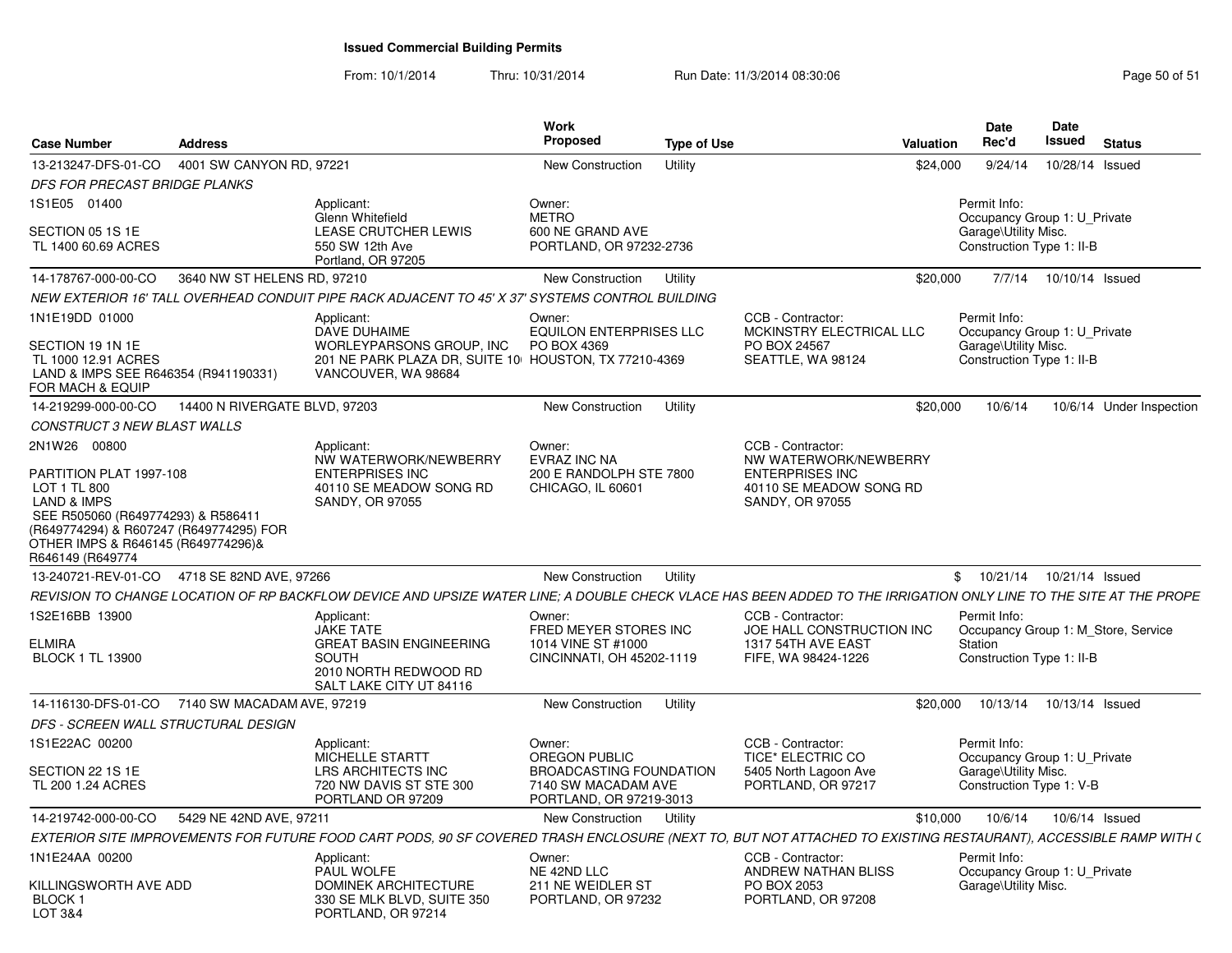# Issued Commercial Building Permits

From: 10/1/2014 Thru: 10/31/2014 Run Date: 11/3/2014 08:30:06

| Case Number | Address | | Work Proposed | Type of Use | | Valuation | Date Rec'd | Date Issued | Status |
|---|---|---|---|---|---|---|---|---|---|
| 13-213247-DFS-01-CO | 4001 SW CANYON RD, 97221 | | New Construction | Utility | | $24,000 | 9/24/14 | 10/28/14 | Issued |
| *DFS FOR PRECAST BRIDGE PLANKS* | | | | | | | | | |
| 1S1E05 01400<br><br>SECTION 05 1S 1E<br>TL 1400 60.69 ACRES | | Applicant:<br>Glenn Whitefield<br>LEASE CRUTCHER LEWIS<br>550 SW 12th Ave<br>Portland, OR 97205 | Owner:<br>METRO<br>600 NE GRAND AVE<br>PORTLAND, OR 97232-2736 | | | | Permit Info:<br>Occupancy Group 1: U_Private Garage\Utility Misc.<br>Construction Type 1: II-B | | |
| 14-178767-000-00-CO | 3640 NW ST HELENS RD, 97210 | | New Construction | Utility | | $20,000 | 7/7/14 | 10/10/14 | Issued |
| *NEW EXTERIOR 16' TALL OVERHEAD CONDUIT PIPE RACK ADJACENT TO 45' X 37' SYSTEMS CONTROL BUILDING* | | | | | | | | | |
| 1N1E19DD 01000<br><br>SECTION 19 1N 1E<br>TL 1000 12.91 ACRES<br>LAND & IMPS SEE R646354 (R941190331) FOR MACH & EQUIP | | Applicant:<br>DAVE DUHAIME<br>WORLEYPARSONS GROUP, INC<br>201 NE PARK PLAZA DR, SUITE 10<br>VANCOUVER, WA 98684 | Owner:<br>EQUILON ENTERPRISES LLC<br>PO BOX 4369<br>HOUSTON, TX 77210-4369 | | CCB - Contractor:<br>MCKINSTRY ELECTRICAL LLC<br>PO BOX 24567<br>SEATTLE, WA 98124 | | Permit Info:<br>Occupancy Group 1: U_Private Garage\Utility Misc.<br>Construction Type 1: II-B | | |
| 14-219299-000-00-CO | 14400 N RIVERGATE BLVD, 97203 | | New Construction | Utility | | $20,000 | 10/6/14 | 10/6/14 | Under Inspection |
| *CONSTRUCT 3 NEW BLAST WALLS* | | | | | | | | | |
| 2N1W26 00800<br><br>PARTITION PLAT 1997-108<br>LOT 1 TL 800<br>LAND & IMPS<br>SEE R505060 (R649774293) & R586411 (R649774294) & R607247 (R649774295) FOR OTHER IMPS & R646145 (R649774296)& R646149 (R649774 | | Applicant:<br>NW WATERWORK/NEWBERRY ENTERPRISES INC<br>40110 SE MEADOW SONG RD<br>SANDY, OR 97055 | Owner:<br>EVRAZ INC NA<br>200 E RANDOLPH STE 7800<br>CHICAGO, IL 60601 | | CCB - Contractor:<br>NW WATERWORK/NEWBERRY ENTERPRISES INC<br>40110 SE MEADOW SONG RD<br>SANDY, OR 97055 | | | | |
| 13-240721-REV-01-CO | 4718 SE 82ND AVE, 97266 | | New Construction | Utility | | $ | 10/21/14 | 10/21/14 | Issued |
| *REVISION TO CHANGE LOCATION OF RP BACKFLOW DEVICE AND UPSIZE WATER LINE; A DOUBLE CHECK VLACE HAS BEEN ADDED TO THE IRRIGATION ONLY LINE TO THE SITE AT THE PROPE* | | | | | | | | | |
| 1S2E16BB 13900<br><br>ELMIRA<br>BLOCK 1 TL 13900 | | Applicant:<br>JAKE TATE<br>GREAT BASIN ENGINEERING SOUTH<br>2010 NORTH REDWOOD RD<br>SALT LAKE CITY UT 84116 | Owner:<br>FRED MEYER STORES INC<br>1014 VINE ST #1000<br>CINCINNATI, OH 45202-1119 | | CCB - Contractor:<br>JOE HALL CONSTRUCTION INC<br>1317 54TH AVE EAST<br>FIFE, WA 98424-1226 | | Permit Info:<br>Occupancy Group 1: M_Store, Service Station<br>Construction Type 1: II-B | | |
| 14-116130-DFS-01-CO | 7140 SW MACADAM AVE, 97219 | | New Construction | Utility | | $20,000 | 10/13/14 | 10/13/14 | Issued |
| *DFS - SCREEN WALL STRUCTURAL DESIGN* | | | | | | | | | |
| 1S1E22AC 00200<br><br>SECTION 22 1S 1E<br>TL 200 1.24 ACRES | | Applicant:<br>MICHELLE STARTT<br>LRS ARCHITECTS INC<br>720 NW DAVIS ST STE 300<br>PORTLAND OR 97209 | Owner:<br>OREGON PUBLIC BROADCASTING FOUNDATION<br>7140 SW MACADAM AVE<br>PORTLAND, OR 97219-3013 | | CCB - Contractor:<br>TICE* ELECTRIC CO<br>5405 North Lagoon Ave<br>PORTLAND, OR 97217 | | Permit Info:<br>Occupancy Group 1: U_Private Garage\Utility Misc.<br>Construction Type 1: V-B | | |
| 14-219742-000-00-CO | 5429 NE 42ND AVE, 97211 | | New Construction | Utility | | $10,000 | 10/6/14 | 10/6/14 | Issued |
| *EXTERIOR SITE IMPROVEMENTS FOR FUTURE FOOD CART PODS, 90 SF COVERED TRASH ENCLOSURE (NEXT TO, BUT NOT ATTACHED TO EXISTING RESTAURANT), ACCESSIBLE RAMP WITH (* | | | | | | | | | |
| 1N1E24AA 00200<br><br>KILLINGSWORTH AVE ADD<br>BLOCK 1<br>LOT 3&4 | | Applicant:<br>PAUL WOLFE<br>DOMINEK ARCHITECTURE<br>330 SE MLK BLVD, SUITE 350<br>PORTLAND, OR 97214 | Owner:<br>NE 42ND LLC<br>211 NE WEIDLER ST<br>PORTLAND, OR 97232 | | CCB - Contractor:<br>ANDREW NATHAN BLISS<br>PO BOX 2053<br>PORTLAND, OR 97208 | | Permit Info:<br>Occupancy Group 1: U_Private Garage\Utility Misc. | | |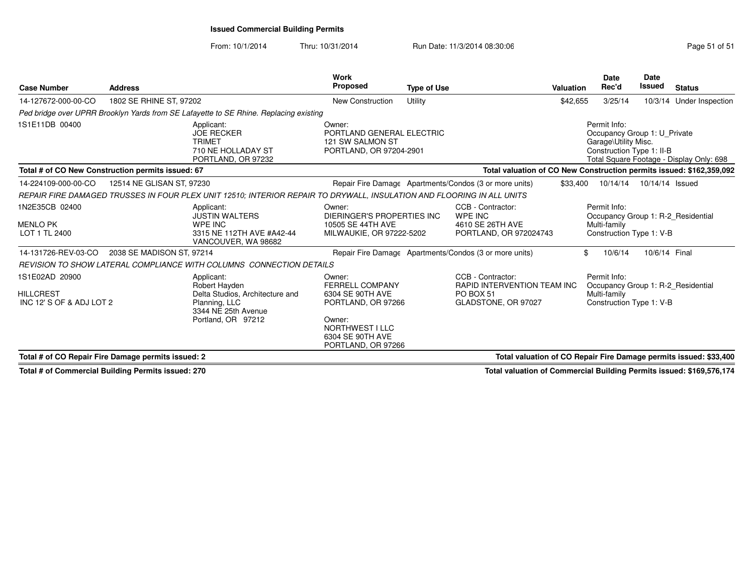**Issued Commercial Building Permits**

From: 10/1/2014 Thru: 10/31/2014 Run Date: 11/3/2014 08:30:06

| Case Number | Address | | Work Proposed | Type of Use | | Valuation | Date Rec'd | Date Issued | Status |
|---|---|---|---|---|---|---|---|---|---|
| 14-127672-000-00-CO | 1802 SE RHINE ST, 97202 | | New Construction | Utility | | $42,655 | 3/25/14 | 10/3/14 | Under Inspection |
| *Ped bridge over UPRR Brooklyn Yards from SE Lafayette to SE Rhine. Replacing existing* | | | | | | | | | |
| 1S1E11DB 00400 | | Applicant: JOE RECKER TRIMET 710 NE HOLLADAY ST PORTLAND, OR 97232 | Owner: PORTLAND GENERAL ELECTRIC 121 SW SALMON ST PORTLAND, OR 97204-2901 | | | | Permit Info: Occupancy Group 1: U_Private Garage\Utility Misc. Construction Type 1: II-B Total Square Footage - Display Only: 698 | | |
| **Total # of CO New Construction permits issued: 67** | | | | | | **Total valuation of CO New Construction permits issued: $162,359,092** | | | |
| 14-224109-000-00-CO | 12514 NE GLISAN ST, 97230 | | Repair Fire Damage | Apartments/Condos (3 or more units) | | $33,400 | 10/14/14 | 10/14/14 | Issued |
| *REPAIR FIRE DAMAGED TRUSSES IN FOUR PLEX UNIT 12510; INTERIOR REPAIR TO DRYWALL, INSULATION AND FLOORING IN ALL UNITS* | | | | | | | | | |
| 1N2E35CB 02400 MENLO PK LOT 1 TL 2400 | | Applicant: JUSTIN WALTERS WPE INC 3315 NE 112TH AVE #A42-44 VANCOUVER, WA 98682 | Owner: DIERINGER'S PROPERTIES INC 10505 SE 44TH AVE MILWAUKIE, OR 97222-5202 | | CCB - Contractor: WPE INC 4610 SE 26TH AVE PORTLAND, OR 972024743 | | Permit Info: Occupancy Group 1: R-2_Residential Multi-family Construction Type 1: V-B | | |
| 14-131726-REV-03-CO | 2038 SE MADISON ST, 97214 | | Repair Fire Damage | Apartments/Condos (3 or more units) | | $ | 10/6/14 | 10/6/14 | Final |
| *REVISION TO SHOW LATERAL COMPLIANCE WITH COLUMNS CONNECTION DETAILS* | | | | | | | | | |
| 1S1E02AD 20900 HILLCREST INC 12' S OF & ADJ LOT 2 | | Applicant: Robert Hayden Delta Studios, Architecture and Planning, LLC 3344 NE 25th Avenue Portland, OR 97212 | Owner: FERRELL COMPANY 6304 SE 90TH AVE PORTLAND, OR 97266 Owner: NORTHWEST I LLC 6304 SE 90TH AVE PORTLAND, OR 97266 | | CCB - Contractor: RAPID INTERVENTION TEAM INC PO BOX 51 GLADSTONE, OR 97027 | | Permit Info: Occupancy Group 1: R-2_Residential Multi-family Construction Type 1: V-B | | |
| **Total # of CO Repair Fire Damage permits issued: 2** | | | | | | **Total valuation of CO Repair Fire Damage permits issued: $33,400** | | | |

**Total # of Commercial Building Permits issued: 270**

**Total valuation of Commercial Building Permits issued: $169,576,174**